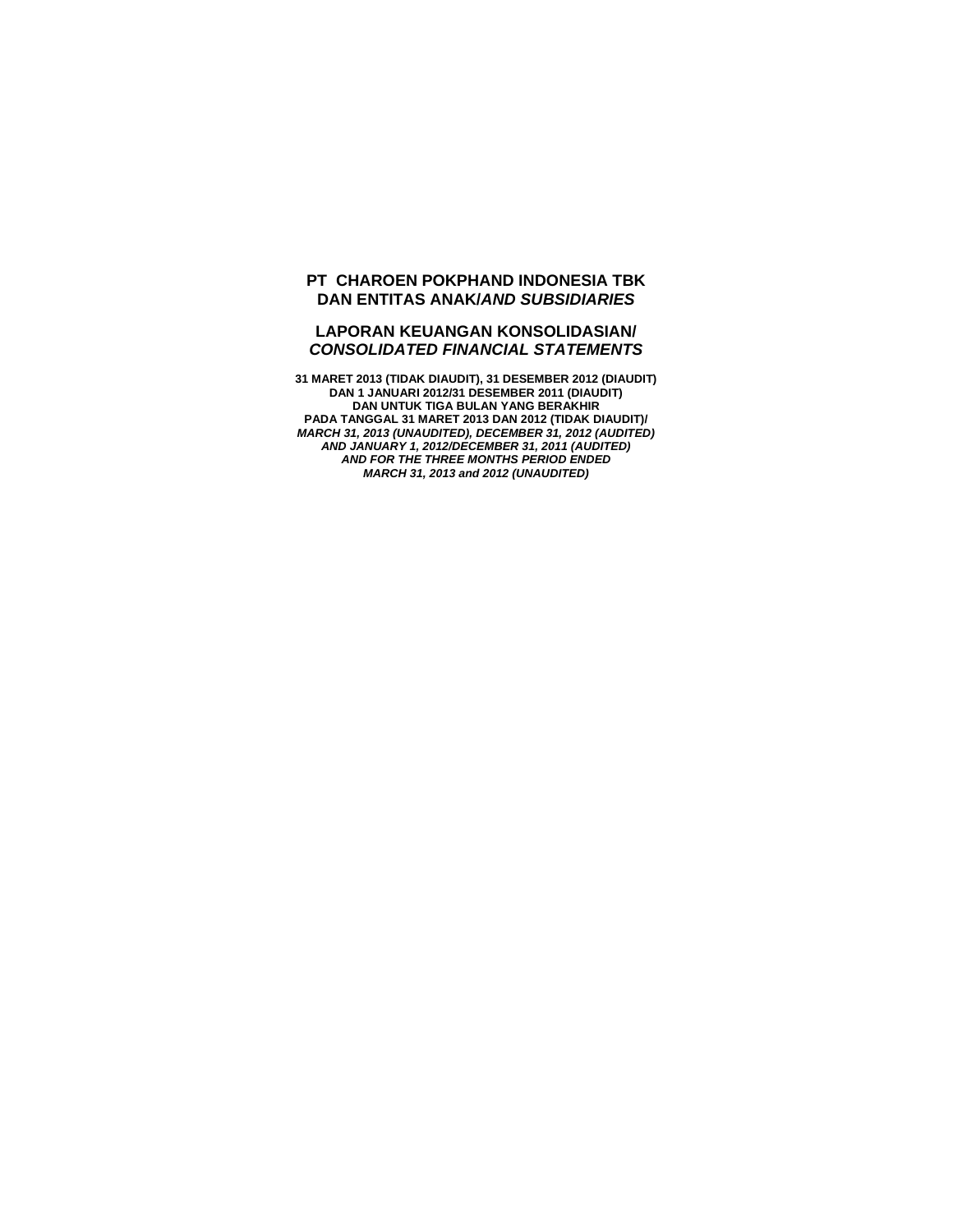# PT CHAROEN POKPHAND INDONESIA TBK DAN ENTITAS ANAK/*AND SUBSIDIARIES*

## LAPORAN KEUANGAN KONSOLIDASIAN/ *CONSOLIDATED FINANCIAL STATEMENTS*

**31 MARET 2013 (TIDAK DIAUDIT), 31 DESEMBER 2012 (DIAUDIT)**
**DAN 1 JANUARI 2012/31 DESEMBER 2011 (DIAUDIT)**
**DAN UNTUK TIGA BULAN YANG BERAKHIR**
**PADA TANGGAL 31 MARET 2013 DAN 2012 (TIDAK DIAUDIT)/**
***MARCH 31, 2013 (UNAUDITED), DECEMBER 31, 2012 (AUDITED)***
***AND JANUARY 1, 2012/DECEMBER 31, 2011 (AUDITED)***
***AND FOR THE THREE MONTHS PERIOD ENDED***
***MARCH 31, 2013 and 2012 (UNAUDITED)***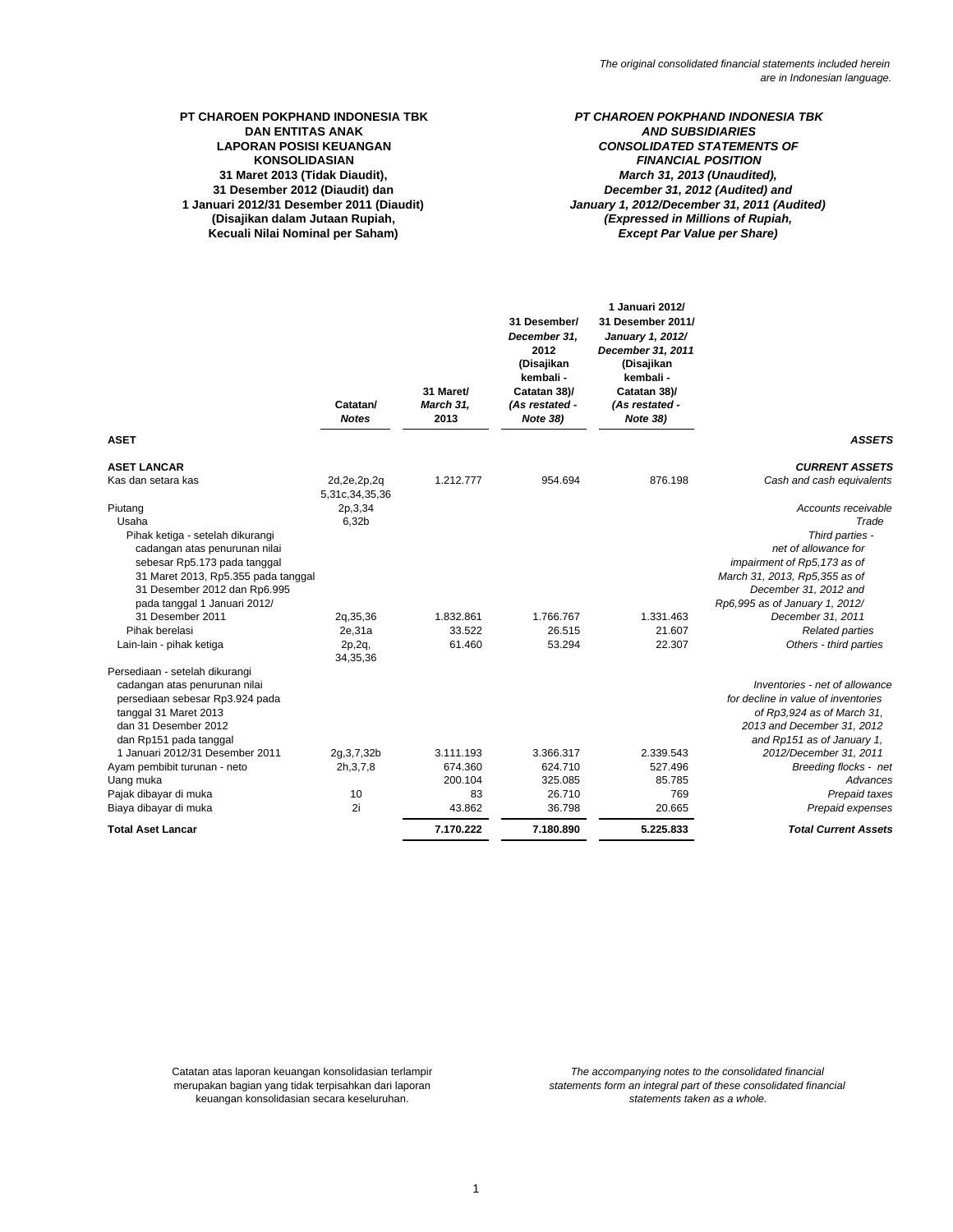*The original consolidated financial statements included herein are in Indonesian language.*

**PT CHAROEN POKPHAND INDONESIA TBK**
**DAN ENTITAS ANAK**
**LAPORAN POSISI KEUANGAN KONSOLIDASIAN**
**31 Maret 2013 (Tidak Diaudit),**
**31 Desember 2012 (Diaudit) dan**
**1 Januari 2012/31 Desember 2011 (Diaudit)**
**(Disajikan dalam Jutaan Rupiah, Kecuali Nilai Nominal per Saham)**

***PT CHAROEN POKPHAND INDONESIA TBK***
***AND SUBSIDIARIES***
***CONSOLIDATED STATEMENTS OF FINANCIAL POSITION***
***March 31, 2013 (Unaudited),***
***December 31, 2012 (Audited) and***
***January 1, 2012/December 31, 2011 (Audited)***
***(Expressed in Millions of Rupiah, Except Par Value per Share)***

| | Catatan/ *Notes* | 31 Maret/ *March 31,* 2013 | 31 Desember/ *December 31,* 2012 (Disajikan kembali - Catatan 38)/ *(As restated - Note 38)* | 1 Januari 2012/ 31 Desember 2011/ *January 1, 2012/ December 31, 2011* (Disajikan kembali - Catatan 38)/ *(As restated - Note 38)* | |
|---|---|---|---|---|---|
| **ASET** | | | | | ***ASSETS*** |
| **ASET LANCAR** | | | | | ***CURRENT ASSETS*** |
| Kas dan setara kas | 2d,2e,2p,2q 5,31c,34,35,36 | 1.212.777 | 954.694 | 876.198 | *Cash and cash equivalents* |
| Piutang | 2p,3,34 | | | | *Accounts receivable* |
| Usaha | 6,32b | | | | *Trade* |
| Pihak ketiga - setelah dikurangi cadangan atas penurunan nilai sebesar Rp5.173 pada tanggal 31 Maret 2013, Rp5.355 pada tanggal 31 Desember 2012 dan Rp6.995 pada tanggal 1 Januari 2012/ 31 Desember 2011 | 2q,35,36 | 1.832.861 | 1.766.767 | 1.331.463 | *Third parties - net of allowance for impairment of Rp5,173 as of March 31, 2013, Rp5,355 as of December 31, 2012 and Rp6,995 as of January 1, 2012/ December 31, 2011* |
| Pihak berelasi | 2e,31a | 33.522 | 26.515 | 21.607 | *Related parties* |
| Lain-lain - pihak ketiga | 2p,2q, 34,35,36 | 61.460 | 53.294 | 22.307 | *Others - third parties* |
| Persediaan - setelah dikurangi cadangan atas penurunan nilai persediaan sebesar Rp3.924 pada tanggal 31 Maret 2013 dan 31 Desember 2012 dan Rp151 pada tanggal 1 Januari 2012/31 Desember 2011 | 2g,3,7,32b | 3.111.193 | 3.366.317 | 2.339.543 | *Inventories - net of allowance for decline in value of inventories of Rp3,924 as of March 31, 2013 and December 31, 2012 and Rp151 as of January 1, 2012/December 31, 2011* |
| Ayam pembibit turunan - neto | 2h,3,7,8 | 674.360 | 624.710 | 527.496 | *Breeding flocks - net* |
| Uang muka | | 200.104 | 325.085 | 85.785 | *Advances* |
| Pajak dibayar di muka | 10 | 83 | 26.710 | 769 | *Prepaid taxes* |
| Biaya dibayar di muka | 2i | 43.862 | 36.798 | 20.665 | *Prepaid expenses* |
| **Total Aset Lancar** | | **7.170.222** | **7.180.890** | **5.225.833** | ***Total Current Assets*** |

Catatan atas laporan keuangan konsolidasian terlampir merupakan bagian yang tidak terpisahkan dari laporan keuangan konsolidasian secara keseluruhan.

*The accompanying notes to the consolidated financial statements form an integral part of these consolidated financial statements taken as a whole.*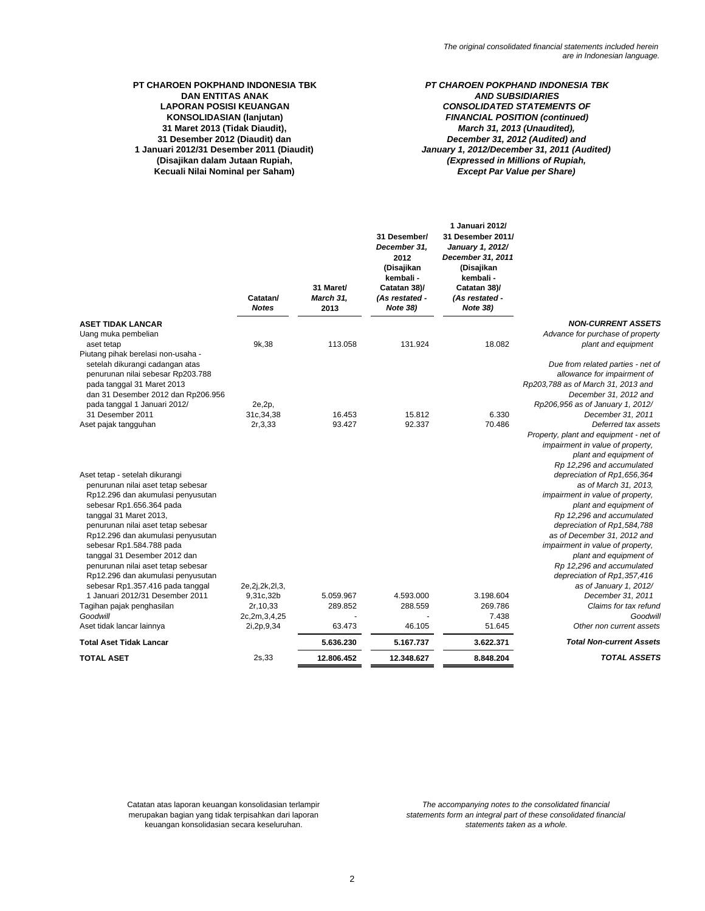*The original consolidated financial statements included herein are in Indonesian language.*

**PT CHAROEN POKPHAND INDONESIA TBK
DAN ENTITAS ANAK
LAPORAN POSISI KEUANGAN
KONSOLIDASIAN (lanjutan)
31 Maret 2013 (Tidak Diaudit),
31 Desember 2012 (Diaudit) dan
1 Januari 2012/31 Desember 2011 (Diaudit)
(Disajikan dalam Jutaan Rupiah,
Kecuali Nilai Nominal per Saham)**

***PT CHAROEN POKPHAND INDONESIA TBK
AND SUBSIDIARIES
CONSOLIDATED STATEMENTS OF
FINANCIAL POSITION (continued)
March 31, 2013 (Unaudited),
December 31, 2012 (Audited) and
January 1, 2012/December 31, 2011 (Audited)
(Expressed in Millions of Rupiah,
Except Par Value per Share)***

| | Catatan/ *Notes* | 31 Maret/ *March 31,* 2013 | 31 Desember/ *December 31,* 2012 (Disajikan kembali - Catatan 38)/ *(As restated - Note 38)* | 1 Januari 2012/ 31 Desember 2011/ *January 1, 2012/ December 31, 2011* (Disajikan kembali - Catatan 38)/ *(As restated - Note 38)* | |
|---|---|---|---|---|---|
| **ASET TIDAK LANCAR** | | | | | ***NON-CURRENT ASSETS*** |
| Uang muka pembelian aset tetap | 9k,38 | 113.058 | 131.924 | 18.082 | *Advance for purchase of property plant and equipment* |
| Piutang pihak berelasi non-usaha - setelah dikurangi cadangan atas penurunan nilai sebesar Rp203.788 pada tanggal 31 Maret 2013 dan 31 Desember 2012 dan Rp206.956 pada tanggal 1 Januari 2012/ 31 Desember 2011 | 2e,2p, 31c,34,38 | 16.453 | 15.812 | 6.330 | *Due from related parties - net of allowance for impairment of Rp203,788 as of March 31, 2013 and December 31, 2012 and Rp206,956 as of January 1, 2012/ December 31, 2011* |
| Aset pajak tangguhan | 2r,3,33 | 93.427 | 92.337 | 70.486 | *Deferred tax assets* |
| Aset tetap - setelah dikurangi penurunan nilai aset tetap sebesar Rp12.296 dan akumulasi penyusutan sebesar Rp1.656.364 pada tanggal 31 Maret 2013, penurunan nilai aset tetap sebesar Rp12.296 dan akumulasi penyusutan sebesar Rp1.584.788 pada tanggal 31 Desember 2012 dan penurunan nilai aset tetap sebesar Rp12.296 dan akumulasi penyusutan sebesar Rp1.357.416 pada tanggal 1 Januari 2012/31 Desember 2011 | 2e,2j,2k,2l,3, 9,31c,32b | 5.059.967 | 4.593.000 | 3.198.604 | *Property, plant and equipment - net of impairment in value of property, plant and equipment of Rp 12,296 and accumulated depreciation of Rp1,656,364 as of March 31, 2013, impairment in value of property, plant and equipment of Rp 12,296 and accumulated depreciation of Rp1,584,788 as of December 31, 2012 and impairment in value of property, plant and equipment of Rp 12,296 and accumulated depreciation of Rp1,357,416 as of January 1, 2012/ December 31, 2011* |
| Tagihan pajak penghasilan | 2r,10,33 | 289.852 | 288.559 | 269.786 | *Claims for tax refund* |
| *Goodwill* | 2c,2m,3,4,25 | - | - | 7.438 | *Goodwill* |
| Aset tidak lancar lainnya | 2i,2p,9,34 | 63.473 | 46.105 | 51.645 | *Other non current assets* |
| **Total Aset Tidak Lancar** | | **5.636.230** | **5.167.737** | **3.622.371** | ***Total Non-current Assets*** |
| **TOTAL ASET** | 2s,33 | **12.806.452** | **12.348.627** | **8.848.204** | ***TOTAL ASSETS*** |

Catatan atas laporan keuangan konsolidasian terlampir merupakan bagian yang tidak terpisahkan dari laporan keuangan konsolidasian secara keseluruhan.

*The accompanying notes to the consolidated financial statements form an integral part of these consolidated financial statements taken as a whole.*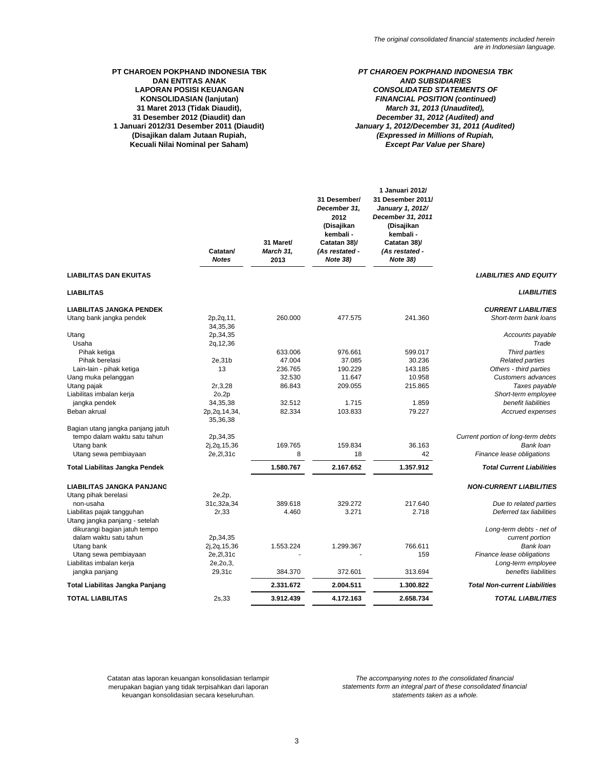*The original consolidated financial statements included herein are in Indonesian language.*

**PT CHAROEN POKPHAND INDONESIA TBK**
**DAN ENTITAS ANAK**
**LAPORAN POSISI KEUANGAN**
**KONSOLIDASIAN (lanjutan)**
**31 Maret 2013 (Tidak Diaudit),**
**31 Desember 2012 (Diaudit) dan**
**1 Januari 2012/31 Desember 2011 (Diaudit)**
**(Disajikan dalam Jutaan Rupiah,**
**Kecuali Nilai Nominal per Saham)**

***PT CHAROEN POKPHAND INDONESIA TBK***
***AND SUBSIDIARIES***
***CONSOLIDATED STATEMENTS OF***
***FINANCIAL POSITION (continued)***
***March 31, 2013 (Unaudited),***
***December 31, 2012 (Audited) and***
***January 1, 2012/December 31, 2011 (Audited)***
***(Expressed in Millions of Rupiah,***
***Except Par Value per Share)***

| | Catatan/ *Notes* | 31 Maret/ *March 31,* 2013 | 31 Desember/ *December 31,* 2012 (Disajikan kembali - Catatan 38)/ *(As restated - Note 38)* | 1 Januari 2012/ 31 Desember 2011/ *January 1, 2012/ December 31, 2011* (Disajikan kembali - Catatan 38)/ *(As restated - Note 38)* | |
|---|---|---|---|---|---|
| **LIABILITAS DAN EKUITAS** | | | | | ***LIABILITIES AND EQUITY*** |
| **LIABILITAS** | | | | | ***LIABILITIES*** |
| **LIABILITAS JANGKA PENDEK** | | | | | ***CURRENT LIABILITIES*** |
| Utang bank jangka pendek | 2p,2q,11, 34,35,36 | 260.000 | 477.575 | 241.360 | *Short-term bank loans* |
| Utang | 2p,34,35 | | | | *Accounts payable* |
| Usaha | 2q,12,36 | | | | *Trade* |
| Pihak ketiga | | 633.006 | 976.661 | 599.017 | *Third parties* |
| Pihak berelasi | 2e,31b | 47.004 | 37.085 | 30.236 | *Related parties* |
| Lain-lain - pihak ketiga | 13 | 236.765 | 190.229 | 143.185 | *Others - third parties* |
| Uang muka pelanggan | | 32.530 | 11.647 | 10.958 | *Customers advances* |
| Utang pajak | 2r,3,28 | 86.843 | 209.055 | 215.865 | *Taxes payable* |
| Liabilitas imbalan kerja jangka pendek | 2o,2p 34,35,38 | 32.512 | 1.715 | 1.859 | *Short-term employee benefit liabilities* |
| Beban akrual | 2p,2q,14,34, 35,36,38 | 82.334 | 103.833 | 79.227 | *Accrued expenses* |
| Bagian utang jangka panjang jatuh tempo dalam waktu satu tahun | 2p,34,35 | | | | *Current portion of long-term debts* |
| Utang bank | 2j,2q,15,36 | 169.765 | 159.834 | 36.163 | *Bank loan* |
| Utang sewa pembiayaan | 2e,2l,31c | 8 | 18 | 42 | *Finance lease obligations* |
| **Total Liabilitas Jangka Pendek** | | **1.580.767** | **2.167.652** | **1.357.912** | ***Total Current Liabilities*** |
| **LIABILITAS JANGKA PANJANG** | | | | | ***NON-CURRENT LIABILITIES*** |
| Utang pihak berelasi non-usaha | 2e,2p, 31c,32a,34 | 389.618 | 329.272 | 217.640 | *Due to related parties* |
| Liabilitas pajak tangguhan | 2r,33 | 4.460 | 3.271 | 2.718 | *Deferred tax liabilities* |
| Utang jangka panjang - setelah dikurangi bagian jatuh tempo dalam waktu satu tahun | 2p,34,35 | | | | *Long-term debts - net of current portion* |
| Utang bank | 2j,2q,15,36 | 1.553.224 | 1.299.367 | 766.611 | *Bank loan* |
| Utang sewa pembiayaan | 2e,2l,31c | - | - | 159 | *Finance lease obligations* |
| Liabilitas imbalan kerja jangka panjang | 2e,2o,3, 29,31c | 384.370 | 372.601 | 313.694 | *Long-term employee benefits liabilities* |
| **Total Liabilitas Jangka Panjang** | | **2.331.672** | **2.004.511** | **1.300.822** | ***Total Non-current Liabilities*** |
| **TOTAL LIABILITAS** | 2s,33 | **3.912.439** | **4.172.163** | **2.658.734** | ***TOTAL LIABILITIES*** |

Catatan atas laporan keuangan konsolidasian terlampir merupakan bagian yang tidak terpisahkan dari laporan keuangan konsolidasian secara keseluruhan.

*The accompanying notes to the consolidated financial statements form an integral part of these consolidated financial statements taken as a whole.*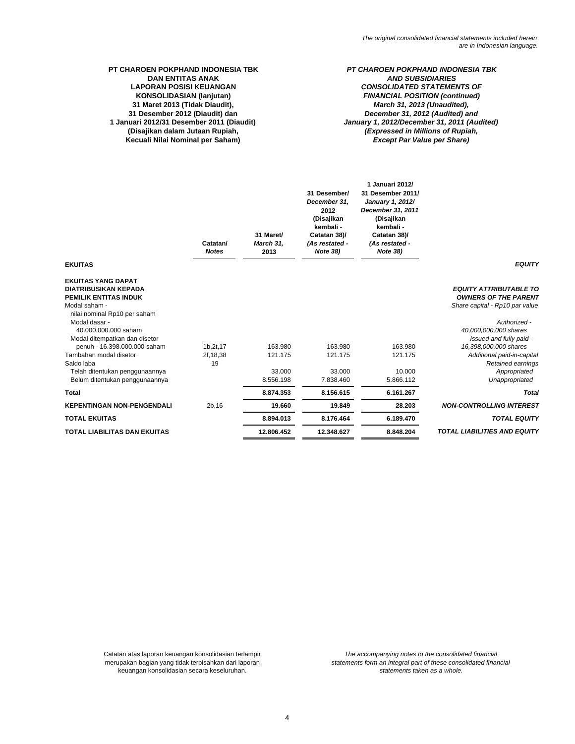The original consolidated financial statements included herein are in Indonesian language.

**PT CHAROEN POKPHAND INDONESIA TBK**
**DAN ENTITAS ANAK**
**LAPORAN POSISI KEUANGAN**
**KONSOLIDASIAN (lanjutan)**
**31 Maret 2013 (Tidak Diaudit),**
**31 Desember 2012 (Diaudit) dan**
**1 Januari 2012/31 Desember 2011 (Diaudit)**
**(Disajikan dalam Jutaan Rupiah,**
**Kecuali Nilai Nominal per Saham)**

***PT CHAROEN POKPHAND INDONESIA TBK***
***AND SUBSIDIARIES***
***CONSOLIDATED STATEMENTS OF***
***FINANCIAL POSITION (continued)***
***March 31, 2013 (Unaudited),***
***December 31, 2012 (Audited) and***
***January 1, 2012/December 31, 2011 (Audited)***
***(Expressed in Millions of Rupiah,***
***Except Par Value per Share)***

| | Catatan/ *Notes* | 31 Maret/ *March 31,* 2013 | 31 Desember/ *December 31,* 2012 (Disajikan kembali - Catatan 38)/ *(As restated - Note 38)* | 1 Januari 2012/ 31 Desember 2011/ *January 1, 2012/ December 31, 2011* (Disajikan kembali - Catatan 38)/ *(As restated - Note 38)* | |
|---|---|---|---|---|---|
| **EKUITAS** | | | | | ***EQUITY*** |
| **EKUITAS YANG DAPAT DIATRIBUSIKAN KEPADA PEMILIK ENTITAS INDUK** | | | | | ***EQUITY ATTRIBUTABLE TO OWNERS OF THE PARENT*** |
| Modal saham - nilai nominal Rp10 per saham | | | | | *Share capital - Rp10 par value* |
| Modal dasar - 40.000.000.000 saham | | | | | *Authorized - 40,000,000,000 shares* |
| Modal ditempatkan dan disetor penuh - 16.398.000.000 saham | 1b,2t,17 | 163.980 | 163.980 | 163.980 | *Issued and fully paid - 16,398,000,000 shares* |
| Tambahan modal disetor | 2f,18,38 | 121.175 | 121.175 | 121.175 | *Additional paid-in-capital* |
| Saldo laba | 19 | | | | *Retained earnings* |
| Telah ditentukan penggunaannya | | 33.000 | 33.000 | 10.000 | *Appropriated* |
| Belum ditentukan penggunaannya | | 8.556.198 | 7.838.460 | 5.866.112 | *Unappropriated* |
| **Total** | | **8.874.353** | **8.156.615** | **6.161.267** | ***Total*** |
| **KEPENTINGAN NON-PENGENDALI** | 2b,16 | **19.660** | **19.849** | **28.203** | ***NON-CONTROLLING INTEREST*** |
| **TOTAL EKUITAS** | | **8.894.013** | **8.176.464** | **6.189.470** | ***TOTAL EQUITY*** |
| **TOTAL LIABILITAS DAN EKUITAS** | | **12.806.452** | **12.348.627** | **8.848.204** | ***TOTAL LIABILITIES AND EQUITY*** |

Catatan atas laporan keuangan konsolidasian terlampir merupakan bagian yang tidak terpisahkan dari laporan keuangan konsolidasian secara keseluruhan.

*The accompanying notes to the consolidated financial statements form an integral part of these consolidated financial statements taken as a whole.*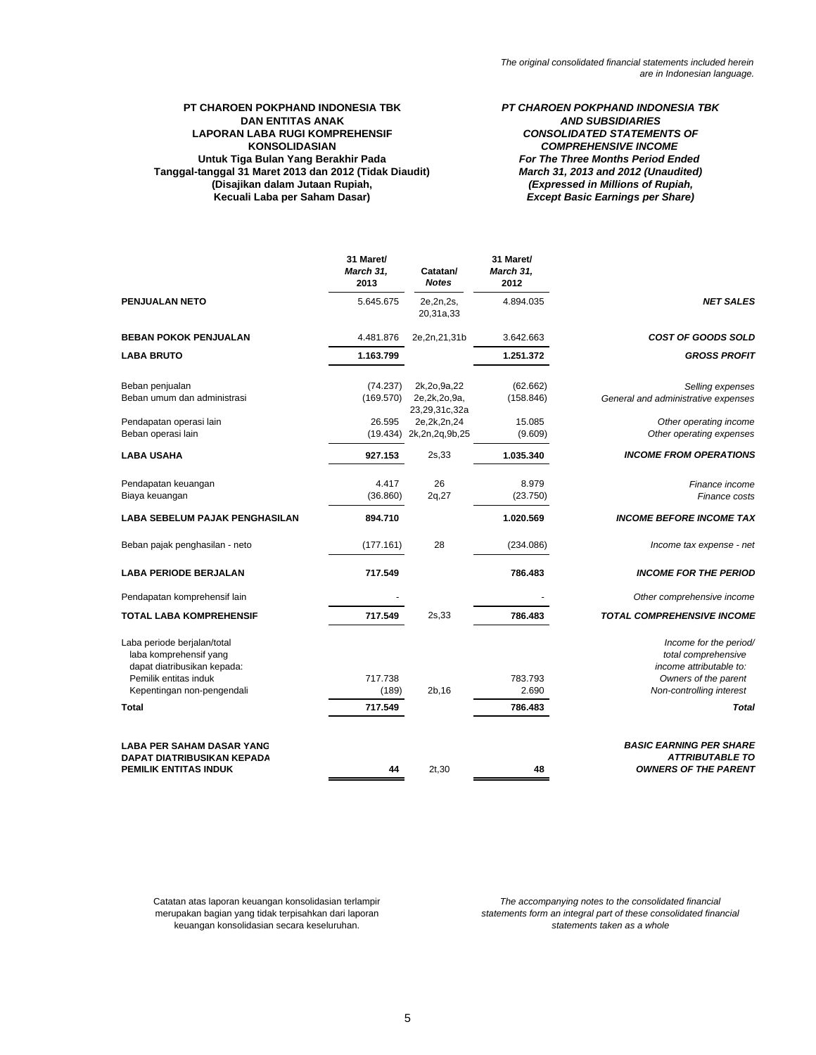The original consolidated financial statements included herein are in Indonesian language.

**PT CHAROEN POKPHAND INDONESIA TBK**
**DAN ENTITAS ANAK**
**LAPORAN LABA RUGI KOMPREHENSIF KONSOLIDASIAN**
**Untuk Tiga Bulan Yang Berakhir Pada Tanggal-tanggal 31 Maret 2013 dan 2012 (Tidak Diaudit)**
**(Disajikan dalam Jutaan Rupiah, Kecuali Laba per Saham Dasar)**

***PT CHAROEN POKPHAND INDONESIA TBK***
***AND SUBSIDIARIES***
***CONSOLIDATED STATEMENTS OF COMPREHENSIVE INCOME***
***For The Three Months Period Ended March 31, 2013 and 2012 (Unaudited)***
***(Expressed in Millions of Rupiah, Except Basic Earnings per Share)***

| | 31 Maret/ *March 31,* 2013 | Catatan/ *Notes* | 31 Maret/ *March 31,* 2012 | |
|---|---|---|---|---|
| **PENJUALAN NETO** | 5.645.675 | 2e,2n,2s, 20,31a,33 | 4.894.035 | ***NET SALES*** |
| **BEBAN POKOK PENJUALAN** | 4.481.876 | 2e,2n,21,31b | 3.642.663 | ***COST OF GOODS SOLD*** |
| **LABA BRUTO** | **1.163.799** | | **1.251.372** | ***GROSS PROFIT*** |
| Beban penjualan | (74.237) | 2k,2o,9a,22 | (62.662) | *Selling expenses* |
| Beban umum dan administrasi | (169.570) | 2e,2k,2o,9a, 23,29,31c,32a | (158.846) | *General and administrative expenses* |
| Pendapatan operasi lain | 26.595 | 2e,2k,2n,24 | 15.085 | *Other operating income* |
| Beban operasi lain | (19.434) | 2k,2n,2q,9b,25 | (9.609) | *Other operating expenses* |
| **LABA USAHA** | **927.153** | 2s,33 | **1.035.340** | ***INCOME FROM OPERATIONS*** |
| Pendapatan keuangan | 4.417 | 26 | 8.979 | *Finance income* |
| Biaya keuangan | (36.860) | 2q,27 | (23.750) | *Finance costs* |
| **LABA SEBELUM PAJAK PENGHASILAN** | **894.710** | | **1.020.569** | ***INCOME BEFORE INCOME TAX*** |
| Beban pajak penghasilan - neto | (177.161) | 28 | (234.086) | *Income tax expense - net* |
| **LABA PERIODE BERJALAN** | **717.549** | | **786.483** | ***INCOME FOR THE PERIOD*** |
| Pendapatan komprehensif lain | - | | - | *Other comprehensive income* |
| **TOTAL LABA KOMPREHENSIF** | **717.549** | 2s,33 | **786.483** | ***TOTAL COMPREHENSIVE INCOME*** |
| Laba periode berjalan/total laba komprehensif yang dapat diatribusikan kepada: | | | | *Income for the period/ total comprehensive income attributable to:* |
| Pemilik entitas induk | 717.738 | | 783.793 | *Owners of the parent* |
| Kepentingan non-pengendali | (189) | 2b,16 | 2.690 | *Non-controlling interest* |
| **Total** | **717.549** | | **786.483** | ***Total*** |
| **LABA PER SAHAM DASAR YANG DAPAT DIATRIBUSIKAN KEPADA PEMILIK ENTITAS INDUK** | **44** | 2t,30 | **48** | ***BASIC EARNING PER SHARE ATTRIBUTABLE TO OWNERS OF THE PARENT*** |

Catatan atas laporan keuangan konsolidasian terlampir merupakan bagian yang tidak terpisahkan dari laporan keuangan konsolidasian secara keseluruhan.

*The accompanying notes to the consolidated financial statements form an integral part of these consolidated financial statements taken as a whole*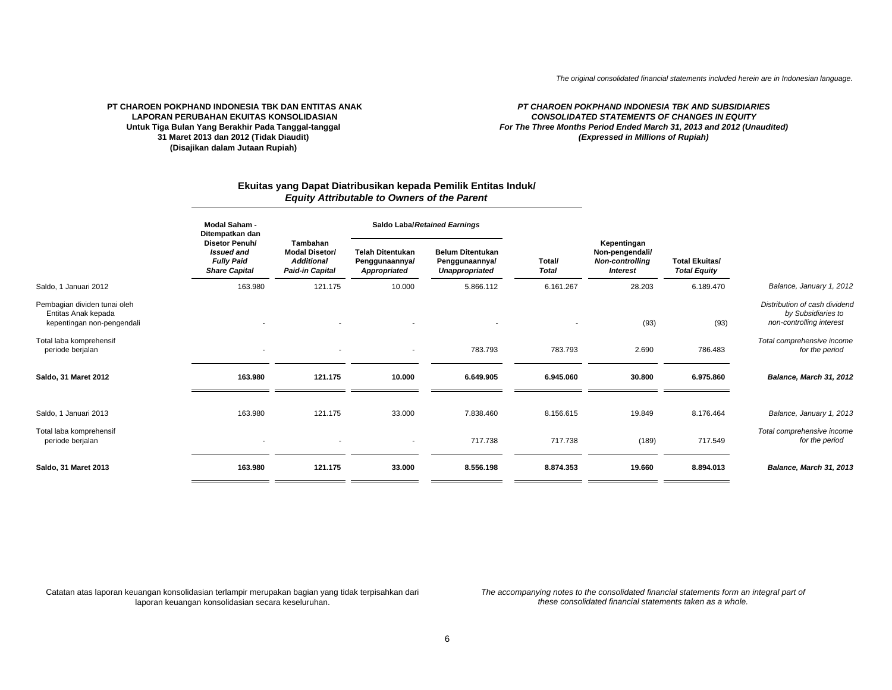*The original consolidated financial statements included herein are in Indonesian language.*

**PT CHAROEN POKPHAND INDONESIA TBK DAN ENTITAS ANAK**
**LAPORAN PERUBAHAN EKUITAS KONSOLIDASIAN**
**Untuk Tiga Bulan Yang Berakhir Pada Tanggal-tanggal**
**31 Maret 2013 dan 2012 (Tidak Diaudit)**
**(Disajikan dalam Jutaan Rupiah)**

***PT CHAROEN POKPHAND INDONESIA TBK AND SUBSIDIARIES***
***CONSOLIDATED STATEMENTS OF CHANGES IN EQUITY***
***For The Three Months Period Ended March 31, 2013 and 2012 (Unaudited)***
***(Expressed in Millions of Rupiah)***

| | Ekuitas yang Dapat Diatribusikan kepada Pemilik Entitas Induk/ *Equity Attributable to Owners of the Parent* | | | | | | | |
|---|---|---|---|---|---|---|---|---|
| | | | Saldo Laba/*Retained Earnings* | | | | | |
| | Modal Saham - Ditempatkan dan Disetor Penuh/ *Issued and Fully Paid Share Capital* | Tambahan Modal Disetor/ *Additional Paid-in Capital* | Telah Ditentukan Penggunaannya/ *Appropriated* | Belum Ditentukan Penggunaannya/ *Unappropriated* | Total/ *Total* | Kepentingan Non-pengendali/ *Non-controlling Interest* | Total Ekuitas/ *Total Equity* | |
| Saldo, 1 Januari 2012 | 163.980 | 121.175 | 10.000 | 5.866.112 | 6.161.267 | 28.203 | 6.189.470 | *Balance, January 1, 2012* |
| Pembagian dividen tunai oleh Entitas Anak kepada kepentingan non-pengendali | - | - | - | - | - | (93) | (93) | *Distribution of cash dividend by Subsidiaries to non-controlling interest* |
| Total laba komprehensif periode berjalan | - | - | - | 783.793 | 783.793 | 2.690 | 786.483 | *Total comprehensive income for the period* |
| **Saldo, 31 Maret 2012** | **163.980** | **121.175** | **10.000** | **6.649.905** | **6.945.060** | **30.800** | **6.975.860** | ***Balance, March 31, 2012*** |
| Saldo, 1 Januari 2013 | 163.980 | 121.175 | 33.000 | 7.838.460 | 8.156.615 | 19.849 | 8.176.464 | *Balance, January 1, 2013* |
| Total laba komprehensif periode berjalan | - | - | - | 717.738 | 717.738 | (189) | 717.549 | *Total comprehensive income for the period* |
| **Saldo, 31 Maret 2013** | **163.980** | **121.175** | **33.000** | **8.556.198** | **8.874.353** | **19.660** | **8.894.013** | ***Balance, March 31, 2013*** |

Catatan atas laporan keuangan konsolidasian terlampir merupakan bagian yang tidak terpisahkan dari laporan keuangan konsolidasian secara keseluruhan.

*The accompanying notes to the consolidated financial statements form an integral part of these consolidated financial statements taken as a whole.*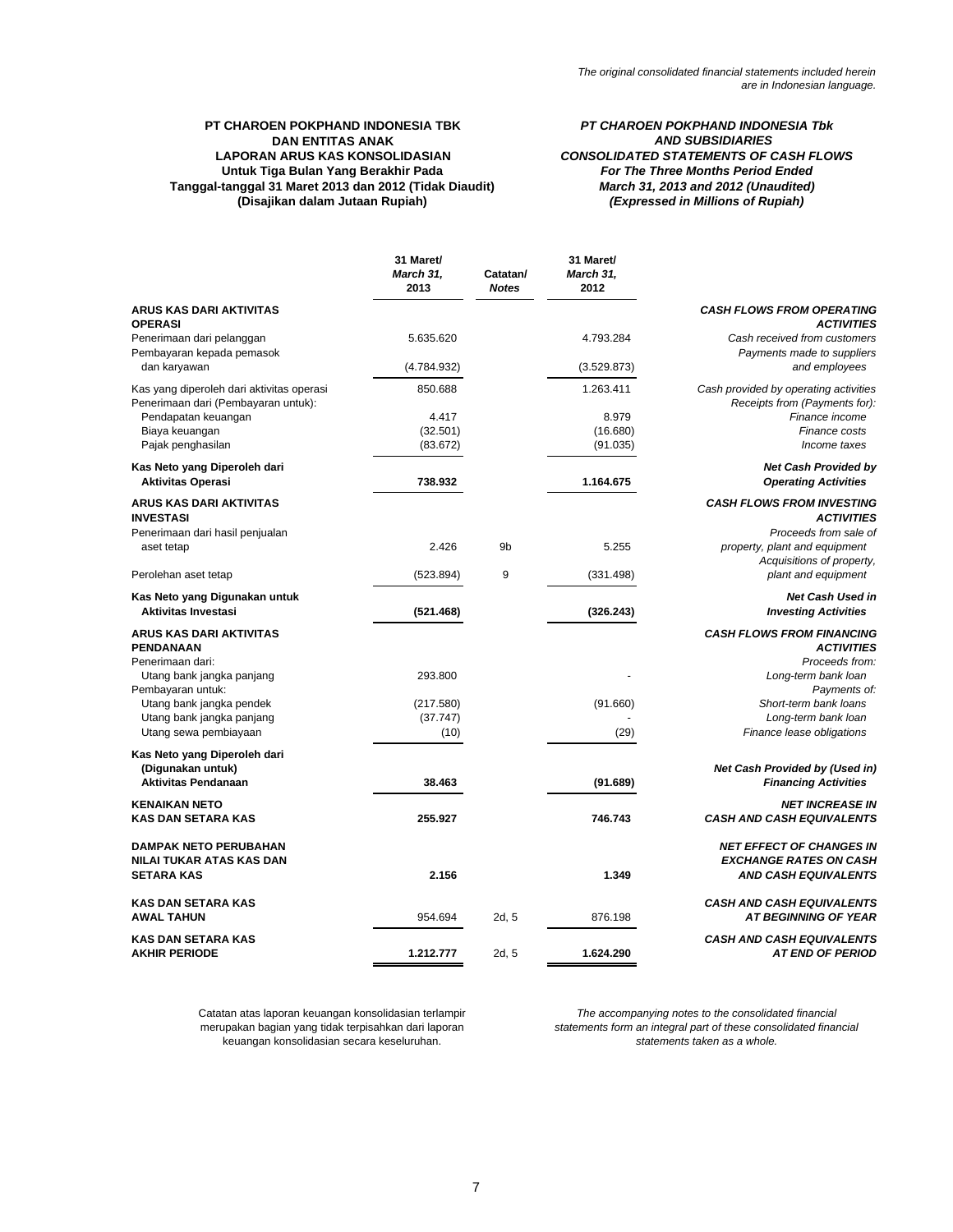*The original consolidated financial statements included herein are in Indonesian language.*

**PT CHAROEN POKPHAND INDONESIA TBK DAN ENTITAS ANAK**
**LAPORAN ARUS KAS KONSOLIDASIAN**
**Untuk Tiga Bulan Yang Berakhir Pada Tanggal-tanggal 31 Maret 2013 dan 2012 (Tidak Diaudit)**
**(Disajikan dalam Jutaan Rupiah)**

***PT CHAROEN POKPHAND INDONESIA Tbk AND SUBSIDIARIES***
***CONSOLIDATED STATEMENTS OF CASH FLOWS***
***For The Three Months Period Ended March 31, 2013 and 2012 (Unaudited)***
***(Expressed in Millions of Rupiah)***

| | 31 Maret/ *March 31,* 2013 | Catatan/ *Notes* | 31 Maret/ *March 31,* 2012 | |
|---|---|---|---|---|
| **ARUS KAS DARI AKTIVITAS OPERASI** | | | | ***CASH FLOWS FROM OPERATING ACTIVITIES*** |
| Penerimaan dari pelanggan | 5.635.620 | | 4.793.284 | *Cash received from customers* |
| Pembayaran kepada pemasok dan karyawan | (4.784.932) | | (3.529.873) | *Payments made to suppliers and employees* |
| Kas yang diperoleh dari aktivitas operasi | 850.688 | | 1.263.411 | *Cash provided by operating activities* |
| Penerimaan dari (Pembayaran untuk): | | | | *Receipts from (Payments for):* |
| Pendapatan keuangan | 4.417 | | 8.979 | *Finance income* |
| Biaya keuangan | (32.501) | | (16.680) | *Finance costs* |
| Pajak penghasilan | (83.672) | | (91.035) | *Income taxes* |
| **Kas Neto yang Diperoleh dari Aktivitas Operasi** | **738.932** | | **1.164.675** | ***Net Cash Provided by Operating Activities*** |
| **ARUS KAS DARI AKTIVITAS INVESTASI** | | | | ***CASH FLOWS FROM INVESTING ACTIVITIES*** |
| Penerimaan dari hasil penjualan aset tetap | 2.426 | 9b | 5.255 | *Proceeds from sale of property, plant and equipment* |
| Perolehan aset tetap | (523.894) | 9 | (331.498) | *Acquisitions of property, plant and equipment* |
| **Kas Neto yang Digunakan untuk Aktivitas Investasi** | **(521.468)** | | **(326.243)** | ***Net Cash Used in Investing Activities*** |
| **ARUS KAS DARI AKTIVITAS PENDANAAN** | | | | ***CASH FLOWS FROM FINANCING ACTIVITIES*** |
| Penerimaan dari: | | | | *Proceeds from:* |
| Utang bank jangka panjang | 293.800 | | - | *Long-term bank loan* |
| Pembayaran untuk: | | | | *Payments of:* |
| Utang bank jangka pendek | (217.580) | | (91.660) | *Short-term bank loans* |
| Utang bank jangka panjang | (37.747) | | - | *Long-term bank loan* |
| Utang sewa pembiayaan | (10) | | (29) | *Finance lease obligations* |
| **Kas Neto yang Diperoleh dari (Digunakan untuk) Aktivitas Pendanaan** | **38.463** | | **(91.689)** | ***Net Cash Provided by (Used in) Financing Activities*** |
| **KENAIKAN NETO KAS DAN SETARA KAS** | **255.927** | | **746.743** | ***NET INCREASE IN CASH AND CASH EQUIVALENTS*** |
| **DAMPAK NETO PERUBAHAN NILAI TUKAR ATAS KAS DAN SETARA KAS** | **2.156** | | **1.349** | ***NET EFFECT OF CHANGES IN EXCHANGE RATES ON CASH AND CASH EQUIVALENTS*** |
| **KAS DAN SETARA KAS AWAL TAHUN** | 954.694 | 2d, 5 | 876.198 | ***CASH AND CASH EQUIVALENTS AT BEGINNING OF YEAR*** |
| **KAS DAN SETARA KAS AKHIR PERIODE** | **1.212.777** | 2d, 5 | **1.624.290** | ***CASH AND CASH EQUIVALENTS AT END OF PERIOD*** |

Catatan atas laporan keuangan konsolidasian terlampir merupakan bagian yang tidak terpisahkan dari laporan keuangan konsolidasian secara keseluruhan.

*The accompanying notes to the consolidated financial statements form an integral part of these consolidated financial statements taken as a whole.*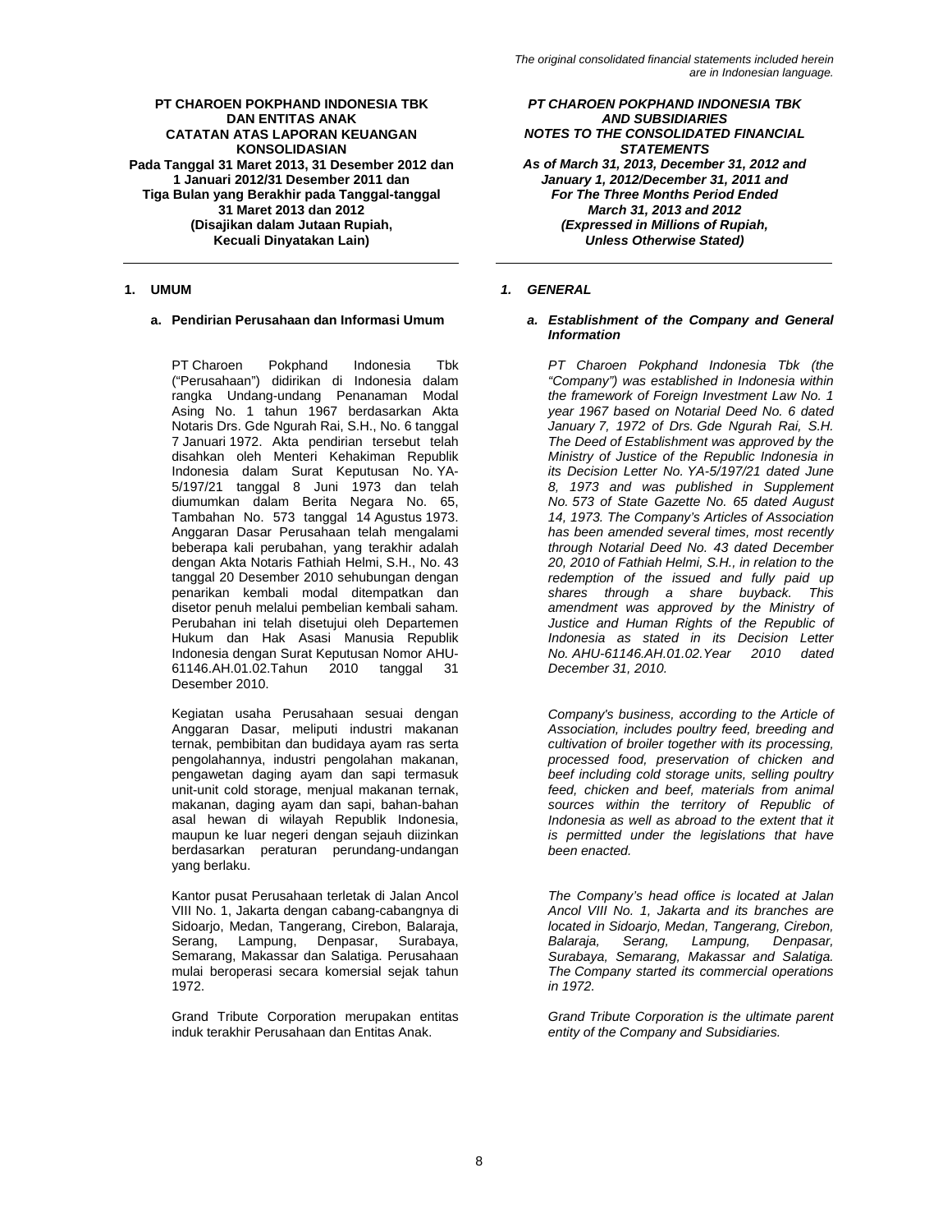**PT CHAROEN POKPHAND INDONESIA TBK DAN ENTITAS ANAK**
**CATATAN ATAS LAPORAN KEUANGAN KONSOLIDASIAN**
**Pada Tanggal 31 Maret 2013, 31 Desember 2012 dan 1 Januari 2012/31 Desember 2011 dan Tiga Bulan yang Berakhir pada Tanggal-tanggal 31 Maret 2013 dan 2012**
**(Disajikan dalam Jutaan Rupiah, Kecuali Dinyatakan Lain)**

## 1. UMUM

### a. Pendirian Perusahaan dan Informasi Umum

PT Charoen Pokphand Indonesia Tbk ("Perusahaan") didirikan di Indonesia dalam rangka Undang-undang Penanaman Modal Asing No. 1 tahun 1967 berdasarkan Akta Notaris Drs. Gde Ngurah Rai, S.H., No. 6 tanggal 7 Januari 1972. Akta pendirian tersebut telah disahkan oleh Menteri Kehakiman Republik Indonesia dalam Surat Keputusan No. YA-5/197/21 tanggal 8 Juni 1973 dan telah diumumkan dalam Berita Negara No. 65, Tambahan No. 573 tanggal 14 Agustus 1973. Anggaran Dasar Perusahaan telah mengalami beberapa kali perubahan, yang terakhir adalah dengan Akta Notaris Fathiah Helmi, S.H., No. 43 tanggal 20 Desember 2010 sehubungan dengan penarikan kembali modal ditempatkan dan disetor penuh melalui pembelian kembali saham. Perubahan ini telah disetujui oleh Departemen Hukum dan Hak Asasi Manusia Republik Indonesia dengan Surat Keputusan Nomor AHU-61146.AH.01.02.Tahun 2010 tanggal 31 Desember 2010.

Kegiatan usaha Perusahaan sesuai dengan Anggaran Dasar, meliputi industri makanan ternak, pembibitan dan budidaya ayam ras serta pengolahannya, industri pengolahan makanan, pengawetan daging ayam dan sapi termasuk unit-unit cold storage, menjual makanan ternak, makanan, daging ayam dan sapi, bahan-bahan asal hewan di wilayah Republik Indonesia, maupun ke luar negeri dengan sejauh diizinkan berdasarkan peraturan perundang-undangan yang berlaku.

Kantor pusat Perusahaan terletak di Jalan Ancol VIII No. 1, Jakarta dengan cabang-cabangnya di Sidoarjo, Medan, Tangerang, Cirebon, Balaraja, Serang, Lampung, Denpasar, Surabaya, Semarang, Makassar dan Salatiga. Perusahaan mulai beroperasi secara komersial sejak tahun 1972.

Grand Tribute Corporation merupakan entitas induk terakhir Perusahaan dan Entitas Anak.

---

*The original consolidated financial statements included herein are in Indonesian language.*

***PT CHAROEN POKPHAND INDONESIA TBK AND SUBSIDIARIES***
***NOTES TO THE CONSOLIDATED FINANCIAL STATEMENTS***
***As of March 31, 2013, December 31, 2012 and January 1, 2012/December 31, 2011 and For The Three Months Period Ended March 31, 2013 and 2012***
***(Expressed in Millions of Rupiah, Unless Otherwise Stated)***

## *1. GENERAL*

### *a. Establishment of the Company and General Information*

*PT Charoen Pokphand Indonesia Tbk (the "Company") was established in Indonesia within the framework of Foreign Investment Law No. 1 year 1967 based on Notarial Deed No. 6 dated January 7, 1972 of Drs. Gde Ngurah Rai, S.H. The Deed of Establishment was approved by the Ministry of Justice of the Republic Indonesia in its Decision Letter No. YA-5/197/21 dated June 8, 1973 and was published in Supplement No. 573 of State Gazette No. 65 dated August 14, 1973. The Company's Articles of Association has been amended several times, most recently through Notarial Deed No. 43 dated December 20, 2010 of Fathiah Helmi, S.H., in relation to the redemption of the issued and fully paid up shares through a share buyback. This amendment was approved by the Ministry of Justice and Human Rights of the Republic of Indonesia as stated in its Decision Letter No. AHU-61146.AH.01.02.Year 2010 dated December 31, 2010.*

*Company's business, according to the Article of Association, includes poultry feed, breeding and cultivation of broiler together with its processing, processed food, preservation of chicken and beef including cold storage units, selling poultry feed, chicken and beef, materials from animal sources within the territory of Republic of Indonesia as well as abroad to the extent that it is permitted under the legislations that have been enacted.*

*The Company's head office is located at Jalan Ancol VIII No. 1, Jakarta and its branches are located in Sidoarjo, Medan, Tangerang, Cirebon, Balaraja, Serang, Lampung, Denpasar, Surabaya, Semarang, Makassar and Salatiga. The Company started its commercial operations in 1972.*

*Grand Tribute Corporation is the ultimate parent entity of the Company and Subsidiaries.*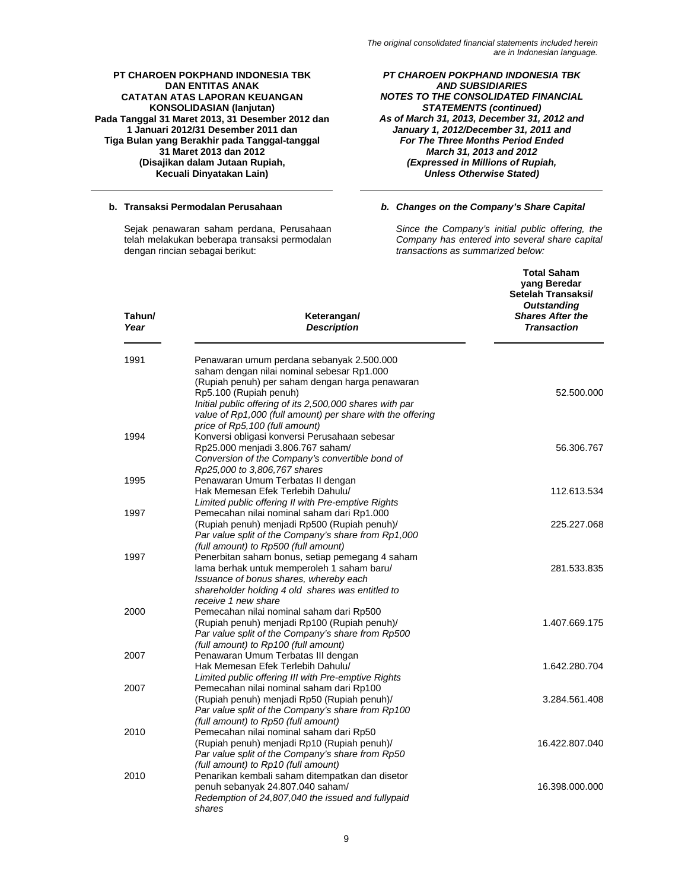**b. Transaksi Permodalan Perusahaan**

Sejak penawaran saham perdana, Perusahaan telah melakukan beberapa transaksi permodalan dengan rincian sebagai berikut:

***b. Changes on the Company's Share Capital***

*Since the Company's initial public offering, the Company has entered into several share capital transactions as summarized below:*

| Tahun/ *Year* | Keterangan/ *Description* | Total Saham yang Beredar Setelah Transaksi/ *Outstanding Shares After the Transaction* |
|---|---|---|
| 1991 | Penawaran umum perdana sebanyak 2.500.000 saham dengan nilai nominal sebesar Rp1.000 (Rupiah penuh) per saham dengan harga penawaran Rp5.100 (Rupiah penuh) *Initial public offering of its 2,500,000 shares with par value of Rp1,000 (full amount) per share with the offering price of Rp5,100 (full amount)* | 52.500.000 |
| 1994 | Konversi obligasi konversi Perusahaan sebesar Rp25.000 menjadi 3.806.767 saham/ *Conversion of the Company's convertible bond of Rp25,000 to 3,806,767 shares* | 56.306.767 |
| 1995 | Penawaran Umum Terbatas II dengan Hak Memesan Efek Terlebih Dahulu/ *Limited public offering II with Pre-emptive Rights* | 112.613.534 |
| 1997 | Pemecahan nilai nominal saham dari Rp1.000 (Rupiah penuh) menjadi Rp500 (Rupiah penuh)/ *Par value split of the Company's share from Rp1,000 (full amount) to Rp500 (full amount)* | 225.227.068 |
| 1997 | Penerbitan saham bonus, setiap pemegang 4 saham lama berhak untuk memperoleh 1 saham baru/ *Issuance of bonus shares, whereby each shareholder holding 4 old shares was entitled to receive 1 new share* | 281.533.835 |
| 2000 | Pemecahan nilai nominal saham dari Rp500 (Rupiah penuh) menjadi Rp100 (Rupiah penuh)/ *Par value split of the Company's share from Rp500 (full amount) to Rp100 (full amount)* | 1.407.669.175 |
| 2007 | Penawaran Umum Terbatas III dengan Hak Memesan Efek Terlebih Dahulu/ *Limited public offering III with Pre-emptive Rights* | 1.642.280.704 |
| 2007 | Pemecahan nilai nominal saham dari Rp100 (Rupiah penuh) menjadi Rp50 (Rupiah penuh)/ *Par value split of the Company's share from Rp100 (full amount) to Rp50 (full amount)* | 3.284.561.408 |
| 2010 | Pemecahan nilai nominal saham dari Rp50 (Rupiah penuh) menjadi Rp10 (Rupiah penuh)/ *Par value split of the Company's share from Rp50 (full amount) to Rp10 (full amount)* | 16.422.807.040 |
| 2010 | Penarikan kembali saham ditempatkan dan disetor penuh sebanyak 24.807.040 saham/ *Redemption of 24,807,040 the issued and fullypaid shares* | 16.398.000.000 |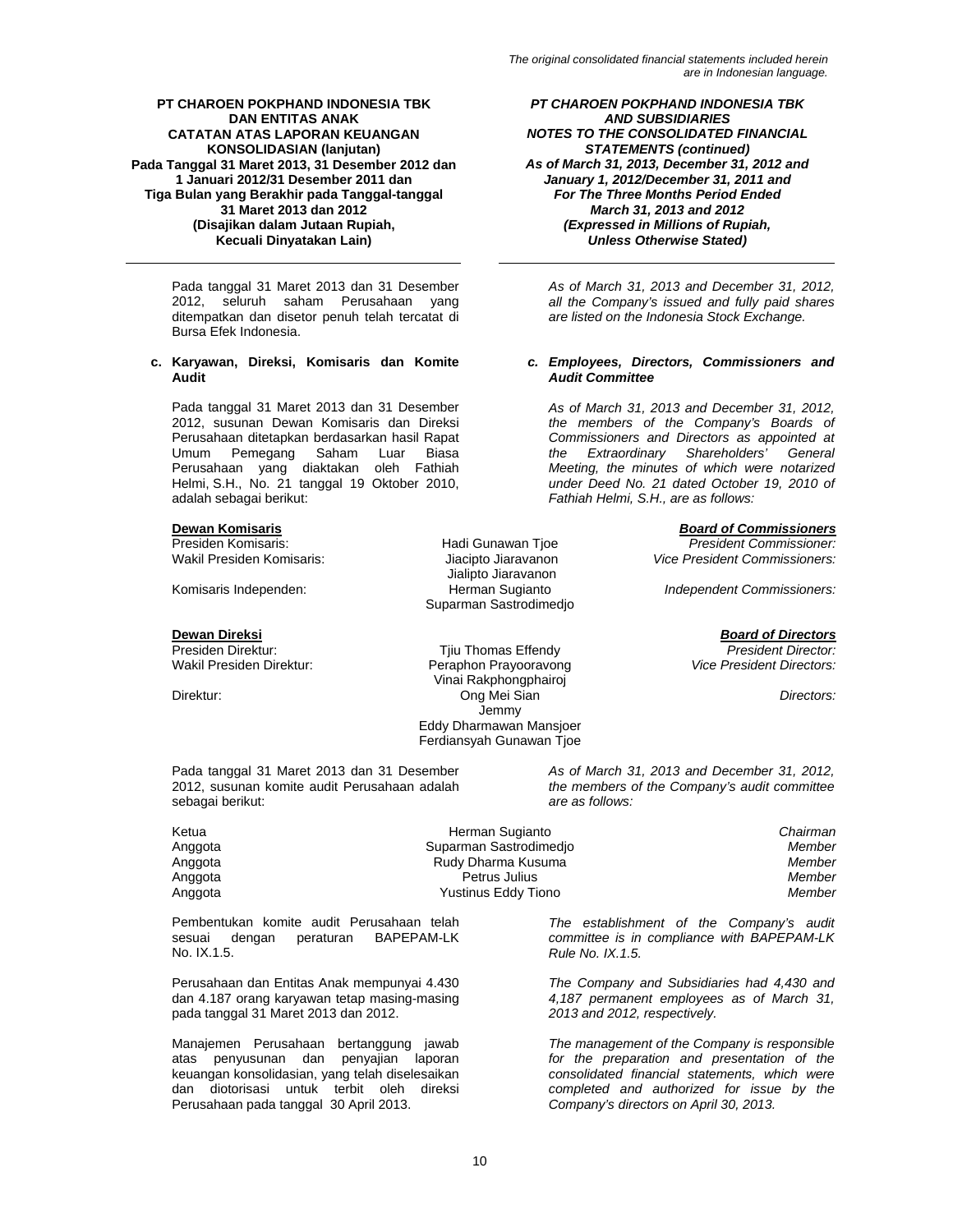Pada tanggal 31 Maret 2013 dan 31 Desember 2012, seluruh saham Perusahaan yang ditempatkan dan disetor penuh telah tercatat di Bursa Efek Indonesia.

*As of March 31, 2013 and December 31, 2012, all the Company's issued and fully paid shares are listed on the Indonesia Stock Exchange.*

**c. Karyawan, Direksi, Komisaris dan Komite Audit**

***c. Employees, Directors, Commissioners and Audit Committee***

Pada tanggal 31 Maret 2013 dan 31 Desember 2012, susunan Dewan Komisaris dan Direksi Perusahaan ditetapkan berdasarkan hasil Rapat Umum Pemegang Saham Luar Biasa Perusahaan yang diaktakan oleh Fathiah Helmi, S.H., No. 21 tanggal 19 Oktober 2010, adalah sebagai berikut:

*As of March 31, 2013 and December 31, 2012, the members of the Company's Boards of Commissioners and Directors as appointed at the Extraordinary Shareholders' General Meeting, the minutes of which were notarized under Deed No. 21 dated October 19, 2010 of Fathiah Helmi, S.H., are as follows:*

| **Dewan Komisaris** | | ***Board of Commissioners*** |
|---|---|---|
| Presiden Komisaris: | Hadi Gunawan Tjoe | *President Commissioner:* |
| Wakil Presiden Komisaris: | Jiacipto Jiaravanon | *Vice President Commissioners:* |
| | Jialipto Jiaravanon | |
| Komisaris Independen: | Herman Sugianto | *Independent Commissioners:* |
| | Suparman Sastrodimedjo | |
| **Dewan Direksi** | | ***Board of Directors*** |
| Presiden Direktur: | Tjiu Thomas Effendy | *President Director:* |
| Wakil Presiden Direktur: | Peraphon Prayooravong | *Vice President Directors:* |
| | Vinai Rakphongphairoj | |
| Direktur: | Ong Mei Sian | *Directors:* |
| | Jemmy | |
| | Eddy Dharmawan Mansjoer | |
| | Ferdiansyah Gunawan Tjoe | |

Pada tanggal 31 Maret 2013 dan 31 Desember 2012, susunan komite audit Perusahaan adalah sebagai berikut:

*As of March 31, 2013 and December 31, 2012, the members of the Company's audit committee are as follows:*

| | | |
|---|---|---|
| Ketua | Herman Sugianto | *Chairman* |
| Anggota | Suparman Sastrodimedjo | *Member* |
| Anggota | Rudy Dharma Kusuma | *Member* |
| Anggota | Petrus Julius | *Member* |
| Anggota | Yustinus Eddy Tiono | *Member* |

Pembentukan komite audit Perusahaan telah sesuai dengan peraturan BAPEPAM-LK No. IX.1.5.

*The establishment of the Company's audit committee is in compliance with BAPEPAM-LK Rule No. IX.1.5.*

Perusahaan dan Entitas Anak mempunyai 4.430 dan 4.187 orang karyawan tetap masing-masing pada tanggal 31 Maret 2013 dan 2012.

*The Company and Subsidiaries had 4,430 and 4,187 permanent employees as of March 31, 2013 and 2012, respectively.*

Manajemen Perusahaan bertanggung jawab atas penyusunan dan penyajian laporan keuangan konsolidasian, yang telah diselesaikan dan diotorisasi untuk terbit oleh direksi Perusahaan pada tanggal 30 April 2013.

*The management of the Company is responsible for the preparation and presentation of the consolidated financial statements, which were completed and authorized for issue by the Company's directors on April 30, 2013.*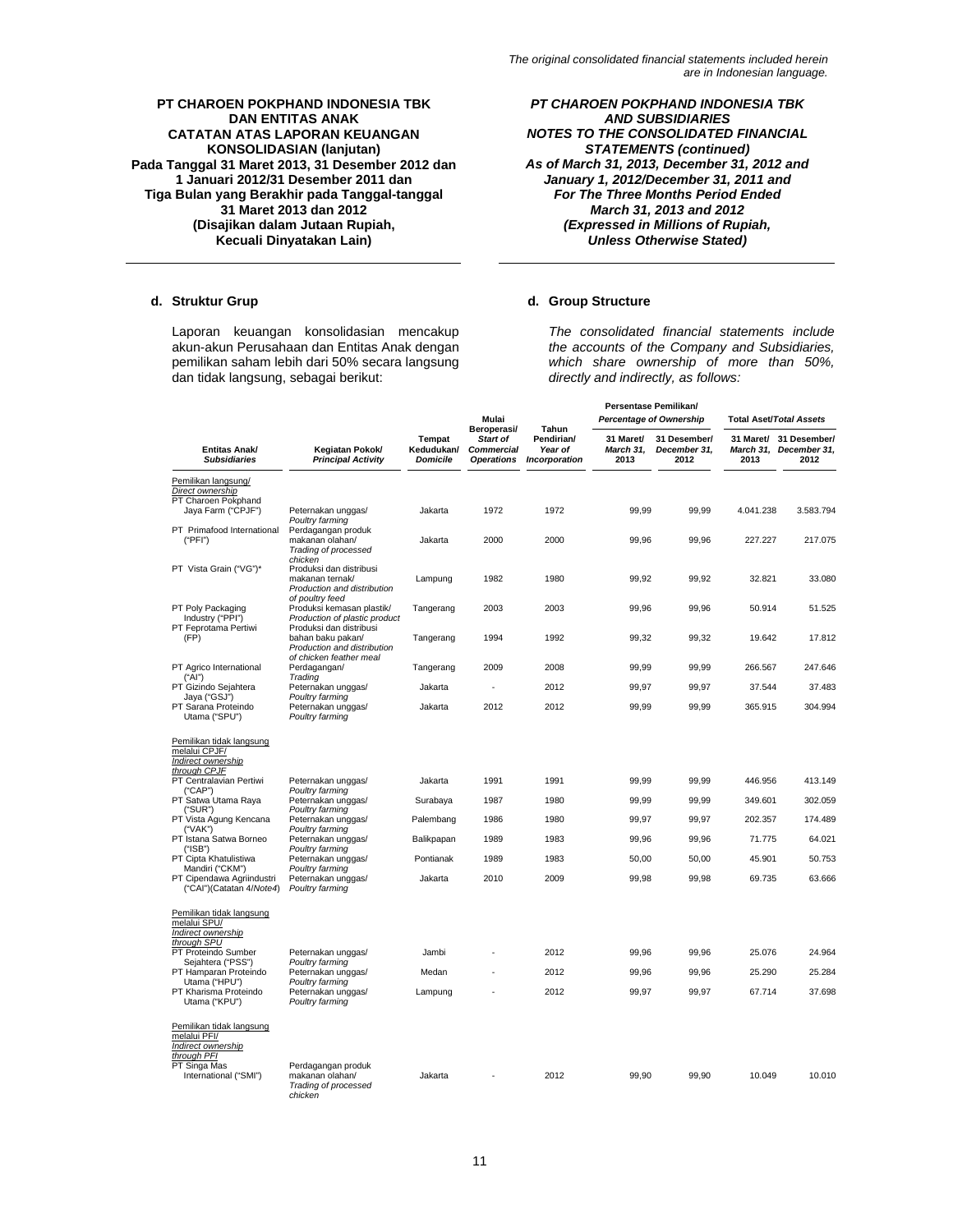The original consolidated financial statements included herein are in Indonesian language.

**PT CHAROEN POKPHAND INDONESIA TBK DAN ENTITAS ANAK CATATAN ATAS LAPORAN KEUANGAN KONSOLIDASIAN (lanjutan) Pada Tanggal 31 Maret 2013, 31 Desember 2012 dan 1 Januari 2012/31 Desember 2011 dan Tiga Bulan yang Berakhir pada Tanggal-tanggal 31 Maret 2013 dan 2012 (Disajikan dalam Jutaan Rupiah, Kecuali Dinyatakan Lain)**

***PT CHAROEN POKPHAND INDONESIA TBK AND SUBSIDIARIES NOTES TO THE CONSOLIDATED FINANCIAL STATEMENTS (continued) As of March 31, 2013, December 31, 2012 and January 1, 2012/December 31, 2011 and For The Three Months Period Ended March 31, 2013 and 2012 (Expressed in Millions of Rupiah, Unless Otherwise Stated)***

### d. Struktur Grup

Laporan keuangan konsolidasian mencakup akun-akun Perusahaan dan Entitas Anak dengan pemilikan saham lebih dari 50% secara langsung dan tidak langsung, sebagai berikut:

### d. *Group Structure*

*The consolidated financial statements include the accounts of the Company and Subsidiaries, which share ownership of more than 50%, directly and indirectly, as follows:*

| Entitas Anak/ *Subsidiaries* | Kegiatan Pokok/ *Principal Activity* | Tempat Kedudukan/ *Domicile* | Mulai Beroperasi/ *Start of Commercial Operations* | Tahun Pendirian/ *Year of Incorporation* | Persentase Pemilikan/ *Percentage of Ownership* 31 Maret/ *March 31, 2013* | 31 Desember/ *December 31, 2012* | Total Aset/*Total Assets* 31 Maret/ *March 31, 2013* | 31 Desember/ *December 31, 2012* |
|---|---|---|---|---|---|---|---|---|
| Pemilikan langsung/ *Direct ownership* | | | | | | | | |
| PT Charoen Pokphand Jaya Farm ("CPJF") | Peternakan unggas/ *Poultry farming* | Jakarta | 1972 | 1972 | 99,99 | 99,99 | 4.041.238 | 3.583.794 |
| PT Primafood International ("PFI") | Perdagangan produk makanan olahan/ *Trading of processed chicken* | Jakarta | 2000 | 2000 | 99,96 | 99,96 | 227.227 | 217.075 |
| PT Vista Grain ("VG")* | Produksi dan distribusi makanan ternak/ *Production and distribution of poultry feed* | Lampung | 1982 | 1980 | 99,92 | 99,92 | 32.821 | 33.080 |
| PT Poly Packaging Industry ("PPI") | Produksi kemasan plastik/ *Production of plastic product* | Tangerang | 2003 | 2003 | 99,96 | 99,96 | 50.914 | 51.525 |
| PT Feprotama Pertiwi (FP) | Produksi dan distribusi bahan baku pakan/ *Production and distribution of chicken feather meal* | Tangerang | 1994 | 1992 | 99,32 | 99,32 | 19.642 | 17.812 |
| PT Agrico International ("AI") | Perdagangan/ *Trading* | Tangerang | 2009 | 2008 | 99,99 | 99,99 | 266.567 | 247.646 |
| PT Gizindo Sejahtera Jaya ("GSJ") | Peternakan unggas/ *Poultry farming* | Jakarta | - | 2012 | 99,97 | 99,97 | 37.544 | 37.483 |
| PT Sarana Proteindo Utama ("SPU") | Peternakan unggas/ *Poultry farming* | Jakarta | 2012 | 2012 | 99,99 | 99,99 | 365.915 | 304.994 |
| Pemilikan tidak langsung melalui CPJF/ *Indirect ownership through CPJF* | | | | | | | | |
| PT Centralavian Pertiwi ("CAP") | Peternakan unggas/ *Poultry farming* | Jakarta | 1991 | 1991 | 99,99 | 99,99 | 446.956 | 413.149 |
| PT Satwa Utama Raya ("SUR") | Peternakan unggas/ *Poultry farming* | Surabaya | 1987 | 1980 | 99,99 | 99,99 | 349.601 | 302.059 |
| PT Vista Agung Kencana ("VAK") | Peternakan unggas/ *Poultry farming* | Palembang | 1986 | 1980 | 99,97 | 99,97 | 202.357 | 174.489 |
| PT Istana Satwa Borneo ("ISB") | Peternakan unggas/ *Poultry farming* | Balikpapan | 1989 | 1983 | 99,96 | 99,96 | 71.775 | 64.021 |
| PT Cipta Khatulistiwa Mandiri ("CKM") | Peternakan unggas/ *Poultry farming* | Pontianak | 1989 | 1983 | 50,00 | 50,00 | 45.901 | 50.753 |
| PT Cipendawa Agriindustri ("CAI")(Catatan 4/*Note4*) | Peternakan unggas/ *Poultry farming* | Jakarta | 2010 | 2009 | 99,98 | 99,98 | 69.735 | 63.666 |
| Pemilikan tidak langsung melalui SPU/ *Indirect ownership through SPU* | | | | | | | | |
| PT Proteindo Sumber Sejahtera ("PSS") | Peternakan unggas/ *Poultry farming* | Jambi | - | 2012 | 99,96 | 99,96 | 25.076 | 24.964 |
| PT Hamparan Proteindo Utama ("HPU") | Peternakan unggas/ *Poultry farming* | Medan | - | 2012 | 99,96 | 99,96 | 25.290 | 25.284 |
| PT Kharisma Proteindo Utama ("KPU") | Peternakan unggas/ *Poultry farming* | Lampung | - | 2012 | 99,97 | 99,97 | 67.714 | 37.698 |
| Pemilikan tidak langsung melalui PFI/ *Indirect ownership through PFI* | | | | | | | | |
| PT Singa Mas International ("SMI") | Perdagangan produk makanan olahan/ *Trading of processed chicken* | Jakarta | - | 2012 | 99,90 | 99,90 | 10.049 | 10.010 |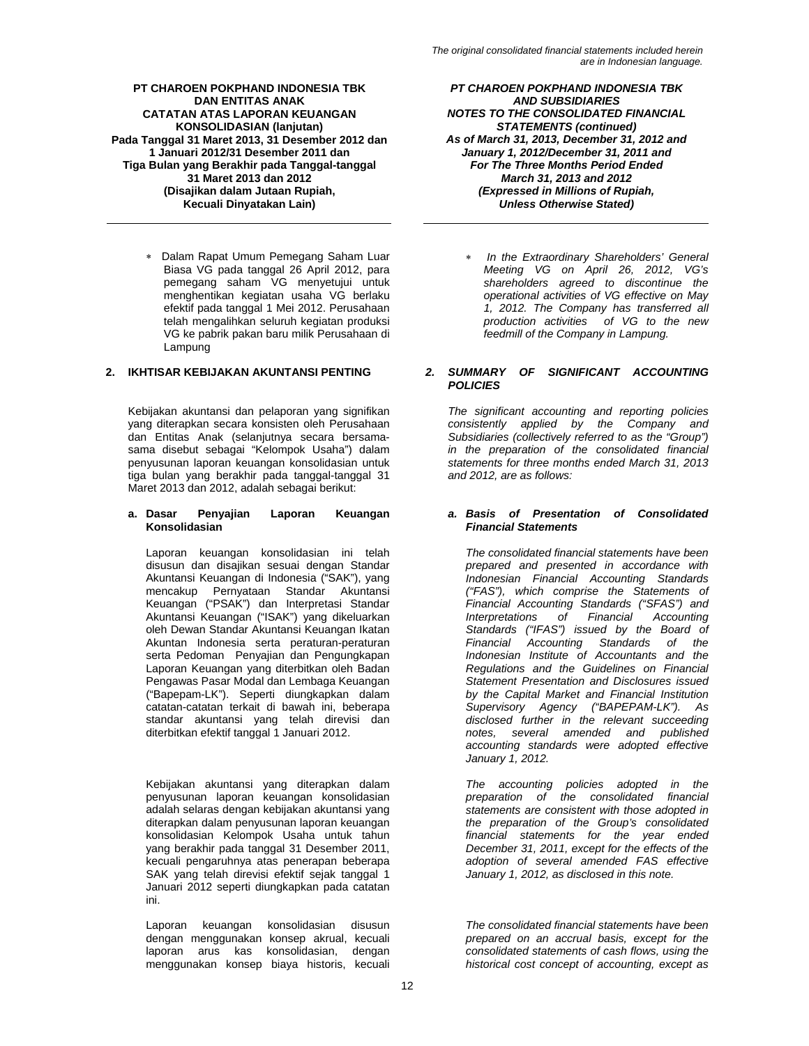* Dalam Rapat Umum Pemegang Saham Luar Biasa VG pada tanggal 26 April 2012, para pemegang saham VG menyetujui untuk menghentikan kegiatan usaha VG berlaku efektif pada tanggal 1 Mei 2012. Perusahaan telah mengalihkan seluruh kegiatan produksi VG ke pabrik pakan baru milik Perusahaan di Lampung

* *In the Extraordinary Shareholders' General Meeting VG on April 26, 2012, VG's shareholders agreed to discontinue the operational activities of VG effective on May 1, 2012. The Company has transferred all production activities of VG to the new feedmill of the Company in Lampung.*

## 2. IKHTISAR KEBIJAKAN AKUNTANSI PENTING

## *2. SUMMARY OF SIGNIFICANT ACCOUNTING POLICIES*

Kebijakan akuntansi dan pelaporan yang signifikan yang diterapkan secara konsisten oleh Perusahaan dan Entitas Anak (selanjutnya secara bersama-sama disebut sebagai "Kelompok Usaha") dalam penyusunan laporan keuangan konsolidasian untuk tiga bulan yang berakhir pada tanggal-tanggal 31 Maret 2013 dan 2012, adalah sebagai berikut:

*The significant accounting and reporting policies consistently applied by the Company and Subsidiaries (collectively referred to as the "Group") in the preparation of the consolidated financial statements for three months ended March 31, 2013 and 2012, are as follows:*

### a. Dasar Penyajian Laporan Keuangan Konsolidasian

### *a. Basis of Presentation of Consolidated Financial Statements*

Laporan keuangan konsolidasian ini telah disusun dan disajikan sesuai dengan Standar Akuntansi Keuangan di Indonesia ("SAK"), yang mencakup Pernyataan Standar Akuntansi Keuangan ("PSAK") dan Interpretasi Standar Akuntansi Keuangan ("ISAK") yang dikeluarkan oleh Dewan Standar Akuntansi Keuangan Ikatan Akuntan Indonesia serta peraturan-peraturan serta Pedoman Penyajian dan Pengungkapan Laporan Keuangan yang diterbitkan oleh Badan Pengawas Pasar Modal dan Lembaga Keuangan ("Bapepam-LK"). Seperti diungkapkan dalam catatan-catatan terkait di bawah ini, beberapa standar akuntansi yang telah direvisi dan diterbitkan efektif tanggal 1 Januari 2012.

*The consolidated financial statements have been prepared and presented in accordance with Indonesian Financial Accounting Standards ("FAS"), which comprise the Statements of Financial Accounting Standards ("SFAS") and Interpretations of Financial Accounting Standards ("IFAS") issued by the Board of Financial Accounting Standards of the Indonesian Institute of Accountants and the Regulations and the Guidelines on Financial Statement Presentation and Disclosures issued by the Capital Market and Financial Institution Supervisory Agency ("BAPEPAM-LK"). As disclosed further in the relevant succeeding notes, several amended and published accounting standards were adopted effective January 1, 2012.*

Kebijakan akuntansi yang diterapkan dalam penyusunan laporan keuangan konsolidasian adalah selaras dengan kebijakan akuntansi yang diterapkan dalam penyusunan laporan keuangan konsolidasian Kelompok Usaha untuk tahun yang berakhir pada tanggal 31 Desember 2011, kecuali pengaruhnya atas penerapan beberapa SAK yang telah direvisi efektif sejak tanggal 1 Januari 2012 seperti diungkapkan pada catatan ini.

*The accounting policies adopted in the preparation of the consolidated financial statements are consistent with those adopted in the preparation of the Group's consolidated financial statements for the year ended December 31, 2011, except for the effects of the adoption of several amended FAS effective January 1, 2012, as disclosed in this note.*

Laporan keuangan konsolidasian disusun dengan menggunakan konsep akrual, kecuali laporan arus kas konsolidasian, dengan menggunakan konsep biaya historis, kecuali

*The consolidated financial statements have been prepared on an accrual basis, except for the consolidated statements of cash flows, using the historical cost concept of accounting, except as*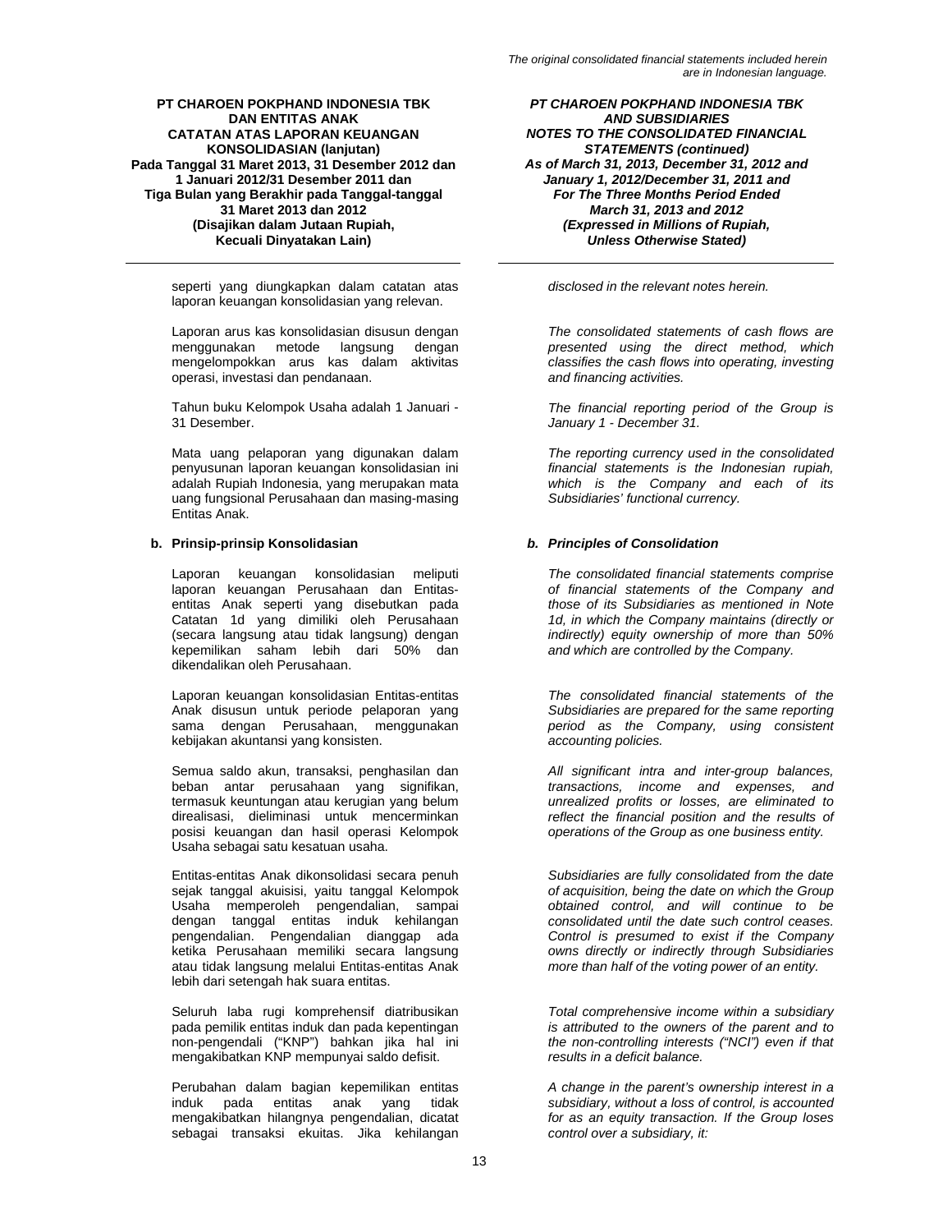seperti yang diungkapkan dalam catatan atas laporan keuangan konsolidasian yang relevan.

*disclosed in the relevant notes herein.*

Laporan arus kas konsolidasian disusun dengan menggunakan metode langsung dengan mengelompokkan arus kas dalam aktivitas operasi, investasi dan pendanaan.

*The consolidated statements of cash flows are presented using the direct method, which classifies the cash flows into operating, investing and financing activities.*

Tahun buku Kelompok Usaha adalah 1 Januari - 31 Desember.

*The financial reporting period of the Group is January 1 - December 31.*

Mata uang pelaporan yang digunakan dalam penyusunan laporan keuangan konsolidasian ini adalah Rupiah Indonesia, yang merupakan mata uang fungsional Perusahaan dan masing-masing Entitas Anak.

*The reporting currency used in the consolidated financial statements is the Indonesian rupiah, which is the Company and each of its Subsidiaries' functional currency.*

**b. Prinsip-prinsip Konsolidasian**

***b. Principles of Consolidation***

Laporan keuangan konsolidasian meliputi laporan keuangan Perusahaan dan Entitas-entitas Anak seperti yang disebutkan pada Catatan 1d yang dimiliki oleh Perusahaan (secara langsung atau tidak langsung) dengan kepemilikan saham lebih dari 50% dan dikendalikan oleh Perusahaan.

*The consolidated financial statements comprise of financial statements of the Company and those of its Subsidiaries as mentioned in Note 1d, in which the Company maintains (directly or indirectly) equity ownership of more than 50% and which are controlled by the Company.*

Laporan keuangan konsolidasian Entitas-entitas Anak disusun untuk periode pelaporan yang sama dengan Perusahaan, menggunakan kebijakan akuntansi yang konsisten.

*The consolidated financial statements of the Subsidiaries are prepared for the same reporting period as the Company, using consistent accounting policies.*

Semua saldo akun, transaksi, penghasilan dan beban antar perusahaan yang signifikan, termasuk keuntungan atau kerugian yang belum direalisasi, dieliminasi untuk mencerminkan posisi keuangan dan hasil operasi Kelompok Usaha sebagai satu kesatuan usaha.

*All significant intra and inter-group balances, transactions, income and expenses, and unrealized profits or losses, are eliminated to reflect the financial position and the results of operations of the Group as one business entity.*

Entitas-entitas Anak dikonsolidasi secara penuh sejak tanggal akuisisi, yaitu tanggal Kelompok Usaha memperoleh pengendalian, sampai dengan tanggal entitas induk kehilangan pengendalian. Pengendalian dianggap ada ketika Perusahaan memiliki secara langsung atau tidak langsung melalui Entitas-entitas Anak lebih dari setengah hak suara entitas.

*Subsidiaries are fully consolidated from the date of acquisition, being the date on which the Group obtained control, and will continue to be consolidated until the date such control ceases. Control is presumed to exist if the Company owns directly or indirectly through Subsidiaries more than half of the voting power of an entity.*

Seluruh laba rugi komprehensif diatribusikan pada pemilik entitas induk dan pada kepentingan non-pengendali ("KNP") bahkan jika hal ini mengakibatkan KNP mempunyai saldo defisit.

*Total comprehensive income within a subsidiary is attributed to the owners of the parent and to the non-controlling interests ("NCI") even if that results in a deficit balance.*

Perubahan dalam bagian kepemilikan entitas induk pada entitas anak yang tidak mengakibatkan hilangnya pengendalian, dicatat sebagai transaksi ekuitas. Jika kehilangan

*A change in the parent's ownership interest in a subsidiary, without a loss of control, is accounted for as an equity transaction. If the Group loses control over a subsidiary, it:*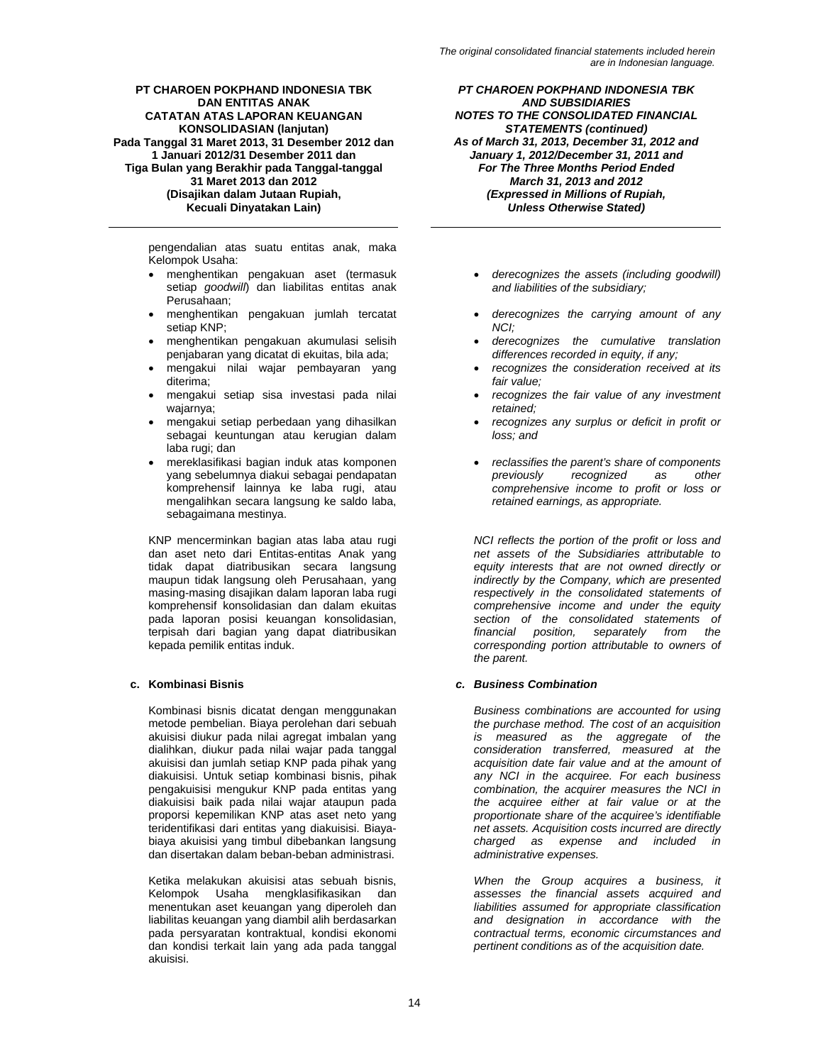pengendalian atas suatu entitas anak, maka Kelompok Usaha:

- menghentikan pengakuan aset (termasuk setiap *goodwill*) dan liabilitas entitas anak Perusahaan;
- menghentikan pengakuan jumlah tercatat setiap KNP;
- menghentikan pengakuan akumulasi selisih penjabaran yang dicatat di ekuitas, bila ada;
- mengakui nilai wajar pembayaran yang diterima;
- mengakui setiap sisa investasi pada nilai wajarnya;
- mengakui setiap perbedaan yang dihasilkan sebagai keuntungan atau kerugian dalam laba rugi; dan
- mereklasifikasi bagian induk atas komponen yang sebelumnya diakui sebagai pendapatan komprehensif lainnya ke laba rugi, atau mengalihkan secara langsung ke saldo laba, sebagaimana mestinya.

KNP mencerminkan bagian atas laba atau rugi dan aset neto dari Entitas-entitas Anak yang tidak dapat diatribusikan secara langsung maupun tidak langsung oleh Perusahaan, yang masing-masing disajikan dalam laporan laba rugi komprehensif konsolidasian dan dalam ekuitas pada laporan posisi keuangan konsolidasian, terpisah dari bagian yang dapat diatribusikan kepada pemilik entitas induk.

*- derecognizes the assets (including goodwill) and liabilities of the subsidiary;*
*- derecognizes the carrying amount of any NCI;*
*- derecognizes the cumulative translation differences recorded in equity, if any;*
*- recognizes the consideration received at its fair value;*
*- recognizes the fair value of any investment retained;*
*- recognizes any surplus or deficit in profit or loss; and*
*- reclassifies the parent's share of components previously recognized as other comprehensive income to profit or loss or retained earnings, as appropriate.*

*NCI reflects the portion of the profit or loss and net assets of the Subsidiaries attributable to equity interests that are not owned directly or indirectly by the Company, which are presented respectively in the consolidated statements of comprehensive income and under the equity section of the consolidated statements of financial position, separately from the corresponding portion attributable to owners of the parent.*

### c. Kombinasi Bisnis

Kombinasi bisnis dicatat dengan menggunakan metode pembelian. Biaya perolehan dari sebuah akuisisi diukur pada nilai agregat imbalan yang dialihkan, diukur pada nilai wajar pada tanggal akuisisi dan jumlah setiap KNP pada pihak yang diakuisisi. Untuk setiap kombinasi bisnis, pihak pengakuisisi mengukur KNP pada entitas yang diakuisisi baik pada nilai wajar ataupun pada proporsi kepemilikan KNP atas aset neto yang teridentifikasi dari entitas yang diakuisisi. Biaya-biaya akuisisi yang timbul dibebankan langsung dan disertakan dalam beban-beban administrasi.

Ketika melakukan akuisisi atas sebuah bisnis, Kelompok Usaha mengklasifikasikan dan menentukan aset keuangan yang diperoleh dan liabilitas keuangan yang diambil alih berdasarkan pada persyaratan kontraktual, kondisi ekonomi dan kondisi terkait lain yang ada pada tanggal akuisisi.

### *c. Business Combination*

*Business combinations are accounted for using the purchase method. The cost of an acquisition is measured as the aggregate of the consideration transferred, measured at the acquisition date fair value and at the amount of any NCI in the acquiree. For each business combination, the acquirer measures the NCI in the acquiree either at fair value or at the proportionate share of the acquiree's identifiable net assets. Acquisition costs incurred are directly charged as expense and included in administrative expenses.*

*When the Group acquires a business, it assesses the financial assets acquired and liabilities assumed for appropriate classification and designation in accordance with the contractual terms, economic circumstances and pertinent conditions as of the acquisition date.*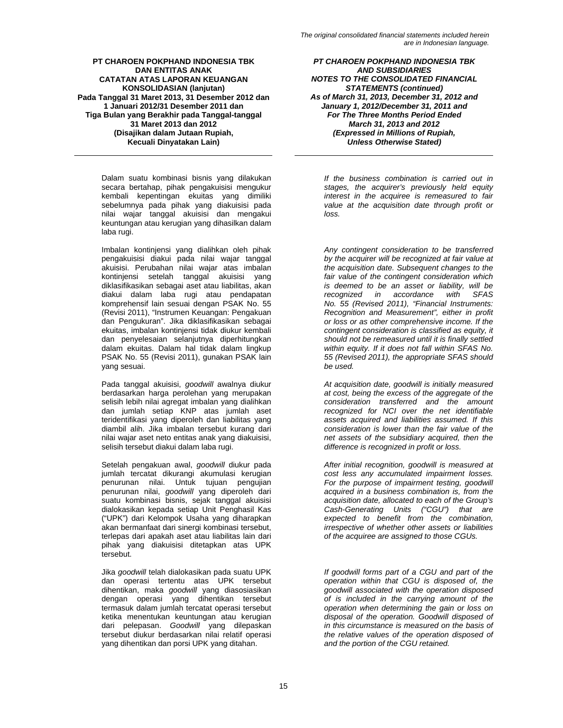Dalam suatu kombinasi bisnis yang dilakukan secara bertahap, pihak pengakuisisi mengukur kembali kepentingan ekuitas yang dimiliki sebelumnya pada pihak yang diakuisisi pada nilai wajar tanggal akuisisi dan mengakui keuntungan atau kerugian yang dihasilkan dalam laba rugi.

*If the business combination is carried out in stages, the acquirer's previously held equity interest in the acquiree is remeasured to fair value at the acquisition date through profit or loss.*

Imbalan kontinjensi yang dialihkan oleh pihak pengakuisisi diakui pada nilai wajar tanggal akuisisi. Perubahan nilai wajar atas imbalan kontinjensi setelah tanggal akuisisi yang diklasifikasikan sebagai aset atau liabilitas, akan diakui dalam laba rugi atau pendapatan komprehensif lain sesuai dengan PSAK No. 55 (Revisi 2011), "Instrumen Keuangan: Pengakuan dan Pengukuran". Jika diklasifikasikan sebagai ekuitas, imbalan kontinjensi tidak diukur kembali dan penyelesaian selanjutnya diperhitungkan dalam ekuitas. Dalam hal tidak dalam lingkup PSAK No. 55 (Revisi 2011), gunakan PSAK lain yang sesuai.

*Any contingent consideration to be transferred by the acquirer will be recognized at fair value at the acquisition date. Subsequent changes to the fair value of the contingent consideration which is deemed to be an asset or liability, will be recognized in accordance with SFAS No. 55 (Revised 2011), "Financial Instruments: Recognition and Measurement", either in profit or loss or as other comprehensive income. If the contingent consideration is classified as equity, it should not be remeasured until it is finally settled within equity. If it does not fall within SFAS No. 55 (Revised 2011), the appropriate SFAS should be used.*

Pada tanggal akuisisi, *goodwill* awalnya diukur berdasarkan harga perolehan yang merupakan selisih lebih nilai agregat imbalan yang dialihkan dan jumlah setiap KNP atas jumlah aset teridentifikasi yang diperoleh dan liabilitas yang diambil alih. Jika imbalan tersebut kurang dari nilai wajar aset neto entitas anak yang diakuisisi, selisih tersebut diakui dalam laba rugi.

*At acquisition date, goodwill is initially measured at cost, being the excess of the aggregate of the consideration transferred and the amount recognized for NCI over the net identifiable assets acquired and liabilities assumed. If this consideration is lower than the fair value of the net assets of the subsidiary acquired, then the difference is recognized in profit or loss.*

Setelah pengakuan awal, *goodwill* diukur pada jumlah tercatat dikurangi akumulasi kerugian penurunan nilai. Untuk tujuan pengujian penurunan nilai, *goodwill* yang diperoleh dari suatu kombinasi bisnis, sejak tanggal akuisisi dialokasikan kepada setiap Unit Penghasil Kas ("UPK") dari Kelompok Usaha yang diharapkan akan bermanfaat dari sinergi kombinasi tersebut, terlepas dari apakah aset atau liabilitas lain dari pihak yang diakuisisi ditetapkan atas UPK tersebut.

*After initial recognition, goodwill is measured at cost less any accumulated impairment losses. For the purpose of impairment testing, goodwill acquired in a business combination is, from the acquisition date, allocated to each of the Group's Cash-Generating Units ("CGU") that are expected to benefit from the combination, irrespective of whether other assets or liabilities of the acquiree are assigned to those CGUs.*

Jika *goodwill* telah dialokasikan pada suatu UPK dan operasi tertentu atas UPK tersebut dihentikan, maka *goodwill* yang diasosiasikan dengan operasi yang dihentikan tersebut termasuk dalam jumlah tercatat operasi tersebut ketika menentukan keuntungan atau kerugian dari pelepasan. *Goodwill* yang dilepaskan tersebut diukur berdasarkan nilai relatif operasi yang dihentikan dan porsi UPK yang ditahan.

*If goodwill forms part of a CGU and part of the operation within that CGU is disposed of, the goodwill associated with the operation disposed of is included in the carrying amount of the operation when determining the gain or loss on disposal of the operation. Goodwill disposed of in this circumstance is measured on the basis of the relative values of the operation disposed of and the portion of the CGU retained.*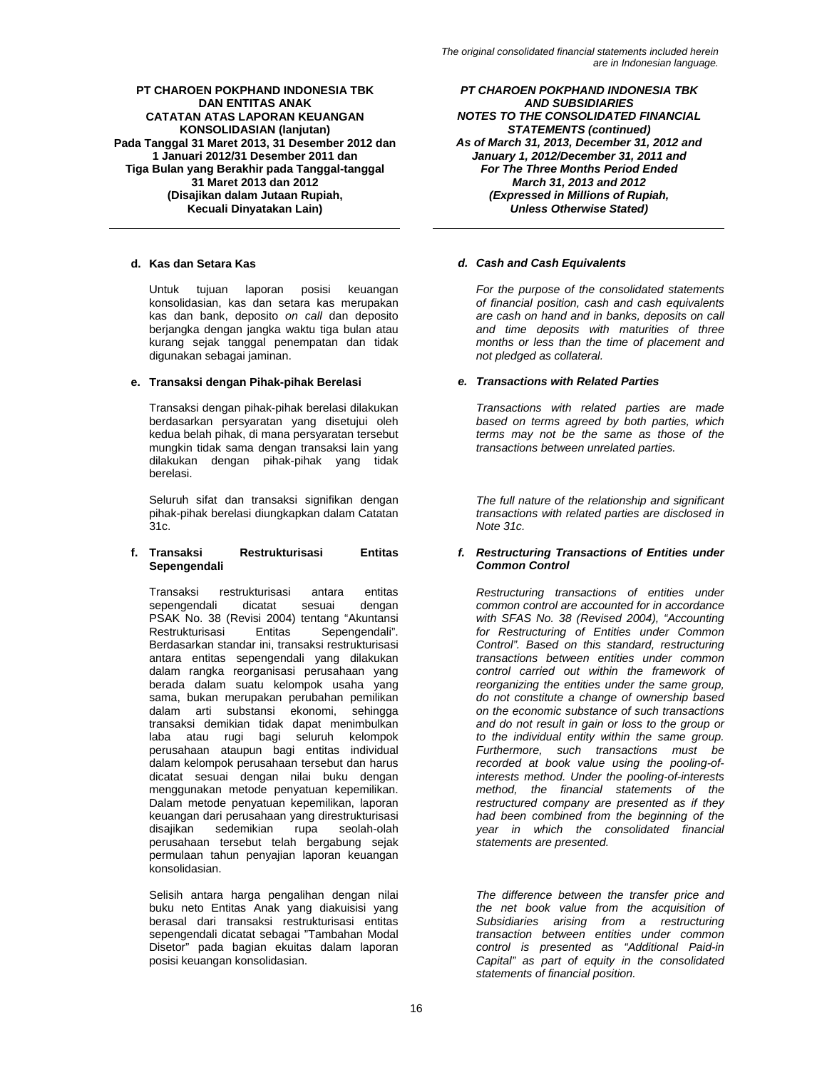**d. Kas dan Setara Kas**

Untuk tujuan laporan posisi keuangan konsolidasian, kas dan setara kas merupakan kas dan bank, deposito *on call* dan deposito berjangka dengan jangka waktu tiga bulan atau kurang sejak tanggal penempatan dan tidak digunakan sebagai jaminan.

***d. Cash and Cash Equivalents***

*For the purpose of the consolidated statements of financial position, cash and cash equivalents are cash on hand and in banks, deposits on call and time deposits with maturities of three months or less than the time of placement and not pledged as collateral.*

**e. Transaksi dengan Pihak-pihak Berelasi**

Transaksi dengan pihak-pihak berelasi dilakukan berdasarkan persyaratan yang disetujui oleh kedua belah pihak, di mana persyaratan tersebut mungkin tidak sama dengan transaksi lain yang dilakukan dengan pihak-pihak yang tidak berelasi.

Seluruh sifat dan transaksi signifikan dengan pihak-pihak berelasi diungkapkan dalam Catatan 31c.

***e. Transactions with Related Parties***

*Transactions with related parties are made based on terms agreed by both parties, which terms may not be the same as those of the transactions between unrelated parties.*

*The full nature of the relationship and significant transactions with related parties are disclosed in Note 31c.*

**f. Transaksi Restrukturisasi Entitas Sepengendali**

Transaksi restrukturisasi antara entitas sepengendali dicatat sesuai dengan PSAK No. 38 (Revisi 2004) tentang "Akuntansi Restrukturisasi Entitas Sepengendali". Berdasarkan standar ini, transaksi restrukturisasi antara entitas sepengendali yang dilakukan dalam rangka reorganisasi perusahaan yang berada dalam suatu kelompok usaha yang sama, bukan merupakan perubahan pemilikan dalam arti substansi ekonomi, sehingga transaksi demikian tidak dapat menimbulkan laba atau rugi bagi seluruh kelompok perusahaan ataupun bagi entitas individual dalam kelompok perusahaan tersebut dan harus dicatat sesuai dengan nilai buku dengan menggunakan metode penyatuan kepemilikan. Dalam metode penyatuan kepemilikan, laporan keuangan dari perusahaan yang direstrukturisasi disajikan sedemikian rupa seolah-olah perusahaan tersebut telah bergabung sejak permulaan tahun penyajian laporan keuangan konsolidasian.

Selisih antara harga pengalihan dengan nilai buku neto Entitas Anak yang diakuisisi yang berasal dari transaksi restrukturisasi entitas sepengendali dicatat sebagai "Tambahan Modal Disetor" pada bagian ekuitas dalam laporan posisi keuangan konsolidasian.

***f. Restructuring Transactions of Entities under Common Control***

*Restructuring transactions of entities under common control are accounted for in accordance with SFAS No. 38 (Revised 2004), "Accounting for Restructuring of Entities under Common Control". Based on this standard, restructuring transactions between entities under common control carried out within the framework of reorganizing the entities under the same group, do not constitute a change of ownership based on the economic substance of such transactions and do not result in gain or loss to the group or to the individual entity within the same group. Furthermore, such transactions must be recorded at book value using the pooling-of-interests method. Under the pooling-of-interests method, the financial statements of the restructured company are presented as if they had been combined from the beginning of the year in which the consolidated financial statements are presented.*

*The difference between the transfer price and the net book value from the acquisition of Subsidiaries arising from a restructuring transaction between entities under common control is presented as "Additional Paid-in Capital" as part of equity in the consolidated statements of financial position.*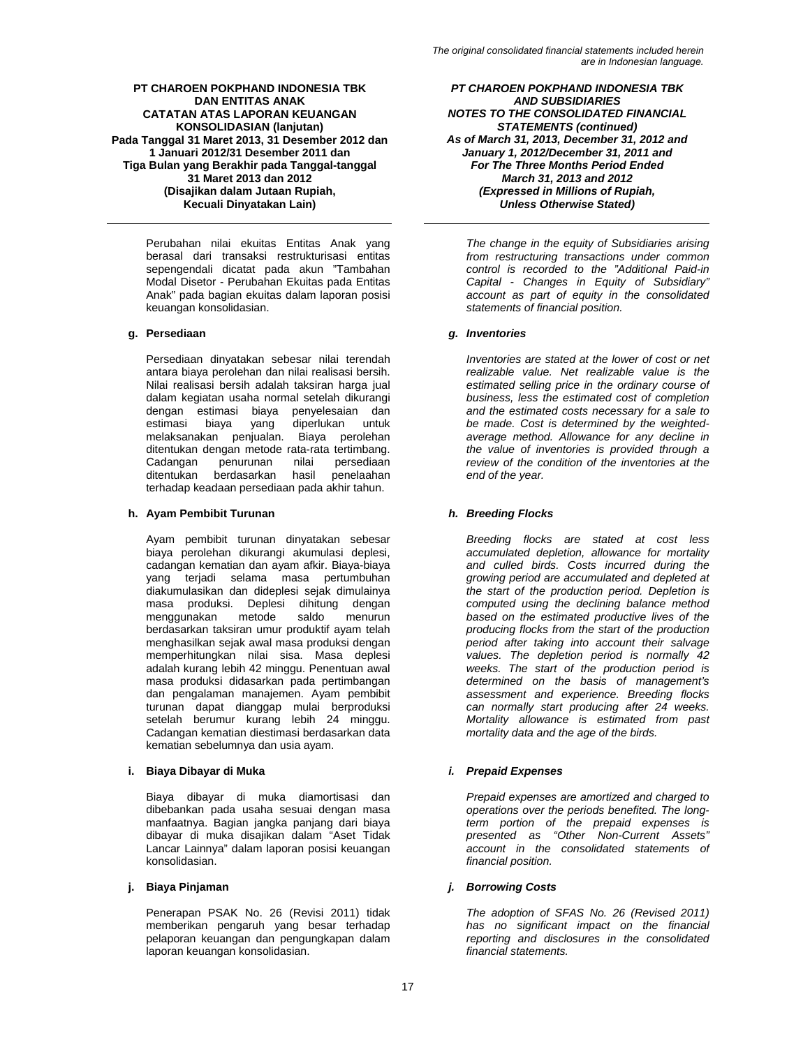Perubahan nilai ekuitas Entitas Anak yang berasal dari transaksi restrukturisasi entitas sepengendali dicatat pada akun "Tambahan Modal Disetor - Perubahan Ekuitas pada Entitas Anak" pada bagian ekuitas dalam laporan posisi keuangan konsolidasian.

*The change in the equity of Subsidiaries arising from restructuring transactions under common control is recorded to the "Additional Paid-in Capital - Changes in Equity of Subsidiary" account as part of equity in the consolidated statements of financial position.*

**g. Persediaan**

*g. Inventories*

Persediaan dinyatakan sebesar nilai terendah antara biaya perolehan dan nilai realisasi bersih. Nilai realisasi bersih adalah taksiran harga jual dalam kegiatan usaha normal setelah dikurangi dengan estimasi biaya penyelesaian dan estimasi biaya yang diperlukan untuk melaksanakan penjualan. Biaya perolehan ditentukan dengan metode rata-rata tertimbang. Cadangan penurunan nilai persediaan ditentukan berdasarkan hasil penelaahan terhadap keadaan persediaan pada akhir tahun.

*Inventories are stated at the lower of cost or net realizable value. Net realizable value is the estimated selling price in the ordinary course of business, less the estimated cost of completion and the estimated costs necessary for a sale to be made. Cost is determined by the weighted-average method. Allowance for any decline in the value of inventories is provided through a review of the condition of the inventories at the end of the year.*

**h. Ayam Pembibit Turunan**

*h. Breeding Flocks*

Ayam pembibit turunan dinyatakan sebesar biaya perolehan dikurangi akumulasi deplesi, cadangan kematian dan ayam afkir. Biaya-biaya yang terjadi selama masa pertumbuhan diakumulasikan dan dideplesi sejak dimulainya masa produksi. Deplesi dihitung dengan menggunakan metode saldo menurun berdasarkan taksiran umur produktif ayam telah menghasilkan sejak awal masa produksi dengan memperhitungkan nilai sisa. Masa deplesi adalah kurang lebih 42 minggu. Penentuan awal masa produksi didasarkan pada pertimbangan dan pengalaman manajemen. Ayam pembibit turunan dapat dianggap mulai berproduksi setelah berumur kurang lebih 24 minggu. Cadangan kematian diestimasi berdasarkan data kematian sebelumnya dan usia ayam.

*Breeding flocks are stated at cost less accumulated depletion, allowance for mortality and culled birds. Costs incurred during the growing period are accumulated and depleted at the start of the production period. Depletion is computed using the declining balance method based on the estimated productive lives of the producing flocks from the start of the production period after taking into account their salvage values. The depletion period is normally 42 weeks. The start of the production period is determined on the basis of management's assessment and experience. Breeding flocks can normally start producing after 24 weeks. Mortality allowance is estimated from past mortality data and the age of the birds.*

**i. Biaya Dibayar di Muka**

*i. Prepaid Expenses*

Biaya dibayar di muka diamortisasi dan dibebankan pada usaha sesuai dengan masa manfaatnya. Bagian jangka panjang dari biaya dibayar di muka disajikan dalam "Aset Tidak Lancar Lainnya" dalam laporan posisi keuangan konsolidasian.

*Prepaid expenses are amortized and charged to operations over the periods benefited. The long-term portion of the prepaid expenses is presented as "Other Non-Current Assets" account in the consolidated statements of financial position.*

**j. Biaya Pinjaman**

*j. Borrowing Costs*

Penerapan PSAK No. 26 (Revisi 2011) tidak memberikan pengaruh yang besar terhadap pelaporan keuangan dan pengungkapan dalam laporan keuangan konsolidasian.

*The adoption of SFAS No. 26 (Revised 2011) has no significant impact on the financial reporting and disclosures in the consolidated financial statements.*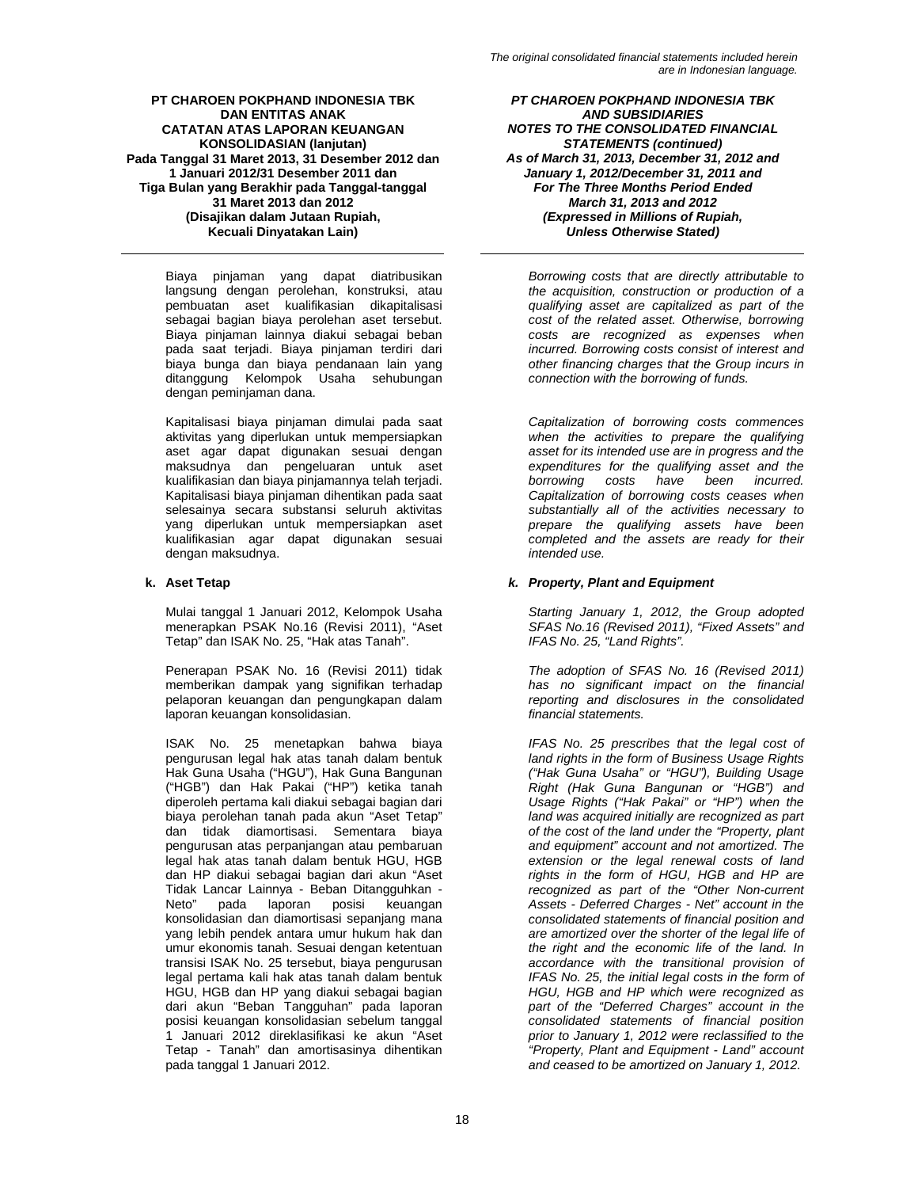Biaya pinjaman yang dapat diatribusikan langsung dengan perolehan, konstruksi, atau pembuatan aset kualifikasian dikapitalisasi sebagai bagian biaya perolehan aset tersebut. Biaya pinjaman lainnya diakui sebagai beban pada saat terjadi. Biaya pinjaman terdiri dari biaya bunga dan biaya pendanaan lain yang ditanggung Kelompok Usaha sehubungan dengan peminjaman dana.

*Borrowing costs that are directly attributable to the acquisition, construction or production of a qualifying asset are capitalized as part of the cost of the related asset. Otherwise, borrowing costs are recognized as expenses when incurred. Borrowing costs consist of interest and other financing charges that the Group incurs in connection with the borrowing of funds.*

Kapitalisasi biaya pinjaman dimulai pada saat aktivitas yang diperlukan untuk mempersiapkan aset agar dapat digunakan sesuai dengan maksudnya dan pengeluaran untuk aset kualifikasian dan biaya pinjamannya telah terjadi. Kapitalisasi biaya pinjaman dihentikan pada saat selesainya secara substansi seluruh aktivitas yang diperlukan untuk mempersiapkan aset kualifikasian agar dapat digunakan sesuai dengan maksudnya.

*Capitalization of borrowing costs commences when the activities to prepare the qualifying asset for its intended use are in progress and the expenditures for the qualifying asset and the borrowing costs have been incurred. Capitalization of borrowing costs ceases when substantially all of the activities necessary to prepare the qualifying assets have been completed and the assets are ready for their intended use.*

**k. Aset Tetap**

***k. Property, Plant and Equipment***

Mulai tanggal 1 Januari 2012, Kelompok Usaha menerapkan PSAK No.16 (Revisi 2011), "Aset Tetap" dan ISAK No. 25, "Hak atas Tanah".

*Starting January 1, 2012, the Group adopted SFAS No.16 (Revised 2011), "Fixed Assets" and IFAS No. 25, "Land Rights".*

Penerapan PSAK No. 16 (Revisi 2011) tidak memberikan dampak yang signifikan terhadap pelaporan keuangan dan pengungkapan dalam laporan keuangan konsolidasian.

*The adoption of SFAS No. 16 (Revised 2011) has no significant impact on the financial reporting and disclosures in the consolidated financial statements.*

ISAK No. 25 menetapkan bahwa biaya pengurusan legal hak atas tanah dalam bentuk Hak Guna Usaha ("HGU"), Hak Guna Bangunan ("HGB") dan Hak Pakai ("HP") ketika tanah diperoleh pertama kali diakui sebagai bagian dari biaya perolehan tanah pada akun "Aset Tetap" dan tidak diamortisasi. Sementara biaya pengurusan atas perpanjangan atau pembaruan legal hak atas tanah dalam bentuk HGU, HGB dan HP diakui sebagai bagian dari akun "Aset Tidak Lancar Lainnya - Beban Ditangguhkan - Neto" pada laporan posisi keuangan konsolidasian dan diamortisasi sepanjang mana yang lebih pendek antara umur hukum hak dan umur ekonomis tanah. Sesuai dengan ketentuan transisi ISAK No. 25 tersebut, biaya pengurusan legal pertama kali hak atas tanah dalam bentuk HGU, HGB dan HP yang diakui sebagai bagian dari akun "Beban Tangguhan" pada laporan posisi keuangan konsolidasian sebelum tanggal 1 Januari 2012 direklasifikasi ke akun "Aset Tetap - Tanah" dan amortisasinya dihentikan pada tanggal 1 Januari 2012.

*IFAS No. 25 prescribes that the legal cost of land rights in the form of Business Usage Rights ("Hak Guna Usaha" or "HGU"), Building Usage Right (Hak Guna Bangunan or "HGB") and Usage Rights ("Hak Pakai" or "HP") when the land was acquired initially are recognized as part of the cost of the land under the "Property, plant and equipment" account and not amortized. The extension or the legal renewal costs of land rights in the form of HGU, HGB and HP are recognized as part of the "Other Non-current Assets - Deferred Charges - Net" account in the consolidated statements of financial position and are amortized over the shorter of the legal life of the right and the economic life of the land. In accordance with the transitional provision of IFAS No. 25, the initial legal costs in the form of HGU, HGB and HP which were recognized as part of the "Deferred Charges" account in the consolidated statements of financial position prior to January 1, 2012 were reclassified to the "Property, Plant and Equipment - Land" account and ceased to be amortized on January 1, 2012.*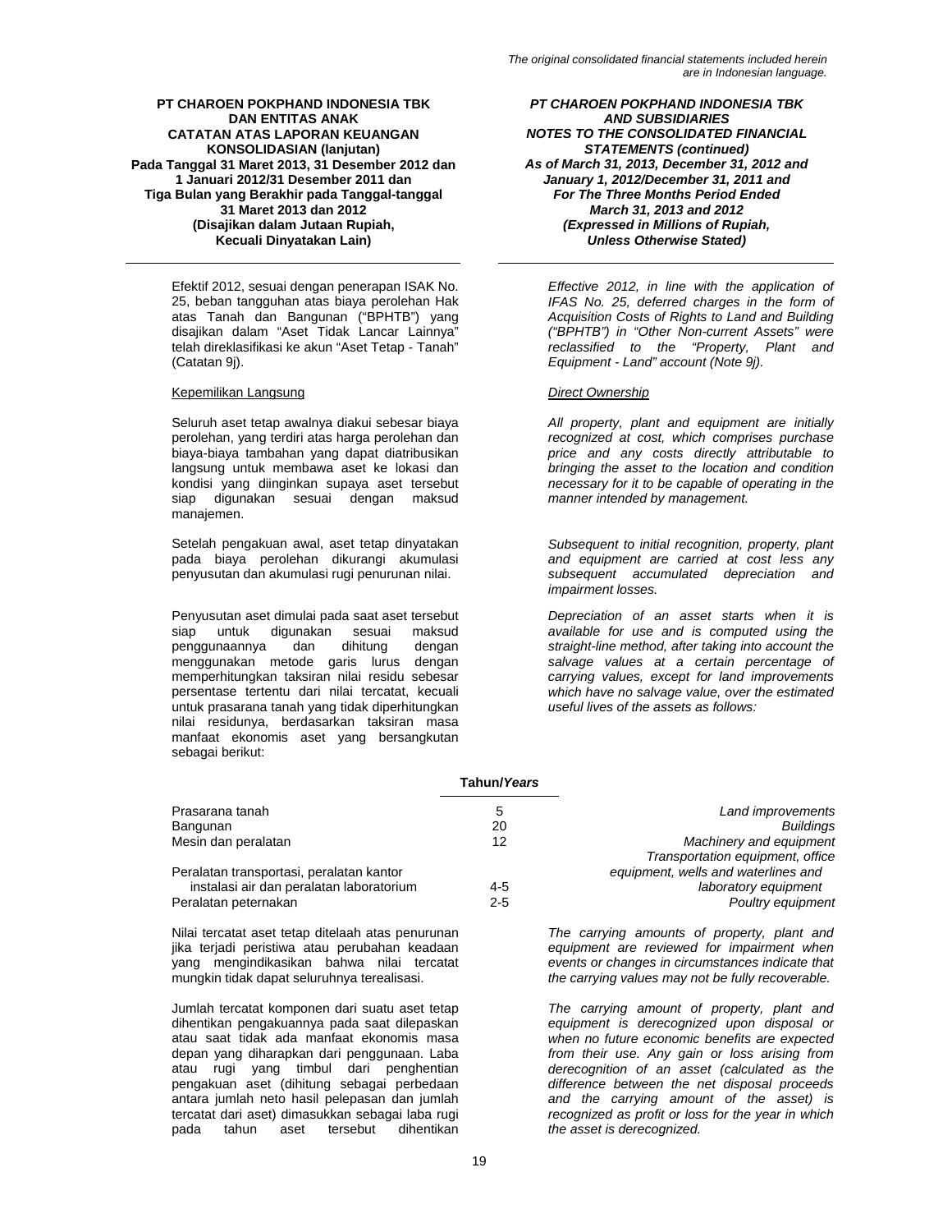Efektif 2012, sesuai dengan penerapan ISAK No. 25, beban tangguhan atas biaya perolehan Hak atas Tanah dan Bangunan ("BPHTB") yang disajikan dalam "Aset Tidak Lancar Lainnya" telah direklasifikasi ke akun "Aset Tetap - Tanah" (Catatan 9j).

*Effective 2012, in line with the application of IFAS No. 25, deferred charges in the form of Acquisition Costs of Rights to Land and Building ("BPHTB") in "Other Non-current Assets" were reclassified to the "Property, Plant and Equipment - Land" account (Note 9j).*

Kepemilikan Langsung

*Direct Ownership*

Seluruh aset tetap awalnya diakui sebesar biaya perolehan, yang terdiri atas harga perolehan dan biaya-biaya tambahan yang dapat diatribusikan langsung untuk membawa aset ke lokasi dan kondisi yang diinginkan supaya aset tersebut siap digunakan sesuai dengan maksud manajemen.

*All property, plant and equipment are initially recognized at cost, which comprises purchase price and any costs directly attributable to bringing the asset to the location and condition necessary for it to be capable of operating in the manner intended by management.*

Setelah pengakuan awal, aset tetap dinyatakan pada biaya perolehan dikurangi akumulasi penyusutan dan akumulasi rugi penurunan nilai.

*Subsequent to initial recognition, property, plant and equipment are carried at cost less any subsequent accumulated depreciation and impairment losses.*

Penyusutan aset dimulai pada saat aset tersebut siap untuk digunakan sesuai maksud penggunaannya dan dihitung dengan menggunakan metode garis lurus dengan memperhitungkan taksiran nilai residu sebesar persentase tertentu dari nilai tercatat, kecuali untuk prasarana tanah yang tidak diperhitungkan nilai residunya, berdasarkan taksiran masa manfaat ekonomis aset yang bersangkutan sebagai berikut:

*Depreciation of an asset starts when it is available for use and is computed using the straight-line method, after taking into account the salvage values at a certain percentage of carrying values, except for land improvements which have no salvage value, over the estimated useful lives of the assets as follows:*

| | Tahun/*Years* | |
|---|---|---|
| Prasarana tanah | 5 | *Land improvements* |
| Bangunan | 20 | *Buildings* |
| Mesin dan peralatan | 12 | *Machinery and equipment* |
| Peralatan transportasi, peralatan kantor instalasi air dan peralatan laboratorium | 4-5 | *Transportation equipment, office equipment, wells and waterlines and laboratory equipment* |
| Peralatan peternakan | 2-5 | *Poultry equipment* |

Nilai tercatat aset tetap ditelaah atas penurunan jika terjadi peristiwa atau perubahan keadaan yang mengindikasikan bahwa nilai tercatat mungkin tidak dapat seluruhnya terealisasi.

*The carrying amounts of property, plant and equipment are reviewed for impairment when events or changes in circumstances indicate that the carrying values may not be fully recoverable.*

Jumlah tercatat komponen dari suatu aset tetap dihentikan pengakuannya pada saat dilepaskan atau saat tidak ada manfaat ekonomis masa depan yang diharapkan dari penggunaan. Laba atau rugi yang timbul dari penghentian pengakuan aset (dihitung sebagai perbedaan antara jumlah neto hasil pelepasan dan jumlah tercatat dari aset) dimasukkan sebagai laba rugi pada tahun aset tersebut dihentikan

*The carrying amount of property, plant and equipment is derecognized upon disposal or when no future economic benefits are expected from their use. Any gain or loss arising from derecognition of an asset (calculated as the difference between the net disposal proceeds and the carrying amount of the asset) is recognized as profit or loss for the year in which the asset is derecognized.*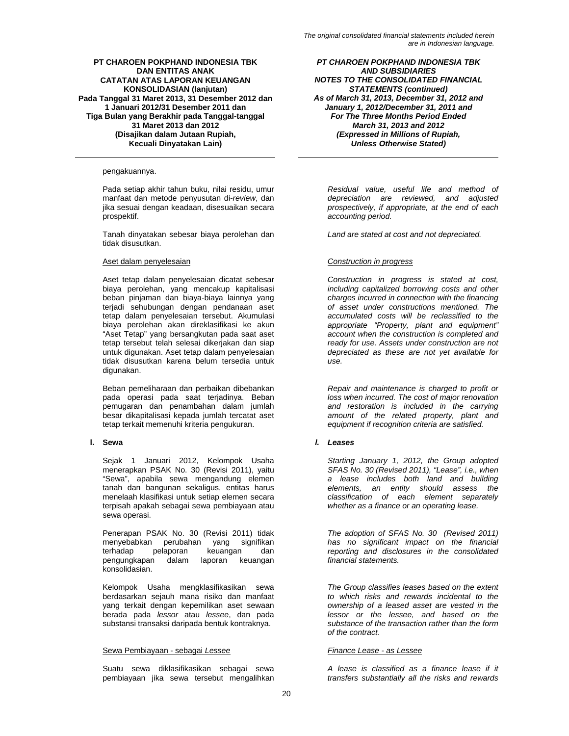pengakuannya.

Pada setiap akhir tahun buku, nilai residu, umur manfaat dan metode penyusutan di-*review*, dan jika sesuai dengan keadaan, disesuaikan secara prospektif.

*Residual value, useful life and method of depreciation are reviewed, and adjusted prospectively, if appropriate, at the end of each accounting period.*

Tanah dinyatakan sebesar biaya perolehan dan tidak disusutkan.

*Land are stated at cost and not depreciated.*

Aset dalam penyelesaian

*Construction in progress*

Aset tetap dalam penyelesaian dicatat sebesar biaya perolehan, yang mencakup kapitalisasi beban pinjaman dan biaya-biaya lainnya yang terjadi sehubungan dengan pendanaan aset tetap dalam penyelesaian tersebut. Akumulasi biaya perolehan akan direklasifikasi ke akun "Aset Tetap" yang bersangkutan pada saat aset tetap tersebut telah selesai dikerjakan dan siap untuk digunakan. Aset tetap dalam penyelesaian tidak disusutkan karena belum tersedia untuk digunakan.

*Construction in progress is stated at cost, including capitalized borrowing costs and other charges incurred in connection with the financing of asset under constructions mentioned. The accumulated costs will be reclassified to the appropriate "Property, plant and equipment" account when the construction is completed and ready for use. Assets under construction are not depreciated as these are not yet available for use.*

Beban pemeliharaan dan perbaikan dibebankan pada operasi pada saat terjadinya. Beban pemugaran dan penambahan dalam jumlah besar dikapitalisasi kepada jumlah tercatat aset tetap terkait memenuhi kriteria pengukuran.

*Repair and maintenance is charged to profit or loss when incurred. The cost of major renovation and restoration is included in the carrying amount of the related property, plant and equipment if recognition criteria are satisfied.*

**l. Sewa**

***l. Leases***

Sejak 1 Januari 2012, Kelompok Usaha menerapkan PSAK No. 30 (Revisi 2011), yaitu "Sewa", apabila sewa mengandung elemen tanah dan bangunan sekaligus, entitas harus menelaah klasifikasi untuk setiap elemen secara terpisah apakah sebagai sewa pembiayaan atau sewa operasi.

*Starting January 1, 2012, the Group adopted SFAS No. 30 (Revised 2011), "Lease", i.e., when a lease includes both land and building elements, an entity should assess the classification of each element separately whether as a finance or an operating lease.*

Penerapan PSAK No. 30 (Revisi 2011) tidak menyebabkan perubahan yang signifikan terhadap pelaporan keuangan dan pengungkapan dalam laporan keuangan konsolidasian.

*The adoption of SFAS No. 30 (Revised 2011) has no significant impact on the financial reporting and disclosures in the consolidated financial statements.*

Kelompok Usaha mengklasifikasikan sewa berdasarkan sejauh mana risiko dan manfaat yang terkait dengan kepemilikan aset sewaan berada pada *lessor* atau *lessee*, dan pada substansi transaksi daripada bentuk kontraknya.

*The Group classifies leases based on the extent to which risks and rewards incidental to the ownership of a leased asset are vested in the lessor or the lessee, and based on the substance of the transaction rather than the form of the contract.*

Sewa Pembiayaan - sebagai *Lessee*

*Finance Lease - as Lessee*

Suatu sewa diklasifikasikan sebagai sewa pembiayaan jika sewa tersebut mengalihkan

*A lease is classified as a finance lease if it transfers substantially all the risks and rewards*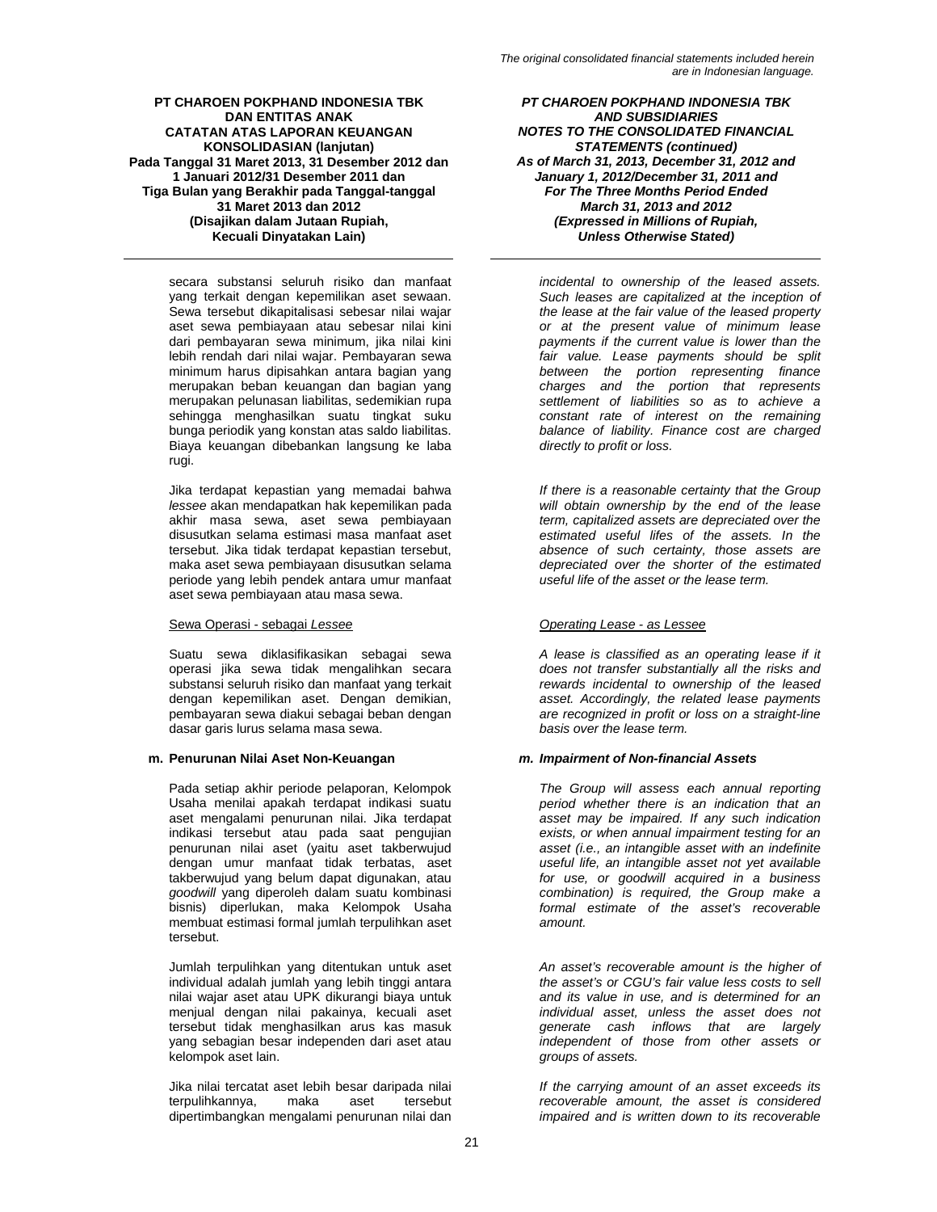secara substansi seluruh risiko dan manfaat yang terkait dengan kepemilikan aset sewaan. Sewa tersebut dikapitalisasi sebesar nilai wajar aset sewa pembiayaan atau sebesar nilai kini dari pembayaran sewa minimum, jika nilai kini lebih rendah dari nilai wajar. Pembayaran sewa minimum harus dipisahkan antara bagian yang merupakan beban keuangan dan bagian yang merupakan pelunasan liabilitas, sedemikian rupa sehingga menghasilkan suatu tingkat suku bunga periodik yang konstan atas saldo liabilitas. Biaya keuangan dibebankan langsung ke laba rugi.

*incidental to ownership of the leased assets. Such leases are capitalized at the inception of the lease at the fair value of the leased property or at the present value of minimum lease payments if the current value is lower than the fair value. Lease payments should be split between the portion representing finance charges and the portion that represents settlement of liabilities so as to achieve a constant rate of interest on the remaining balance of liability. Finance cost are charged directly to profit or loss.*

Jika terdapat kepastian yang memadai bahwa *lessee* akan mendapatkan hak kepemilikan pada akhir masa sewa, aset sewa pembiayaan disusutkan selama estimasi masa manfaat aset tersebut. Jika tidak terdapat kepastian tersebut, maka aset sewa pembiayaan disusutkan selama periode yang lebih pendek antara umur manfaat aset sewa pembiayaan atau masa sewa.

*If there is a reasonable certainty that the Group will obtain ownership by the end of the lease term, capitalized assets are depreciated over the estimated useful lifes of the assets. In the absence of such certainty, those assets are depreciated over the shorter of the estimated useful life of the asset or the lease term.*

Sewa Operasi - sebagai *Lessee*

*Operating Lease - as Lessee*

Suatu sewa diklasifikasikan sebagai sewa operasi jika sewa tidak mengalihkan secara substansi seluruh risiko dan manfaat yang terkait dengan kepemilikan aset. Dengan demikian, pembayaran sewa diakui sebagai beban dengan dasar garis lurus selama masa sewa.

*A lease is classified as an operating lease if it does not transfer substantially all the risks and rewards incidental to ownership of the leased asset. Accordingly, the related lease payments are recognized in profit or loss on a straight-line basis over the lease term.*

**m. Penurunan Nilai Aset Non-Keuangan**

***m. Impairment of Non-financial Assets***

Pada setiap akhir periode pelaporan, Kelompok Usaha menilai apakah terdapat indikasi suatu aset mengalami penurunan nilai. Jika terdapat indikasi tersebut atau pada saat pengujian penurunan nilai aset (yaitu aset takberwujud dengan umur manfaat tidak terbatas, aset takberwujud yang belum dapat digunakan, atau *goodwill* yang diperoleh dalam suatu kombinasi bisnis) diperlukan, maka Kelompok Usaha membuat estimasi formal jumlah terpulihkan aset tersebut.

*The Group will assess each annual reporting period whether there is an indication that an asset may be impaired. If any such indication exists, or when annual impairment testing for an asset (i.e., an intangible asset with an indefinite useful life, an intangible asset not yet available for use, or goodwill acquired in a business combination) is required, the Group make a formal estimate of the asset's recoverable amount.*

Jumlah terpulihkan yang ditentukan untuk aset individual adalah jumlah yang lebih tinggi antara nilai wajar aset atau UPK dikurangi biaya untuk menjual dengan nilai pakainya, kecuali aset tersebut tidak menghasilkan arus kas masuk yang sebagian besar independen dari aset atau kelompok aset lain.

*An asset's recoverable amount is the higher of the asset's or CGU's fair value less costs to sell and its value in use, and is determined for an individual asset, unless the asset does not generate cash inflows that are largely independent of those from other assets or groups of assets.*

Jika nilai tercatat aset lebih besar daripada nilai terpulihkannya, maka aset tersebut dipertimbangkan mengalami penurunan nilai dan

*If the carrying amount of an asset exceeds its recoverable amount, the asset is considered impaired and is written down to its recoverable*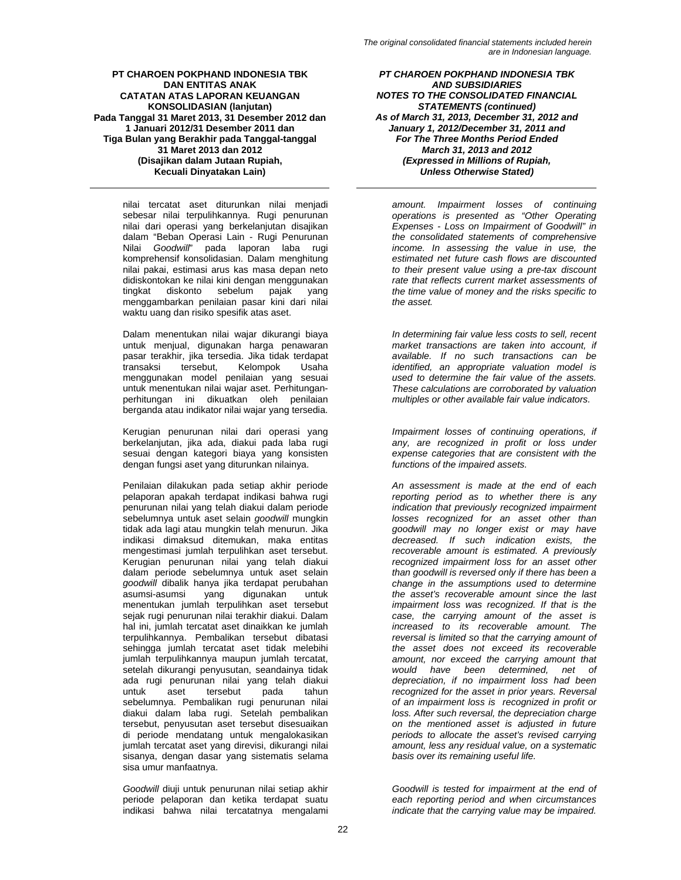nilai tercatat aset diturunkan nilai menjadi sebesar nilai terpulihkannya. Rugi penurunan nilai dari operasi yang berkelanjutan disajikan dalam "Beban Operasi Lain - Rugi Penurunan Nilai *Goodwill*" pada laporan laba rugi komprehensif konsolidasian. Dalam menghitung nilai pakai, estimasi arus kas masa depan neto didiskontokan ke nilai kini dengan menggunakan tingkat diskonto sebelum pajak yang menggambarkan penilaian pasar kini dari nilai waktu uang dan risiko spesifik atas aset.

Dalam menentukan nilai wajar dikurangi biaya untuk menjual, digunakan harga penawaran pasar terakhir, jika tersedia. Jika tidak terdapat transaksi tersebut, Kelompok Usaha menggunakan model penilaian yang sesuai untuk menentukan nilai wajar aset. Perhitungan-perhitungan ini dikuatkan oleh penilaian berganda atau indikator nilai wajar yang tersedia.

Kerugian penurunan nilai dari operasi yang berkelanjutan, jika ada, diakui pada laba rugi sesuai dengan kategori biaya yang konsisten dengan fungsi aset yang diturunkan nilainya.

Penilaian dilakukan pada setiap akhir periode pelaporan apakah terdapat indikasi bahwa rugi penurunan nilai yang telah diakui dalam periode sebelumnya untuk aset selain *goodwill* mungkin tidak ada lagi atau mungkin telah menurun. Jika indikasi dimaksud ditemukan, maka entitas mengestimasi jumlah terpulihkan aset tersebut. Kerugian penurunan nilai yang telah diakui dalam periode sebelumnya untuk aset selain *goodwill* dibalik hanya jika terdapat perubahan asumsi-asumsi yang digunakan untuk menentukan jumlah terpulihkan aset tersebut sejak rugi penurunan nilai terakhir diakui. Dalam hal ini, jumlah tercatat aset dinaikkan ke jumlah terpulihkannya. Pembalikan tersebut dibatasi sehingga jumlah tercatat aset tidak melebihi jumlah terpulihkannya maupun jumlah tercatat, setelah dikurangi penyusutan, seandainya tidak ada rugi penurunan nilai yang telah diakui untuk aset tersebut pada tahun sebelumnya. Pembalikan rugi penurunan nilai diakui dalam laba rugi. Setelah pembalikan tersebut, penyusutan aset tersebut disesuaikan di periode mendatang untuk mengalokasikan jumlah tercatat aset yang direvisi, dikurangi nilai sisanya, dengan dasar yang sistematis selama sisa umur manfaatnya.

*Goodwill* diuji untuk penurunan nilai setiap akhir periode pelaporan dan ketika terdapat suatu indikasi bahwa nilai tercatatnya mengalami

*amount. Impairment losses of continuing operations is presented as "Other Operating Expenses - Loss on Impairment of Goodwill" in the consolidated statements of comprehensive income. In assessing the value in use, the estimated net future cash flows are discounted to their present value using a pre-tax discount rate that reflects current market assessments of the time value of money and the risks specific to the asset.*

*In determining fair value less costs to sell, recent market transactions are taken into account, if available. If no such transactions can be identified, an appropriate valuation model is used to determine the fair value of the assets. These calculations are corroborated by valuation multiples or other available fair value indicators.*

*Impairment losses of continuing operations, if any, are recognized in profit or loss under expense categories that are consistent with the functions of the impaired assets.*

*An assessment is made at the end of each reporting period as to whether there is any indication that previously recognized impairment losses recognized for an asset other than goodwill may no longer exist or may have decreased. If such indication exists, the recoverable amount is estimated. A previously recognized impairment loss for an asset other than goodwill is reversed only if there has been a change in the assumptions used to determine the asset's recoverable amount since the last impairment loss was recognized. If that is the case, the carrying amount of the asset is increased to its recoverable amount. The reversal is limited so that the carrying amount of the asset does not exceed its recoverable amount, nor exceed the carrying amount that would have been determined, net of depreciation, if no impairment loss had been recognized for the asset in prior years. Reversal of an impairment loss is recognized in profit or loss. After such reversal, the depreciation charge on the mentioned asset is adjusted in future periods to allocate the asset's revised carrying amount, less any residual value, on a systematic basis over its remaining useful life.*

*Goodwill is tested for impairment at the end of each reporting period and when circumstances indicate that the carrying value may be impaired.*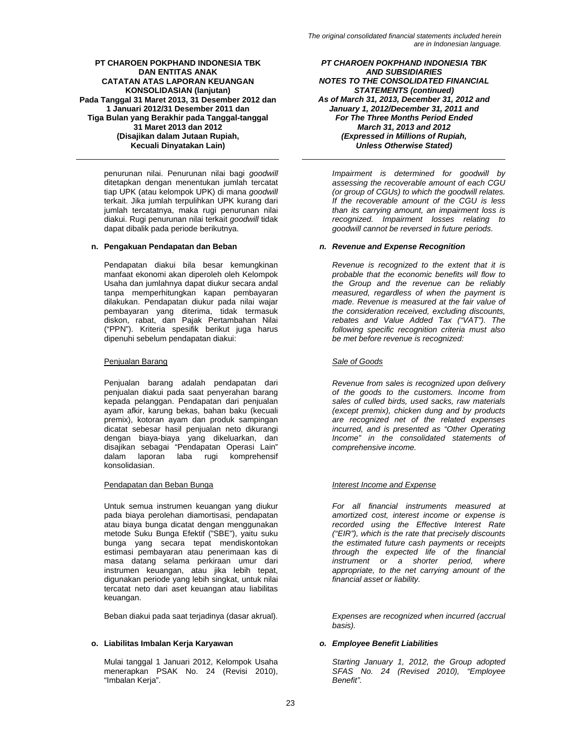penurunan nilai. Penurunan nilai bagi *goodwill* ditetapkan dengan menentukan jumlah tercatat tiap UPK (atau kelompok UPK) di mana *goodwill* terkait. Jika jumlah terpulihkan UPK kurang dari jumlah tercatatnya, maka rugi penurunan nilai diakui. Rugi penurunan nilai terkait *goodwill* tidak dapat dibalik pada periode berikutnya.

*Impairment is determined for goodwill by assessing the recoverable amount of each CGU (or group of CGUs) to which the goodwill relates. If the recoverable amount of the CGU is less than its carrying amount, an impairment loss is recognized. Impairment losses relating to goodwill cannot be reversed in future periods.*

**n. Pengakuan Pendapatan dan Beban**

***n. Revenue and Expense Recognition***

Pendapatan diakui bila besar kemungkinan manfaat ekonomi akan diperoleh oleh Kelompok Usaha dan jumlahnya dapat diukur secara andal tanpa memperhitungkan kapan pembayaran dilakukan. Pendapatan diukur pada nilai wajar pembayaran yang diterima, tidak termasuk diskon, rabat, dan Pajak Pertambahan Nilai ("PPN"). Kriteria spesifik berikut juga harus dipenuhi sebelum pendapatan diakui:

*Revenue is recognized to the extent that it is probable that the economic benefits will flow to the Group and the revenue can be reliably measured, regardless of when the payment is made. Revenue is measured at the fair value of the consideration received, excluding discounts, rebates and Value Added Tax ("VAT"). The following specific recognition criteria must also be met before revenue is recognized:*

<u>Penjualan Barang</u>

<u>*Sale of Goods*</u>

Penjualan barang adalah pendapatan dari penjualan diakui pada saat penyerahan barang kepada pelanggan. Pendapatan dari penjualan ayam afkir, karung bekas, bahan baku (kecuali premix), kotoran ayam dan produk sampingan dicatat sebesar hasil penjualan neto dikurangi dengan biaya-biaya yang dikeluarkan, dan disajikan sebagai "Pendapatan Operasi Lain" dalam laporan laba rugi komprehensif konsolidasian.

*Revenue from sales is recognized upon delivery of the goods to the customers. Income from sales of culled birds, used sacks, raw materials (except premix), chicken dung and by products are recognized net of the related expenses incurred, and is presented as "Other Operating Income" in the consolidated statements of comprehensive income.*

<u>Pendapatan dan Beban Bunga</u>

<u>*Interest Income and Expense*</u>

Untuk semua instrumen keuangan yang diukur pada biaya perolehan diamortisasi, pendapatan atau biaya bunga dicatat dengan menggunakan metode Suku Bunga Efektif ("SBE"), yaitu suku bunga yang secara tepat mendiskontokan estimasi pembayaran atau penerimaan kas di masa datang selama perkiraan umur dari instrumen keuangan, atau jika lebih tepat, digunakan periode yang lebih singkat, untuk nilai tercatat neto dari aset keuangan atau liabilitas keuangan.

*For all financial instruments measured at amortized cost, interest income or expense is recorded using the Effective Interest Rate ("EIR"), which is the rate that precisely discounts the estimated future cash payments or receipts through the expected life of the financial instrument or a shorter period, where appropriate, to the net carrying amount of the financial asset or liability.*

Beban diakui pada saat terjadinya (dasar akrual).

*Expenses are recognized when incurred (accrual basis).*

**o. Liabilitas Imbalan Kerja Karyawan**

***o. Employee Benefit Liabilities***

Mulai tanggal 1 Januari 2012, Kelompok Usaha menerapkan PSAK No. 24 (Revisi 2010), "Imbalan Kerja".

*Starting January 1, 2012, the Group adopted SFAS No. 24 (Revised 2010), "Employee Benefit".*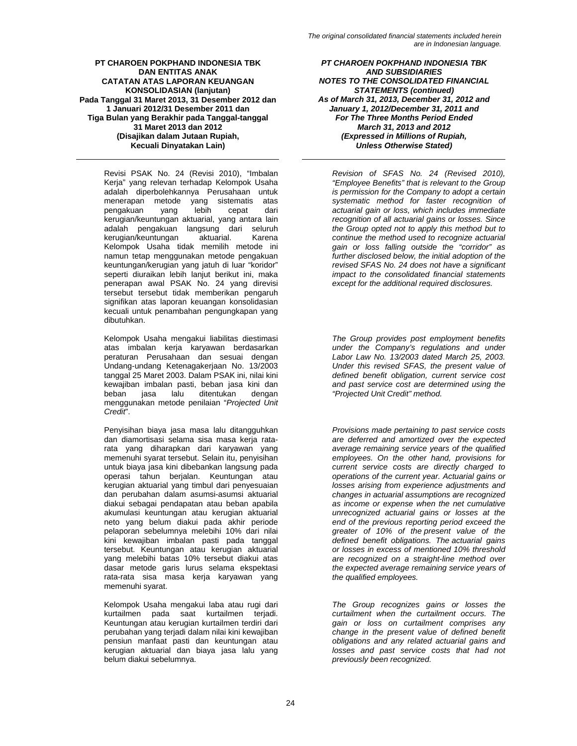Revisi PSAK No. 24 (Revisi 2010), "Imbalan Kerja" yang relevan terhadap Kelompok Usaha adalah diperbolehkannya Perusahaan untuk menerapan metode yang sistematis atas pengakuan yang lebih cepat dari kerugian/keuntungan aktuarial, yang antara lain adalah pengakuan langsung dari seluruh kerugian/keuntungan aktuarial. Karena Kelompok Usaha tidak memilih metode ini namun tetap menggunakan metode pengakuan keuntungan/kerugian yang jatuh di luar "koridor" seperti diuraikan lebih lanjut berikut ini, maka penerapan awal PSAK No. 24 yang direvisi tersebut tersebut tidak memberikan pengaruh signifikan atas laporan keuangan konsolidasian kecuali untuk penambahan pengungkapan yang dibutuhkan.

*Revision of SFAS No. 24 (Revised 2010), "Employee Benefits" that is relevant to the Group is permission for the Company to adopt a certain systematic method for faster recognition of actuarial gain or loss, which includes immediate recognition of all actuarial gains or losses. Since the Group opted not to apply this method but to continue the method used to recognize actuarial gain or loss falling outside the "corridor" as further disclosed below, the initial adoption of the revised SFAS No. 24 does not have a significant impact to the consolidated financial statements except for the additional required disclosures.*

Kelompok Usaha mengakui liabilitas diestimasi atas imbalan kerja karyawan berdasarkan peraturan Perusahaan dan sesuai dengan Undang-undang Ketenagakerjaan No. 13/2003 tanggal 25 Maret 2003. Dalam PSAK ini, nilai kini kewajiban imbalan pasti, beban jasa kini dan beban jasa lalu ditentukan dengan menggunakan metode penilaian "*Projected Unit Credit*".

*The Group provides post employment benefits under the Company's regulations and under Labor Law No. 13/2003 dated March 25, 2003. Under this revised SFAS, the present value of defined benefit obligation, current service cost and past service cost are determined using the "Projected Unit Credit" method.*

Penyisihan biaya jasa masa lalu ditangguhkan dan diamortisasi selama sisa masa kerja rata-rata yang diharapkan dari karyawan yang memenuhi syarat tersebut. Selain itu, penyisihan untuk biaya jasa kini dibebankan langsung pada operasi tahun berjalan. Keuntungan atau kerugian aktuarial yang timbul dari penyesuaian dan perubahan dalam asumsi-asumsi aktuarial diakui sebagai pendapatan atau beban apabila akumulasi keuntungan atau kerugian aktuarial neto yang belum diakui pada akhir periode pelaporan sebelumnya melebihi 10% dari nilai kini kewajiban imbalan pasti pada tanggal tersebut. Keuntungan atau kerugian aktuarial yang melebihi batas 10% tersebut diakui atas dasar metode garis lurus selama ekspektasi rata-rata sisa masa kerja karyawan yang memenuhi syarat.

*Provisions made pertaining to past service costs are deferred and amortized over the expected average remaining service years of the qualified employees. On the other hand, provisions for current service costs are directly charged to operations of the current year. Actuarial gains or losses arising from experience adjustments and changes in actuarial assumptions are recognized as income or expense when the net cumulative unrecognized actuarial gains or losses at the end of the previous reporting period exceed the greater of 10% of the present value of the defined benefit obligations. The actuarial gains or losses in excess of mentioned 10% threshold are recognized on a straight-line method over the expected average remaining service years of the qualified employees.*

Kelompok Usaha mengakui laba atau rugi dari kurtailmen pada saat kurtailmen terjadi. Keuntungan atau kerugian kurtailmen terdiri dari perubahan yang terjadi dalam nilai kini kewajiban pensiun manfaat pasti dan keuntungan atau kerugian aktuarial dan biaya jasa lalu yang belum diakui sebelumnya.

*The Group recognizes gains or losses the curtailment when the curtailment occurs. The gain or loss on curtailment comprises any change in the present value of defined benefit obligations and any related actuarial gains and losses and past service costs that had not previously been recognized.*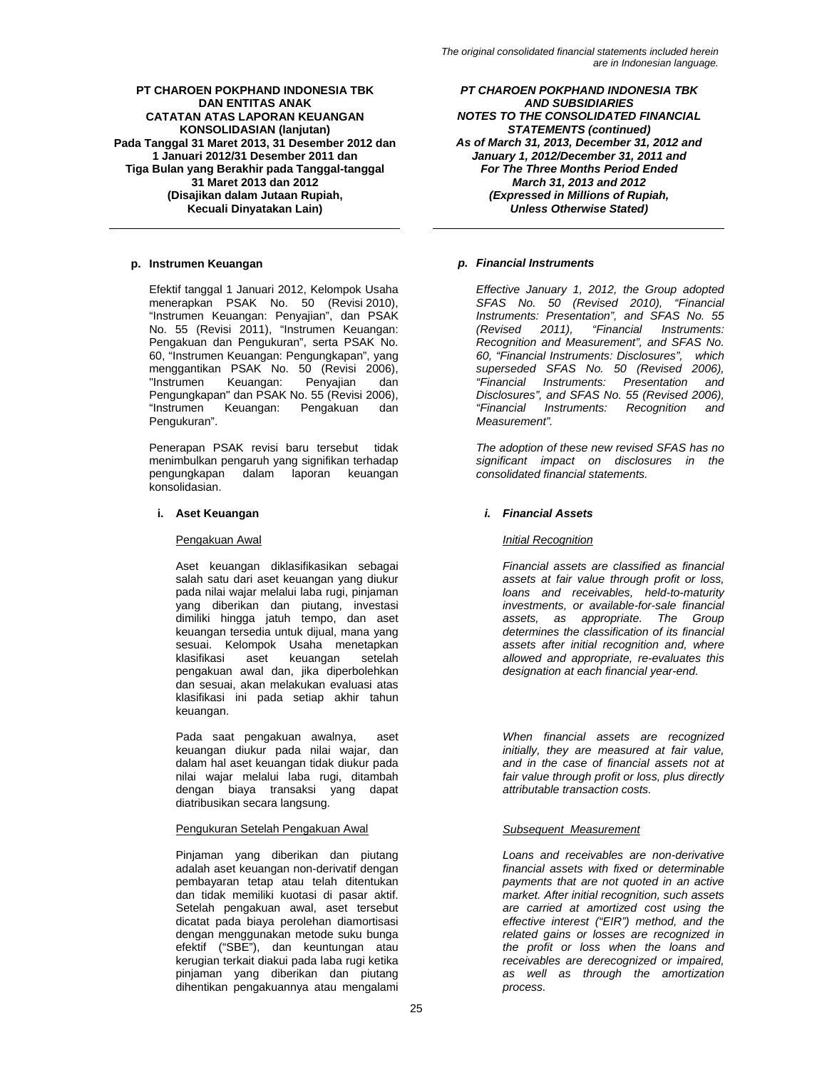**p. Instrumen Keuangan**

Efektif tanggal 1 Januari 2012, Kelompok Usaha menerapkan PSAK No. 50 (Revisi 2010), "Instrumen Keuangan: Penyajian", dan PSAK No. 55 (Revisi 2011), "Instrumen Keuangan: Pengakuan dan Pengukuran", serta PSAK No. 60, "Instrumen Keuangan: Pengungkapan", yang menggantikan PSAK No. 50 (Revisi 2006), "Instrumen Keuangan: Penyajian dan Pengungkapan" dan PSAK No. 55 (Revisi 2006), "Instrumen Keuangan: Pengakuan dan Pengukuran".

Penerapan PSAK revisi baru tersebut tidak menimbulkan pengaruh yang signifikan terhadap pengungkapan dalam laporan keuangan konsolidasian.

**i. Aset Keuangan**

Pengakuan Awal

Aset keuangan diklasifikasikan sebagai salah satu dari aset keuangan yang diukur pada nilai wajar melalui laba rugi, pinjaman yang diberikan dan piutang, investasi dimiliki hingga jatuh tempo, dan aset keuangan tersedia untuk dijual, mana yang sesuai. Kelompok Usaha menetapkan klasifikasi aset keuangan setelah pengakuan awal dan, jika diperbolehkan dan sesuai, akan melakukan evaluasi atas klasifikasi ini pada setiap akhir tahun keuangan.

Pada saat pengakuan awalnya, aset keuangan diukur pada nilai wajar, dan dalam hal aset keuangan tidak diukur pada nilai wajar melalui laba rugi, ditambah dengan biaya transaksi yang dapat diatribusikan secara langsung.

Pengukuran Setelah Pengakuan Awal

Pinjaman yang diberikan dan piutang adalah aset keuangan non-derivatif dengan pembayaran tetap atau telah ditentukan dan tidak memiliki kuotasi di pasar aktif. Setelah pengakuan awal, aset tersebut dicatat pada biaya perolehan diamortisasi dengan menggunakan metode suku bunga efektif ("SBE"), dan keuntungan atau kerugian terkait diakui pada laba rugi ketika pinjaman yang diberikan dan piutang dihentikan pengakuannya atau mengalami

***p. Financial Instruments***

*Effective January 1, 2012, the Group adopted SFAS No. 50 (Revised 2010), "Financial Instruments: Presentation", and SFAS No. 55 (Revised 2011), "Financial Instruments: Recognition and Measurement", and SFAS No. 60, "Financial Instruments: Disclosures", which superseded SFAS No. 50 (Revised 2006), "Financial Instruments: Presentation and Disclosures", and SFAS No. 55 (Revised 2006), "Financial Instruments: Recognition and Measurement".*

*The adoption of these new revised SFAS has no significant impact on disclosures in the consolidated financial statements.*

***i. Financial Assets***

*Initial Recognition*

*Financial assets are classified as financial assets at fair value through profit or loss, loans and receivables, held-to-maturity investments, or available-for-sale financial assets, as appropriate. The Group determines the classification of its financial assets after initial recognition and, where allowed and appropriate, re-evaluates this designation at each financial year-end.*

*When financial assets are recognized initially, they are measured at fair value, and in the case of financial assets not at fair value through profit or loss, plus directly attributable transaction costs.*

*Subsequent Measurement*

*Loans and receivables are non-derivative financial assets with fixed or determinable payments that are not quoted in an active market. After initial recognition, such assets are carried at amortized cost using the effective interest ("EIR") method, and the related gains or losses are recognized in the profit or loss when the loans and receivables are derecognized or impaired, as well as through the amortization process.*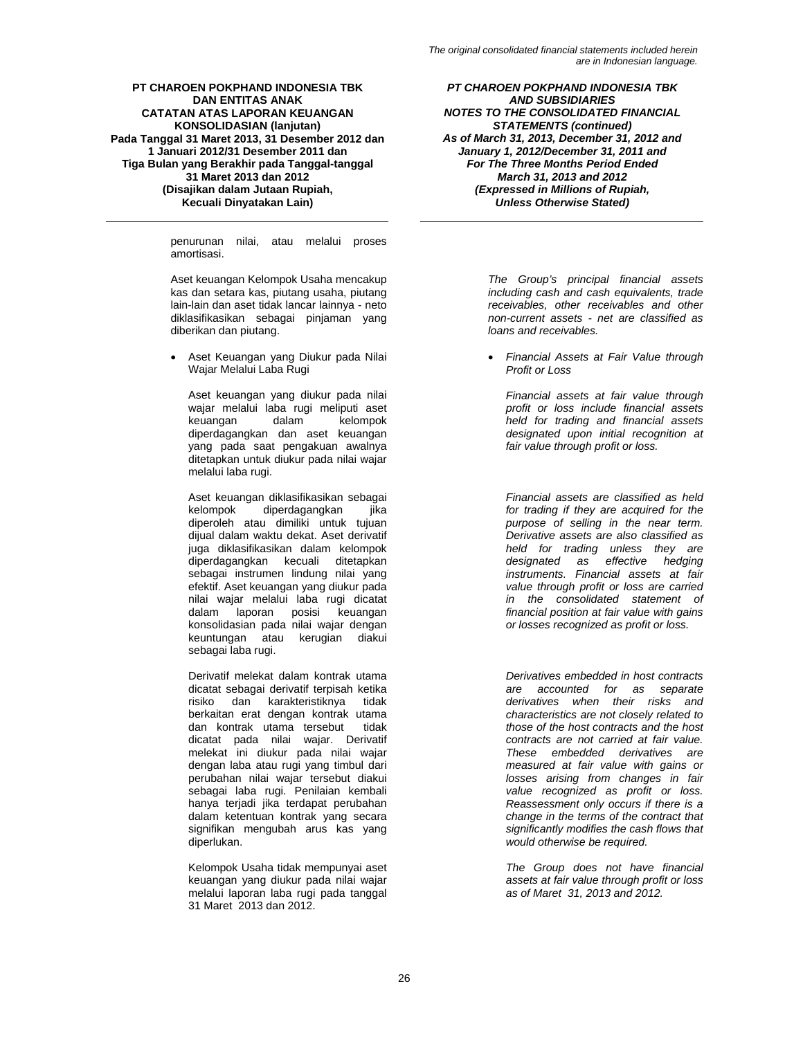penurunan nilai, atau melalui proses amortisasi.

Aset keuangan Kelompok Usaha mencakup kas dan setara kas, piutang usaha, piutang lain-lain dan aset tidak lancar lainnya - neto diklasifikasikan sebagai pinjaman yang diberikan dan piutang.

*The Group's principal financial assets including cash and cash equivalents, trade receivables, other receivables and other non-current assets - net are classified as loans and receivables.*

- Aset Keuangan yang Diukur pada Nilai Wajar Melalui Laba Rugi

- *Financial Assets at Fair Value through Profit or Loss*

Aset keuangan yang diukur pada nilai wajar melalui laba rugi meliputi aset keuangan dalam kelompok diperdagangkan dan aset keuangan yang pada saat pengakuan awalnya ditetapkan untuk diukur pada nilai wajar melalui laba rugi.

*Financial assets at fair value through profit or loss include financial assets held for trading and financial assets designated upon initial recognition at fair value through profit or loss.*

Aset keuangan diklasifikasikan sebagai kelompok diperdagangkan jika diperoleh atau dimiliki untuk tujuan dijual dalam waktu dekat. Aset derivatif juga diklasifikasikan dalam kelompok diperdagangkan kecuali ditetapkan sebagai instrumen lindung nilai yang efektif. Aset keuangan yang diukur pada nilai wajar melalui laba rugi dicatat dalam laporan posisi keuangan konsolidasian pada nilai wajar dengan keuntungan atau kerugian diakui sebagai laba rugi.

*Financial assets are classified as held for trading if they are acquired for the purpose of selling in the near term. Derivative assets are also classified as held for trading unless they are designated as effective hedging instruments. Financial assets at fair value through profit or loss are carried in the consolidated statement of financial position at fair value with gains or losses recognized as profit or loss.*

Derivatif melekat dalam kontrak utama dicatat sebagai derivatif terpisah ketika risiko dan karakteristiknya tidak berkaitan erat dengan kontrak utama dan kontrak utama tersebut tidak dicatat pada nilai wajar. Derivatif melekat ini diukur pada nilai wajar dengan laba atau rugi yang timbul dari perubahan nilai wajar tersebut diakui sebagai laba rugi. Penilaian kembali hanya terjadi jika terdapat perubahan dalam ketentuan kontrak yang secara signifikan mengubah arus kas yang diperlukan.

*Derivatives embedded in host contracts are accounted for as separate derivatives when their risks and characteristics are not closely related to those of the host contracts and the host contracts are not carried at fair value. These embedded derivatives are measured at fair value with gains or losses arising from changes in fair value recognized as profit or loss. Reassessment only occurs if there is a change in the terms of the contract that significantly modifies the cash flows that would otherwise be required.*

Kelompok Usaha tidak mempunyai aset keuangan yang diukur pada nilai wajar melalui laporan laba rugi pada tanggal 31 Maret 2013 dan 2012.

*The Group does not have financial assets at fair value through profit or loss as of Maret 31, 2013 and 2012.*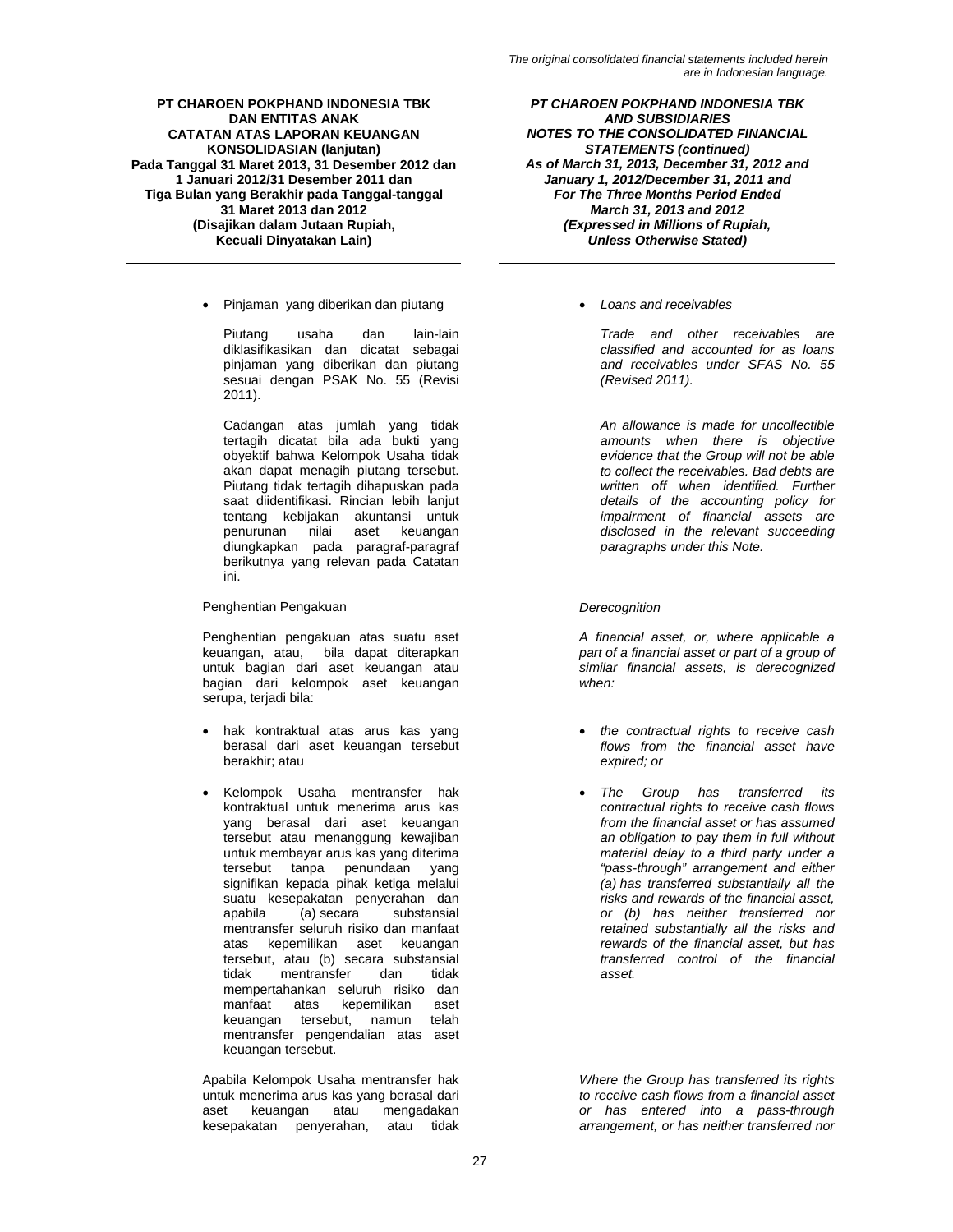- Pinjaman yang diberikan dan piutang

  Piutang usaha dan lain-lain diklasifikasikan dan dicatat sebagai pinjaman yang diberikan dan piutang sesuai dengan PSAK No. 55 (Revisi 2011).

  Cadangan atas jumlah yang tidak tertagih dicatat bila ada bukti yang obyektif bahwa Kelompok Usaha tidak akan dapat menagih piutang tersebut. Piutang tidak tertagih dihapuskan pada saat diidentifikasi. Rincian lebih lanjut tentang kebijakan akuntansi untuk penurunan nilai aset keuangan diungkapkan pada paragraf-paragraf berikutnya yang relevan pada Catatan ini.

Penghentian Pengakuan

Penghentian pengakuan atas suatu aset keuangan, atau, bila dapat diterapkan untuk bagian dari aset keuangan atau bagian dari kelompok aset keuangan serupa, terjadi bila:

- hak kontraktual atas arus kas yang berasal dari aset keuangan tersebut berakhir; atau
- Kelompok Usaha mentransfer hak kontraktual untuk menerima arus kas yang berasal dari aset keuangan tersebut atau menanggung kewajiban untuk membayar arus kas yang diterima tersebut tanpa penundaan yang signifikan kepada pihak ketiga melalui suatu kesepakatan penyerahan dan apabila (a) secara substansial mentransfer seluruh risiko dan manfaat atas kepemilikan aset keuangan tersebut, atau (b) secara substansial tidak mentransfer dan tidak mempertahankan seluruh risiko dan manfaat atas kepemilikan aset keuangan tersebut, namun telah mentransfer pengendalian atas aset keuangan tersebut.

Apabila Kelompok Usaha mentransfer hak untuk menerima arus kas yang berasal dari aset keuangan atau mengadakan kesepakatan penyerahan, atau tidak

- *Loans and receivables*

  *Trade and other receivables are classified and accounted for as loans and receivables under SFAS No. 55 (Revised 2011).*

  *An allowance is made for uncollectible amounts when there is objective evidence that the Group will not be able to collect the receivables. Bad debts are written off when identified. Further details of the accounting policy for impairment of financial assets are disclosed in the relevant succeeding paragraphs under this Note.*

*Derecognition*

*A financial asset, or, where applicable a part of a financial asset or part of a group of similar financial assets, is derecognized when:*

- *the contractual rights to receive cash flows from the financial asset have expired; or*
- *The Group has transferred its contractual rights to receive cash flows from the financial asset or has assumed an obligation to pay them in full without material delay to a third party under a "pass-through" arrangement and either (a) has transferred substantially all the risks and rewards of the financial asset, or (b) has neither transferred nor retained substantially all the risks and rewards of the financial asset, but has transferred control of the financial asset.*

*Where the Group has transferred its rights to receive cash flows from a financial asset or has entered into a pass-through arrangement, or has neither transferred nor*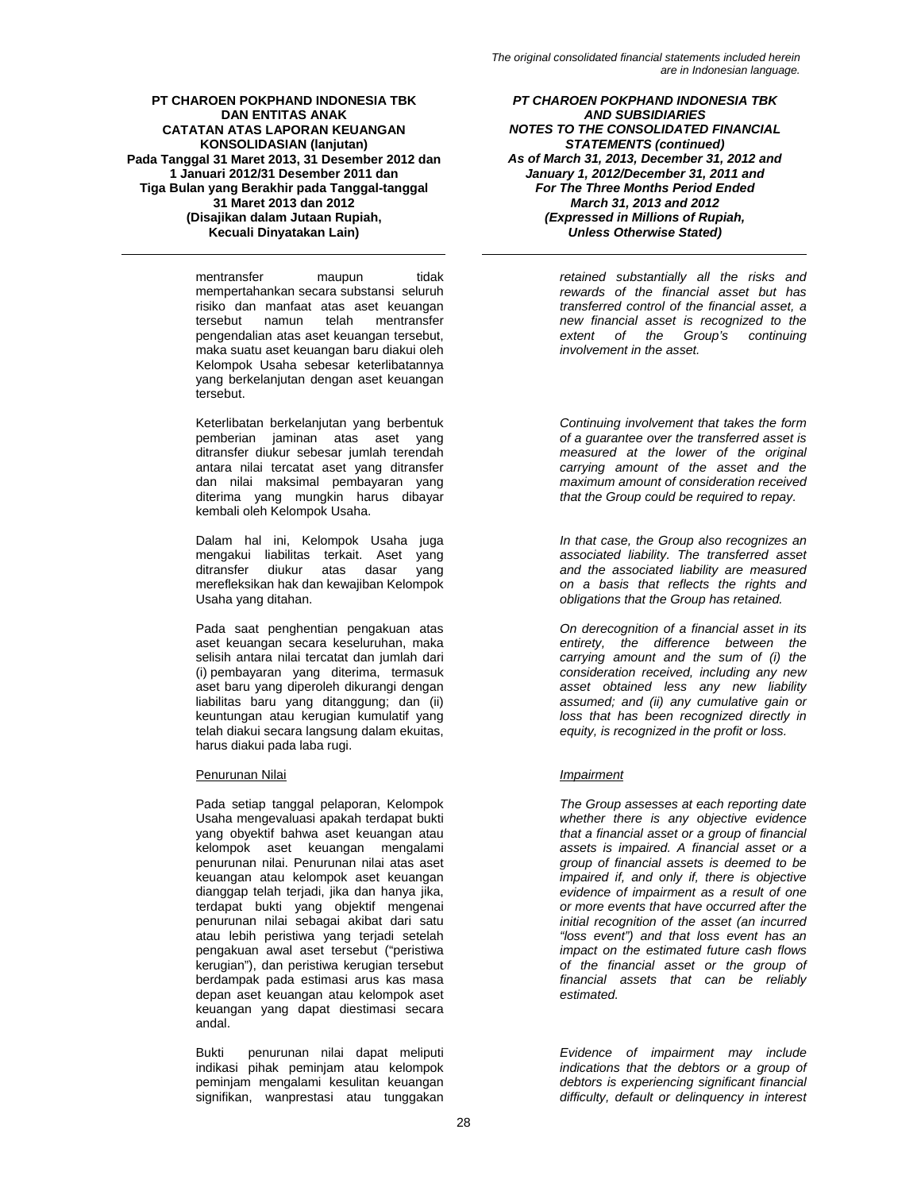mentransfer maupun tidak mempertahankan secara substansi seluruh risiko dan manfaat atas aset keuangan tersebut namun telah mentransfer pengendalian atas aset keuangan tersebut, maka suatu aset keuangan baru diakui oleh Kelompok Usaha sebesar keterlibatannya yang berkelanjutan dengan aset keuangan tersebut.

*retained substantially all the risks and rewards of the financial asset but has transferred control of the financial asset, a new financial asset is recognized to the extent of the Group's continuing involvement in the asset.*

Keterlibatan berkelanjutan yang berbentuk pemberian jaminan atas aset yang ditransfer diukur sebesar jumlah terendah antara nilai tercatat aset yang ditransfer dan nilai maksimal pembayaran yang diterima yang mungkin harus dibayar kembali oleh Kelompok Usaha.

*Continuing involvement that takes the form of a guarantee over the transferred asset is measured at the lower of the original carrying amount of the asset and the maximum amount of consideration received that the Group could be required to repay.*

Dalam hal ini, Kelompok Usaha juga mengakui liabilitas terkait. Aset yang ditransfer diukur atas dasar yang merefleksikan hak dan kewajiban Kelompok Usaha yang ditahan.

*In that case, the Group also recognizes an associated liability. The transferred asset and the associated liability are measured on a basis that reflects the rights and obligations that the Group has retained.*

Pada saat penghentian pengakuan atas aset keuangan secara keseluruhan, maka selisih antara nilai tercatat dan jumlah dari (i) pembayaran yang diterima, termasuk aset baru yang diperoleh dikurangi dengan liabilitas baru yang ditanggung; dan (ii) keuntungan atau kerugian kumulatif yang telah diakui secara langsung dalam ekuitas, harus diakui pada laba rugi.

*On derecognition of a financial asset in its entirety, the difference between the carrying amount and the sum of (i) the consideration received, including any new asset obtained less any new liability assumed; and (ii) any cumulative gain or loss that has been recognized directly in equity, is recognized in the profit or loss.*

Penurunan Nilai

*Impairment*

Pada setiap tanggal pelaporan, Kelompok Usaha mengevaluasi apakah terdapat bukti yang obyektif bahwa aset keuangan atau kelompok aset keuangan mengalami penurunan nilai. Penurunan nilai atas aset keuangan atau kelompok aset keuangan dianggap telah terjadi, jika dan hanya jika, terdapat bukti yang objektif mengenai penurunan nilai sebagai akibat dari satu atau lebih peristiwa yang terjadi setelah pengakuan awal aset tersebut ("peristiwa kerugian"), dan peristiwa kerugian tersebut berdampak pada estimasi arus kas masa depan aset keuangan atau kelompok aset keuangan yang dapat diestimasi secara andal.

*The Group assesses at each reporting date whether there is any objective evidence that a financial asset or a group of financial assets is impaired. A financial asset or a group of financial assets is deemed to be impaired if, and only if, there is objective evidence of impairment as a result of one or more events that have occurred after the initial recognition of the asset (an incurred "loss event") and that loss event has an impact on the estimated future cash flows of the financial asset or the group of financial assets that can be reliably estimated.*

Bukti penurunan nilai dapat meliputi indikasi pihak peminjam atau kelompok peminjam mengalami kesulitan keuangan signifikan, wanprestasi atau tunggakan

*Evidence of impairment may include indications that the debtors or a group of debtors is experiencing significant financial difficulty, default or delinquency in interest*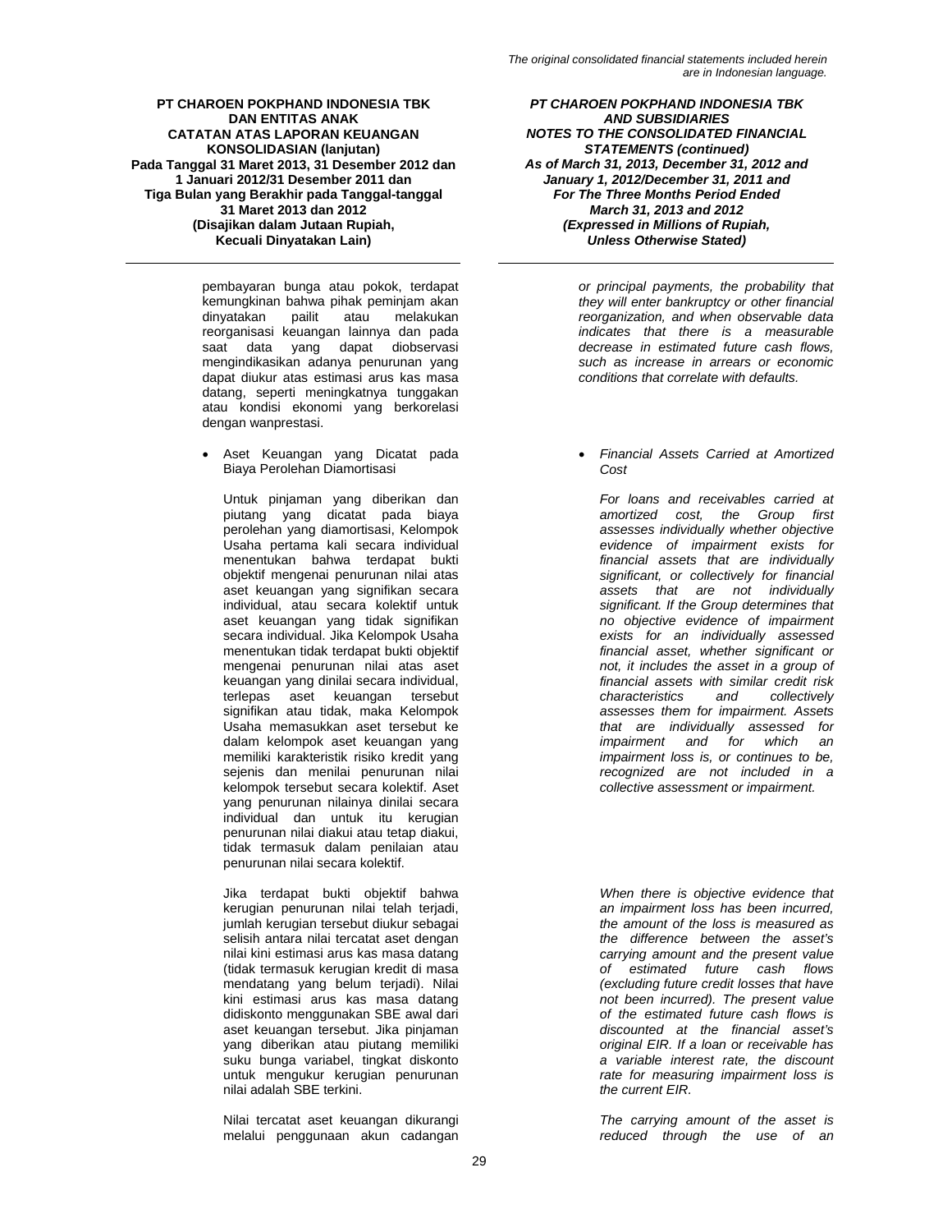pembayaran bunga atau pokok, terdapat kemungkinan bahwa pihak peminjam akan dinyatakan pailit atau melakukan reorganisasi keuangan lainnya dan pada saat data yang dapat diobservasi mengindikasikan adanya penurunan yang dapat diukur atas estimasi arus kas masa datang, seperti meningkatnya tunggakan atau kondisi ekonomi yang berkorelasi dengan wanprestasi.

*or principal payments, the probability that they will enter bankruptcy or other financial reorganization, and when observable data indicates that there is a measurable decrease in estimated future cash flows, such as increase in arrears or economic conditions that correlate with defaults.*

- Aset Keuangan yang Dicatat pada Biaya Perolehan Diamortisasi

- *Financial Assets Carried at Amortized Cost*

Untuk pinjaman yang diberikan dan piutang yang dicatat pada biaya perolehan yang diamortisasi, Kelompok Usaha pertama kali secara individual menentukan bahwa terdapat bukti objektif mengenai penurunan nilai atas aset keuangan yang signifikan secara individual, atau secara kolektif untuk aset keuangan yang tidak signifikan secara individual. Jika Kelompok Usaha menentukan tidak terdapat bukti objektif mengenai penurunan nilai atas aset keuangan yang dinilai secara individual, terlepas aset keuangan tersebut signifikan atau tidak, maka Kelompok Usaha memasukkan aset tersebut ke dalam kelompok aset keuangan yang memiliki karakteristik risiko kredit yang sejenis dan menilai penurunan nilai kelompok tersebut secara kolektif. Aset yang penurunan nilainya dinilai secara individual dan untuk itu kerugian penurunan nilai diakui atau tetap diakui, tidak termasuk dalam penilaian atau penurunan nilai secara kolektif.

*For loans and receivables carried at amortized cost, the Group first assesses individually whether objective evidence of impairment exists for financial assets that are individually significant, or collectively for financial assets that are not individually significant. If the Group determines that no objective evidence of impairment exists for an individually assessed financial asset, whether significant or not, it includes the asset in a group of financial assets with similar credit risk characteristics and collectively assesses them for impairment. Assets that are individually assessed for impairment and for which an impairment loss is, or continues to be, recognized are not included in a collective assessment or impairment.*

Jika terdapat bukti objektif bahwa kerugian penurunan nilai telah terjadi, jumlah kerugian tersebut diukur sebagai selisih antara nilai tercatat aset dengan nilai kini estimasi arus kas masa datang (tidak termasuk kerugian kredit di masa mendatang yang belum terjadi). Nilai kini estimasi arus kas masa datang didiskonto menggunakan SBE awal dari aset keuangan tersebut. Jika pinjaman yang diberikan atau piutang memiliki suku bunga variabel, tingkat diskonto untuk mengukur kerugian penurunan nilai adalah SBE terkini.

*When there is objective evidence that an impairment loss has been incurred, the amount of the loss is measured as the difference between the asset's carrying amount and the present value of estimated future cash flows (excluding future credit losses that have not been incurred). The present value of the estimated future cash flows is discounted at the financial asset's original EIR. If a loan or receivable has a variable interest rate, the discount rate for measuring impairment loss is the current EIR.*

Nilai tercatat aset keuangan dikurangi melalui penggunaan akun cadangan

*The carrying amount of the asset is reduced through the use of an*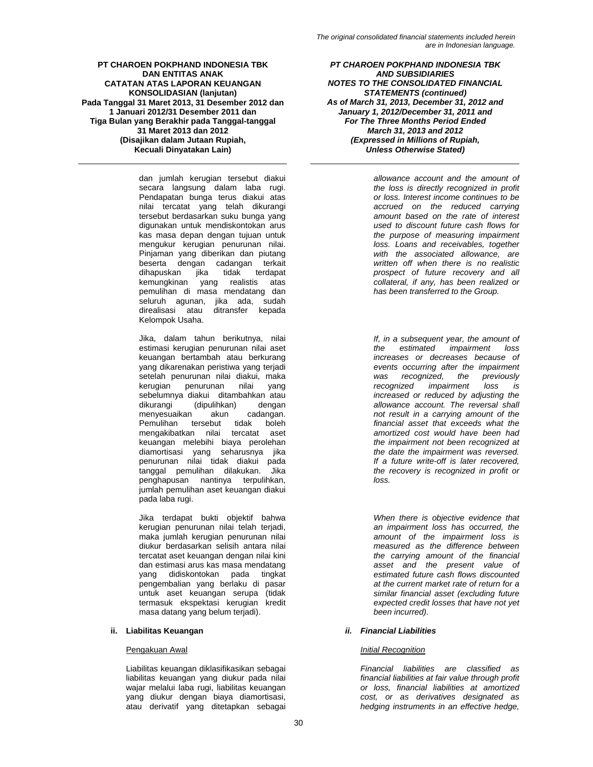dan jumlah kerugian tersebut diakui secara langsung dalam laba rugi. Pendapatan bunga terus diakui atas nilai tercatat yang telah dikurangi tersebut berdasarkan suku bunga yang digunakan untuk mendiskontokan arus kas masa depan dengan tujuan untuk mengukur kerugian penurunan nilai. Pinjaman yang diberikan dan piutang beserta dengan cadangan terkait dihapuskan jika tidak terdapat kemungkinan yang realistis atas pemulihan di masa mendatang dan seluruh agunan, jika ada, sudah direalisasi atau ditransfer kepada Kelompok Usaha.

*allowance account and the amount of the loss is directly recognized in profit or loss. Interest income continues to be accrued on the reduced carrying amount based on the rate of interest used to discount future cash flows for the purpose of measuring impairment loss. Loans and receivables, together with the associated allowance, are written off when there is no realistic prospect of future recovery and all collateral, if any, has been realized or has been transferred to the Group.*

Jika, dalam tahun berikutnya, nilai estimasi kerugian penurunan nilai aset keuangan bertambah atau berkurang yang dikarenakan peristiwa yang terjadi setelah penurunan nilai diakui, maka kerugian penurunan nilai yang sebelumnya diakui ditambahkan atau dikurangi (dipulihkan) dengan menyesuaikan akun cadangan. Pemulihan tersebut tidak boleh mengakibatkan nilai tercatat aset keuangan melebihi biaya perolehan diamortisasi yang seharusnya jika penurunan nilai tidak diakui pada tanggal pemulihan dilakukan. Jika penghapusan nantinya terpulihkan, jumlah pemulihan aset keuangan diakui pada laba rugi.

*If, in a subsequent year, the amount of the estimated impairment loss increases or decreases because of events occurring after the impairment was recognized, the previously recognized impairment loss is increased or reduced by adjusting the allowance account. The reversal shall not result in a carrying amount of the financial asset that exceeds what the amortized cost would have been had the impairment not been recognized at the date the impairment was reversed. If a future write-off is later recovered, the recovery is recognized in profit or loss.*

Jika terdapat bukti objektif bahwa kerugian penurunan nilai telah terjadi, maka jumlah kerugian penurunan nilai diukur berdasarkan selisih antara nilai tercatat aset keuangan dengan nilai kini dan estimasi arus kas masa mendatang yang didiskontokan pada tingkat pengembalian yang berlaku di pasar untuk aset keuangan serupa (tidak termasuk ekspektasi kerugian kredit masa datang yang belum terjadi).

*When there is objective evidence that an impairment loss has occurred, the amount of the impairment loss is measured as the difference between the carrying amount of the financial asset and the present value of estimated future cash flows discounted at the current market rate of return for a similar financial asset (excluding future expected credit losses that have not yet been incurred).*

**ii. Liabilitas Keuangan**

***ii. Financial Liabilities***

Pengakuan Awal

*Initial Recognition*

Liabilitas keuangan diklasifikasikan sebagai liabilitas keuangan yang diukur pada nilai wajar melalui laba rugi, liabilitas keuangan yang diukur dengan biaya diamortisasi, atau derivatif yang ditetapkan sebagai

*Financial liabilities are classified as financial liabilities at fair value through profit or loss, financial liabilities at amortized cost, or as derivatives designated as hedging instruments in an effective hedge,*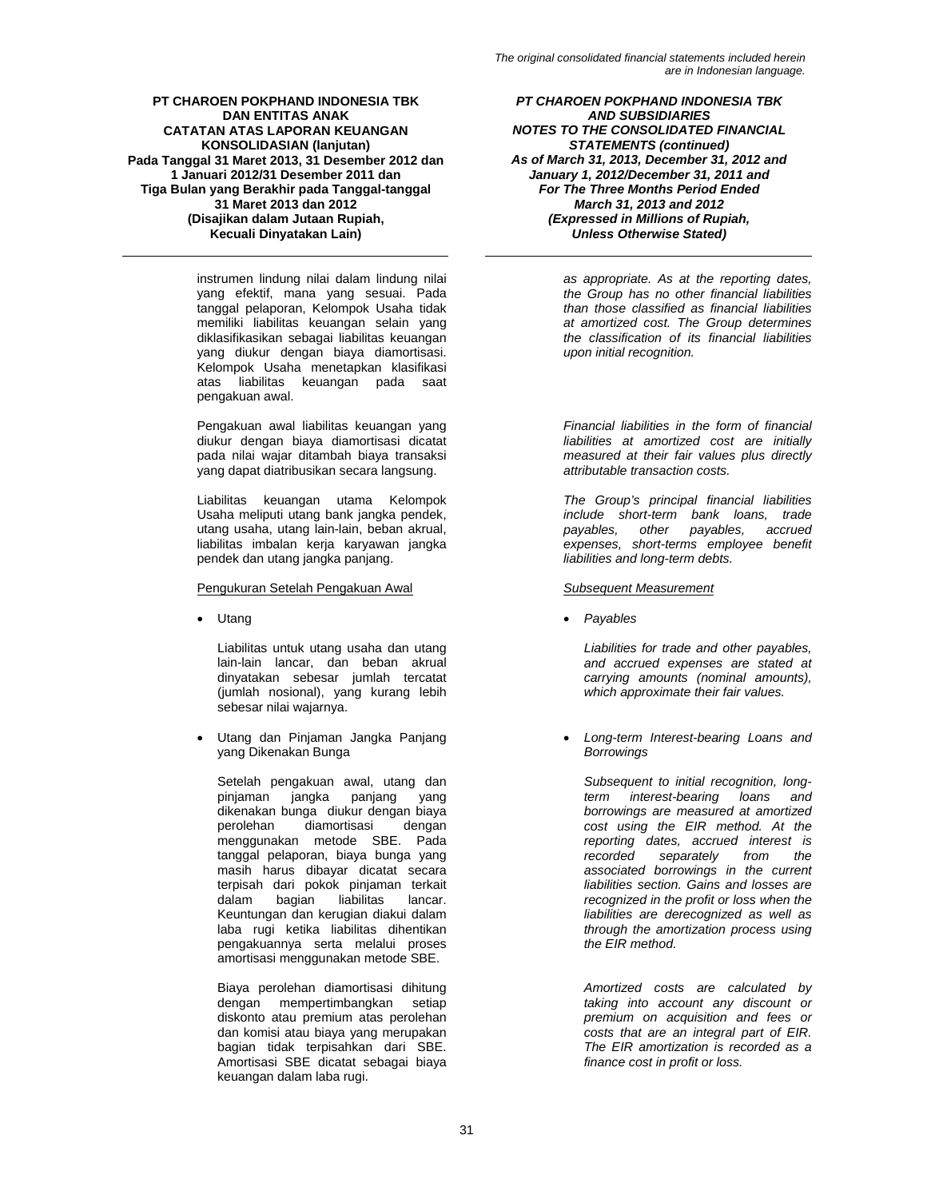instrumen lindung nilai dalam lindung nilai yang efektif, mana yang sesuai. Pada tanggal pelaporan, Kelompok Usaha tidak memiliki liabilitas keuangan selain yang diklasifikasikan sebagai liabilitas keuangan yang diukur dengan biaya diamortisasi. Kelompok Usaha menetapkan klasifikasi atas liabilitas keuangan pada saat pengakuan awal.

*as appropriate. As at the reporting dates, the Group has no other financial liabilities than those classified as financial liabilities at amortized cost. The Group determines the classification of its financial liabilities upon initial recognition.*

Pengakuan awal liabilitas keuangan yang diukur dengan biaya diamortisasi dicatat pada nilai wajar ditambah biaya transaksi yang dapat diatribusikan secara langsung.

*Financial liabilities in the form of financial liabilities at amortized cost are initially measured at their fair values plus directly attributable transaction costs.*

Liabilitas keuangan utama Kelompok Usaha meliputi utang bank jangka pendek, utang usaha, utang lain-lain, beban akrual, liabilitas imbalan kerja karyawan jangka pendek dan utang jangka panjang.

*The Group's principal financial liabilities include short-term bank loans, trade payables, other payables, accrued expenses, short-terms employee benefit liabilities and long-term debts.*

Pengukuran Setelah Pengakuan Awal

*Subsequent Measurement*

- Utang

  Liabilitas untuk utang usaha dan utang lain-lain lancar, dan beban akrual dinyatakan sebesar jumlah tercatat (jumlah nosional), yang kurang lebih sebesar nilai wajarnya.

- *Payables*

  *Liabilities for trade and other payables, and accrued expenses are stated at carrying amounts (nominal amounts), which approximate their fair values.*

- Utang dan Pinjaman Jangka Panjang yang Dikenakan Bunga

  Setelah pengakuan awal, utang dan pinjaman jangka panjang yang dikenakan bunga diukur dengan biaya perolehan diamortisasi dengan menggunakan metode SBE. Pada tanggal pelaporan, biaya bunga yang masih harus dibayar dicatat secara terpisah dari pokok pinjaman terkait dalam bagian liabilitas lancar. Keuntungan dan kerugian diakui dalam laba rugi ketika liabilitas dihentikan pengakuannya serta melalui proses amortisasi menggunakan metode SBE.

  Biaya perolehan diamortisasi dihitung dengan mempertimbangkan setiap diskonto atau premium atas perolehan dan komisi atau biaya yang merupakan bagian tidak terpisahkan dari SBE. Amortisasi SBE dicatat sebagai biaya keuangan dalam laba rugi.

- *Long-term Interest-bearing Loans and Borrowings*

  *Subsequent to initial recognition, long-term interest-bearing loans and borrowings are measured at amortized cost using the EIR method. At the reporting dates, accrued interest is recorded separately from the associated borrowings in the current liabilities section. Gains and losses are recognized in the profit or loss when the liabilities are derecognized as well as through the amortization process using the EIR method.*

  *Amortized costs are calculated by taking into account any discount or premium on acquisition and fees or costs that are an integral part of EIR. The EIR amortization is recorded as a finance cost in profit or loss.*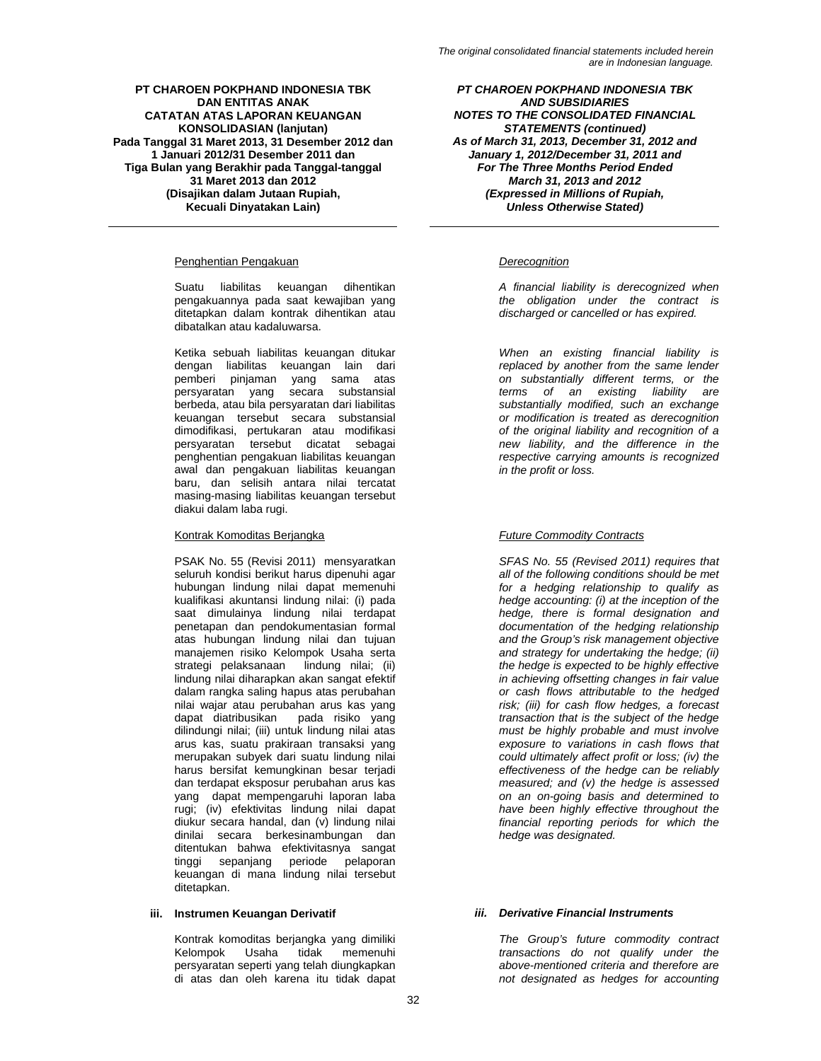#### Penghentian Pengakuan

Suatu liabilitas keuangan dihentikan pengakuannya pada saat kewajiban yang ditetapkan dalam kontrak dihentikan atau dibatalkan atau kadaluwarsa.

Ketika sebuah liabilitas keuangan ditukar dengan liabilitas keuangan lain dari pemberi pinjaman yang sama atas persyaratan yang secara substansial berbeda, atau bila persyaratan dari liabilitas keuangan tersebut secara substansial dimodifikasi, pertukaran atau modifikasi persyaratan tersebut dicatat sebagai penghentian pengakuan liabilitas keuangan awal dan pengakuan liabilitas keuangan baru, dan selisih antara nilai tercatat masing-masing liabilitas keuangan tersebut diakui dalam laba rugi.

#### Kontrak Komoditas Berjangka

PSAK No. 55 (Revisi 2011) mensyaratkan seluruh kondisi berikut harus dipenuhi agar hubungan lindung nilai dapat memenuhi kualifikasi akuntansi lindung nilai: (i) pada saat dimulainya lindung nilai terdapat penetapan dan pendokumentasian formal atas hubungan lindung nilai dan tujuan manajemen risiko Kelompok Usaha serta strategi pelaksanaan lindung nilai; (ii) lindung nilai diharapkan akan sangat efektif dalam rangka saling hapus atas perubahan nilai wajar atau perubahan arus kas yang dapat diatribusikan pada risiko yang dilindungi nilai; (iii) untuk lindung nilai atas arus kas, suatu prakiraan transaksi yang merupakan subyek dari suatu lindung nilai harus bersifat kemungkinan besar terjadi dan terdapat eksposur perubahan arus kas yang dapat mempengaruhi laporan laba rugi; (iv) efektivitas lindung nilai dapat diukur secara handal, dan (v) lindung nilai dinilai secara berkesinambungan dan ditentukan bahwa efektivitasnya sangat tinggi sepanjang periode pelaporan keuangan di mana lindung nilai tersebut ditetapkan.

### iii. Instrumen Keuangan Derivatif

Kontrak komoditas berjangka yang dimiliki Kelompok Usaha tidak memenuhi persyaratan seperti yang telah diungkapkan di atas dan oleh karena itu tidak dapat

#### *Derecognition*

*A financial liability is derecognized when the obligation under the contract is discharged or cancelled or has expired.*

*When an existing financial liability is replaced by another from the same lender on substantially different terms, or the terms of an existing liability are substantially modified, such an exchange or modification is treated as derecognition of the original liability and recognition of a new liability, and the difference in the respective carrying amounts is recognized in the profit or loss.*

#### *Future Commodity Contracts*

*SFAS No. 55 (Revised 2011) requires that all of the following conditions should be met for a hedging relationship to qualify as hedge accounting: (i) at the inception of the hedge, there is formal designation and documentation of the hedging relationship and the Group's risk management objective and strategy for undertaking the hedge; (ii) the hedge is expected to be highly effective in achieving offsetting changes in fair value or cash flows attributable to the hedged risk; (iii) for cash flow hedges, a forecast transaction that is the subject of the hedge must be highly probable and must involve exposure to variations in cash flows that could ultimately affect profit or loss; (iv) the effectiveness of the hedge can be reliably measured; and (v) the hedge is assessed on an on-going basis and determined to have been highly effective throughout the financial reporting periods for which the hedge was designated.*

### *iii. Derivative Financial Instruments*

*The Group's future commodity contract transactions do not qualify under the above-mentioned criteria and therefore are not designated as hedges for accounting*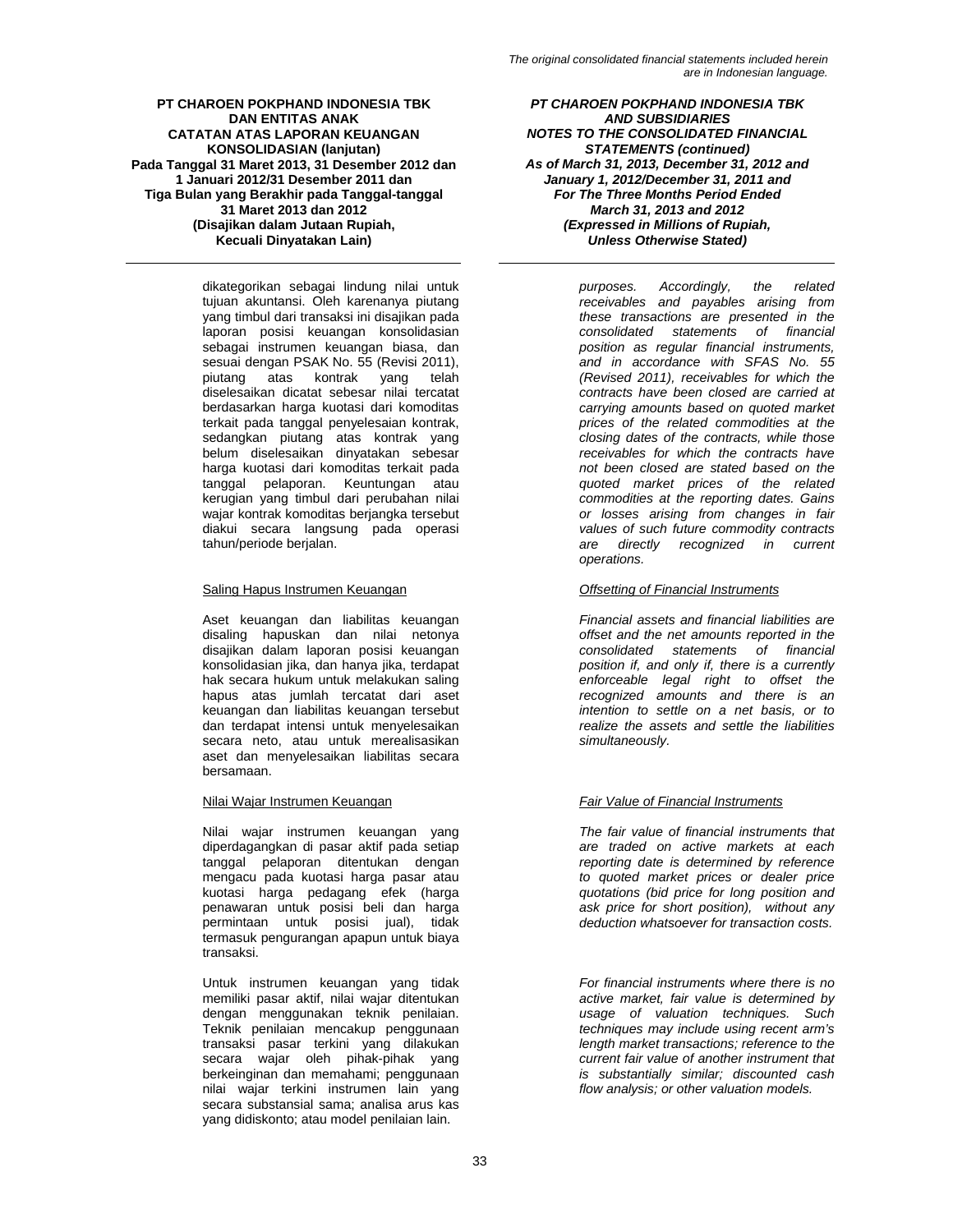dikategorikan sebagai lindung nilai untuk tujuan akuntansi. Oleh karenanya piutang yang timbul dari transaksi ini disajikan pada laporan posisi keuangan konsolidasian sebagai instrumen keuangan biasa, dan sesuai dengan PSAK No. 55 (Revisi 2011), piutang atas kontrak yang telah diselesaikan dicatat sebesar nilai tercatat berdasarkan harga kuotasi dari komoditas terkait pada tanggal penyelesaian kontrak, sedangkan piutang atas kontrak yang belum diselesaikan dinyatakan sebesar harga kuotasi dari komoditas terkait pada tanggal pelaporan. Keuntungan atau kerugian yang timbul dari perubahan nilai wajar kontrak komoditas berjangka tersebut diakui secara langsung pada operasi tahun/periode berjalan.

*purposes. Accordingly, the related receivables and payables arising from these transactions are presented in the consolidated statements of financial position as regular financial instruments, and in accordance with SFAS No. 55 (Revised 2011), receivables for which the contracts have been closed are carried at carrying amounts based on quoted market prices of the related commodities at the closing dates of the contracts, while those receivables for which the contracts have not been closed are stated based on the quoted market prices of the related commodities at the reporting dates. Gains or losses arising from changes in fair values of such future commodity contracts are directly recognized in current operations.*

Saling Hapus Instrumen Keuangan

*Offsetting of Financial Instruments*

Aset keuangan dan liabilitas keuangan disaling hapuskan dan nilai netonya disajikan dalam laporan posisi keuangan konsolidasian jika, dan hanya jika, terdapat hak secara hukum untuk melakukan saling hapus atas jumlah tercatat dari aset keuangan dan liabilitas keuangan tersebut dan terdapat intensi untuk menyelesaikan secara neto, atau untuk merealisasikan aset dan menyelesaikan liabilitas secara bersamaan.

*Financial assets and financial liabilities are offset and the net amounts reported in the consolidated statements of financial position if, and only if, there is a currently enforceable legal right to offset the recognized amounts and there is an intention to settle on a net basis, or to realize the assets and settle the liabilities simultaneously.*

Nilai Wajar Instrumen Keuangan

*Fair Value of Financial Instruments*

Nilai wajar instrumen keuangan yang diperdagangkan di pasar aktif pada setiap tanggal pelaporan ditentukan dengan mengacu pada kuotasi harga pasar atau kuotasi harga pedagang efek (harga penawaran untuk posisi beli dan harga permintaan untuk posisi jual), tidak termasuk pengurangan apapun untuk biaya transaksi.

*The fair value of financial instruments that are traded on active markets at each reporting date is determined by reference to quoted market prices or dealer price quotations (bid price for long position and ask price for short position), without any deduction whatsoever for transaction costs.*

Untuk instrumen keuangan yang tidak memiliki pasar aktif, nilai wajar ditentukan dengan menggunakan teknik penilaian. Teknik penilaian mencakup penggunaan transaksi pasar terkini yang dilakukan secara wajar oleh pihak-pihak yang berkeinginan dan memahami; penggunaan nilai wajar terkini instrumen lain yang secara substansial sama; analisa arus kas yang didiskonto; atau model penilaian lain.

*For financial instruments where there is no active market, fair value is determined by usage of valuation techniques. Such techniques may include using recent arm's length market transactions; reference to the current fair value of another instrument that is substantially similar; discounted cash flow analysis; or other valuation models.*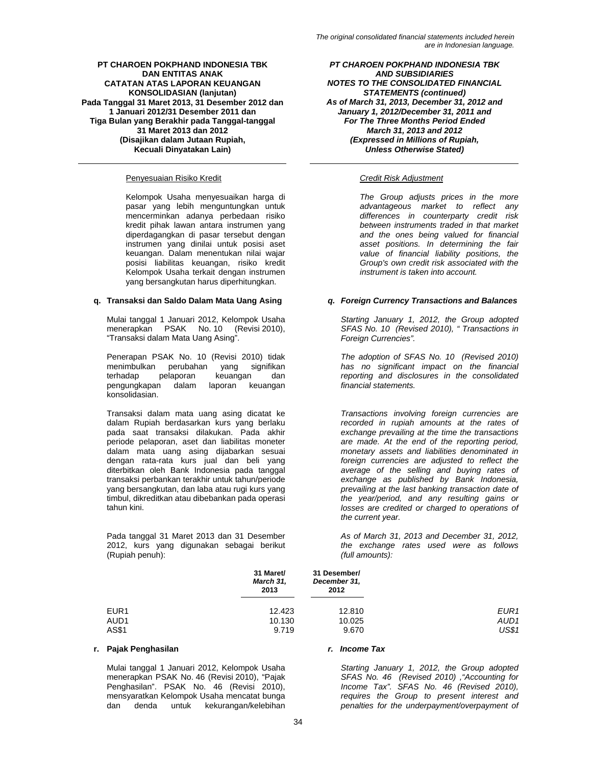Penyesuaian Risiko Kredit

Kelompok Usaha menyesuaikan harga di pasar yang lebih menguntungkan untuk mencerminkan adanya perbedaan risiko kredit pihak lawan antara instrumen yang diperdagangkan di pasar tersebut dengan instrumen yang dinilai untuk posisi aset keuangan. Dalam menentukan nilai wajar posisi liabilitas keuangan, risiko kredit Kelompok Usaha terkait dengan instrumen yang bersangkutan harus diperhitungkan.

*Credit Risk Adjustment*

*The Group adjusts prices in the more advantageous market to reflect any differences in counterparty credit risk between instruments traded in that market and the ones being valued for financial asset positions. In determining the fair value of financial liability positions, the Group's own credit risk associated with the instrument is taken into account.*

**q. Transaksi dan Saldo Dalam Mata Uang Asing**

***q. Foreign Currency Transactions and Balances***

Mulai tanggal 1 Januari 2012, Kelompok Usaha menerapkan PSAK No. 10 (Revisi 2010), "Transaksi dalam Mata Uang Asing".

*Starting January 1, 2012, the Group adopted SFAS No. 10 (Revised 2010), " Transactions in Foreign Currencies".*

Penerapan PSAK No. 10 (Revisi 2010) tidak menimbulkan perubahan yang signifikan terhadap pelaporan keuangan dan pengungkapan dalam laporan keuangan konsolidasian.

*The adoption of SFAS No. 10 (Revised 2010) has no significant impact on the financial reporting and disclosures in the consolidated financial statements.*

Transaksi dalam mata uang asing dicatat ke dalam Rupiah berdasarkan kurs yang berlaku pada saat transaksi dilakukan. Pada akhir periode pelaporan, aset dan liabilitas moneter dalam mata uang asing dijabarkan sesuai dengan rata-rata kurs jual dan beli yang diterbitkan oleh Bank Indonesia pada tanggal transaksi perbankan terakhir untuk tahun/periode yang bersangkutan, dan laba atau rugi kurs yang timbul, dikreditkan atau dibebankan pada operasi tahun kini.

*Transactions involving foreign currencies are recorded in rupiah amounts at the rates of exchange prevailing at the time the transactions are made. At the end of the reporting period, monetary assets and liabilities denominated in foreign currencies are adjusted to reflect the average of the selling and buying rates of exchange as published by Bank Indonesia, prevailing at the last banking transaction date of the year/period, and any resulting gains or losses are credited or charged to operations of the current year.*

Pada tanggal 31 Maret 2013 dan 31 Desember 2012, kurs yang digunakan sebagai berikut (Rupiah penuh):

*As of March 31, 2013 and December 31, 2012, the exchange rates used were as follows (full amounts):*

| | 31 Maret/ *March 31,* 2013 | 31 Desember/ *December 31,* 2012 | |
|---|---|---|---|
| EUR1 | 12.423 | 12.810 | *EUR1* |
| AUD1 | 10.130 | 10.025 | *AUD1* |
| AS$1 | 9.719 | 9.670 | *US$1* |

**r. Pajak Penghasilan**

***r. Income Tax***

Mulai tanggal 1 Januari 2012, Kelompok Usaha menerapkan PSAK No. 46 (Revisi 2010), "Pajak Penghasilan". PSAK No. 46 (Revisi 2010), mensyaratkan Kelompok Usaha mencatat bunga dan denda untuk kekurangan/kelebihan

*Starting January 1, 2012, the Group adopted SFAS No. 46 (Revised 2010) ,"Accounting for Income Tax". SFAS No. 46 (Revised 2010), requires the Group to present interest and penalties for the underpayment/overpayment of*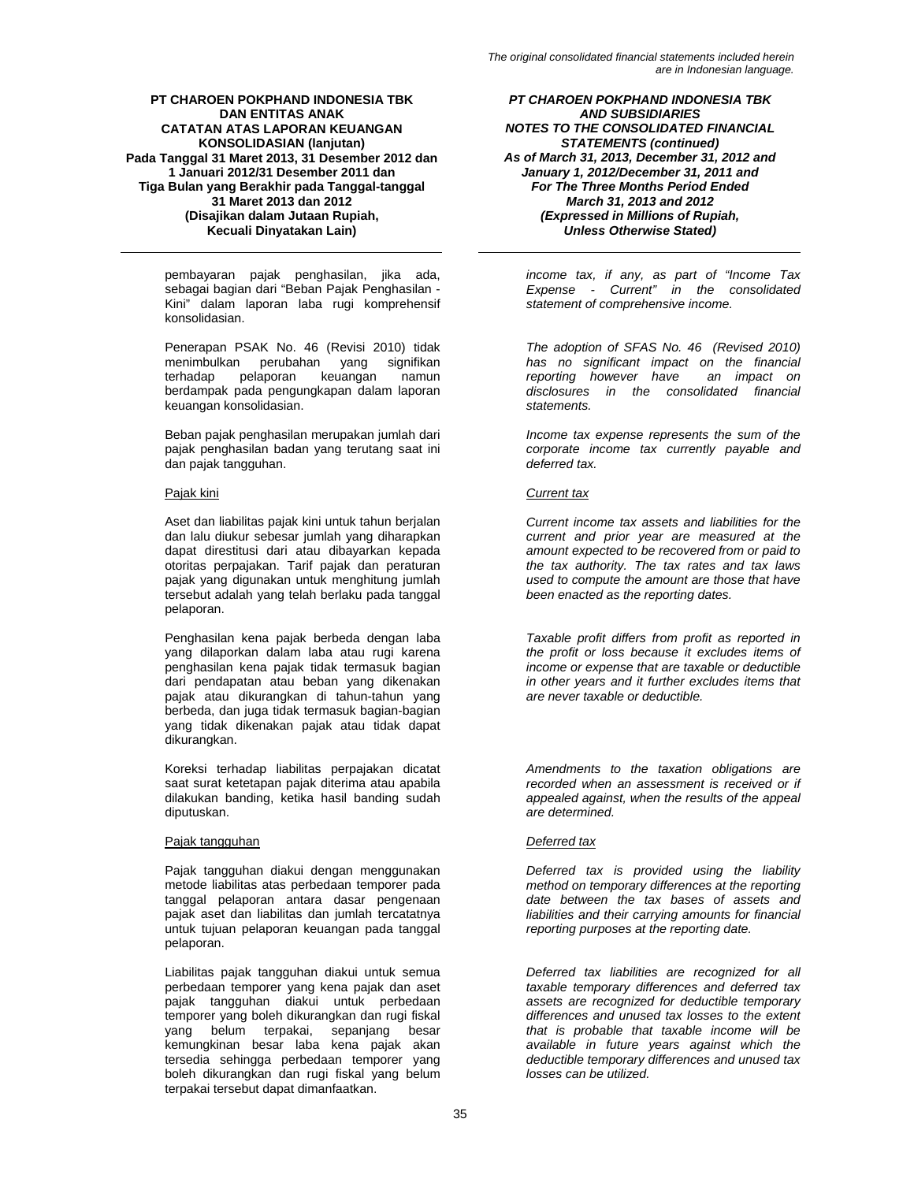pembayaran pajak penghasilan, jika ada, sebagai bagian dari "Beban Pajak Penghasilan - Kini" dalam laporan laba rugi komprehensif konsolidasian.

*income tax, if any, as part of "Income Tax Expense - Current" in the consolidated statement of comprehensive income.*

Penerapan PSAK No. 46 (Revisi 2010) tidak menimbulkan perubahan yang signifikan terhadap pelaporan keuangan namun berdampak pada pengungkapan dalam laporan keuangan konsolidasian.

*The adoption of SFAS No. 46 (Revised 2010) has no significant impact on the financial reporting however have an impact on disclosures in the consolidated financial statements.*

Beban pajak penghasilan merupakan jumlah dari pajak penghasilan badan yang terutang saat ini dan pajak tangguhan.

*Income tax expense represents the sum of the corporate income tax currently payable and deferred tax.*

Pajak kini

*Current tax*

Aset dan liabilitas pajak kini untuk tahun berjalan dan lalu diukur sebesar jumlah yang diharapkan dapat direstitusi dari atau dibayarkan kepada otoritas perpajakan. Tarif pajak dan peraturan pajak yang digunakan untuk menghitung jumlah tersebut adalah yang telah berlaku pada tanggal pelaporan.

*Current income tax assets and liabilities for the current and prior year are measured at the amount expected to be recovered from or paid to the tax authority. The tax rates and tax laws used to compute the amount are those that have been enacted as the reporting dates.*

Penghasilan kena pajak berbeda dengan laba yang dilaporkan dalam laba atau rugi karena penghasilan kena pajak tidak termasuk bagian dari pendapatan atau beban yang dikenakan pajak atau dikurangkan di tahun-tahun yang berbeda, dan juga tidak termasuk bagian-bagian yang tidak dikenakan pajak atau tidak dapat dikurangkan.

*Taxable profit differs from profit as reported in the profit or loss because it excludes items of income or expense that are taxable or deductible in other years and it further excludes items that are never taxable or deductible.*

Koreksi terhadap liabilitas perpajakan dicatat saat surat ketetapan pajak diterima atau apabila dilakukan banding, ketika hasil banding sudah diputuskan.

*Amendments to the taxation obligations are recorded when an assessment is received or if appealed against, when the results of the appeal are determined.*

Pajak tangguhan

*Deferred tax*

Pajak tangguhan diakui dengan menggunakan metode liabilitas atas perbedaan temporer pada tanggal pelaporan antara dasar pengenaan pajak aset dan liabilitas dan jumlah tercatatnya untuk tujuan pelaporan keuangan pada tanggal pelaporan.

*Deferred tax is provided using the liability method on temporary differences at the reporting date between the tax bases of assets and liabilities and their carrying amounts for financial reporting purposes at the reporting date.*

Liabilitas pajak tangguhan diakui untuk semua perbedaan temporer yang kena pajak dan aset pajak tangguhan diakui untuk perbedaan temporer yang boleh dikurangkan dan rugi fiskal yang belum terpakai, sepanjang besar kemungkinan besar laba kena pajak akan tersedia sehingga perbedaan temporer yang boleh dikurangkan dan rugi fiskal yang belum terpakai tersebut dapat dimanfaatkan.

*Deferred tax liabilities are recognized for all taxable temporary differences and deferred tax assets are recognized for deductible temporary differences and unused tax losses to the extent that is probable that taxable income will be available in future years against which the deductible temporary differences and unused tax losses can be utilized.*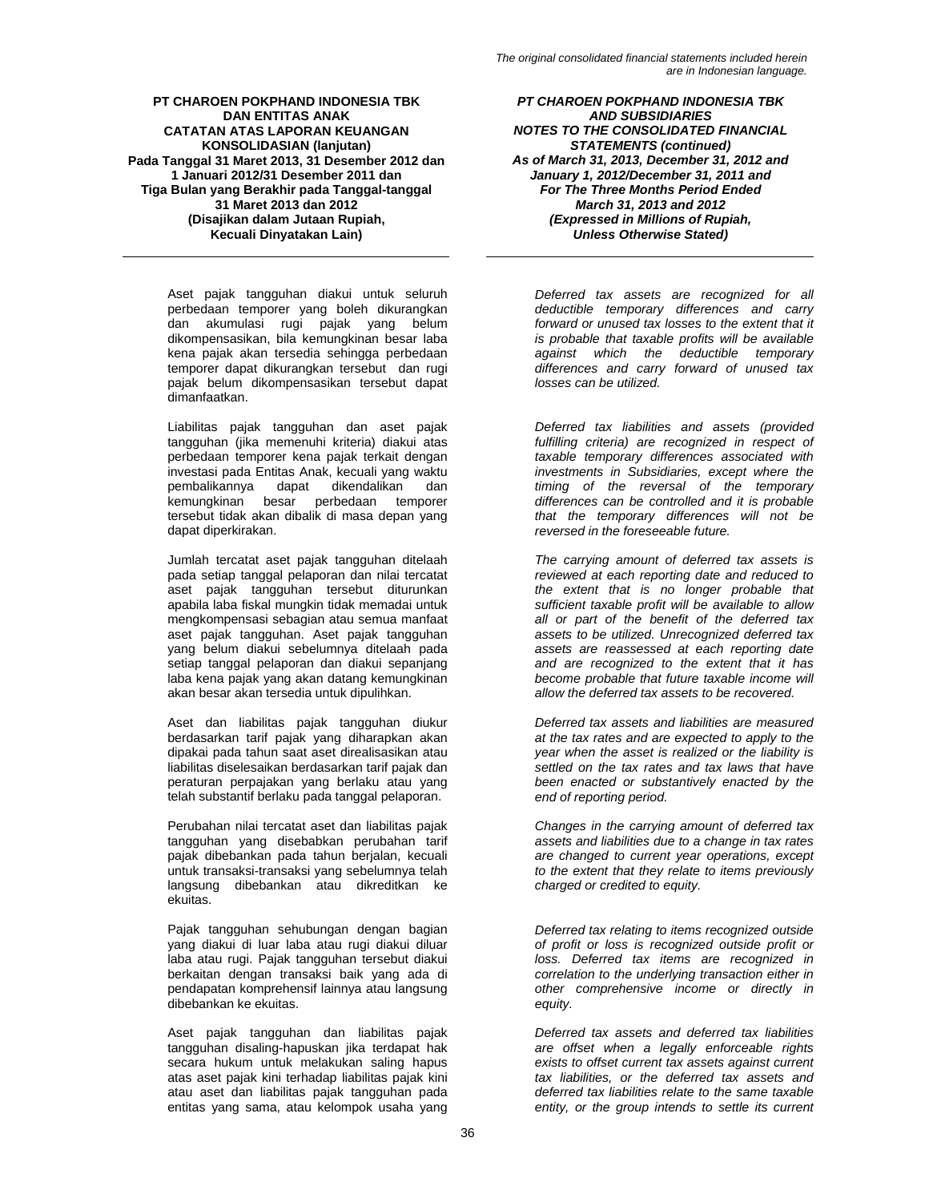Aset pajak tangguhan diakui untuk seluruh perbedaan temporer yang boleh dikurangkan dan akumulasi rugi pajak yang belum dikompensasikan, bila kemungkinan besar laba kena pajak akan tersedia sehingga perbedaan temporer dapat dikurangkan tersebut dan rugi pajak belum dikompensasikan tersebut dapat dimanfaatkan.

*Deferred tax assets are recognized for all deductible temporary differences and carry forward or unused tax losses to the extent that it is probable that taxable profits will be available against which the deductible temporary differences and carry forward of unused tax losses can be utilized.*

Liabilitas pajak tangguhan dan aset pajak tangguhan (jika memenuhi kriteria) diakui atas perbedaan temporer kena pajak terkait dengan investasi pada Entitas Anak, kecuali yang waktu pembalikannya dapat dikendalikan dan kemungkinan besar perbedaan temporer tersebut tidak akan dibalik di masa depan yang dapat diperkirakan.

*Deferred tax liabilities and assets (provided fulfilling criteria) are recognized in respect of taxable temporary differences associated with investments in Subsidiaries, except where the timing of the reversal of the temporary differences can be controlled and it is probable that the temporary differences will not be reversed in the foreseeable future.*

Jumlah tercatat aset pajak tangguhan ditelaah pada setiap tanggal pelaporan dan nilai tercatat aset pajak tangguhan tersebut diturunkan apabila laba fiskal mungkin tidak memadai untuk mengkompensasi sebagian atau semua manfaat aset pajak tangguhan. Aset pajak tangguhan yang belum diakui sebelumnya ditelaah pada setiap tanggal pelaporan dan diakui sepanjang laba kena pajak yang akan datang kemungkinan akan besar akan tersedia untuk dipulihkan.

*The carrying amount of deferred tax assets is reviewed at each reporting date and reduced to the extent that is no longer probable that sufficient taxable profit will be available to allow all or part of the benefit of the deferred tax assets to be utilized. Unrecognized deferred tax assets are reassessed at each reporting date and are recognized to the extent that it has become probable that future taxable income will allow the deferred tax assets to be recovered.*

Aset dan liabilitas pajak tangguhan diukur berdasarkan tarif pajak yang diharapkan akan dipakai pada tahun saat aset direalisasikan atau liabilitas diselesaikan berdasarkan tarif pajak dan peraturan perpajakan yang berlaku atau yang telah substantif berlaku pada tanggal pelaporan.

*Deferred tax assets and liabilities are measured at the tax rates and are expected to apply to the year when the asset is realized or the liability is settled on the tax rates and tax laws that have been enacted or substantively enacted by the end of reporting period.*

Perubahan nilai tercatat aset dan liabilitas pajak tangguhan yang disebabkan perubahan tarif pajak dibebankan pada tahun berjalan, kecuali untuk transaksi-transaksi yang sebelumnya telah langsung dibebankan atau dikreditkan ke ekuitas.

*Changes in the carrying amount of deferred tax assets and liabilities due to a change in tax rates are changed to current year operations, except to the extent that they relate to items previously charged or credited to equity.*

Pajak tangguhan sehubungan dengan bagian yang diakui di luar laba atau rugi diakui diluar laba atau rugi. Pajak tangguhan tersebut diakui berkaitan dengan transaksi baik yang ada di pendapatan komprehensif lainnya atau langsung dibebankan ke ekuitas.

*Deferred tax relating to items recognized outside of profit or loss is recognized outside profit or loss. Deferred tax items are recognized in correlation to the underlying transaction either in other comprehensive income or directly in equity.*

Aset pajak tangguhan dan liabilitas pajak tangguhan disaling-hapuskan jika terdapat hak secara hukum untuk melakukan saling hapus atas aset pajak kini terhadap liabilitas pajak kini atau aset dan liabilitas pajak tangguhan pada entitas yang sama, atau kelompok usaha yang

*Deferred tax assets and deferred tax liabilities are offset when a legally enforceable rights exists to offset current tax assets against current tax liabilities, or the deferred tax assets and deferred tax liabilities relate to the same taxable entity, or the group intends to settle its current*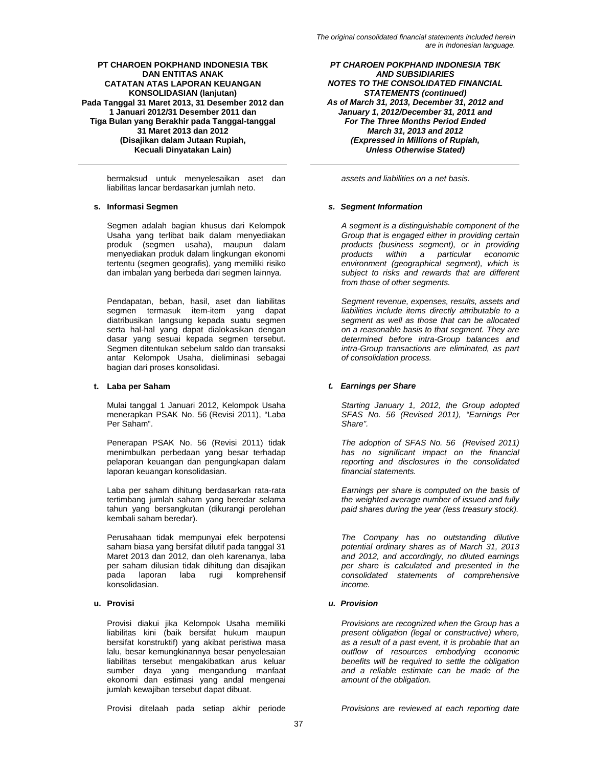bermaksud untuk menyelesaikan aset dan liabilitas lancar berdasarkan jumlah neto.

*assets and liabilities on a net basis.*

**s. Informasi Segmen**

*s. Segment Information*

Segmen adalah bagian khusus dari Kelompok Usaha yang terlibat baik dalam menyediakan produk (segmen usaha), maupun dalam menyediakan produk dalam lingkungan ekonomi tertentu (segmen geografis), yang memiliki risiko dan imbalan yang berbeda dari segmen lainnya.

*A segment is a distinguishable component of the Group that is engaged either in providing certain products (business segment), or in providing products within a particular economic environment (geographical segment), which is subject to risks and rewards that are different from those of other segments.*

Pendapatan, beban, hasil, aset dan liabilitas segmen termasuk item-item yang dapat diatribusikan langsung kepada suatu segmen serta hal-hal yang dapat dialokasikan dengan dasar yang sesuai kepada segmen tersebut. Segmen ditentukan sebelum saldo dan transaksi antar Kelompok Usaha, dieliminasi sebagai bagian dari proses konsolidasi.

*Segment revenue, expenses, results, assets and liabilities include items directly attributable to a segment as well as those that can be allocated on a reasonable basis to that segment. They are determined before intra-Group balances and intra-Group transactions are eliminated, as part of consolidation process.*

**t. Laba per Saham**

*t. Earnings per Share*

Mulai tanggal 1 Januari 2012, Kelompok Usaha menerapkan PSAK No. 56 (Revisi 2011), "Laba Per Saham".

*Starting January 1, 2012, the Group adopted SFAS No. 56 (Revised 2011), "Earnings Per Share".*

Penerapan PSAK No. 56 (Revisi 2011) tidak menimbulkan perbedaan yang besar terhadap pelaporan keuangan dan pengungkapan dalam laporan keuangan konsolidasian.

*The adoption of SFAS No. 56 (Revised 2011) has no significant impact on the financial reporting and disclosures in the consolidated financial statements.*

Laba per saham dihitung berdasarkan rata-rata tertimbang jumlah saham yang beredar selama tahun yang bersangkutan (dikurangi perolehan kembali saham beredar).

*Earnings per share is computed on the basis of the weighted average number of issued and fully paid shares during the year (less treasury stock).*

Perusahaan tidak mempunyai efek berpotensi saham biasa yang bersifat dilutif pada tanggal 31 Maret 2013 dan 2012, dan oleh karenanya, laba per saham dilusian tidak dihitung dan disajikan pada laporan laba rugi komprehensif konsolidasian.

*The Company has no outstanding dilutive potential ordinary shares as of March 31, 2013 and 2012, and accordingly, no diluted earnings per share is calculated and presented in the consolidated statements of comprehensive income.*

**u. Provisi**

*u. Provision*

Provisi diakui jika Kelompok Usaha memiliki liabilitas kini (baik bersifat hukum maupun bersifat konstruktif) yang akibat peristiwa masa lalu, besar kemungkinannya besar penyelesaian liabilitas tersebut mengakibatkan arus keluar sumber daya yang mengandung manfaat ekonomi dan estimasi yang andal mengenai jumlah kewajiban tersebut dapat dibuat.

*Provisions are recognized when the Group has a present obligation (legal or constructive) where, as a result of a past event, it is probable that an outflow of resources embodying economic benefits will be required to settle the obligation and a reliable estimate can be made of the amount of the obligation.*

Provisi ditelaah pada setiap akhir periode

*Provisions are reviewed at each reporting date*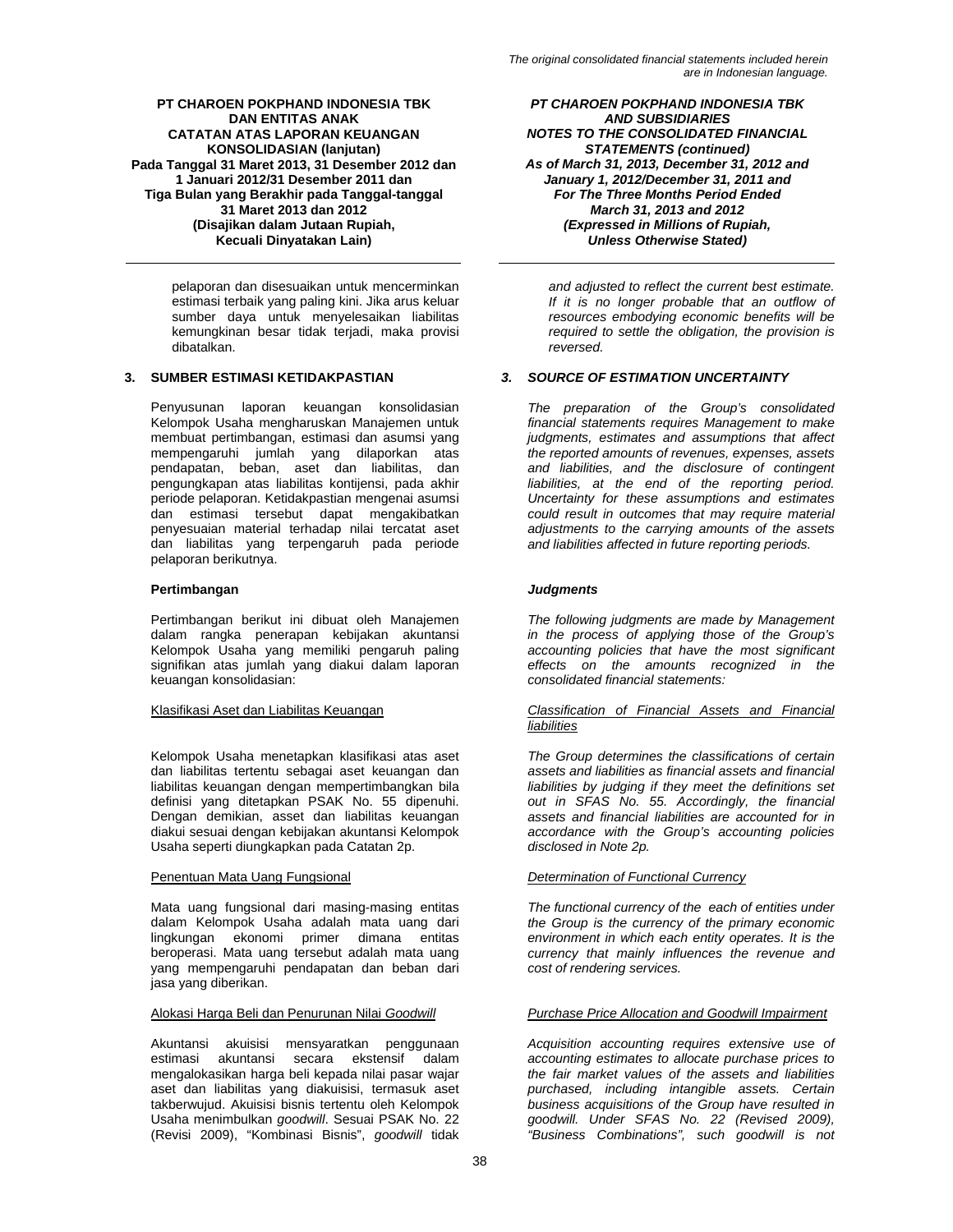pelaporan dan disesuaikan untuk mencerminkan estimasi terbaik yang paling kini. Jika arus keluar sumber daya untuk menyelesaikan liabilitas kemungkinan besar tidak terjadi, maka provisi dibatalkan.

*and adjusted to reflect the current best estimate. If it is no longer probable that an outflow of resources embodying economic benefits will be required to settle the obligation, the provision is reversed.*

## 3. SUMBER ESTIMASI KETIDAKPASTIAN

## *3. SOURCE OF ESTIMATION UNCERTAINTY*

Penyusunan laporan keuangan konsolidasian Kelompok Usaha mengharuskan Manajemen untuk membuat pertimbangan, estimasi dan asumsi yang mempengaruhi jumlah yang dilaporkan atas pendapatan, beban, aset dan liabilitas, dan pengungkapan atas liabilitas kontijensi, pada akhir periode pelaporan. Ketidakpastian mengenai asumsi dan estimasi tersebut dapat mengakibatkan penyesuaian material terhadap nilai tercatat aset dan liabilitas yang terpengaruh pada periode pelaporan berikutnya.

*The preparation of the Group's consolidated financial statements requires Management to make judgments, estimates and assumptions that affect the reported amounts of revenues, expenses, assets and liabilities, and the disclosure of contingent liabilities, at the end of the reporting period. Uncertainty for these assumptions and estimates could result in outcomes that may require material adjustments to the carrying amounts of the assets and liabilities affected in future reporting periods.*

### Pertimbangan

### *Judgments*

Pertimbangan berikut ini dibuat oleh Manajemen dalam rangka penerapan kebijakan akuntansi Kelompok Usaha yang memiliki pengaruh paling signifikan atas jumlah yang diakui dalam laporan keuangan konsolidasian:

*The following judgments are made by Management in the process of applying those of the Group's accounting policies that have the most significant effects on the amounts recognized in the consolidated financial statements:*

Klasifikasi Aset dan Liabilitas Keuangan

*Classification of Financial Assets and Financial liabilities*

Kelompok Usaha menetapkan klasifikasi atas aset dan liabilitas tertentu sebagai aset keuangan dan liabilitas keuangan dengan mempertimbangkan bila definisi yang ditetapkan PSAK No. 55 dipenuhi. Dengan demikian, asset dan liabilitas keuangan diakui sesuai dengan kebijakan akuntansi Kelompok Usaha seperti diungkapkan pada Catatan 2p.

*The Group determines the classifications of certain assets and liabilities as financial assets and financial liabilities by judging if they meet the definitions set out in SFAS No. 55. Accordingly, the financial assets and financial liabilities are accounted for in accordance with the Group's accounting policies disclosed in Note 2p.*

Penentuan Mata Uang Fungsional

*Determination of Functional Currency*

Mata uang fungsional dari masing-masing entitas dalam Kelompok Usaha adalah mata uang dari lingkungan ekonomi primer dimana entitas beroperasi. Mata uang tersebut adalah mata uang yang mempengaruhi pendapatan dan beban dari jasa yang diberikan.

*The functional currency of the each of entities under the Group is the currency of the primary economic environment in which each entity operates. It is the currency that mainly influences the revenue and cost of rendering services.*

Alokasi Harga Beli dan Penurunan Nilai *Goodwill*

*Purchase Price Allocation and Goodwill Impairment*

Akuntansi akuisisi mensyaratkan penggunaan estimasi akuntansi secara ekstensif dalam mengalokasikan harga beli kepada nilai pasar wajar aset dan liabilitas yang diakuisisi, termasuk aset takberwujud. Akuisisi bisnis tertentu oleh Kelompok Usaha menimbulkan *goodwill*. Sesuai PSAK No. 22 (Revisi 2009), "Kombinasi Bisnis", *goodwill* tidak

*Acquisition accounting requires extensive use of accounting estimates to allocate purchase prices to the fair market values of the assets and liabilities purchased, including intangible assets. Certain business acquisitions of the Group have resulted in goodwill. Under SFAS No. 22 (Revised 2009), "Business Combinations", such goodwill is not*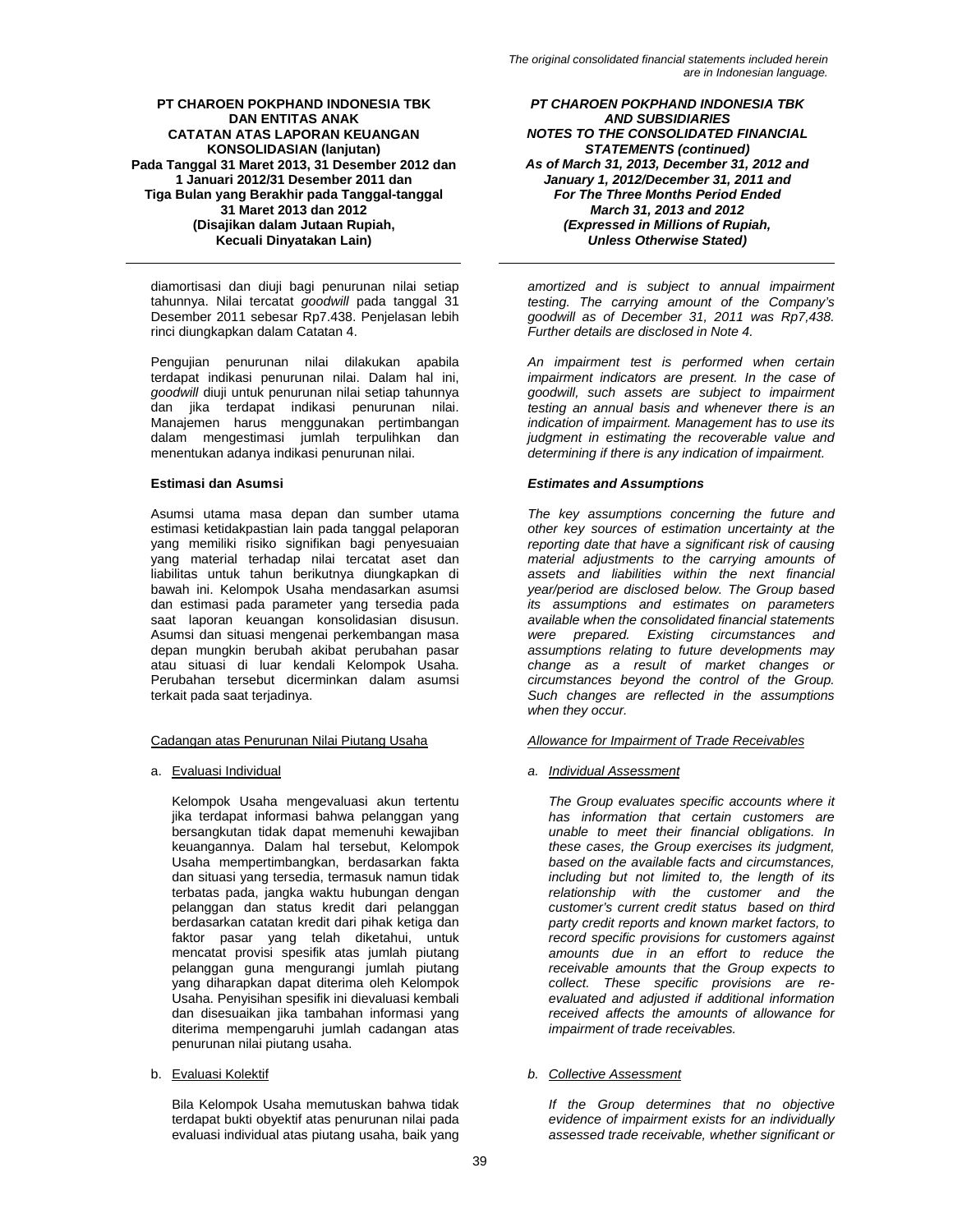diamortisasi dan diuji bagi penurunan nilai setiap tahunnya. Nilai tercatat *goodwill* pada tanggal 31 Desember 2011 sebesar Rp7.438. Penjelasan lebih rinci diungkapkan dalam Catatan 4.

Pengujian penurunan nilai dilakukan apabila terdapat indikasi penurunan nilai. Dalam hal ini, *goodwill* diuji untuk penurunan nilai setiap tahunnya dan jika terdapat indikasi penurunan nilai. Manajemen harus menggunakan pertimbangan dalam mengestimasi jumlah terpulihkan dan menentukan adanya indikasi penurunan nilai.

**Estimasi dan Asumsi**

Asumsi utama masa depan dan sumber utama estimasi ketidakpastian lain pada tanggal pelaporan yang memiliki risiko signifikan bagi penyesuaian yang material terhadap nilai tercatat aset dan liabilitas untuk tahun berikutnya diungkapkan di bawah ini. Kelompok Usaha mendasarkan asumsi dan estimasi pada parameter yang tersedia pada saat laporan keuangan konsolidasian disusun. Asumsi dan situasi mengenai perkembangan masa depan mungkin berubah akibat perubahan pasar atau situasi di luar kendali Kelompok Usaha. Perubahan tersebut dicerminkan dalam asumsi terkait pada saat terjadinya.

Cadangan atas Penurunan Nilai Piutang Usaha

a. Evaluasi Individual

Kelompok Usaha mengevaluasi akun tertentu jika terdapat informasi bahwa pelanggan yang bersangkutan tidak dapat memenuhi kewajiban keuangannya. Dalam hal tersebut, Kelompok Usaha mempertimbangkan, berdasarkan fakta dan situasi yang tersedia, termasuk namun tidak terbatas pada, jangka waktu hubungan dengan pelanggan dan status kredit dari pelanggan berdasarkan catatan kredit dari pihak ketiga dan faktor pasar yang telah diketahui, untuk mencatat provisi spesifik atas jumlah piutang pelanggan guna mengurangi jumlah piutang yang diharapkan dapat diterima oleh Kelompok Usaha. Penyisihan spesifik ini dievaluasi kembali dan disesuaikan jika tambahan informasi yang diterima mempengaruhi jumlah cadangan atas penurunan nilai piutang usaha.

b. Evaluasi Kolektif

Bila Kelompok Usaha memutuskan bahwa tidak terdapat bukti obyektif atas penurunan nilai pada evaluasi individual atas piutang usaha, baik yang

*amortized and is subject to annual impairment testing. The carrying amount of the Company's goodwill as of December 31, 2011 was Rp7,438. Further details are disclosed in Note 4.*

*An impairment test is performed when certain impairment indicators are present. In the case of goodwill, such assets are subject to impairment testing an annual basis and whenever there is an indication of impairment. Management has to use its judgment in estimating the recoverable value and determining if there is any indication of impairment.*

***Estimates and Assumptions***

*The key assumptions concerning the future and other key sources of estimation uncertainty at the reporting date that have a significant risk of causing material adjustments to the carrying amounts of assets and liabilities within the next financial year/period are disclosed below. The Group based its assumptions and estimates on parameters available when the consolidated financial statements were prepared. Existing circumstances and assumptions relating to future developments may change as a result of market changes or circumstances beyond the control of the Group. Such changes are reflected in the assumptions when they occur.*

*Allowance for Impairment of Trade Receivables*

*a. Individual Assessment*

*The Group evaluates specific accounts where it has information that certain customers are unable to meet their financial obligations. In these cases, the Group exercises its judgment, based on the available facts and circumstances, including but not limited to, the length of its relationship with the customer and the customer's current credit status based on third party credit reports and known market factors, to record specific provisions for customers against amounts due in an effort to reduce the receivable amounts that the Group expects to collect. These specific provisions are re-evaluated and adjusted if additional information received affects the amounts of allowance for impairment of trade receivables.*

*b. Collective Assessment*

*If the Group determines that no objective evidence of impairment exists for an individually assessed trade receivable, whether significant or*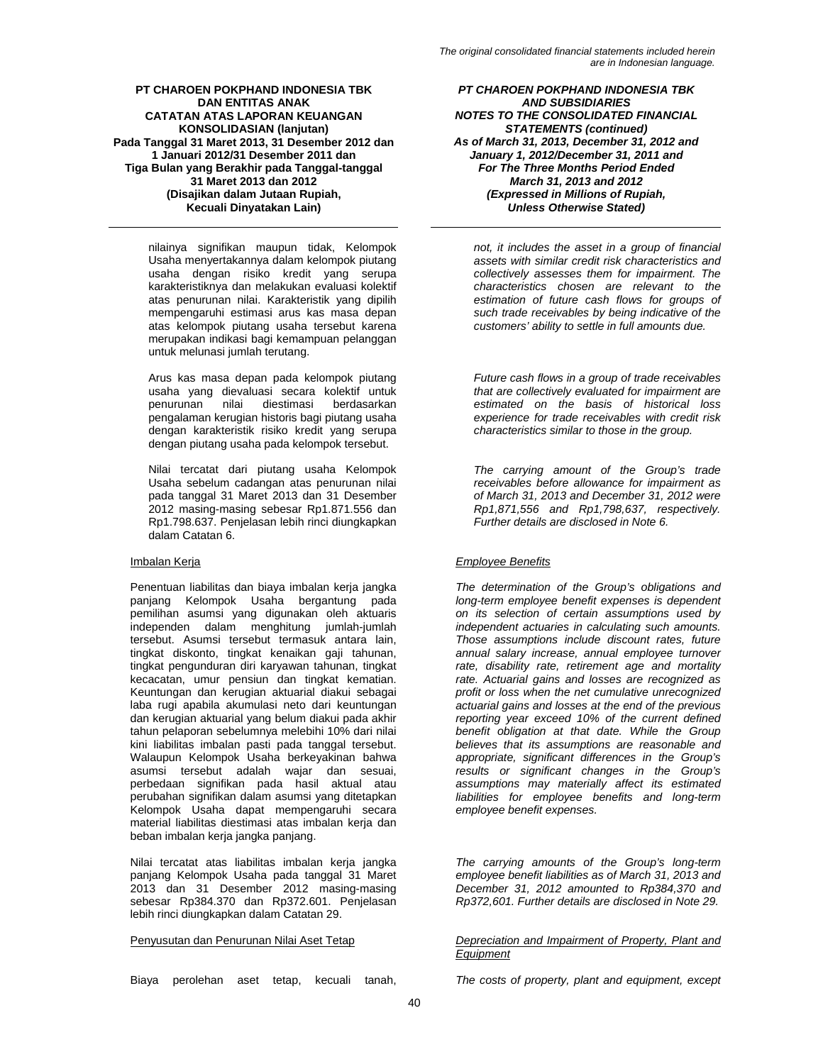nilainya signifikan maupun tidak, Kelompok Usaha menyertakannya dalam kelompok piutang usaha dengan risiko kredit yang serupa karakteristiknya dan melakukan evaluasi kolektif atas penurunan nilai. Karakteristik yang dipilih mempengaruhi estimasi arus kas masa depan atas kelompok piutang usaha tersebut karena merupakan indikasi bagi kemampuan pelanggan untuk melunasi jumlah terutang.

Arus kas masa depan pada kelompok piutang usaha yang dievaluasi secara kolektif untuk penurunan nilai diestimasi berdasarkan pengalaman kerugian historis bagi piutang usaha dengan karakteristik risiko kredit yang serupa dengan piutang usaha pada kelompok tersebut.

Nilai tercatat dari piutang usaha Kelompok Usaha sebelum cadangan atas penurunan nilai pada tanggal 31 Maret 2013 dan 31 Desember 2012 masing-masing sebesar Rp1.871.556 dan Rp1.798.637. Penjelasan lebih rinci diungkapkan dalam Catatan 6.

Imbalan Kerja

Penentuan liabilitas dan biaya imbalan kerja jangka panjang Kelompok Usaha bergantung pada pemilihan asumsi yang digunakan oleh aktuaris independen dalam menghitung jumlah-jumlah tersebut. Asumsi tersebut termasuk antara lain, tingkat diskonto, tingkat kenaikan gaji tahunan, tingkat pengunduran diri karyawan tahunan, tingkat kecacatan, umur pensiun dan tingkat kematian. Keuntungan dan kerugian aktuarial diakui sebagai laba rugi apabila akumulasi neto dari keuntungan dan kerugian aktuarial yang belum diakui pada akhir tahun pelaporan sebelumnya melebihi 10% dari nilai kini liabilitas imbalan pasti pada tanggal tersebut. Walaupun Kelompok Usaha berkeyakinan bahwa asumsi tersebut adalah wajar dan sesuai, perbedaan signifikan pada hasil aktual atau perubahan signifikan dalam asumsi yang ditetapkan Kelompok Usaha dapat mempengaruhi secara material liabilitas diestimasi atas imbalan kerja dan beban imbalan kerja jangka panjang.

Nilai tercatat atas liabilitas imbalan kerja jangka panjang Kelompok Usaha pada tanggal 31 Maret 2013 dan 31 Desember 2012 masing-masing sebesar Rp384.370 dan Rp372.601. Penjelasan lebih rinci diungkapkan dalam Catatan 29.

Penyusutan dan Penurunan Nilai Aset Tetap

Biaya perolehan aset tetap, kecuali tanah,

*not, it includes the asset in a group of financial assets with similar credit risk characteristics and collectively assesses them for impairment. The characteristics chosen are relevant to the estimation of future cash flows for groups of such trade receivables by being indicative of the customers' ability to settle in full amounts due.*

*Future cash flows in a group of trade receivables that are collectively evaluated for impairment are estimated on the basis of historical loss experience for trade receivables with credit risk characteristics similar to those in the group.*

*The carrying amount of the Group's trade receivables before allowance for impairment as of March 31, 2013 and December 31, 2012 were Rp1,871,556 and Rp1,798,637, respectively. Further details are disclosed in Note 6.*

*Employee Benefits*

*The determination of the Group's obligations and long-term employee benefit expenses is dependent on its selection of certain assumptions used by independent actuaries in calculating such amounts. Those assumptions include discount rates, future annual salary increase, annual employee turnover rate, disability rate, retirement age and mortality rate. Actuarial gains and losses are recognized as profit or loss when the net cumulative unrecognized actuarial gains and losses at the end of the previous reporting year exceed 10% of the current defined benefit obligation at that date. While the Group believes that its assumptions are reasonable and appropriate, significant differences in the Group's results or significant changes in the Group's assumptions may materially affect its estimated liabilities for employee benefits and long-term employee benefit expenses.*

*The carrying amounts of the Group's long-term employee benefit liabilities as of March 31, 2013 and December 31, 2012 amounted to Rp384,370 and Rp372,601. Further details are disclosed in Note 29.*

*Depreciation and Impairment of Property, Plant and Equipment*

*The costs of property, plant and equipment, except*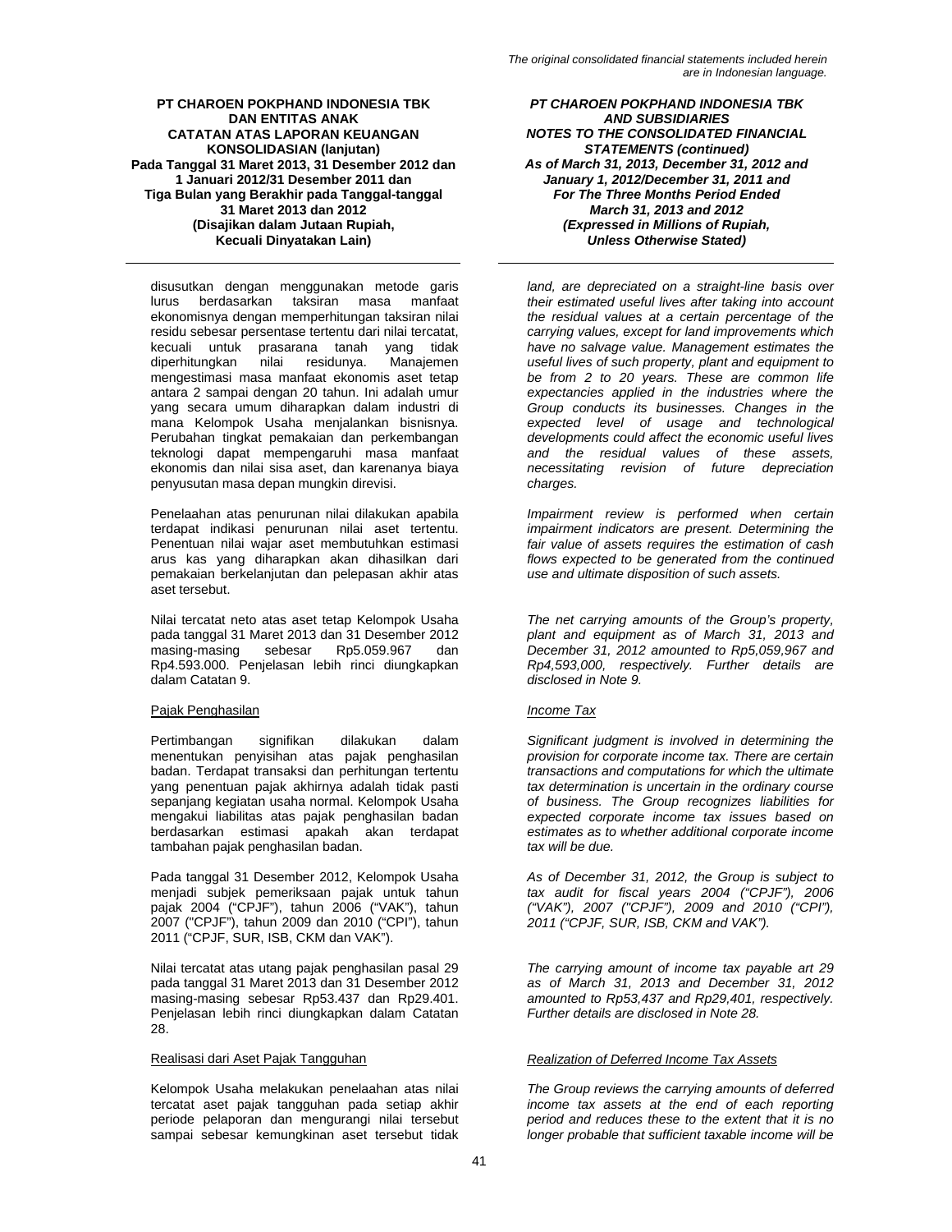disusutkan dengan menggunakan metode garis lurus berdasarkan taksiran masa manfaat ekonomisnya dengan memperhitungan taksiran nilai residu sebesar persentase tertentu dari nilai tercatat, kecuali untuk prasarana tanah yang tidak diperhitungkan nilai residunya. Manajemen mengestimasi masa manfaat ekonomis aset tetap antara 2 sampai dengan 20 tahun. Ini adalah umur yang secara umum diharapkan dalam industri di mana Kelompok Usaha menjalankan bisnisnya. Perubahan tingkat pemakaian dan perkembangan teknologi dapat mempengaruhi masa manfaat ekonomis dan nilai sisa aset, dan karenanya biaya penyusutan masa depan mungkin direvisi.

*land, are depreciated on a straight-line basis over their estimated useful lives after taking into account the residual values at a certain percentage of the carrying values, except for land improvements which have no salvage value. Management estimates the useful lives of such property, plant and equipment to be from 2 to 20 years. These are common life expectancies applied in the industries where the Group conducts its businesses. Changes in the expected level of usage and technological developments could affect the economic useful lives and the residual values of these assets, necessitating revision of future depreciation charges.*

Penelaahan atas penurunan nilai dilakukan apabila terdapat indikasi penurunan nilai aset tertentu. Penentuan nilai wajar aset membutuhkan estimasi arus kas yang diharapkan akan dihasilkan dari pemakaian berkelanjutan dan pelepasan akhir atas aset tersebut.

*Impairment review is performed when certain impairment indicators are present. Determining the fair value of assets requires the estimation of cash flows expected to be generated from the continued use and ultimate disposition of such assets.*

Nilai tercatat neto atas aset tetap Kelompok Usaha pada tanggal 31 Maret 2013 dan 31 Desember 2012 masing-masing sebesar Rp5.059.967 dan Rp4.593.000. Penjelasan lebih rinci diungkapkan dalam Catatan 9.

*The net carrying amounts of the Group's property, plant and equipment as of March 31, 2013 and December 31, 2012 amounted to Rp5,059,967 and Rp4,593,000, respectively. Further details are disclosed in Note 9.*

Pajak Penghasilan

*Income Tax*

Pertimbangan signifikan dilakukan dalam menentukan penyisihan atas pajak penghasilan badan. Terdapat transaksi dan perhitungan tertentu yang penentuan pajak akhirnya adalah tidak pasti sepanjang kegiatan usaha normal. Kelompok Usaha mengakui liabilitas atas pajak penghasilan badan berdasarkan estimasi apakah akan terdapat tambahan pajak penghasilan badan.

*Significant judgment is involved in determining the provision for corporate income tax. There are certain transactions and computations for which the ultimate tax determination is uncertain in the ordinary course of business. The Group recognizes liabilities for expected corporate income tax issues based on estimates as to whether additional corporate income tax will be due.*

Pada tanggal 31 Desember 2012, Kelompok Usaha menjadi subjek pemeriksaan pajak untuk tahun pajak 2004 ("CPJF"), tahun 2006 ("VAK"), tahun 2007 ("CPJF"), tahun 2009 dan 2010 ("CPI"), tahun 2011 ("CPJF, SUR, ISB, CKM dan VAK").

*As of December 31, 2012, the Group is subject to tax audit for fiscal years 2004 ("CPJF"), 2006 ("VAK"), 2007 ("CPJF"), 2009 and 2010 ("CPI"), 2011 ("CPJF, SUR, ISB, CKM and VAK").*

Nilai tercatat atas utang pajak penghasilan pasal 29 pada tanggal 31 Maret 2013 dan 31 Desember 2012 masing-masing sebesar Rp53.437 dan Rp29.401. Penjelasan lebih rinci diungkapkan dalam Catatan 28.

*The carrying amount of income tax payable art 29 as of March 31, 2013 and December 31, 2012 amounted to Rp53,437 and Rp29,401, respectively. Further details are disclosed in Note 28.*

Realisasi dari Aset Pajak Tangguhan

*Realization of Deferred Income Tax Assets*

Kelompok Usaha melakukan penelaahan atas nilai tercatat aset pajak tangguhan pada setiap akhir periode pelaporan dan mengurangi nilai tersebut sampai sebesar kemungkinan aset tersebut tidak

*The Group reviews the carrying amounts of deferred income tax assets at the end of each reporting period and reduces these to the extent that it is no longer probable that sufficient taxable income will be*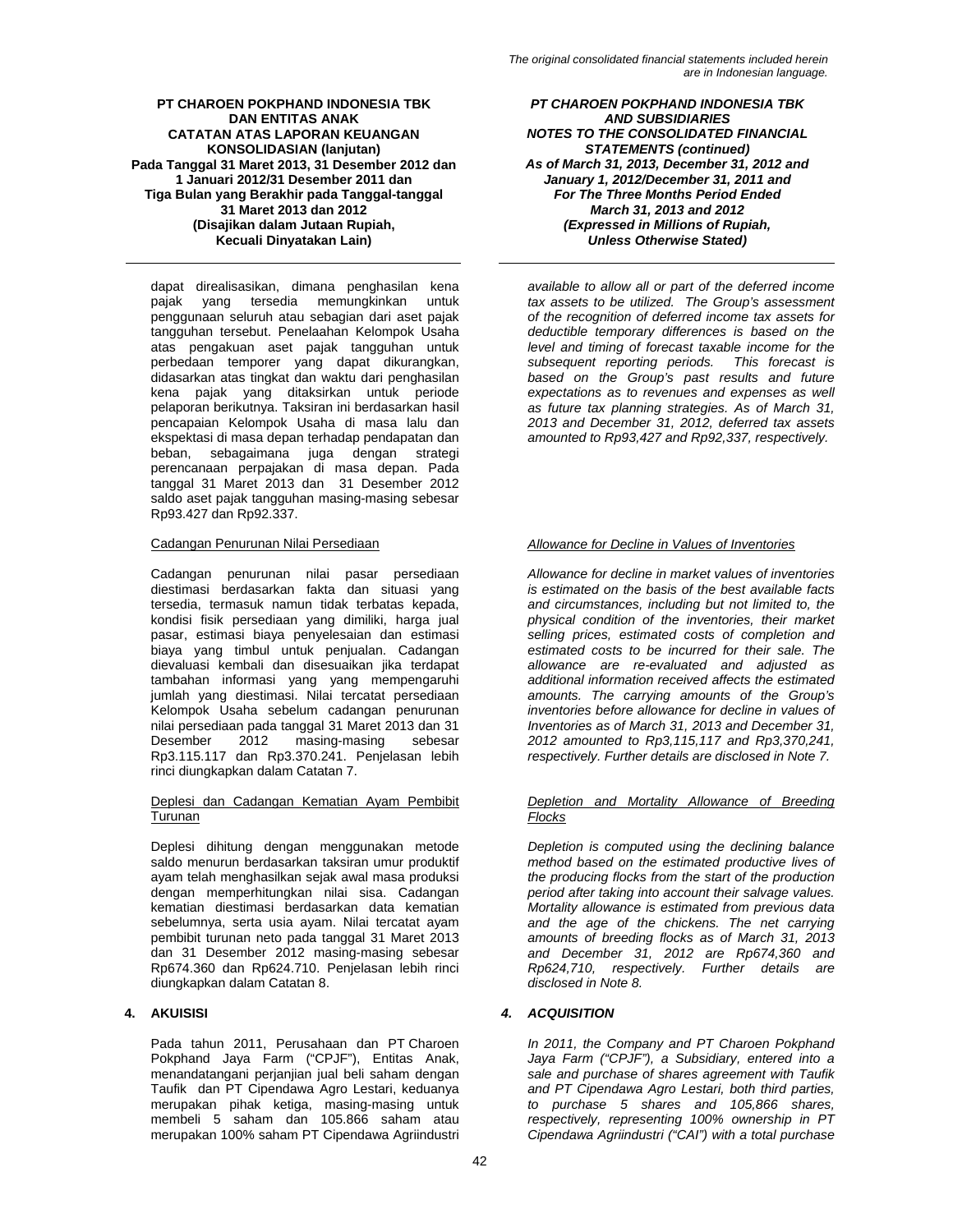dapat direalisasikan, dimana penghasilan kena pajak yang tersedia memungkinkan untuk penggunaan seluruh atau sebagian dari aset pajak tangguhan tersebut. Penelaahan Kelompok Usaha atas pengakuan aset pajak tangguhan untuk perbedaan temporer yang dapat dikurangkan, didasarkan atas tingkat dan waktu dari penghasilan kena pajak yang ditaksirkan untuk periode pelaporan berikutnya. Taksiran ini berdasarkan hasil pencapaian Kelompok Usaha di masa lalu dan ekspektasi di masa depan terhadap pendapatan dan beban, sebagaimana juga dengan strategi perencanaan perpajakan di masa depan. Pada tanggal 31 Maret 2013 dan 31 Desember 2012 saldo aset pajak tangguhan masing-masing sebesar Rp93.427 dan Rp92.337.

*available to allow all or part of the deferred income tax assets to be utilized. The Group's assessment of the recognition of deferred income tax assets for deductible temporary differences is based on the level and timing of forecast taxable income for the subsequent reporting periods. This forecast is based on the Group's past results and future expectations as to revenues and expenses as well as future tax planning strategies. As of March 31, 2013 and December 31, 2012, deferred tax assets amounted to Rp93,427 and Rp92,337, respectively.*

Cadangan Penurunan Nilai Persediaan

*Allowance for Decline in Values of Inventories*

Cadangan penurunan nilai pasar persediaan diestimasi berdasarkan fakta dan situasi yang tersedia, termasuk namun tidak terbatas kepada, kondisi fisik persediaan yang dimiliki, harga jual pasar, estimasi biaya penyelesaian dan estimasi biaya yang timbul untuk penjualan. Cadangan dievaluasi kembali dan disesuaikan jika terdapat tambahan informasi yang yang mempengaruhi jumlah yang diestimasi. Nilai tercatat persediaan Kelompok Usaha sebelum cadangan penurunan nilai persediaan pada tanggal 31 Maret 2013 dan 31 Desember 2012 masing-masing sebesar Rp3.115.117 dan Rp3.370.241. Penjelasan lebih rinci diungkapkan dalam Catatan 7.

*Allowance for decline in market values of inventories is estimated on the basis of the best available facts and circumstances, including but not limited to, the physical condition of the inventories, their market selling prices, estimated costs of completion and estimated costs to be incurred for their sale. The allowance are re-evaluated and adjusted as additional information received affects the estimated amounts. The carrying amounts of the Group's inventories before allowance for decline in values of Inventories as of March 31, 2013 and December 31, 2012 amounted to Rp3,115,117 and Rp3,370,241, respectively. Further details are disclosed in Note 7.*

Deplesi dan Cadangan Kematian Ayam Pembibit Turunan

*Depletion and Mortality Allowance of Breeding Flocks*

Deplesi dihitung dengan menggunakan metode saldo menurun berdasarkan taksiran umur produktif ayam telah menghasilkan sejak awal masa produksi dengan memperhitungkan nilai sisa. Cadangan kematian diestimasi berdasarkan data kematian sebelumnya, serta usia ayam. Nilai tercatat ayam pembibit turunan neto pada tanggal 31 Maret 2013 dan 31 Desember 2012 masing-masing sebesar Rp674.360 dan Rp624.710. Penjelasan lebih rinci diungkapkan dalam Catatan 8.

*Depletion is computed using the declining balance method based on the estimated productive lives of the producing flocks from the start of the production period after taking into account their salvage values. Mortality allowance is estimated from previous data and the age of the chickens. The net carrying amounts of breeding flocks as of March 31, 2013 and December 31, 2012 are Rp674,360 and Rp624,710, respectively. Further details are disclosed in Note 8.*

## 4. AKUISISI

## *4. ACQUISITION*

Pada tahun 2011, Perusahaan dan PT Charoen Pokphand Jaya Farm ("CPJF"), Entitas Anak, menandatangani perjanjian jual beli saham dengan Taufik dan PT Cipendawa Agro Lestari, keduanya merupakan pihak ketiga, masing-masing untuk membeli 5 saham dan 105.866 saham atau merupakan 100% saham PT Cipendawa Agriindustri

*In 2011, the Company and PT Charoen Pokphand Jaya Farm ("CPJF"), a Subsidiary, entered into a sale and purchase of shares agreement with Taufik and PT Cipendawa Agro Lestari, both third parties, to purchase 5 shares and 105,866 shares, respectively, representing 100% ownership in PT Cipendawa Agriindustri ("CAI") with a total purchase*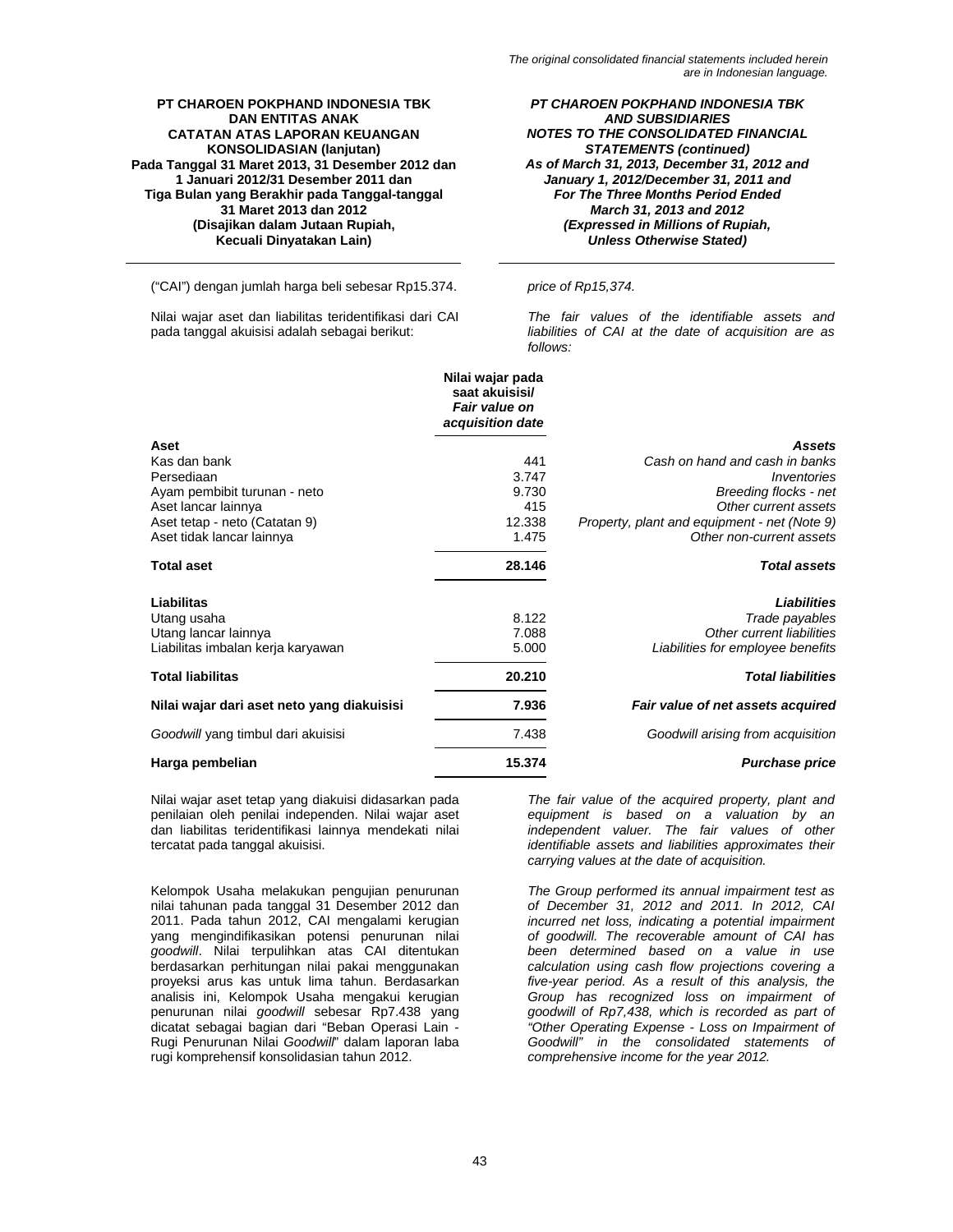("CAI") dengan jumlah harga beli sebesar Rp15.374.

*price of Rp15,374.*

Nilai wajar aset dan liabilitas teridentifikasi dari CAI pada tanggal akuisisi adalah sebagai berikut:

*The fair values of the identifiable assets and liabilities of CAI at the date of acquisition are as follows:*

| | Nilai wajar pada saat akuisisi/ *Fair value on acquisition date* | |
|---|---|---|
| **Aset** | | ***Assets*** |
| Kas dan bank | 441 | *Cash on hand and cash in banks* |
| Persediaan | 3.747 | *Inventories* |
| Ayam pembibit turunan - neto | 9.730 | *Breeding flocks - net* |
| Aset lancar lainnya | 415 | *Other current assets* |
| Aset tetap - neto (Catatan 9) | 12.338 | *Property, plant and equipment - net (Note 9)* |
| Aset tidak lancar lainnya | 1.475 | *Other non-current assets* |
| **Total aset** | **28.146** | ***Total assets*** |
| **Liabilitas** | | ***Liabilities*** |
| Utang usaha | 8.122 | *Trade payables* |
| Utang lancar lainnya | 7.088 | *Other current liabilities* |
| Liabilitas imbalan kerja karyawan | 5.000 | *Liabilities for employee benefits* |
| **Total liabilitas** | **20.210** | ***Total liabilities*** |
| **Nilai wajar dari aset neto yang diakuisisi** | **7.936** | ***Fair value of net assets acquired*** |
| *Goodwill* yang timbul dari akuisisi | 7.438 | *Goodwill arising from acquisition* |
| **Harga pembelian** | **15.374** | ***Purchase price*** |

Nilai wajar aset tetap yang diakuisi didasarkan pada penilaian oleh penilai independen. Nilai wajar aset dan liabilitas teridentifikasi lainnya mendekati nilai tercatat pada tanggal akuisisi.

*The fair value of the acquired property, plant and equipment is based on a valuation by an independent valuer. The fair values of other identifiable assets and liabilities approximates their carrying values at the date of acquisition.*

Kelompok Usaha melakukan pengujian penurunan nilai tahunan pada tanggal 31 Desember 2012 dan 2011. Pada tahun 2012, CAI mengalami kerugian yang mengindifikasikan potensi penurunan nilai *goodwill*. Nilai terpulihkan atas CAI ditentukan berdasarkan perhitungan nilai pakai menggunakan proyeksi arus kas untuk lima tahun. Berdasarkan analisis ini, Kelompok Usaha mengakui kerugian penurunan nilai *goodwill* sebesar Rp7.438 yang dicatat sebagai bagian dari "Beban Operasi Lain - Rugi Penurunan Nilai *Goodwill*" dalam laporan laba rugi komprehensif konsolidasian tahun 2012.

*The Group performed its annual impairment test as of December 31, 2012 and 2011. In 2012, CAI incurred net loss, indicating a potential impairment of goodwill. The recoverable amount of CAI has been determined based on a value in use calculation using cash flow projections covering a five-year period. As a result of this analysis, the Group has recognized loss on impairment of goodwill of Rp7,438, which is recorded as part of "Other Operating Expense - Loss on Impairment of Goodwill" in the consolidated statements of comprehensive income for the year 2012.*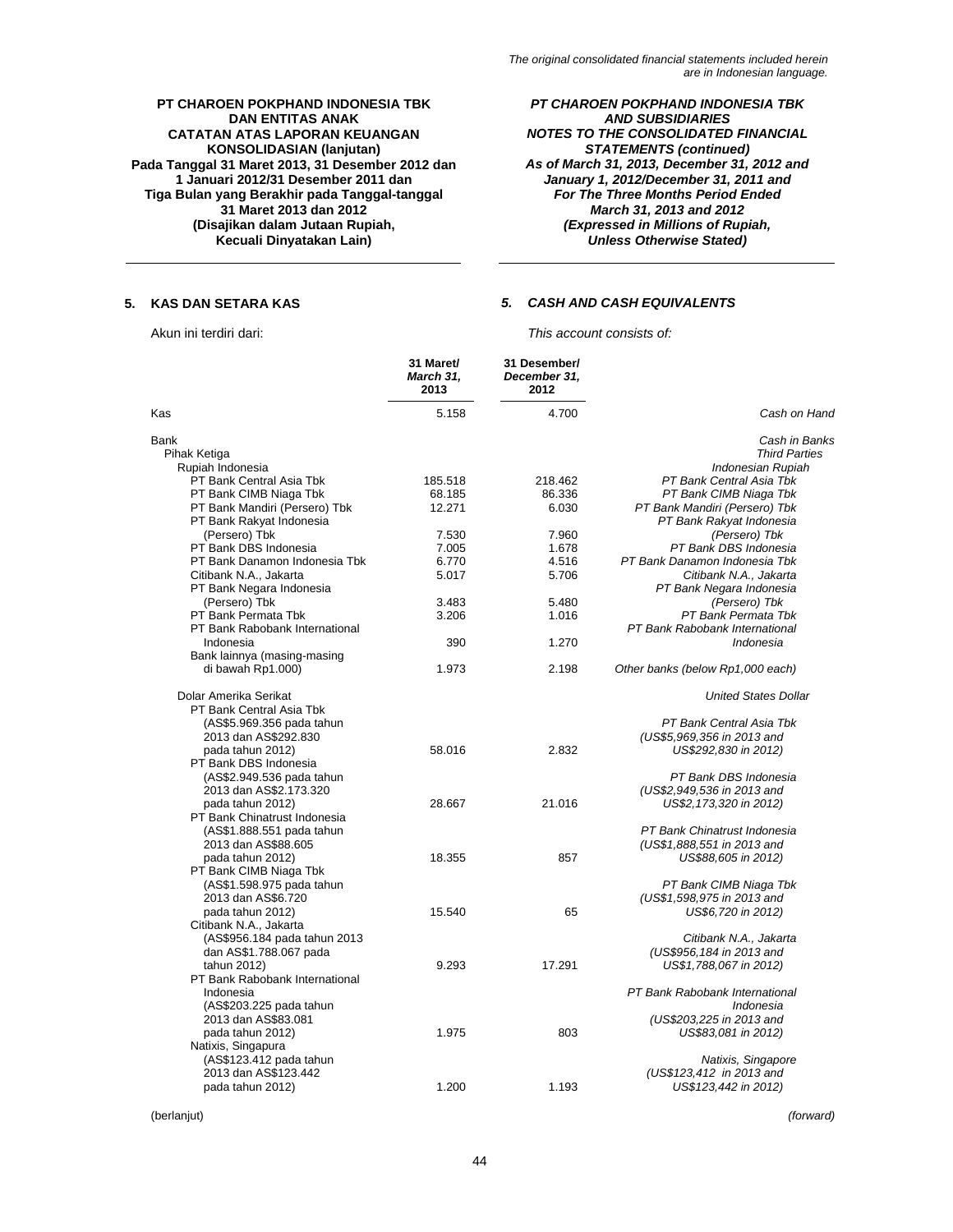The original consolidated financial statements included herein are in Indonesian language.

**PT CHAROEN POKPHAND INDONESIA TBK DAN ENTITAS ANAK**
**CATATAN ATAS LAPORAN KEUANGAN KONSOLIDASIAN (lanjutan)**
**Pada Tanggal 31 Maret 2013, 31 Desember 2012 dan 1 Januari 2012/31 Desember 2011 dan Tiga Bulan yang Berakhir pada Tanggal-tanggal 31 Maret 2013 dan 2012**
**(Disajikan dalam Jutaan Rupiah, Kecuali Dinyatakan Lain)**

***PT CHAROEN POKPHAND INDONESIA TBK AND SUBSIDIARIES***
***NOTES TO THE CONSOLIDATED FINANCIAL STATEMENTS (continued)***
***As of March 31, 2013, December 31, 2012 and January 1, 2012/December 31, 2011 and For The Three Months Period Ended March 31, 2013 and 2012***
***(Expressed in Millions of Rupiah, Unless Otherwise Stated)***

## 5. KAS DAN SETARA KAS / *5. CASH AND CASH EQUIVALENTS*

Akun ini terdiri dari: / *This account consists of:*

| | 31 Maret/ *March 31,* 2013 | 31 Desember/ *December 31,* 2012 | |
|---|---|---|---|
| Kas | 5.158 | 4.700 | *Cash on Hand* |
| Bank | | | *Cash in Banks* |
| Pihak Ketiga | | | *Third Parties* |
| Rupiah Indonesia | | | *Indonesian Rupiah* |
| PT Bank Central Asia Tbk | 185.518 | 218.462 | *PT Bank Central Asia Tbk* |
| PT Bank CIMB Niaga Tbk | 68.185 | 86.336 | *PT Bank CIMB Niaga Tbk* |
| PT Bank Mandiri (Persero) Tbk | 12.271 | 6.030 | *PT Bank Mandiri (Persero) Tbk* |
| PT Bank Rakyat Indonesia (Persero) Tbk | 7.530 | 7.960 | *PT Bank Rakyat Indonesia (Persero) Tbk* |
| PT Bank DBS Indonesia | 7.005 | 1.678 | *PT Bank DBS Indonesia* |
| PT Bank Danamon Indonesia Tbk | 6.770 | 4.516 | *PT Bank Danamon Indonesia Tbk* |
| Citibank N.A., Jakarta | 5.017 | 5.706 | *Citibank N.A., Jakarta* |
| PT Bank Negara Indonesia (Persero) Tbk | 3.483 | 5.480 | *PT Bank Negara Indonesia (Persero) Tbk* |
| PT Bank Permata Tbk | 3.206 | 1.016 | *PT Bank Permata Tbk* |
| PT Bank Rabobank International Indonesia | 390 | 1.270 | *PT Bank Rabobank International Indonesia* |
| Bank lainnya (masing-masing di bawah Rp1.000) | 1.973 | 2.198 | *Other banks (below Rp1,000 each)* |
| Dolar Amerika Serikat | | | *United States Dollar* |
| PT Bank Central Asia Tbk (AS$5.969.356 pada tahun 2013 dan AS$292.830 pada tahun 2012) | 58.016 | 2.832 | *PT Bank Central Asia Tbk (US$5,969,356 in 2013 and US$292,830 in 2012)* |
| PT Bank DBS Indonesia (AS$2.949.536 pada tahun 2013 dan AS$2.173.320 pada tahun 2012) | 28.667 | 21.016 | *PT Bank DBS Indonesia (US$2,949,536 in 2013 and US$2,173,320 in 2012)* |
| PT Bank Chinatrust Indonesia (AS$1.888.551 pada tahun 2013 dan AS$88.605 pada tahun 2012) | 18.355 | 857 | *PT Bank Chinatrust Indonesia (US$1,888,551 in 2013 and US$88,605 in 2012)* |
| PT Bank CIMB Niaga Tbk (AS$1.598.975 pada tahun 2013 dan AS$6.720 pada tahun 2012) | 15.540 | 65 | *PT Bank CIMB Niaga Tbk (US$1,598,975 in 2013 and US$6,720 in 2012)* |
| Citibank N.A., Jakarta (AS$956.184 pada tahun 2013 dan AS$1.788.067 pada tahun 2012) | 9.293 | 17.291 | *Citibank N.A., Jakarta (US$956,184 in 2013 and US$1,788,067 in 2012)* |
| PT Bank Rabobank International Indonesia (AS$203.225 pada tahun 2013 dan AS$83.081 pada tahun 2012) | 1.975 | 803 | *PT Bank Rabobank International Indonesia (US$203,225 in 2013 and US$83,081 in 2012)* |
| Natixis, Singapura (AS$123.412 pada tahun 2013 dan AS$123.442 pada tahun 2012) | 1.200 | 1.193 | *Natixis, Singapore (US$123,412 in 2013 and US$123,442 in 2012)* |

(berlanjut) / *(forward)*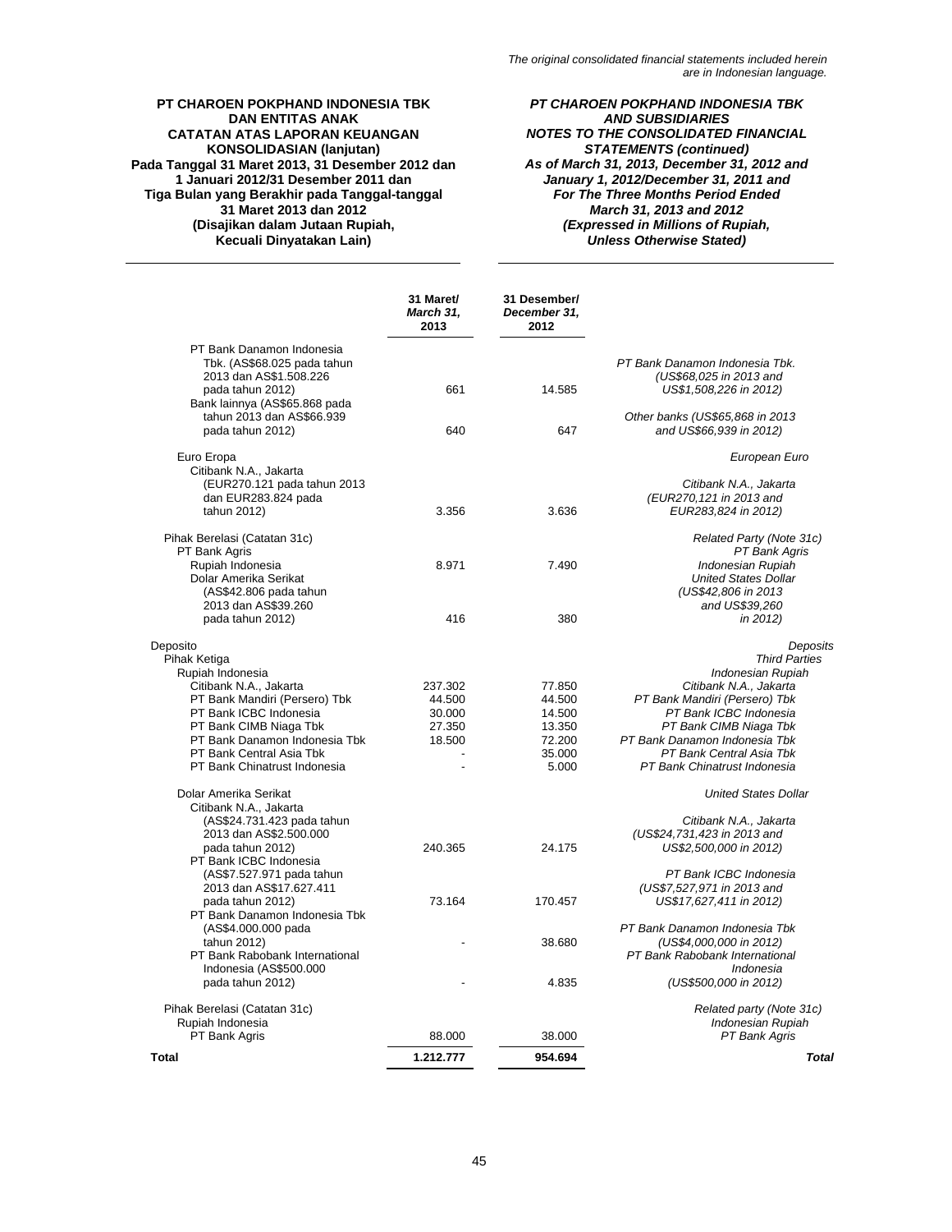| | 31 Maret/ *March 31,* 2013 | 31 Desember/ *December 31,* 2012 | |
|---|---|---|---|
| PT Bank Danamon Indonesia Tbk. (AS$68.025 pada tahun 2013 dan AS$1.508.226 pada tahun 2012) | 661 | 14.585 | *PT Bank Danamon Indonesia Tbk. (US$68,025 in 2013 and US$1,508,226 in 2012)* |
| Bank lainnya (AS$65.868 pada tahun 2013 dan AS$66.939 pada tahun 2012) | 640 | 647 | *Other banks (US$65,868 in 2013 and US$66,939 in 2012)* |
| Euro Eropa | | | *European Euro* |
| Citibank N.A., Jakarta (EUR270.121 pada tahun 2013 dan EUR283.824 pada tahun 2012) | 3.356 | 3.636 | *Citibank N.A., Jakarta (EUR270,121 in 2013 and EUR283,824 in 2012)* |
| Pihak Berelasi (Catatan 31c) | | | *Related Party (Note 31c)* |
| PT Bank Agris | | | *PT Bank Agris* |
| Rupiah Indonesia | 8.971 | 7.490 | *Indonesian Rupiah* |
| Dolar Amerika Serikat (AS$42.806 pada tahun 2013 dan AS$39.260 pada tahun 2012) | 416 | 380 | *United States Dollar (US$42,806 in 2013 and US$39,260 in 2012)* |
| Deposito | | | *Deposits* |
| Pihak Ketiga | | | *Third Parties* |
| Rupiah Indonesia | | | *Indonesian Rupiah* |
| Citibank N.A., Jakarta | 237.302 | 77.850 | *Citibank N.A., Jakarta* |
| PT Bank Mandiri (Persero) Tbk | 44.500 | 44.500 | *PT Bank Mandiri (Persero) Tbk* |
| PT Bank ICBC Indonesia | 30.000 | 14.500 | *PT Bank ICBC Indonesia* |
| PT Bank CIMB Niaga Tbk | 27.350 | 13.350 | *PT Bank CIMB Niaga Tbk* |
| PT Bank Danamon Indonesia Tbk | 18.500 | 72.200 | *PT Bank Danamon Indonesia Tbk* |
| PT Bank Central Asia Tbk | - | 35.000 | *PT Bank Central Asia Tbk* |
| PT Bank Chinatrust Indonesia | - | 5.000 | *PT Bank Chinatrust Indonesia* |
| Dolar Amerika Serikat | | | *United States Dollar* |
| Citibank N.A., Jakarta (AS$24.731.423 pada tahun 2013 dan AS$2.500.000 pada tahun 2012) | 240.365 | 24.175 | *Citibank N.A., Jakarta (US$24,731,423 in 2013 and US$2,500,000 in 2012)* |
| PT Bank ICBC Indonesia (AS$7.527.971 pada tahun 2013 dan AS$17.627.411 pada tahun 2012) | 73.164 | 170.457 | *PT Bank ICBC Indonesia (US$7,527,971 in 2013 and US$17,627,411 in 2012)* |
| PT Bank Danamon Indonesia Tbk (AS$4.000.000 pada tahun 2012) | - | 38.680 | *PT Bank Danamon Indonesia Tbk (US$4,000,000 in 2012)* |
| PT Bank Rabobank International Indonesia (AS$500.000 pada tahun 2012) | - | 4.835 | *PT Bank Rabobank International Indonesia (US$500,000 in 2012)* |
| Pihak Berelasi (Catatan 31c) | | | *Related party (Note 31c)* |
| Rupiah Indonesia | | | *Indonesian Rupiah* |
| PT Bank Agris | 88.000 | 38.000 | *PT Bank Agris* |
| **Total** | **1.212.777** | **954.694** | ***Total*** |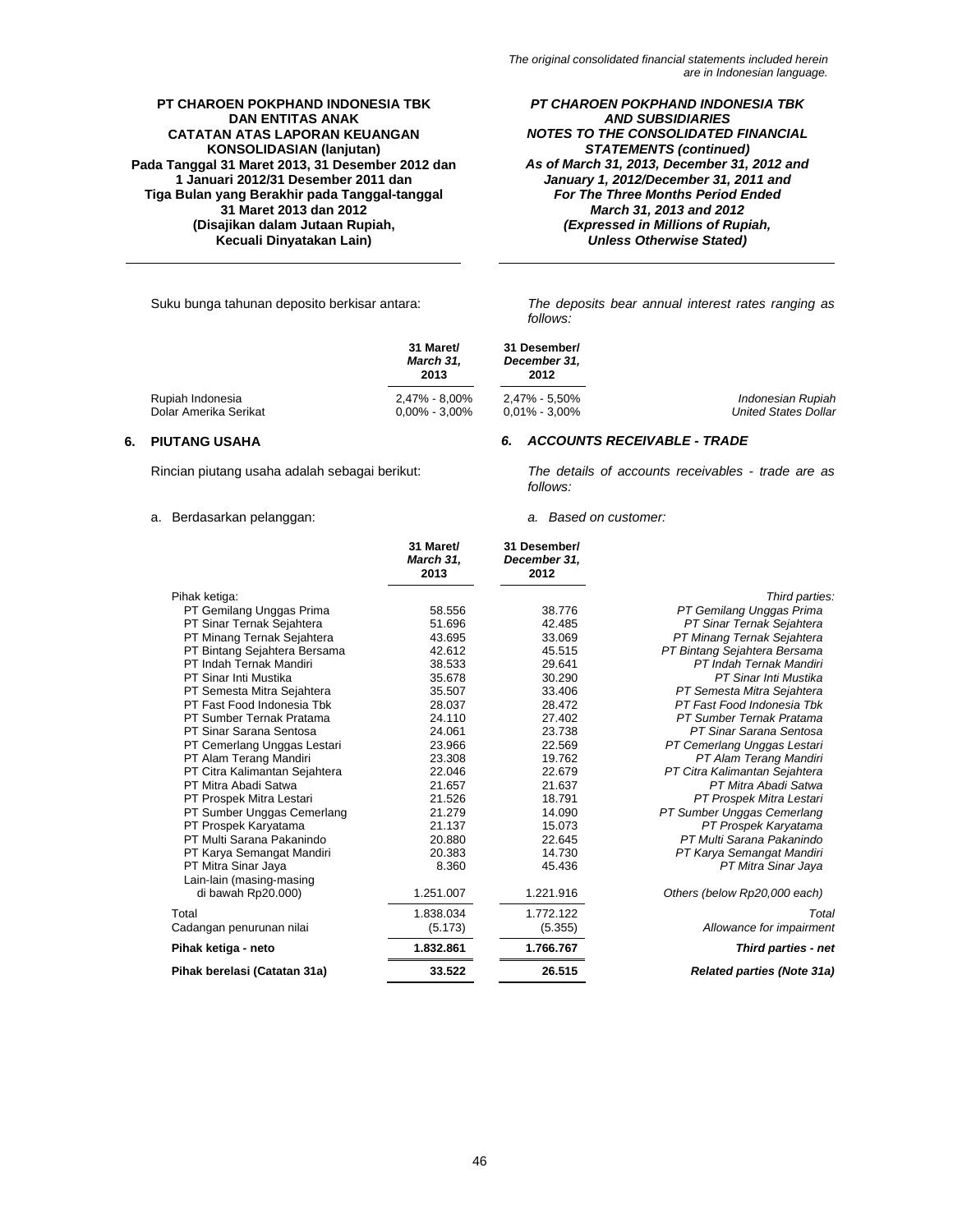Suku bunga tahunan deposito berkisar antara:

*The deposits bear annual interest rates ranging as follows:*

| | 31 Maret/ *March 31,* 2013 | 31 Desember/ *December 31,* 2012 | |
|---|---|---|---|
| Rupiah Indonesia | 2,47% - 8,00% | 2,47% - 5,50% | *Indonesian Rupiah* |
| Dolar Amerika Serikat | 0,00% - 3,00% | 0,01% - 3,00% | *United States Dollar* |

## 6. PIUTANG USAHA / *6. ACCOUNTS RECEIVABLE - TRADE*

Rincian piutang usaha adalah sebagai berikut:

*The details of accounts receivables - trade are as follows:*

a. Berdasarkan pelanggan: / *a. Based on customer:*

| | 31 Maret/ *March 31,* 2013 | 31 Desember/ *December 31,* 2012 | |
|---|---|---|---|
| Pihak ketiga: | | | *Third parties:* |
| PT Gemilang Unggas Prima | 58.556 | 38.776 | *PT Gemilang Unggas Prima* |
| PT Sinar Ternak Sejahtera | 51.696 | 42.485 | *PT Sinar Ternak Sejahtera* |
| PT Minang Ternak Sejahtera | 43.695 | 33.069 | *PT Minang Ternak Sejahtera* |
| PT Bintang Sejahtera Bersama | 42.612 | 45.515 | *PT Bintang Sejahtera Bersama* |
| PT Indah Ternak Mandiri | 38.533 | 29.641 | *PT Indah Ternak Mandiri* |
| PT Sinar Inti Mustika | 35.678 | 30.290 | *PT Sinar Inti Mustika* |
| PT Semesta Mitra Sejahtera | 35.507 | 33.406 | *PT Semesta Mitra Sejahtera* |
| PT Fast Food Indonesia Tbk | 28.037 | 28.472 | *PT Fast Food Indonesia Tbk* |
| PT Sumber Ternak Pratama | 24.110 | 27.402 | *PT Sumber Ternak Pratama* |
| PT Sinar Sarana Sentosa | 24.061 | 23.738 | *PT Sinar Sarana Sentosa* |
| PT Cemerlang Unggas Lestari | 23.966 | 22.569 | *PT Cemerlang Unggas Lestari* |
| PT Alam Terang Mandiri | 23.308 | 19.762 | *PT Alam Terang Mandiri* |
| PT Citra Kalimantan Sejahtera | 22.046 | 22.679 | *PT Citra Kalimantan Sejahtera* |
| PT Mitra Abadi Satwa | 21.657 | 21.637 | *PT Mitra Abadi Satwa* |
| PT Prospek Mitra Lestari | 21.526 | 18.791 | *PT Prospek Mitra Lestari* |
| PT Sumber Unggas Cemerlang | 21.279 | 14.090 | *PT Sumber Unggas Cemerlang* |
| PT Prospek Karyatama | 21.137 | 15.073 | *PT Prospek Karyatama* |
| PT Multi Sarana Pakanindo | 20.880 | 22.645 | *PT Multi Sarana Pakanindo* |
| PT Karya Semangat Mandiri | 20.383 | 14.730 | *PT Karya Semangat Mandiri* |
| PT Mitra Sinar Jaya | 8.360 | 45.436 | *PT Mitra Sinar Jaya* |
| Lain-lain (masing-masing di bawah Rp20.000) | 1.251.007 | 1.221.916 | *Others (below Rp20,000 each)* |
| Total | 1.838.034 | 1.772.122 | *Total* |
| Cadangan penurunan nilai | (5.173) | (5.355) | *Allowance for impairment* |
| **Pihak ketiga - neto** | **1.832.861** | **1.766.767** | ***Third parties - net*** |
| **Pihak berelasi (Catatan 31a)** | **33.522** | **26.515** | ***Related parties (Note 31a)*** |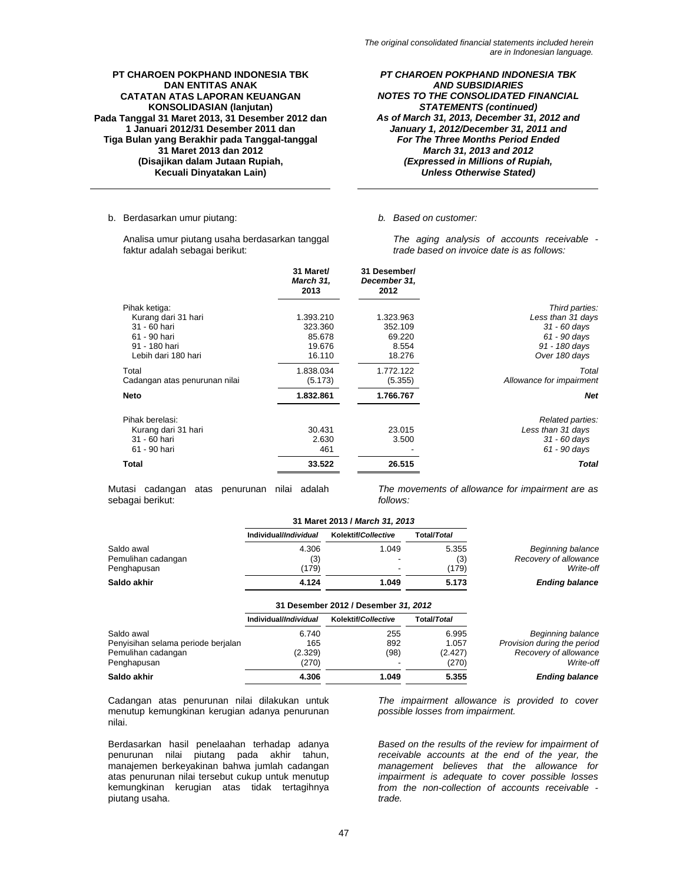b. Berdasarkan umur piutang:

*b. Based on customer:*

Analisa umur piutang usaha berdasarkan tanggal faktur adalah sebagai berikut:

*The aging analysis of accounts receivable - trade based on invoice date is as follows:*

| | 31 Maret/ *March 31,* 2013 | 31 Desember/ *December 31,* 2012 | |
|---|---|---|---|
| Pihak ketiga: | | | *Third parties:* |
| Kurang dari 31 hari | 1.393.210 | 1.323.963 | *Less than 31 days* |
| 31 - 60 hari | 323.360 | 352.109 | *31 - 60 days* |
| 61 - 90 hari | 85.678 | 69.220 | *61 - 90 days* |
| 91 - 180 hari | 19.676 | 8.554 | *91 - 180 days* |
| Lebih dari 180 hari | 16.110 | 18.276 | *Over 180 days* |
| Total | 1.838.034 | 1.772.122 | *Total* |
| Cadangan atas penurunan nilai | (5.173) | (5.355) | *Allowance for impairment* |
| **Neto** | **1.832.861** | **1.766.767** | ***Net*** |
| Pihak berelasi: | | | *Related parties:* |
| Kurang dari 31 hari | 30.431 | 23.015 | *Less than 31 days* |
| 31 - 60 hari | 2.630 | 3.500 | *31 - 60 days* |
| 61 - 90 hari | 461 | - | *61 - 90 days* |
| **Total** | **33.522** | **26.515** | ***Total*** |

Mutasi cadangan atas penurunan nilai adalah sebagai berikut:

*The movements of allowance for impairment are as follows:*

| | 31 Maret 2013 / *March 31, 2013* | | | |
|---|---|---|---|---|
| | Individual/*Individual* | Kolektif/*Collective* | Total/*Total* | |
| Saldo awal | 4.306 | 1.049 | 5.355 | *Beginning balance* |
| Pemulihan cadangan | (3) | - | (3) | *Recovery of allowance* |
| Penghapusan | (179) | - | (179) | *Write-off* |
| **Saldo akhir** | **4.124** | **1.049** | **5.173** | ***Ending balance*** |

| | 31 Desember 2012 / Desember *31, 2012* | | | |
|---|---|---|---|---|
| | Individual/*Individual* | Kolektif/*Collective* | Total/*Total* | |
| Saldo awal | 6.740 | 255 | 6.995 | *Beginning balance* |
| Penyisihan selama periode berjalan | 165 | 892 | 1.057 | *Provision during the period* |
| Pemulihan cadangan | (2.329) | (98) | (2.427) | *Recovery of allowance* |
| Penghapusan | (270) | - | (270) | *Write-off* |
| **Saldo akhir** | **4.306** | **1.049** | **5.355** | ***Ending balance*** |

Cadangan atas penurunan nilai dilakukan untuk menutup kemungkinan kerugian adanya penurunan nilai.

*The impairment allowance is provided to cover possible losses from impairment.*

Berdasarkan hasil penelaahan terhadap adanya penurunan nilai piutang pada akhir tahun, manajemen berkeyakinan bahwa jumlah cadangan atas penurunan nilai tersebut cukup untuk menutup kemungkinan kerugian atas tidak tertagihnya piutang usaha.

*Based on the results of the review for impairment of receivable accounts at the end of the year, the management believes that the allowance for impairment is adequate to cover possible losses from the non-collection of accounts receivable - trade.*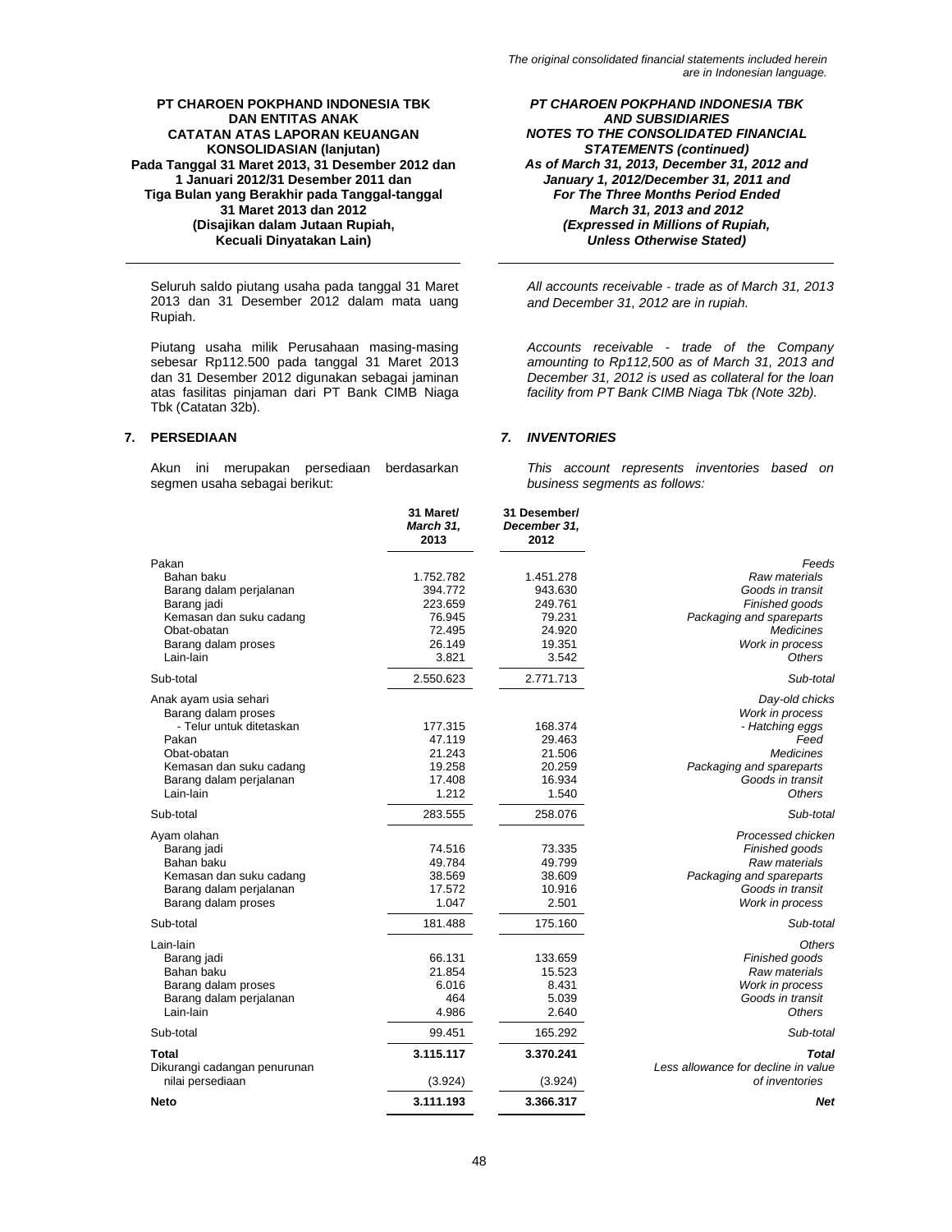*The original consolidated financial statements included herein are in Indonesian language.*

**PT CHAROEN POKPHAND INDONESIA TBK DAN ENTITAS ANAK CATATAN ATAS LAPORAN KEUANGAN KONSOLIDASIAN (lanjutan) Pada Tanggal 31 Maret 2013, 31 Desember 2012 dan 1 Januari 2012/31 Desember 2011 dan Tiga Bulan yang Berakhir pada Tanggal-tanggal 31 Maret 2013 dan 2012 (Disajikan dalam Jutaan Rupiah, Kecuali Dinyatakan Lain)**

***PT CHAROEN POKPHAND INDONESIA TBK AND SUBSIDIARIES NOTES TO THE CONSOLIDATED FINANCIAL STATEMENTS (continued) As of March 31, 2013, December 31, 2012 and January 1, 2012/December 31, 2011 and For The Three Months Period Ended March 31, 2013 and 2012 (Expressed in Millions of Rupiah, Unless Otherwise Stated)***

Seluruh saldo piutang usaha pada tanggal 31 Maret 2013 dan 31 Desember 2012 dalam mata uang Rupiah.

*All accounts receivable - trade as of March 31, 2013 and December 31, 2012 are in rupiah.*

Piutang usaha milik Perusahaan masing-masing sebesar Rp112.500 pada tanggal 31 Maret 2013 dan 31 Desember 2012 digunakan sebagai jaminan atas fasilitas pinjaman dari PT Bank CIMB Niaga Tbk (Catatan 32b).

*Accounts receivable - trade of the Company amounting to Rp112,500 as of March 31, 2013 and December 31, 2012 is used as collateral for the loan facility from PT Bank CIMB Niaga Tbk (Note 32b).*

## 7. PERSEDIAAN / *7. INVENTORIES*

Akun ini merupakan persediaan berdasarkan segmen usaha sebagai berikut:

*This account represents inventories based on business segments as follows:*

| | 31 Maret/ March 31, 2013 | 31 Desember/ December 31, 2012 | |
|---|---|---|---|
| Pakan | | | *Feeds* |
| Bahan baku | 1.752.782 | 1.451.278 | *Raw materials* |
| Barang dalam perjalanan | 394.772 | 943.630 | *Goods in transit* |
| Barang jadi | 223.659 | 249.761 | *Finished goods* |
| Kemasan dan suku cadang | 76.945 | 79.231 | *Packaging and spareparts* |
| Obat-obatan | 72.495 | 24.920 | *Medicines* |
| Barang dalam proses | 26.149 | 19.351 | *Work in process* |
| Lain-lain | 3.821 | 3.542 | *Others* |
| Sub-total | 2.550.623 | 2.771.713 | *Sub-total* |
| Anak ayam usia sehari | | | *Day-old chicks* |
| Barang dalam proses | | | *Work in process* |
| - Telur untuk ditetaskan | 177.315 | 168.374 | *- Hatching eggs* |
| Pakan | 47.119 | 29.463 | *Feed* |
| Obat-obatan | 21.243 | 21.506 | *Medicines* |
| Kemasan dan suku cadang | 19.258 | 20.259 | *Packaging and spareparts* |
| Barang dalam perjalanan | 17.408 | 16.934 | *Goods in transit* |
| Lain-lain | 1.212 | 1.540 | *Others* |
| Sub-total | 283.555 | 258.076 | *Sub-total* |
| Ayam olahan | | | *Processed chicken* |
| Barang jadi | 74.516 | 73.335 | *Finished goods* |
| Bahan baku | 49.784 | 49.799 | *Raw materials* |
| Kemasan dan suku cadang | 38.569 | 38.609 | *Packaging and spareparts* |
| Barang dalam perjalanan | 17.572 | 10.916 | *Goods in transit* |
| Barang dalam proses | 1.047 | 2.501 | *Work in process* |
| Sub-total | 181.488 | 175.160 | *Sub-total* |
| Lain-lain | | | *Others* |
| Barang jadi | 66.131 | 133.659 | *Finished goods* |
| Bahan baku | 21.854 | 15.523 | *Raw materials* |
| Barang dalam proses | 6.016 | 8.431 | *Work in process* |
| Barang dalam perjalanan | 464 | 5.039 | *Goods in transit* |
| Lain-lain | 4.986 | 2.640 | *Others* |
| Sub-total | 99.451 | 165.292 | *Sub-total* |
| **Total** | **3.115.117** | **3.370.241** | ***Total*** |
| Dikurangi cadangan penurunan nilai persediaan | (3.924) | (3.924) | *Less allowance for decline in value of inventories* |
| **Neto** | **3.111.193** | **3.366.317** | ***Net*** |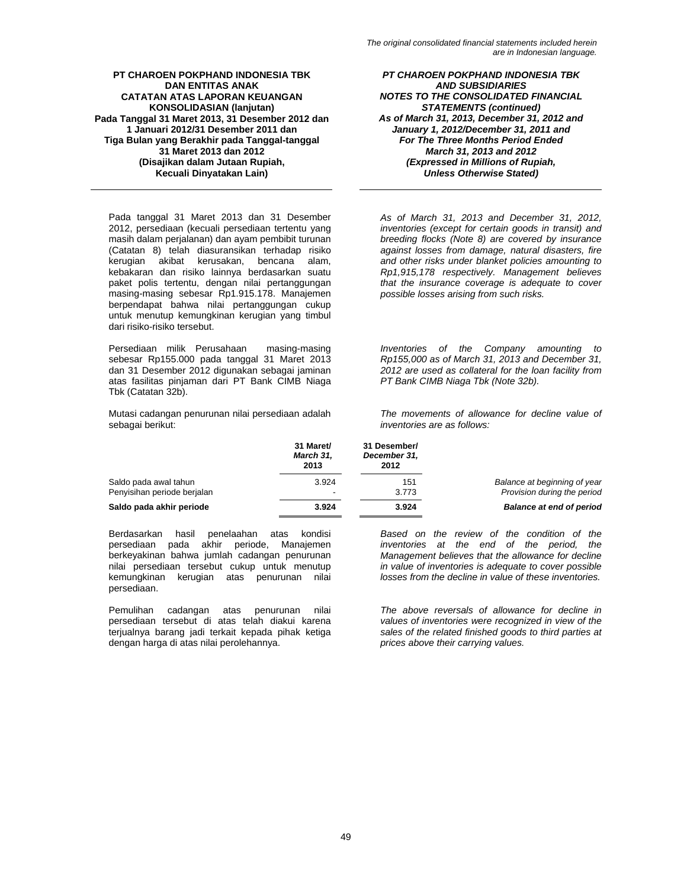Pada tanggal 31 Maret 2013 dan 31 Desember 2012, persediaan (kecuali persediaan tertentu yang masih dalam perjalanan) dan ayam pembibit turunan (Catatan 8) telah diasuransikan terhadap risiko kerugian akibat kerusakan, bencana alam, kebakaran dan risiko lainnya berdasarkan suatu paket polis tertentu, dengan nilai pertanggungan masing-masing sebesar Rp1.915.178. Manajemen berpendapat bahwa nilai pertanggungan cukup untuk menutup kemungkinan kerugian yang timbul dari risiko-risiko tersebut.

*As of March 31, 2013 and December 31, 2012, inventories (except for certain goods in transit) and breeding flocks (Note 8) are covered by insurance against losses from damage, natural disasters, fire and other risks under blanket policies amounting to Rp1,915,178 respectively. Management believes that the insurance coverage is adequate to cover possible losses arising from such risks.*

Persediaan milik Perusahaan masing-masing sebesar Rp155.000 pada tanggal 31 Maret 2013 dan 31 Desember 2012 digunakan sebagai jaminan atas fasilitas pinjaman dari PT Bank CIMB Niaga Tbk (Catatan 32b).

*Inventories of the Company amounting to Rp155,000 as of March 31, 2013 and December 31, 2012 are used as collateral for the loan facility from PT Bank CIMB Niaga Tbk (Note 32b).*

Mutasi cadangan penurunan nilai persediaan adalah sebagai berikut:

*The movements of allowance for decline value of inventories are as follows:*

| | 31 Maret/ *March 31,* 2013 | 31 Desember/ *December 31,* 2012 | |
|---|---|---|---|
| Saldo pada awal tahun | 3.924 | 151 | *Balance at beginning of year* |
| Penyisihan periode berjalan | - | 3.773 | *Provision during the period* |
| **Saldo pada akhir periode** | **3.924** | **3.924** | ***Balance at end of period*** |

Berdasarkan hasil penelaahan atas kondisi persediaan pada akhir periode, Manajemen berkeyakinan bahwa jumlah cadangan penurunan nilai persediaan tersebut cukup untuk menutup kemungkinan kerugian atas penurunan nilai persediaan.

*Based on the review of the condition of the inventories at the end of the period, the Management believes that the allowance for decline in value of inventories is adequate to cover possible losses from the decline in value of these inventories.*

Pemulihan cadangan atas penurunan nilai persediaan tersebut di atas telah diakui karena terjualnya barang jadi terkait kepada pihak ketiga dengan harga di atas nilai perolehannya.

*The above reversals of allowance for decline in values of inventories were recognized in view of the sales of the related finished goods to third parties at prices above their carrying values.*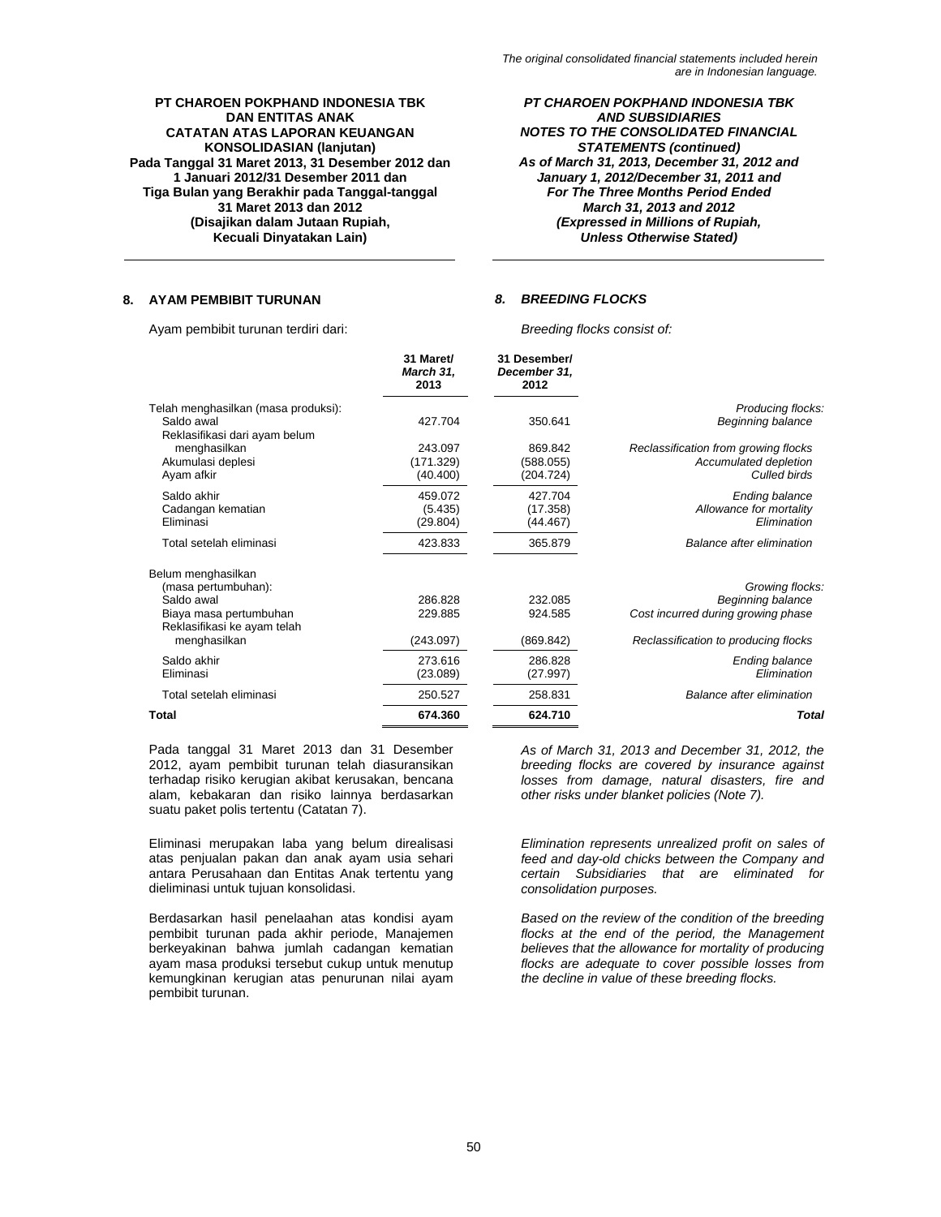## 8. AYAM PEMBIBIT TURUNAN / *BREEDING FLOCKS*

Ayam pembibit turunan terdiri dari: / *Breeding flocks consist of:*

| | 31 Maret/ *March 31,* 2013 | 31 Desember/ *December 31,* 2012 | |
|---|---|---|---|
| Telah menghasilkan (masa produksi): | | | *Producing flocks:* |
| Saldo awal | 427.704 | 350.641 | *Beginning balance* |
| Reklasifikasi dari ayam belum menghasilkan | 243.097 | 869.842 | *Reclassification from growing flocks* |
| Akumulasi deplesi | (171.329) | (588.055) | *Accumulated depletion* |
| Ayam afkir | (40.400) | (204.724) | *Culled birds* |
| Saldo akhir | 459.072 | 427.704 | *Ending balance* |
| Cadangan kematian | (5.435) | (17.358) | *Allowance for mortality* |
| Eliminasi | (29.804) | (44.467) | *Elimination* |
| Total setelah eliminasi | 423.833 | 365.879 | *Balance after elimination* |
| Belum menghasilkan (masa pertumbuhan): | | | *Growing flocks:* |
| Saldo awal | 286.828 | 232.085 | *Beginning balance* |
| Biaya masa pertumbuhan | 229.885 | 924.585 | *Cost incurred during growing phase* |
| Reklasifikasi ke ayam telah menghasilkan | (243.097) | (869.842) | *Reclassification to producing flocks* |
| Saldo akhir | 273.616 | 286.828 | *Ending balance* |
| Eliminasi | (23.089) | (27.997) | *Elimination* |
| Total setelah eliminasi | 250.527 | 258.831 | *Balance after elimination* |
| **Total** | **674.360** | **624.710** | ***Total*** |

Pada tanggal 31 Maret 2013 dan 31 Desember 2012, ayam pembibit turunan telah diasuransikan terhadap risiko kerugian akibat kerusakan, bencana alam, kebakaran dan risiko lainnya berdasarkan suatu paket polis tertentu (Catatan 7).

*As of March 31, 2013 and December 31, 2012, the breeding flocks are covered by insurance against losses from damage, natural disasters, fire and other risks under blanket policies (Note 7).*

Eliminasi merupakan laba yang belum direalisasi atas penjualan pakan dan anak ayam usia sehari antara Perusahaan dan Entitas Anak tertentu yang dieliminasi untuk tujuan konsolidasi.

*Elimination represents unrealized profit on sales of feed and day-old chicks between the Company and certain Subsidiaries that are eliminated for consolidation purposes.*

Berdasarkan hasil penelaahan atas kondisi ayam pembibit turunan pada akhir periode, Manajemen berkeyakinan bahwa jumlah cadangan kematian ayam masa produksi tersebut cukup untuk menutup kemungkinan kerugian atas penurunan nilai ayam pembibit turunan.

*Based on the review of the condition of the breeding flocks at the end of the period, the Management believes that the allowance for mortality of producing flocks are adequate to cover possible losses from the decline in value of these breeding flocks.*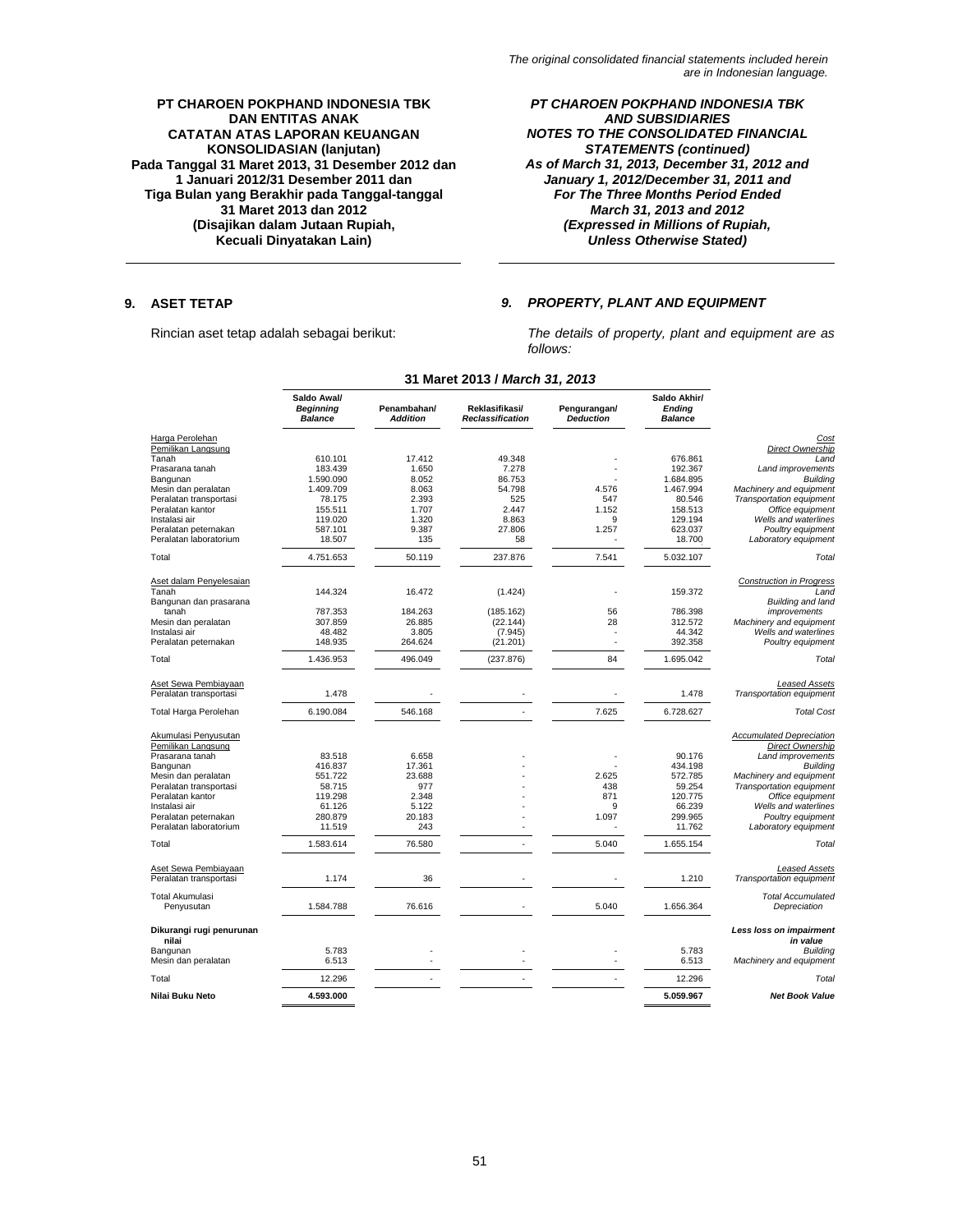The original consolidated financial statements included herein are in Indonesian language.

**PT CHAROEN POKPHAND INDONESIA TBK DAN ENTITAS ANAK CATATAN ATAS LAPORAN KEUANGAN KONSOLIDASIAN (lanjutan) Pada Tanggal 31 Maret 2013, 31 Desember 2012 dan 1 Januari 2012/31 Desember 2011 dan Tiga Bulan yang Berakhir pada Tanggal-tanggal 31 Maret 2013 dan 2012 (Disajikan dalam Jutaan Rupiah, Kecuali Dinyatakan Lain)**

***PT CHAROEN POKPHAND INDONESIA TBK AND SUBSIDIARIES NOTES TO THE CONSOLIDATED FINANCIAL STATEMENTS (continued) As of March 31, 2013, December 31, 2012 and January 1, 2012/December 31, 2011 and For The Three Months Period Ended March 31, 2013 and 2012 (Expressed in Millions of Rupiah, Unless Otherwise Stated)***

## 9. ASET TETAP / *9. PROPERTY, PLANT AND EQUIPMENT*

Rincian aset tetap adalah sebagai berikut:

*The details of property, plant and equipment are as follows:*

**31 Maret 2013 / *March 31, 2013***

| | Saldo Awal/ *Beginning Balance* | Penambahan/ *Addition* | Reklasifikasi/ *Reclassification* | Pengurangan/ *Deduction* | Saldo Akhir/ *Ending Balance* | |
|---|---|---|---|---|---|---|
| Harga Perolehan | | | | | | *Cost* |
| Pemilikan Langsung | | | | | | *Direct Ownership* |
| Tanah | 610.101 | 17.412 | 49.348 | - | 676.861 | *Land* |
| Prasarana tanah | 183.439 | 1.650 | 7.278 | - | 192.367 | *Land improvements* |
| Bangunan | 1.590.090 | 8.052 | 86.753 | - | 1.684.895 | *Building* |
| Mesin dan peralatan | 1.409.709 | 8.063 | 54.798 | 4.576 | 1.467.994 | *Machinery and equipment* |
| Peralatan transportasi | 78.175 | 2.393 | 525 | 547 | 80.546 | *Transportation equipment* |
| Peralatan kantor | 155.511 | 1.707 | 2.447 | 1.152 | 158.513 | *Office equipment* |
| Instalasi air | 119.020 | 1.320 | 8.863 | 9 | 129.194 | *Wells and waterlines* |
| Peralatan peternakan | 587.101 | 9.387 | 27.806 | 1.257 | 623.037 | *Poultry equipment* |
| Peralatan laboratorium | 18.507 | 135 | 58 | - | 18.700 | *Laboratory equipment* |
| Total | 4.751.653 | 50.119 | 237.876 | 7.541 | 5.032.107 | *Total* |
| Aset dalam Penyelesaian | | | | | | *Construction in Progress* |
| Tanah | 144.324 | 16.472 | (1.424) | - | 159.372 | *Land* |
| Bangunan dan prasarana tanah | 787.353 | 184.263 | (185.162) | 56 | 786.398 | *Building and land improvements* |
| Mesin dan peralatan | 307.859 | 26.885 | (22.144) | 28 | 312.572 | *Machinery and equipment* |
| Instalasi air | 48.482 | 3.805 | (7.945) | - | 44.342 | *Wells and waterlines* |
| Peralatan peternakan | 148.935 | 264.624 | (21.201) | - | 392.358 | *Poultry equipment* |
| Total | 1.436.953 | 496.049 | (237.876) | 84 | 1.695.042 | *Total* |
| Aset Sewa Pembiayaan | | | | | | *Leased Assets* |
| Peralatan transportasi | 1.478 | - | - | - | 1.478 | *Transportation equipment* |
| Total Harga Perolehan | 6.190.084 | 546.168 | - | 7.625 | 6.728.627 | *Total Cost* |
| Akumulasi Penyusutan | | | | | | *Accumulated Depreciation* |
| Pemilikan Langsung | | | | | | *Direct Ownership* |
| Prasarana tanah | 83.518 | 6.658 | - | - | 90.176 | *Land improvements* |
| Bangunan | 416.837 | 17.361 | - | - | 434.198 | *Building* |
| Mesin dan peralatan | 551.722 | 23.688 | - | 2.625 | 572.785 | *Machinery and equipment* |
| Peralatan transportasi | 58.715 | 977 | - | 438 | 59.254 | *Transportation equipment* |
| Peralatan kantor | 119.298 | 2.348 | - | 871 | 120.775 | *Office equipment* |
| Instalasi air | 61.126 | 5.122 | - | 9 | 66.239 | *Wells and waterlines* |
| Peralatan peternakan | 280.879 | 20.183 | - | 1.097 | 299.965 | *Poultry equipment* |
| Peralatan laboratorium | 11.519 | 243 | - | - | 11.762 | *Laboratory equipment* |
| Total | 1.583.614 | 76.580 | - | 5.040 | 1.655.154 | *Total* |
| Aset Sewa Pembiayaan | | | | | | *Leased Assets* |
| Peralatan transportasi | 1.174 | 36 | - | - | 1.210 | *Transportation equipment* |
| Total Akumulasi Penyusutan | 1.584.788 | 76.616 | - | 5.040 | 1.656.364 | *Total Accumulated Depreciation* |
| **Dikurangi rugi penurunan nilai** | | | | | | ***Less loss on impairment in value*** |
| Bangunan | 5.783 | - | - | - | 5.783 | *Building* |
| Mesin dan peralatan | 6.513 | - | - | - | 6.513 | *Machinery and equipment* |
| Total | 12.296 | - | - | - | 12.296 | *Total* |
| **Nilai Buku Neto** | **4.593.000** | | | | **5.059.967** | ***Net Book Value*** |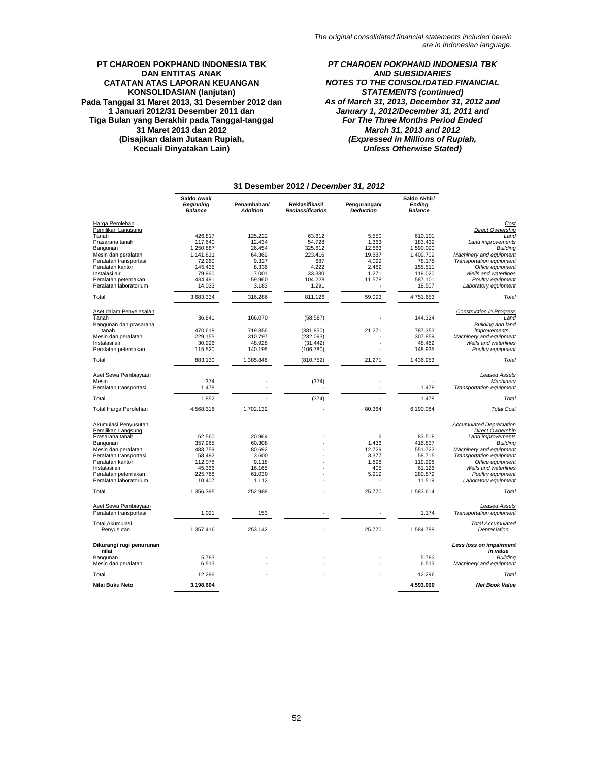*The original consolidated financial statements included herein are in Indonesian language.*

**PT CHAROEN POKPHAND INDONESIA TBK DAN ENTITAS ANAK**
**CATATAN ATAS LAPORAN KEUANGAN KONSOLIDASIAN (lanjutan)**
**Pada Tanggal 31 Maret 2013, 31 Desember 2012 dan 1 Januari 2012/31 Desember 2011 dan Tiga Bulan yang Berakhir pada Tanggal-tanggal 31 Maret 2013 dan 2012**
**(Disajikan dalam Jutaan Rupiah, Kecuali Dinyatakan Lain)**

***PT CHAROEN POKPHAND INDONESIA TBK AND SUBSIDIARIES***
***NOTES TO THE CONSOLIDATED FINANCIAL STATEMENTS (continued)***
***As of March 31, 2013, December 31, 2012 and January 1, 2012/December 31, 2011 and For The Three Months Period Ended March 31, 2013 and 2012***
***(Expressed in Millions of Rupiah, Unless Otherwise Stated)***

**31 Desember 2012 / *December 31, 2012***

| | Saldo Awal/ *Beginning Balance* | Penambahan/ *Addition* | Reklasifikasi/ *Reclassification* | Pengurangan/ *Deduction* | Saldo Akhir/ *Ending Balance* | |
|---|---|---|---|---|---|---|
| Harga Perolehan | | | | | | *Cost* |
| Pemilikan Langsung | | | | | | *Direct Ownership* |
| Tanah | 426.817 | 125.222 | 63.612 | 5.550 | 610.101 | *Land* |
| Prasarana tanah | 117.640 | 12.434 | 54.728 | 1.363 | 183.439 | *Land improvements* |
| Bangunan | 1.250.887 | 26.454 | 325.612 | 12.863 | 1.590.090 | *Building* |
| Mesin dan peralatan | 1.141.811 | 64.369 | 223.416 | 19.887 | 1.409.709 | *Machinery and equipment* |
| Peralatan transportasi | 72.260 | 9.327 | 687 | 4.099 | 78.175 | *Transportation equipment* |
| Peralatan kantor | 145.435 | 8.336 | 4.222 | 2.482 | 155.511 | *Office equipment* |
| Instalasi air | 79.960 | 7.001 | 33.330 | 1.271 | 119.020 | *Wells and waterlines* |
| Peralatan peternakan | 434.491 | 59.960 | 104.228 | 11.578 | 587.101 | *Poultry equipment* |
| Peralatan laboratorium | 14.033 | 3.183 | 1.291 | - | 18.507 | *Laboratory equipment* |
| Total | 3.683.334 | 316.286 | 811.126 | 59.093 | 4.751.653 | *Total* |
| Aset dalam Penyelesaian | | | | | | *Construction in Progress* |
| Tanah | 36.841 | 166.070 | (58.587) | - | 144.324 | *Land* |
| Bangunan dan prasarana tanah | 470.618 | 719.856 | (381.850) | 21.271 | 787.353 | *Building and land improvements* |
| Mesin dan peralatan | 229.155 | 310.797 | (232.093) | - | 307.859 | *Machinery and equipment* |
| Instalasi air | 30.996 | 48.928 | (31.442) | - | 48.482 | *Wells and waterlines* |
| Peralatan peternakan | 115.520 | 140.195 | (106.780) | - | 148.935 | *Poultry equipment* |
| Total | 883.130 | 1.385.846 | (810.752) | 21.271 | 1.436.953 | *Total* |
| Aset Sewa Pembiayaan | | | | | | *Leased Assets* |
| Mesin | 374 | - | (374) | - | - | *Machinery* |
| Peralatan transportasi | 1.478 | - | - | - | 1.478 | *Transportation equipment* |
| Total | 1.852 | - | (374) | - | 1.478 | *Total* |
| Total Harga Perolehan | 4.568.316 | 1.702.132 | - | 80.364 | 6.190.084 | *Total Cost* |
| Akumulasi Penyusutan | | | | | | *Accumulated Depreciation* |
| Pemilikan Langsung | | | | | | *Direct Ownership* |
| Prasarana tanah | 62.560 | 20.964 | - | 6 | 83.518 | *Land improvements* |
| Bangunan | 357.965 | 60.308 | - | 1.436 | 416.837 | *Building* |
| Mesin dan peralatan | 483.759 | 80.692 | - | 12.729 | 551.722 | *Machinery and equipment* |
| Peralatan transportasi | 58.492 | 3.600 | - | 3.377 | 58.715 | *Transportation equipment* |
| Peralatan kantor | 112.078 | 9.118 | - | 1.898 | 119.298 | *Office equipment* |
| Instalasi air | 45.366 | 16.165 | - | 405 | 61.126 | *Wells and waterlines* |
| Peralatan peternakan | 225.768 | 61.030 | - | 5.919 | 280.879 | *Poultry equipment* |
| Peralatan laboratorium | 10.407 | 1.112 | - | - | 11.519 | *Laboratory equipment* |
| Total | 1.356.395 | 252.989 | - | 25.770 | 1.583.614 | *Total* |
| Aset Sewa Pembiayaan | | | | | | *Leased Assets* |
| Peralatan transportasi | 1.021 | 153 | - | - | 1.174 | *Transportation equipment* |
| Total Akumulasi Penyusutan | 1.357.416 | 253.142 | - | 25.770 | 1.584.788 | *Total Accumulated Depreciation* |
| **Dikurangi rugi penurunan nilai** | | | | | | ***Less loss on impairment in value*** |
| Bangunan | 5.783 | - | - | - | 5.783 | *Building* |
| Mesin dan peralatan | 6.513 | - | - | - | 6.513 | *Machinery and equipment* |
| Total | 12.296 | - | - | - | 12.296 | *Total* |
| **Nilai Buku Neto** | **3.198.604** | | | | **4.593.000** | ***Net Book Value*** |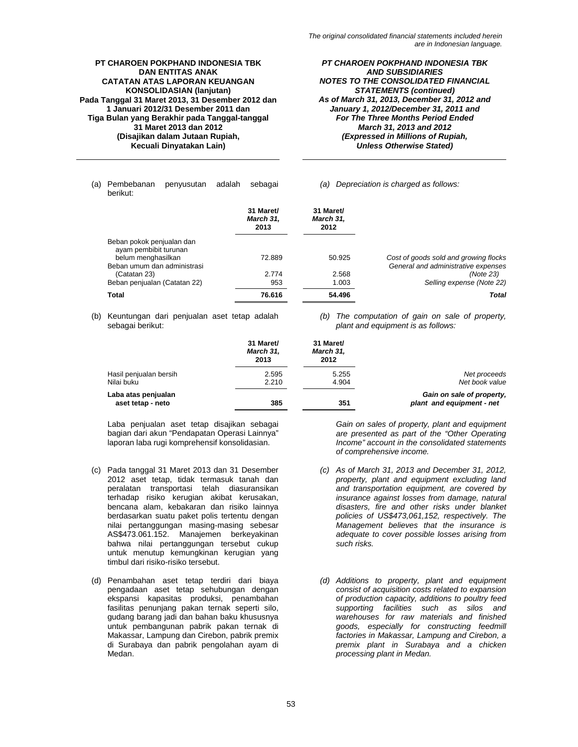(a) Pembebanan penyusutan adalah sebagai berikut:

*(a) Depreciation is charged as follows:*

| | 31 Maret/ *March 31,* 2013 | 31 Maret/ *March 31,* 2012 | |
|---|---|---|---|
| Beban pokok penjualan dan ayam pembibit turunan belum menghasilkan | 72.889 | 50.925 | *Cost of goods sold and growing flocks* |
| Beban umum dan administrasi (Catatan 23) | 2.774 | 2.568 | *General and administrative expenses (Note 23)* |
| Beban penjualan (Catatan 22) | 953 | 1.003 | *Selling expense (Note 22)* |
| **Total** | **76.616** | **54.496** | ***Total*** |

(b) Keuntungan dari penjualan aset tetap adalah sebagai berikut:

*(b) The computation of gain on sale of property, plant and equipment is as follows:*

| | 31 Maret/ *March 31,* 2013 | 31 Maret/ *March 31,* 2012 | |
|---|---|---|---|
| Hasil penjualan bersih | 2.595 | 5.255 | *Net proceeds* |
| Nilai buku | 2.210 | 4.904 | *Net book value* |
| **Laba atas penjualan aset tetap - neto** | **385** | **351** | ***Gain on sale of property, plant and equipment - net*** |

Laba penjualan aset tetap disajikan sebagai bagian dari akun "Pendapatan Operasi Lainnya" laporan laba rugi komprehensif konsolidasian.

*Gain on sales of property, plant and equipment are presented as part of the "Other Operating Income" account in the consolidated statements of comprehensive income.*

(c) Pada tanggal 31 Maret 2013 dan 31 Desember 2012 aset tetap, tidak termasuk tanah dan peralatan transportasi telah diasuransikan terhadap risiko kerugian akibat kerusakan, bencana alam, kebakaran dan risiko lainnya berdasarkan suatu paket polis tertentu dengan nilai pertanggungan masing-masing sebesar AS$473.061.152. Manajemen berkeyakinan bahwa nilai pertanggungan tersebut cukup untuk menutup kemungkinan kerugian yang timbul dari risiko-risiko tersebut.

*(c) As of March 31, 2013 and December 31, 2012, property, plant and equipment excluding land and transportation equipment, are covered by insurance against losses from damage, natural disasters, fire and other risks under blanket policies of US$473,061,152, respectively. The Management believes that the insurance is adequate to cover possible losses arising from such risks.*

(d) Penambahan aset tetap terdiri dari biaya pengadaan aset tetap sehubungan dengan ekspansi kapasitas produksi, penambahan fasilitas penunjang pakan ternak seperti silo, gudang barang jadi dan bahan baku khususnya untuk pembangunan pabrik pakan ternak di Makassar, Lampung dan Cirebon, pabrik premix di Surabaya dan pabrik pengolahan ayam di Medan.

*(d) Additions to property, plant and equipment consist of acquisition costs related to expansion of production capacity, additions to poultry feed supporting facilities such as silos and warehouses for raw materials and finished goods, especially for constructing feedmill factories in Makassar, Lampung and Cirebon, a premix plant in Surabaya and a chicken processing plant in Medan.*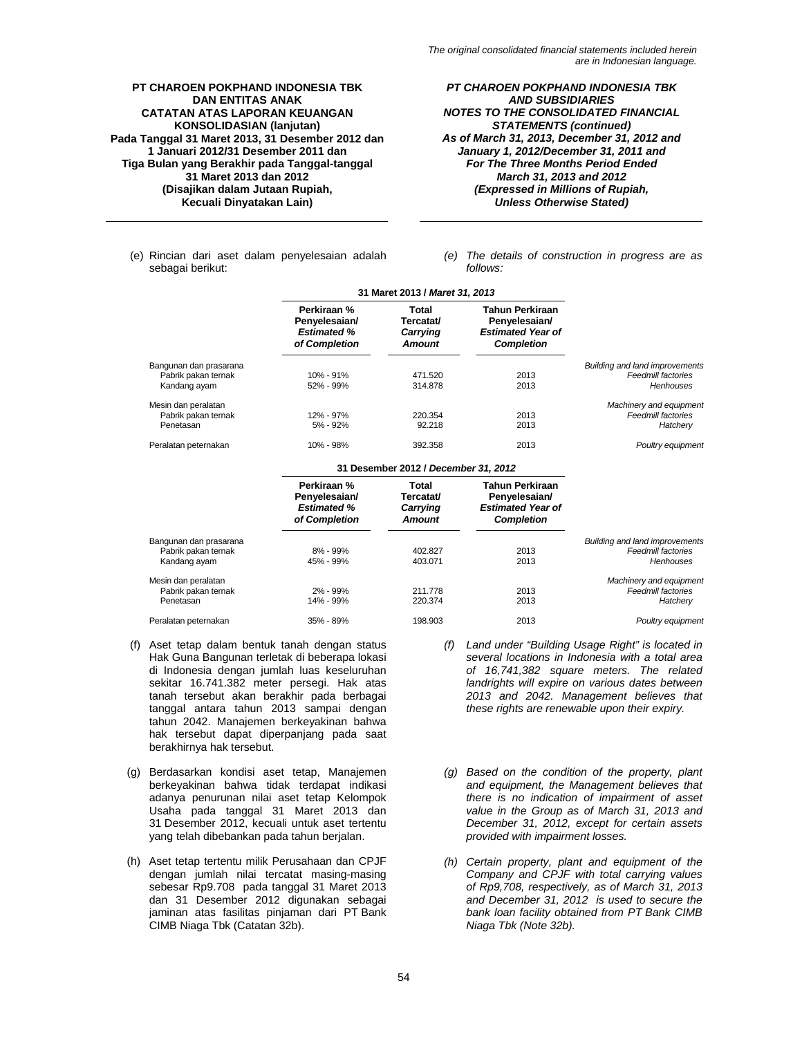(e) Rincian dari aset dalam penyelesaian adalah sebagai berikut:

*(e) The details of construction in progress are as follows:*

| | 31 Maret 2013 / *March 31, 2013* | | | |
|---|---|---|---|---|
| | Perkiraan % Penyelesaian/ *Estimated % of Completion* | Total Tercatat/ *Carrying Amount* | Tahun Perkiraan Penyelesaian/ *Estimated Year of Completion* | |
| Bangunan dan prasarana | | | | *Building and land improvements* |
| Pabrik pakan ternak | 10% - 91% | 471.520 | 2013 | *Feedmill factories* |
| Kandang ayam | 52% - 99% | 314.878 | 2013 | *Henhouses* |
| Mesin dan peralatan | | | | *Machinery and equipment* |
| Pabrik pakan ternak | 12% - 97% | 220.354 | 2013 | *Feedmill factories* |
| Penetasan | 5% - 92% | 92.218 | 2013 | *Hatchery* |
| Peralatan peternakan | 10% - 98% | 392.358 | 2013 | *Poultry equipment* |

| | 31 Desember 2012 / *December 31, 2012* | | | |
|---|---|---|---|---|
| | Perkiraan % Penyelesaian/ *Estimated % of Completion* | Total Tercatat/ *Carrying Amount* | Tahun Perkiraan Penyelesaian/ *Estimated Year of Completion* | |
| Bangunan dan prasarana | | | | *Building and land improvements* |
| Pabrik pakan ternak | 8% - 99% | 402.827 | 2013 | *Feedmill factories* |
| Kandang ayam | 45% - 99% | 403.071 | 2013 | *Henhouses* |
| Mesin dan peralatan | | | | *Machinery and equipment* |
| Pabrik pakan ternak | 2% - 99% | 211.778 | 2013 | *Feedmill factories* |
| Penetasan | 14% - 99% | 220.374 | 2013 | *Hatchery* |
| Peralatan peternakan | 35% - 89% | 198.903 | 2013 | *Poultry equipment* |

(f) Aset tetap dalam bentuk tanah dengan status Hak Guna Bangunan terletak di beberapa lokasi di Indonesia dengan jumlah luas keseluruhan sekitar 16.741.382 meter persegi. Hak atas tanah tersebut akan berakhir pada berbagai tanggal antara tahun 2013 sampai dengan tahun 2042. Manajemen berkeyakinan bahwa hak tersebut dapat diperpanjang pada saat berakhirnya hak tersebut.

*(f) Land under "Building Usage Right" is located in several locations in Indonesia with a total area of 16,741,382 square meters. The related landrights will expire on various dates between 2013 and 2042. Management believes that these rights are renewable upon their expiry.*

(g) Berdasarkan kondisi aset tetap, Manajemen berkeyakinan bahwa tidak terdapat indikasi adanya penurunan nilai aset tetap Kelompok Usaha pada tanggal 31 Maret 2013 dan 31 Desember 2012, kecuali untuk aset tertentu yang telah dibebankan pada tahun berjalan.

*(g) Based on the condition of the property, plant and equipment, the Management believes that there is no indication of impairment of asset value in the Group as of March 31, 2013 and December 31, 2012, except for certain assets provided with impairment losses.*

(h) Aset tetap tertentu milik Perusahaan dan CPJF dengan jumlah nilai tercatat masing-masing sebesar Rp9.708 pada tanggal 31 Maret 2013 dan 31 Desember 2012 digunakan sebagai jaminan atas fasilitas pinjaman dari PT Bank CIMB Niaga Tbk (Catatan 32b).

*(h) Certain property, plant and equipment of the Company and CPJF with total carrying values of Rp9,708, respectively, as of March 31, 2013 and December 31, 2012 is used to secure the bank loan facility obtained from PT Bank CIMB Niaga Tbk (Note 32b).*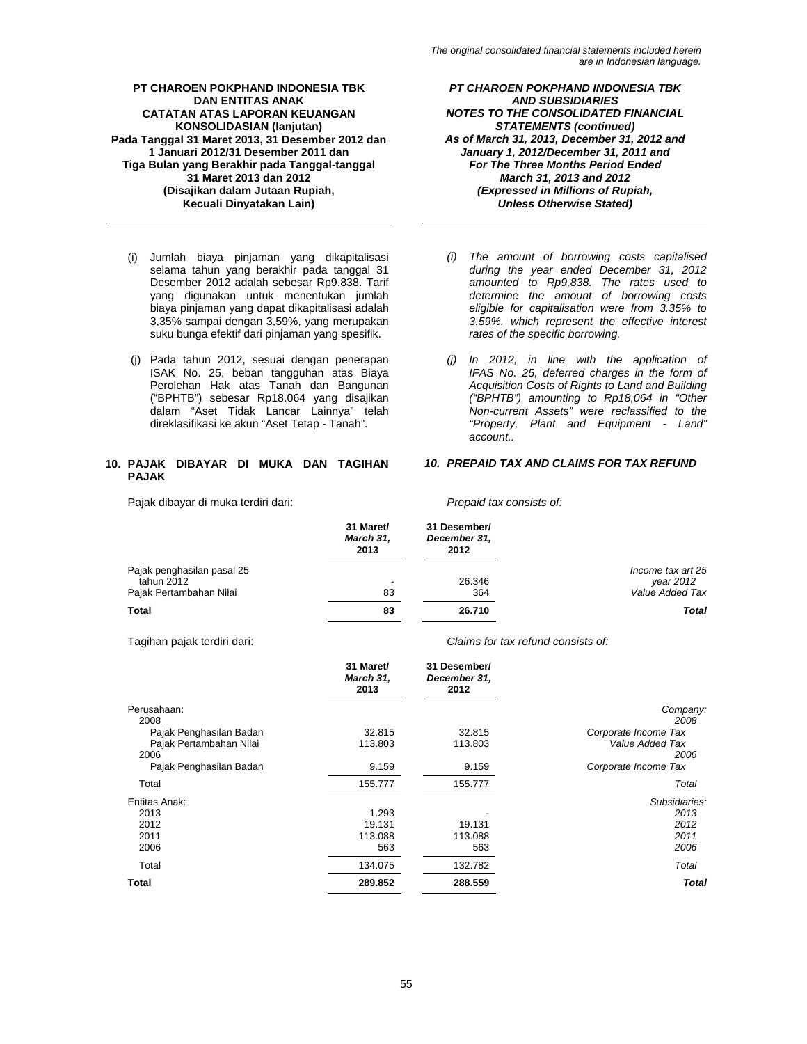(i) Jumlah biaya pinjaman yang dikapitalisasi selama tahun yang berakhir pada tanggal 31 Desember 2012 adalah sebesar Rp9.838. Tarif yang digunakan untuk menentukan jumlah biaya pinjaman yang dapat dikapitalisasi adalah 3,35% sampai dengan 3,59%, yang merupakan suku bunga efektif dari pinjaman yang spesifik.

*(i) The amount of borrowing costs capitalised during the year ended December 31, 2012 amounted to Rp9,838. The rates used to determine the amount of borrowing costs eligible for capitalisation were from 3.35% to 3.59%, which represent the effective interest rates of the specific borrowing.*

(j) Pada tahun 2012, sesuai dengan penerapan ISAK No. 25, beban tangguhan atas Biaya Perolehan Hak atas Tanah dan Bangunan ("BPHTB") sebesar Rp18.064 yang disajikan dalam "Aset Tidak Lancar Lainnya" telah direklasifikasi ke akun "Aset Tetap - Tanah".

*(j) In 2012, in line with the application of IFAS No. 25, deferred charges in the form of Acquisition Costs of Rights to Land and Building ("BPHTB") amounting to Rp18,064 in "Other Non-current Assets" were reclassified to the "Property, Plant and Equipment - Land" account..*

## 10. PAJAK DIBAYAR DI MUKA DAN TAGIHAN PAJAK / *PREPAID TAX AND CLAIMS FOR TAX REFUND*

Pajak dibayar di muka terdiri dari: / *Prepaid tax consists of:*

| | 31 Maret/ *March 31,* 2013 | 31 Desember/ *December 31,* 2012 | |
|---|---|---|---|
| Pajak penghasilan pasal 25 tahun 2012 | - | 26.346 | *Income tax art 25 year 2012* |
| Pajak Pertambahan Nilai | 83 | 364 | *Value Added Tax* |
| **Total** | **83** | **26.710** | ***Total*** |

Tagihan pajak terdiri dari: / *Claims for tax refund consists of:*

| | 31 Maret/ *March 31,* 2013 | 31 Desember/ *December 31,* 2012 | |
|---|---|---|---|
| Perusahaan: | | | *Company:* |
| 2008 | | | *2008* |
| Pajak Penghasilan Badan | 32.815 | 32.815 | *Corporate Income Tax* |
| Pajak Pertambahan Nilai | 113.803 | 113.803 | *Value Added Tax* |
| 2006 | | | *2006* |
| Pajak Penghasilan Badan | 9.159 | 9.159 | *Corporate Income Tax* |
| Total | 155.777 | 155.777 | *Total* |
| Entitas Anak: | | | *Subsidiaries:* |
| 2013 | 1.293 | - | *2013* |
| 2012 | 19.131 | 19.131 | *2012* |
| 2011 | 113.088 | 113.088 | *2011* |
| 2006 | 563 | 563 | *2006* |
| Total | 134.075 | 132.782 | *Total* |
| **Total** | **289.852** | **288.559** | ***Total*** |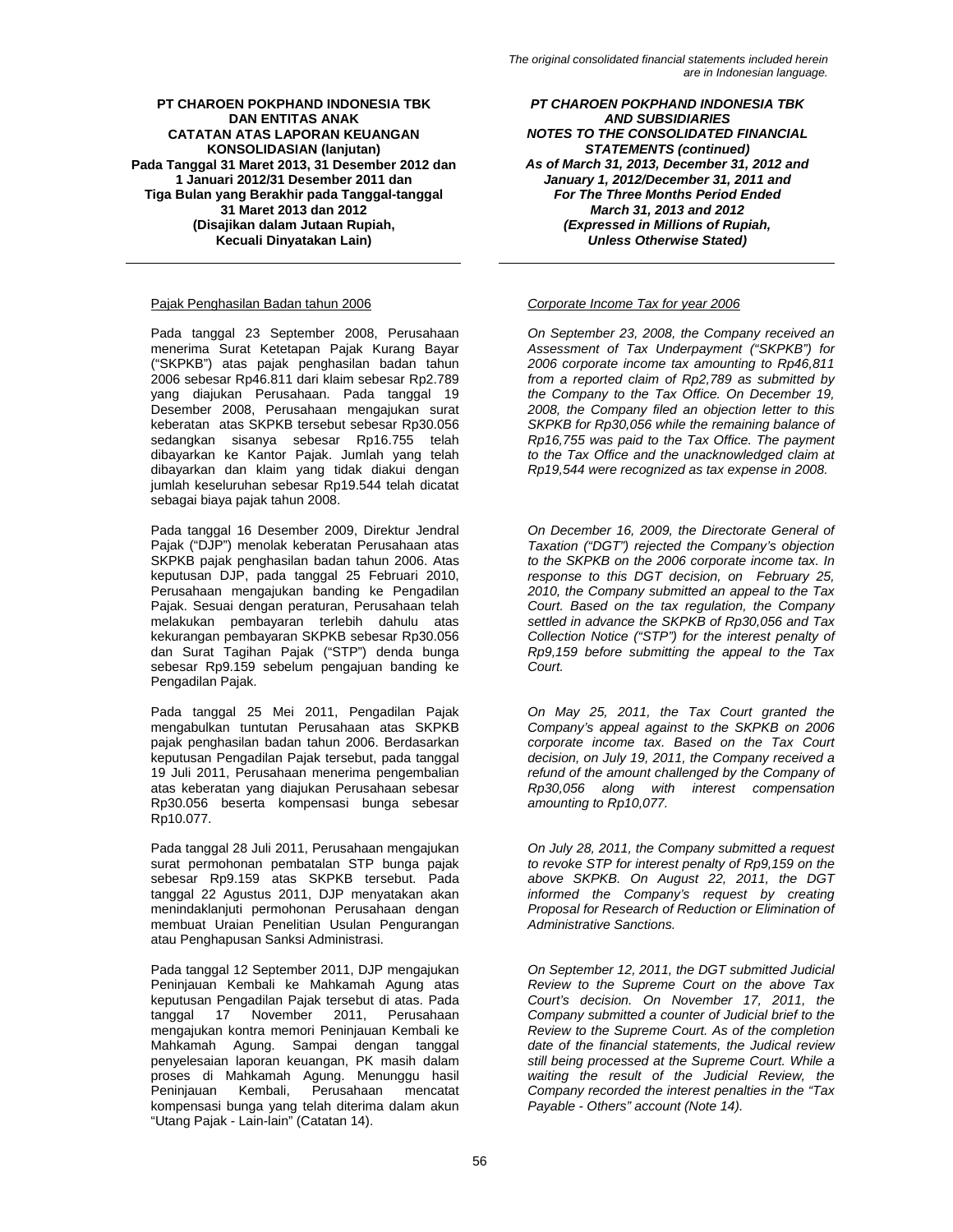#### Pajak Penghasilan Badan tahun 2006

Pada tanggal 23 September 2008, Perusahaan menerima Surat Ketetapan Pajak Kurang Bayar ("SKPKB") atas pajak penghasilan badan tahun 2006 sebesar Rp46.811 dari klaim sebesar Rp2.789 yang diajukan Perusahaan. Pada tanggal 19 Desember 2008, Perusahaan mengajukan surat keberatan atas SKPKB tersebut sebesar Rp30.056 sedangkan sisanya sebesar Rp16.755 telah dibayarkan ke Kantor Pajak. Jumlah yang telah dibayarkan dan klaim yang tidak diakui dengan jumlah keseluruhan sebesar Rp19.544 telah dicatat sebagai biaya pajak tahun 2008.

Pada tanggal 16 Desember 2009, Direktur Jendral Pajak ("DJP") menolak keberatan Perusahaan atas SKPKB pajak penghasilan badan tahun 2006. Atas keputusan DJP, pada tanggal 25 Februari 2010, Perusahaan mengajukan banding ke Pengadilan Pajak. Sesuai dengan peraturan, Perusahaan telah melakukan pembayaran terlebih dahulu atas kekurangan pembayaran SKPKB sebesar Rp30.056 dan Surat Tagihan Pajak ("STP") denda bunga sebesar Rp9.159 sebelum pengajuan banding ke Pengadilan Pajak.

Pada tanggal 25 Mei 2011, Pengadilan Pajak mengabulkan tuntutan Perusahaan atas SKPKB pajak penghasilan badan tahun 2006. Berdasarkan keputusan Pengadilan Pajak tersebut, pada tanggal 19 Juli 2011, Perusahaan menerima pengembalian atas keberatan yang diajukan Perusahaan sebesar Rp30.056 beserta kompensasi bunga sebesar Rp10.077.

Pada tanggal 28 Juli 2011, Perusahaan mengajukan surat permohonan pembatalan STP bunga pajak sebesar Rp9.159 atas SKPKB tersebut. Pada tanggal 22 Agustus 2011, DJP menyatakan akan menindaklanjuti permohonan Perusahaan dengan membuat Uraian Penelitian Usulan Pengurangan atau Penghapusan Sanksi Administrasi.

Pada tanggal 12 September 2011, DJP mengajukan Peninjauan Kembali ke Mahkamah Agung atas keputusan Pengadilan Pajak tersebut di atas. Pada tanggal 17 November 2011, Perusahaan mengajukan kontra memori Peninjauan Kembali ke Mahkamah Agung. Sampai dengan tanggal penyelesaian laporan keuangan, PK masih dalam proses di Mahkamah Agung. Menunggu hasil Peninjauan Kembali, Perusahaan mencatat kompensasi bunga yang telah diterima dalam akun "Utang Pajak - Lain-lain" (Catatan 14).

#### *Corporate Income Tax for year 2006*

*On September 23, 2008, the Company received an Assessment of Tax Underpayment ("SKPKB") for 2006 corporate income tax amounting to Rp46,811 from a reported claim of Rp2,789 as submitted by the Company to the Tax Office. On December 19, 2008, the Company filed an objection letter to this SKPKB for Rp30,056 while the remaining balance of Rp16,755 was paid to the Tax Office. The payment to the Tax Office and the unacknowledged claim at Rp19,544 were recognized as tax expense in 2008.*

*On December 16, 2009, the Directorate General of Taxation ("DGT") rejected the Company's objection to the SKPKB on the 2006 corporate income tax. In response to this DGT decision, on February 25, 2010, the Company submitted an appeal to the Tax Court. Based on the tax regulation, the Company settled in advance the SKPKB of Rp30,056 and Tax Collection Notice ("STP") for the interest penalty of Rp9,159 before submitting the appeal to the Tax Court.*

*On May 25, 2011, the Tax Court granted the Company's appeal against to the SKPKB on 2006 corporate income tax. Based on the Tax Court decision, on July 19, 2011, the Company received a refund of the amount challenged by the Company of Rp30,056 along with interest compensation amounting to Rp10,077.*

*On July 28, 2011, the Company submitted a request to revoke STP for interest penalty of Rp9,159 on the above SKPKB. On August 22, 2011, the DGT informed the Company's request by creating Proposal for Research of Reduction or Elimination of Administrative Sanctions.*

*On September 12, 2011, the DGT submitted Judicial Review to the Supreme Court on the above Tax Court's decision. On November 17, 2011, the Company submitted a counter of Judicial brief to the Review to the Supreme Court. As of the completion date of the financial statements, the Judical review still being processed at the Supreme Court. While a waiting the result of the Judicial Review, the Company recorded the interest penalties in the "Tax Payable - Others" account (Note 14).*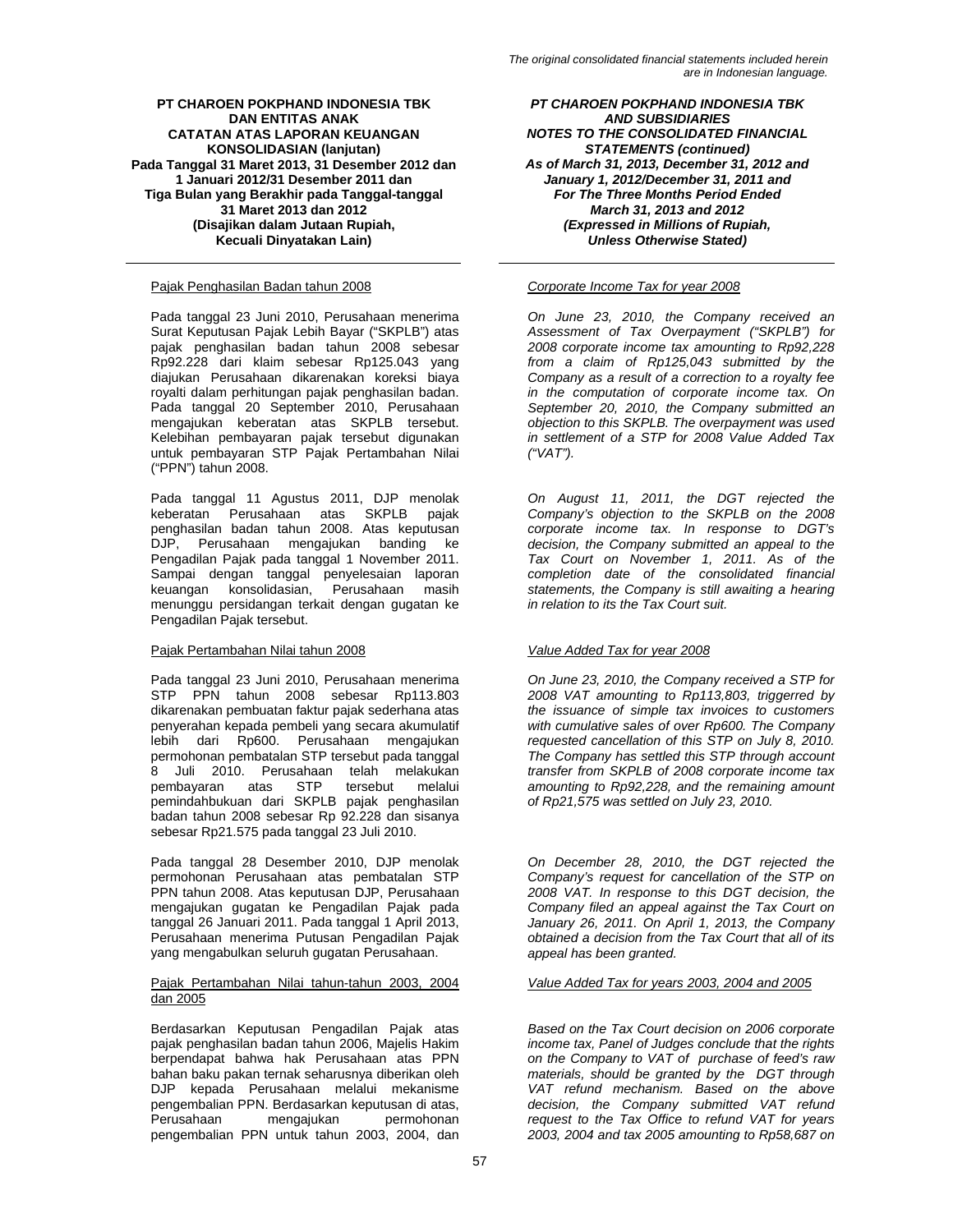Pajak Penghasilan Badan tahun 2008

Pada tanggal 23 Juni 2010, Perusahaan menerima Surat Keputusan Pajak Lebih Bayar ("SKPLB") atas pajak penghasilan badan tahun 2008 sebesar Rp92.228 dari klaim sebesar Rp125.043 yang diajukan Perusahaan dikarenakan koreksi biaya royalti dalam perhitungan pajak penghasilan badan. Pada tanggal 20 September 2010, Perusahaan mengajukan keberatan atas SKPLB tersebut. Kelebihan pembayaran pajak tersebut digunakan untuk pembayaran STP Pajak Pertambahan Nilai ("PPN") tahun 2008.

Pada tanggal 11 Agustus 2011, DJP menolak keberatan Perusahaan atas SKPLB pajak penghasilan badan tahun 2008. Atas keputusan DJP, Perusahaan mengajukan banding ke Pengadilan Pajak pada tanggal 1 November 2011. Sampai dengan tanggal penyelesaian laporan keuangan konsolidasian, Perusahaan masih menunggu persidangan terkait dengan gugatan ke Pengadilan Pajak tersebut.

Pajak Pertambahan Nilai tahun 2008

Pada tanggal 23 Juni 2010, Perusahaan menerima STP PPN tahun 2008 sebesar Rp113.803 dikarenakan pembuatan faktur pajak sederhana atas penyerahan kepada pembeli yang secara akumulatif lebih dari Rp600. Perusahaan mengajukan permohonan pembatalan STP tersebut pada tanggal 8 Juli 2010. Perusahaan telah melakukan pembayaran atas STP tersebut melalui pemindahbukuan dari SKPLB pajak penghasilan badan tahun 2008 sebesar Rp 92.228 dan sisanya sebesar Rp21.575 pada tanggal 23 Juli 2010.

Pada tanggal 28 Desember 2010, DJP menolak permohonan Perusahaan atas pembatalan STP PPN tahun 2008. Atas keputusan DJP, Perusahaan mengajukan gugatan ke Pengadilan Pajak pada tanggal 26 Januari 2011. Pada tanggal 1 April 2013, Perusahaan menerima Putusan Pengadilan Pajak yang mengabulkan seluruh gugatan Perusahaan.

Pajak Pertambahan Nilai tahun-tahun 2003, 2004 dan 2005

Berdasarkan Keputusan Pengadilan Pajak atas pajak penghasilan badan tahun 2006, Majelis Hakim berpendapat bahwa hak Perusahaan atas PPN bahan baku pakan ternak seharusnya diberikan oleh DJP kepada Perusahaan melalui mekanisme pengembalian PPN. Berdasarkan keputusan di atas, Perusahaan mengajukan permohonan pengembalian PPN untuk tahun 2003, 2004, dan

*Corporate Income Tax for year 2008*

*On June 23, 2010, the Company received an Assessment of Tax Overpayment ("SKPLB") for 2008 corporate income tax amounting to Rp92,228 from a claim of Rp125,043 submitted by the Company as a result of a correction to a royalty fee in the computation of corporate income tax. On September 20, 2010, the Company submitted an objection to this SKPLB. The overpayment was used in settlement of a STP for 2008 Value Added Tax ("VAT").*

*On August 11, 2011, the DGT rejected the Company's objection to the SKPLB on the 2008 corporate income tax. In response to DGT's decision, the Company submitted an appeal to the Tax Court on November 1, 2011. As of the completion date of the consolidated financial statements, the Company is still awaiting a hearing in relation to its the Tax Court suit.*

*Value Added Tax for year 2008*

*On June 23, 2010, the Company received a STP for 2008 VAT amounting to Rp113,803, triggerred by the issuance of simple tax invoices to customers with cumulative sales of over Rp600. The Company requested cancellation of this STP on July 8, 2010. The Company has settled this STP through account transfer from SKPLB of 2008 corporate income tax amounting to Rp92,228, and the remaining amount of Rp21,575 was settled on July 23, 2010.*

*On December 28, 2010, the DGT rejected the Company's request for cancellation of the STP on 2008 VAT. In response to this DGT decision, the Company filed an appeal against the Tax Court on January 26, 2011. On April 1, 2013, the Company obtained a decision from the Tax Court that all of its appeal has been granted.*

*Value Added Tax for years 2003, 2004 and 2005*

*Based on the Tax Court decision on 2006 corporate income tax, Panel of Judges conclude that the rights on the Company to VAT of purchase of feed's raw materials, should be granted by the DGT through VAT refund mechanism. Based on the above decision, the Company submitted VAT refund request to the Tax Office to refund VAT for years 2003, 2004 and tax 2005 amounting to Rp58,687 on*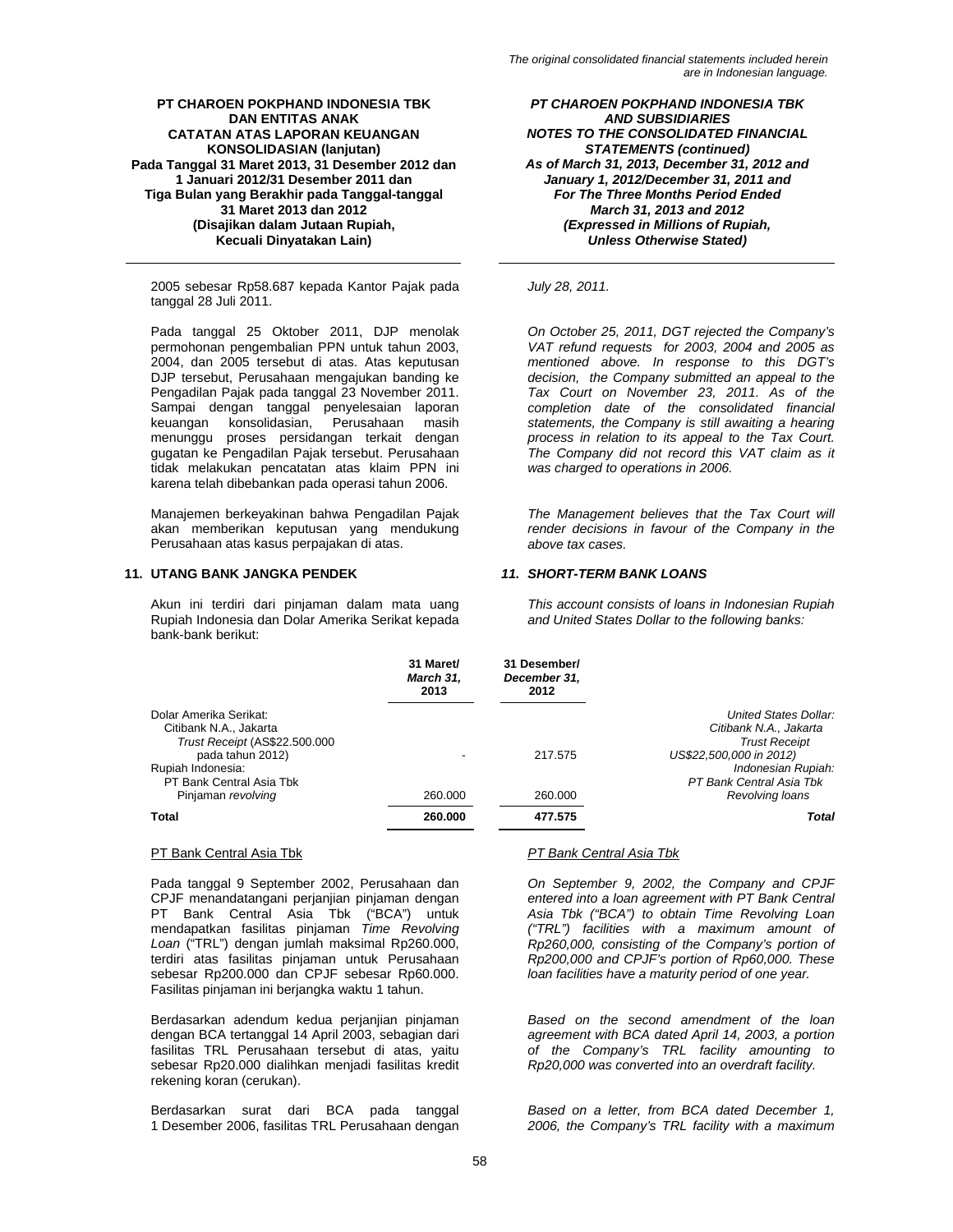2005 sebesar Rp58.687 kepada Kantor Pajak pada tanggal 28 Juli 2011.

*July 28, 2011.*

Pada tanggal 25 Oktober 2011, DJP menolak permohonan pengembalian PPN untuk tahun 2003, 2004, dan 2005 tersebut di atas. Atas keputusan DJP tersebut, Perusahaan mengajukan banding ke Pengadilan Pajak pada tanggal 23 November 2011. Sampai dengan tanggal penyelesaian laporan keuangan konsolidasian, Perusahaan masih menunggu proses persidangan terkait dengan gugatan ke Pengadilan Pajak tersebut. Perusahaan tidak melakukan pencatatan atas klaim PPN ini karena telah dibebankan pada operasi tahun 2006.

*On October 25, 2011, DGT rejected the Company's VAT refund requests for 2003, 2004 and 2005 as mentioned above. In response to this DGT's decision, the Company submitted an appeal to the Tax Court on November 23, 2011. As of the completion date of the consolidated financial statements, the Company is still awaiting a hearing process in relation to its appeal to the Tax Court. The Company did not record this VAT claim as it was charged to operations in 2006.*

Manajemen berkeyakinan bahwa Pengadilan Pajak akan memberikan keputusan yang mendukung Perusahaan atas kasus perpajakan di atas.

*The Management believes that the Tax Court will render decisions in favour of the Company in the above tax cases.*

## 11. UTANG BANK JANGKA PENDEK / *11. SHORT-TERM BANK LOANS*

Akun ini terdiri dari pinjaman dalam mata uang Rupiah Indonesia dan Dolar Amerika Serikat kepada bank-bank berikut:

*This account consists of loans in Indonesian Rupiah and United States Dollar to the following banks:*

| | 31 Maret/ *March 31,* 2013 | 31 Desember/ *December 31,* 2012 | |
|---|---|---|---|
| Dolar Amerika Serikat: | | | *United States Dollar:* |
| Citibank N.A., Jakarta | | | *Citibank N.A., Jakarta* |
| *Trust Receipt* (AS$22.500.000 pada tahun 2012) | - | 217.575 | *Trust Receipt US$22,500,000 in 2012)* |
| Rupiah Indonesia: | | | *Indonesian Rupiah:* |
| PT Bank Central Asia Tbk | | | *PT Bank Central Asia Tbk* |
| Pinjaman *revolving* | 260.000 | 260.000 | *Revolving loans* |
| **Total** | **260.000** | **477.575** | ***Total*** |

PT Bank Central Asia Tbk / *PT Bank Central Asia Tbk*

Pada tanggal 9 September 2002, Perusahaan dan CPJF menandatangani perjanjian pinjaman dengan PT Bank Central Asia Tbk ("BCA") untuk mendapatkan fasilitas pinjaman *Time Revolving Loan* ("TRL") dengan jumlah maksimal Rp260.000, terdiri atas fasilitas pinjaman untuk Perusahaan sebesar Rp200.000 dan CPJF sebesar Rp60.000. Fasilitas pinjaman ini berjangka waktu 1 tahun.

*On September 9, 2002, the Company and CPJF entered into a loan agreement with PT Bank Central Asia Tbk ("BCA") to obtain Time Revolving Loan ("TRL") facilities with a maximum amount of Rp260,000, consisting of the Company's portion of Rp200,000 and CPJF's portion of Rp60,000. These loan facilities have a maturity period of one year.*

Berdasarkan adendum kedua perjanjian pinjaman dengan BCA tertanggal 14 April 2003, sebagian dari fasilitas TRL Perusahaan tersebut di atas, yaitu sebesar Rp20.000 dialihkan menjadi fasilitas kredit rekening koran (cerukan).

*Based on the second amendment of the loan agreement with BCA dated April 14, 2003, a portion of the Company's TRL facility amounting to Rp20,000 was converted into an overdraft facility.*

Berdasarkan surat dari BCA pada tanggal 1 Desember 2006, fasilitas TRL Perusahaan dengan

*Based on a letter, from BCA dated December 1, 2006, the Company's TRL facility with a maximum*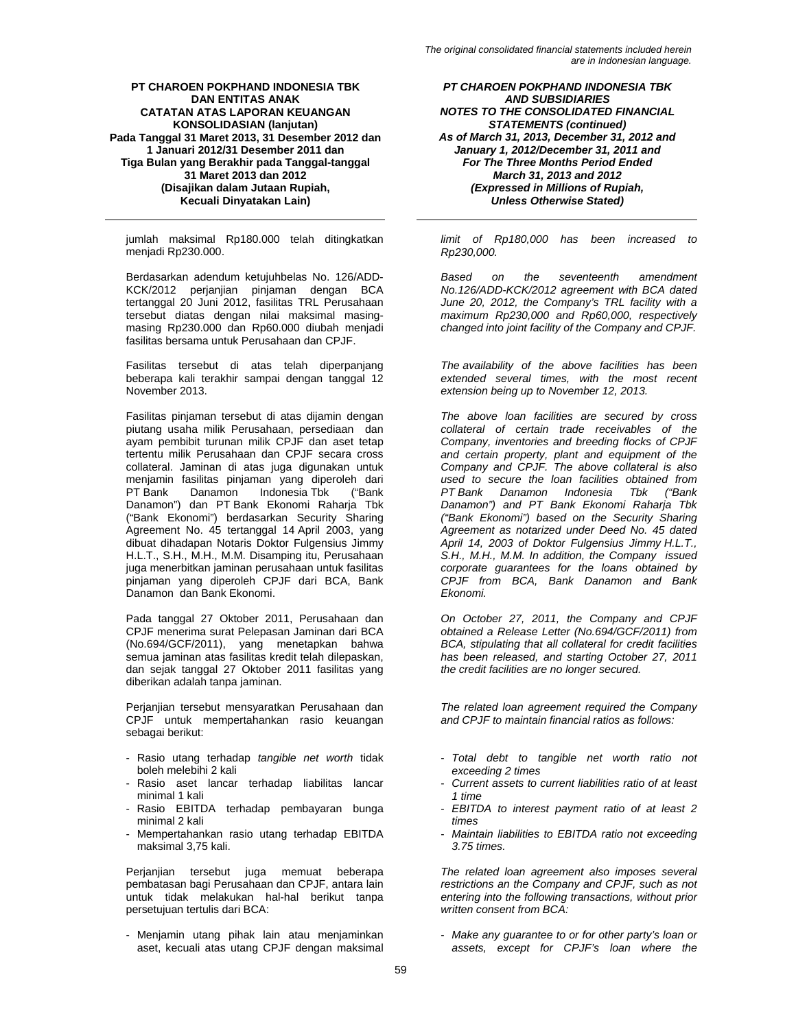jumlah maksimal Rp180.000 telah ditingkatkan menjadi Rp230.000.

Berdasarkan adendum ketujuhbelas No. 126/ADD-KCK/2012 perjanjian pinjaman dengan BCA tertanggal 20 Juni 2012, fasilitas TRL Perusahaan tersebut diatas dengan nilai maksimal masing-masing Rp230.000 dan Rp60.000 diubah menjadi fasilitas bersama untuk Perusahaan dan CPJF.

Fasilitas tersebut di atas telah diperpanjang beberapa kali terakhir sampai dengan tanggal 12 November 2013.

Fasilitas pinjaman tersebut di atas dijamin dengan piutang usaha milik Perusahaan, persediaan dan ayam pembibit turunan milik CPJF dan aset tetap tertentu milik Perusahaan dan CPJF secara cross collateral. Jaminan di atas juga digunakan untuk menjamin fasilitas pinjaman yang diperoleh dari PT Bank Danamon Indonesia Tbk ("Bank Danamon") dan PT Bank Ekonomi Raharja Tbk ("Bank Ekonomi") berdasarkan Security Sharing Agreement No. 45 tertanggal 14 April 2003, yang dibuat dihadapan Notaris Doktor Fulgensius Jimmy H.L.T., S.H., M.H., M.M. Disamping itu, Perusahaan juga menerbitkan jaminan perusahaan untuk fasilitas pinjaman yang diperoleh CPJF dari BCA, Bank Danamon dan Bank Ekonomi.

Pada tanggal 27 Oktober 2011, Perusahaan dan CPJF menerima surat Pelepasan Jaminan dari BCA (No.694/GCF/2011), yang menetapkan bahwa semua jaminan atas fasilitas kredit telah dilepaskan, dan sejak tanggal 27 Oktober 2011 fasilitas yang diberikan adalah tanpa jaminan.

Perjanjian tersebut mensyaratkan Perusahaan dan CPJF untuk mempertahankan rasio keuangan sebagai berikut:

- Rasio utang terhadap *tangible net worth* tidak boleh melebihi 2 kali
- Rasio aset lancar terhadap liabilitas lancar minimal 1 kali
- Rasio EBITDA terhadap pembayaran bunga minimal 2 kali
- Mempertahankan rasio utang terhadap EBITDA maksimal 3,75 kali.

Perjanjian tersebut juga memuat beberapa pembatasan bagi Perusahaan dan CPJF, antara lain untuk tidak melakukan hal-hal berikut tanpa persetujuan tertulis dari BCA:

- Menjamin utang pihak lain atau menjaminkan aset, kecuali atas utang CPJF dengan maksimal

*limit of Rp180,000 has been increased to Rp230,000.*

*Based on the seventeenth amendment No.126/ADD-KCK/2012 agreement with BCA dated June 20, 2012, the Company's TRL facility with a maximum Rp230,000 and Rp60,000, respectively changed into joint facility of the Company and CPJF.*

*The availability of the above facilities has been extended several times, with the most recent extension being up to November 12, 2013.*

*The above loan facilities are secured by cross collateral of certain trade receivables of the Company, inventories and breeding flocks of CPJF and certain property, plant and equipment of the Company and CPJF. The above collateral is also used to secure the loan facilities obtained from PT Bank Danamon Indonesia Tbk ("Bank Danamon") and PT Bank Ekonomi Raharja Tbk ("Bank Ekonomi") based on the Security Sharing Agreement as notarized under Deed No. 45 dated April 14, 2003 of Doktor Fulgensius Jimmy H.L.T., S.H., M.H., M.M. In addition, the Company issued corporate guarantees for the loans obtained by CPJF from BCA, Bank Danamon and Bank Ekonomi.*

*On October 27, 2011, the Company and CPJF obtained a Release Letter (No.694/GCF/2011) from BCA, stipulating that all collateral for credit facilities has been released, and starting October 27, 2011 the credit facilities are no longer secured.*

*The related loan agreement required the Company and CPJF to maintain financial ratios as follows:*

- *Total debt to tangible net worth ratio not exceeding 2 times*
- *Current assets to current liabilities ratio of at least 1 time*
- *EBITDA to interest payment ratio of at least 2 times*
- *Maintain liabilities to EBITDA ratio not exceeding 3.75 times.*

*The related loan agreement also imposes several restrictions an the Company and CPJF, such as not entering into the following transactions, without prior written consent from BCA:*

- *Make any guarantee to or for other party's loan or assets, except for CPJF's loan where the*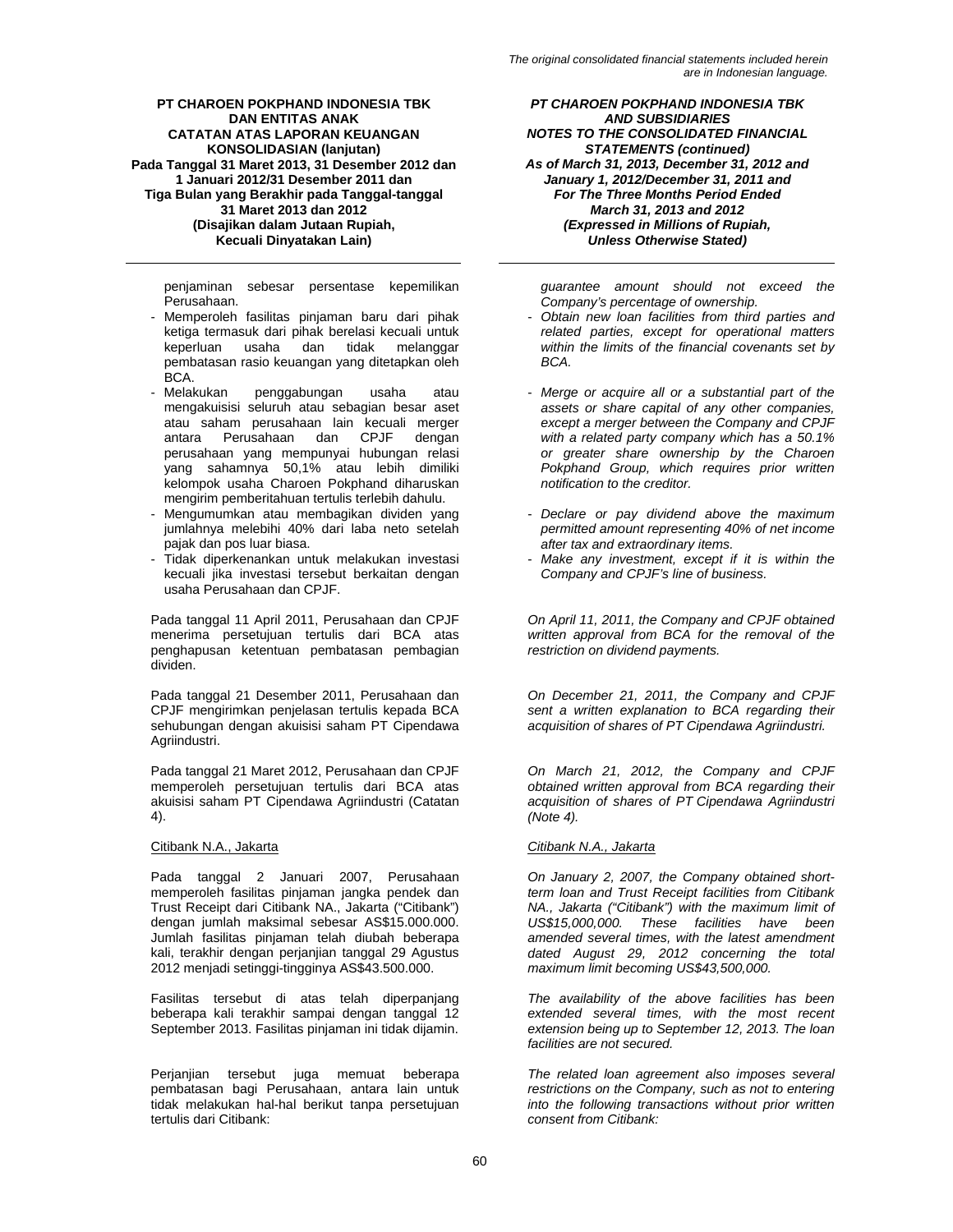penjaminan sebesar persentase kepemilikan Perusahaan.

- Memperoleh fasilitas pinjaman baru dari pihak ketiga termasuk dari pihak berelasi kecuali untuk keperluan usaha dan tidak melanggar pembatasan rasio keuangan yang ditetapkan oleh BCA.
- Melakukan penggabungan usaha atau mengakuisisi seluruh atau sebagian besar aset atau saham perusahaan lain kecuali merger antara Perusahaan dan CPJF dengan perusahaan yang mempunyai hubungan relasi yang sahamnya 50,1% atau lebih dimiliki kelompok usaha Charoen Pokphand diharuskan mengirim pemberitahuan tertulis terlebih dahulu.
- Mengumumkan atau membagikan dividen yang jumlahnya melebihi 40% dari laba neto setelah pajak dan pos luar biasa.
- Tidak diperkenankan untuk melakukan investasi kecuali jika investasi tersebut berkaitan dengan usaha Perusahaan dan CPJF.

Pada tanggal 11 April 2011, Perusahaan dan CPJF menerima persetujuan tertulis dari BCA atas penghapusan ketentuan pembatasan pembagian dividen.

Pada tanggal 21 Desember 2011, Perusahaan dan CPJF mengirimkan penjelasan tertulis kepada BCA sehubungan dengan akuisisi saham PT Cipendawa Agriindustri.

Pada tanggal 21 Maret 2012, Perusahaan dan CPJF memperoleh persetujuan tertulis dari BCA atas akuisisi saham PT Cipendawa Agriindustri (Catatan 4).

Citibank N.A., Jakarta

Pada tanggal 2 Januari 2007, Perusahaan memperoleh fasilitas pinjaman jangka pendek dan Trust Receipt dari Citibank NA., Jakarta ("Citibank") dengan jumlah maksimal sebesar AS$15.000.000. Jumlah fasilitas pinjaman telah diubah beberapa kali, terakhir dengan perjanjian tanggal 29 Agustus 2012 menjadi setinggi-tingginya AS$43.500.000.

Fasilitas tersebut di atas telah diperpanjang beberapa kali terakhir sampai dengan tanggal 12 September 2013. Fasilitas pinjaman ini tidak dijamin.

Perjanjian tersebut juga memuat beberapa pembatasan bagi Perusahaan, antara lain untuk tidak melakukan hal-hal berikut tanpa persetujuan tertulis dari Citibank:

*guarantee amount should not exceed the Company's percentage of ownership.*

- *Obtain new loan facilities from third parties and related parties, except for operational matters within the limits of the financial covenants set by BCA.*
- *Merge or acquire all or a substantial part of the assets or share capital of any other companies, except a merger between the Company and CPJF with a related party company which has a 50.1% or greater share ownership by the Charoen Pokphand Group, which requires prior written notification to the creditor.*
- *Declare or pay dividend above the maximum permitted amount representing 40% of net income after tax and extraordinary items.*
- *Make any investment, except if it is within the Company and CPJF's line of business.*

*On April 11, 2011, the Company and CPJF obtained written approval from BCA for the removal of the restriction on dividend payments.*

*On December 21, 2011, the Company and CPJF sent a written explanation to BCA regarding their acquisition of shares of PT Cipendawa Agriindustri.*

*On March 21, 2012, the Company and CPJF obtained written approval from BCA regarding their acquisition of shares of PT Cipendawa Agriindustri (Note 4).*

*Citibank N.A., Jakarta*

*On January 2, 2007, the Company obtained short-term loan and Trust Receipt facilities from Citibank NA., Jakarta ("Citibank") with the maximum limit of US$15,000,000. These facilities have been amended several times, with the latest amendment dated August 29, 2012 concerning the total maximum limit becoming US$43,500,000.*

*The availability of the above facilities has been extended several times, with the most recent extension being up to September 12, 2013. The loan facilities are not secured.*

*The related loan agreement also imposes several restrictions on the Company, such as not to entering into the following transactions without prior written consent from Citibank:*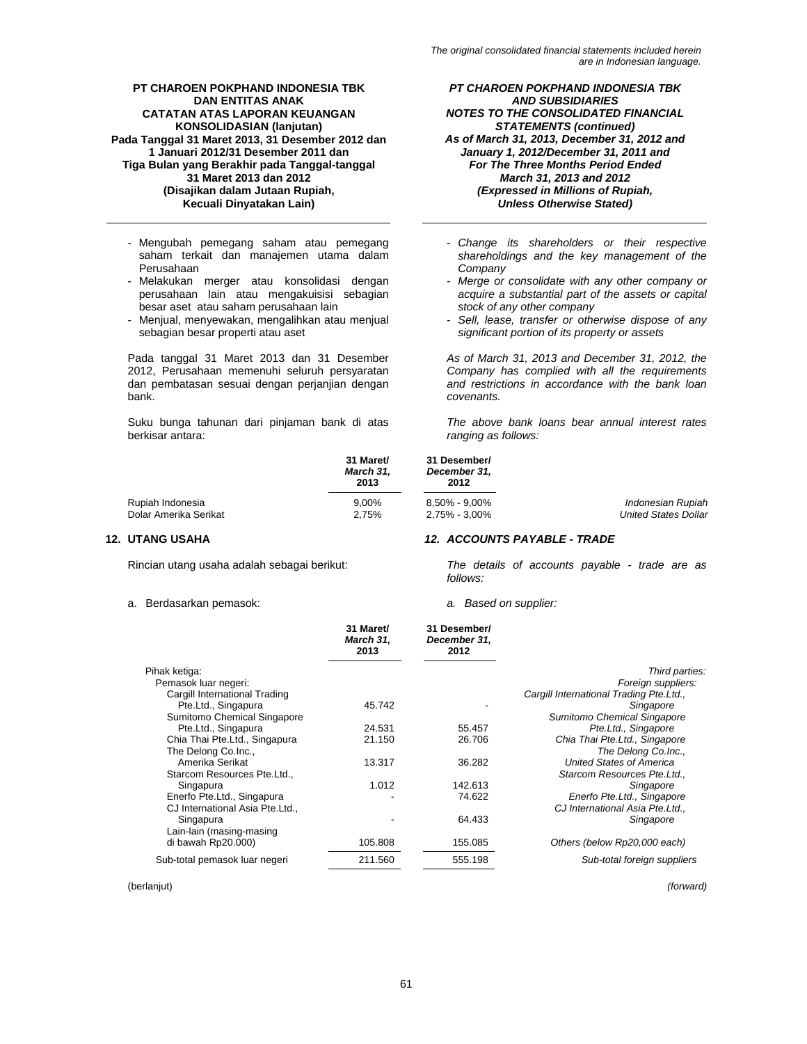- Mengubah pemegang saham atau pemegang saham terkait dan manajemen utama dalam Perusahaan
- Melakukan merger atau konsolidasi dengan perusahaan lain atau mengakuisisi sebagian besar aset atau saham perusahaan lain
- Menjual, menyewakan, mengalihkan atau menjual sebagian besar properti atau aset

*- Change its shareholders or their respective shareholdings and the key management of the Company*
*- Merge or consolidate with any other company or acquire a substantial part of the assets or capital stock of any other company*
*- Sell, lease, transfer or otherwise dispose of any significant portion of its property or assets*

Pada tanggal 31 Maret 2013 dan 31 Desember 2012, Perusahaan memenuhi seluruh persyaratan dan pembatasan sesuai dengan perjanjian dengan bank.

*As of March 31, 2013 and December 31, 2012, the Company has complied with all the requirements and restrictions in accordance with the bank loan covenants.*

Suku bunga tahunan dari pinjaman bank di atas berkisar antara:

*The above bank loans bear annual interest rates ranging as follows:*

| | 31 Maret/ *March 31,* 2013 | 31 Desember/ *December 31,* 2012 | |
|---|---|---|---|
| Rupiah Indonesia | 9,00% | 8,50% - 9,00% | *Indonesian Rupiah* |
| Dolar Amerika Serikat | 2,75% | 2,75% - 3,00% | *United States Dollar* |

## 12. UTANG USAHA / *12. ACCOUNTS PAYABLE - TRADE*

Rincian utang usaha adalah sebagai berikut:

*The details of accounts payable - trade are as follows:*

a. Berdasarkan pemasok: / *a. Based on supplier:*

| | 31 Maret/ *March 31,* 2013 | 31 Desember/ *December 31,* 2012 | |
|---|---|---|---|
| Pihak ketiga: | | | *Third parties:* |
| Pemasok luar negeri: | | | *Foreign suppliers:* |
| Cargill International Trading Pte.Ltd., Singapura | 45.742 | - | *Cargill International Trading Pte.Ltd., Singapore* |
| Sumitomo Chemical Singapore Pte.Ltd., Singapura | 24.531 | 55.457 | *Sumitomo Chemical Singapore Pte.Ltd., Singapore* |
| Chia Thai Pte.Ltd., Singapura | 21.150 | 26.706 | *Chia Thai Pte.Ltd., Singapore* |
| The Delong Co.Inc., Amerika Serikat | 13.317 | 36.282 | *The Delong Co.Inc., United States of America* |
| Starcom Resources Pte.Ltd., Singapura | 1.012 | 142.613 | *Starcom Resources Pte.Ltd., Singapore* |
| Enerfo Pte.Ltd., Singapura | - | 74.622 | *Enerfo Pte.Ltd., Singapore* |
| CJ International Asia Pte.Ltd., Singapura | - | 64.433 | *CJ International Asia Pte.Ltd., Singapore* |
| Lain-lain (masing-masing di bawah Rp20.000) | 105.808 | 155.085 | *Others (below Rp20,000 each)* |
| Sub-total pemasok luar negeri | 211.560 | 555.198 | *Sub-total foreign suppliers* |

(berlanjut) / *(forward)*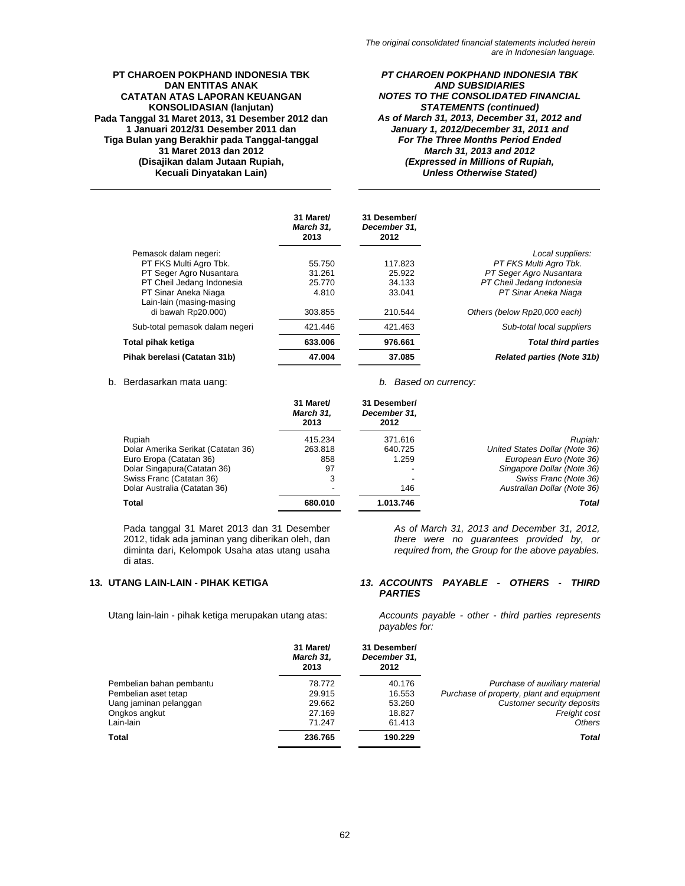| | 31 Maret/ *March 31,* 2013 | 31 Desember/ *December 31,* 2012 | |
|---|---|---|---|
| Pemasok dalam negeri: | | | *Local suppliers:* |
| PT FKS Multi Agro Tbk. | 55.750 | 117.823 | *PT FKS Multi Agro Tbk.* |
| PT Seger Agro Nusantara | 31.261 | 25.922 | *PT Seger Agro Nusantara* |
| PT Cheil Jedang Indonesia | 25.770 | 34.133 | *PT Cheil Jedang Indonesia* |
| PT Sinar Aneka Niaga | 4.810 | 33.041 | *PT Sinar Aneka Niaga* |
| Lain-lain (masing-masing di bawah Rp20.000) | 303.855 | 210.544 | *Others (below Rp20,000 each)* |
| Sub-total pemasok dalam negeri | 421.446 | 421.463 | *Sub-total local suppliers* |
| **Total pihak ketiga** | **633.006** | **976.661** | ***Total third parties*** |
| **Pihak berelasi (Catatan 31b)** | **47.004** | **37.085** | ***Related parties (Note 31b)*** |

b. Berdasarkan mata uang: / *b. Based on currency:*

| | 31 Maret/ *March 31,* 2013 | 31 Desember/ *December 31,* 2012 | |
|---|---|---|---|
| Rupiah | 415.234 | 371.616 | *Rupiah:* |
| Dolar Amerika Serikat (Catatan 36) | 263.818 | 640.725 | *United States Dollar (Note 36)* |
| Euro Eropa (Catatan 36) | 858 | 1.259 | *European Euro (Note 36)* |
| Dolar Singapura(Catatan 36) | 97 | - | *Singapore Dollar (Note 36)* |
| Swiss Franc (Catatan 36) | 3 | - | *Swiss Franc (Note 36)* |
| Dolar Australia (Catatan 36) | - | 146 | *Australian Dollar (Note 36)* |
| **Total** | **680.010** | **1.013.746** | ***Total*** |

Pada tanggal 31 Maret 2013 dan 31 Desember 2012, tidak ada jaminan yang diberikan oleh, dan diminta dari, Kelompok Usaha atas utang usaha di atas.

*As of March 31, 2013 and December 31, 2012, there were no guarantees provided by, or required from, the Group for the above payables.*

## 13. UTANG LAIN-LAIN - PIHAK KETIGA / *13. ACCOUNTS PAYABLE - OTHERS - THIRD PARTIES*

Utang lain-lain - pihak ketiga merupakan utang atas:

*Accounts payable - other - third parties represents payables for:*

| | 31 Maret/ *March 31,* 2013 | 31 Desember/ *December 31,* 2012 | |
|---|---|---|---|
| Pembelian bahan pembantu | 78.772 | 40.176 | *Purchase of auxiliary material* |
| Pembelian aset tetap | 29.915 | 16.553 | *Purchase of property, plant and equipment* |
| Uang jaminan pelanggan | 29.662 | 53.260 | *Customer security deposits* |
| Ongkos angkut | 27.169 | 18.827 | *Freight cost* |
| Lain-lain | 71.247 | 61.413 | *Others* |
| **Total** | **236.765** | **190.229** | ***Total*** |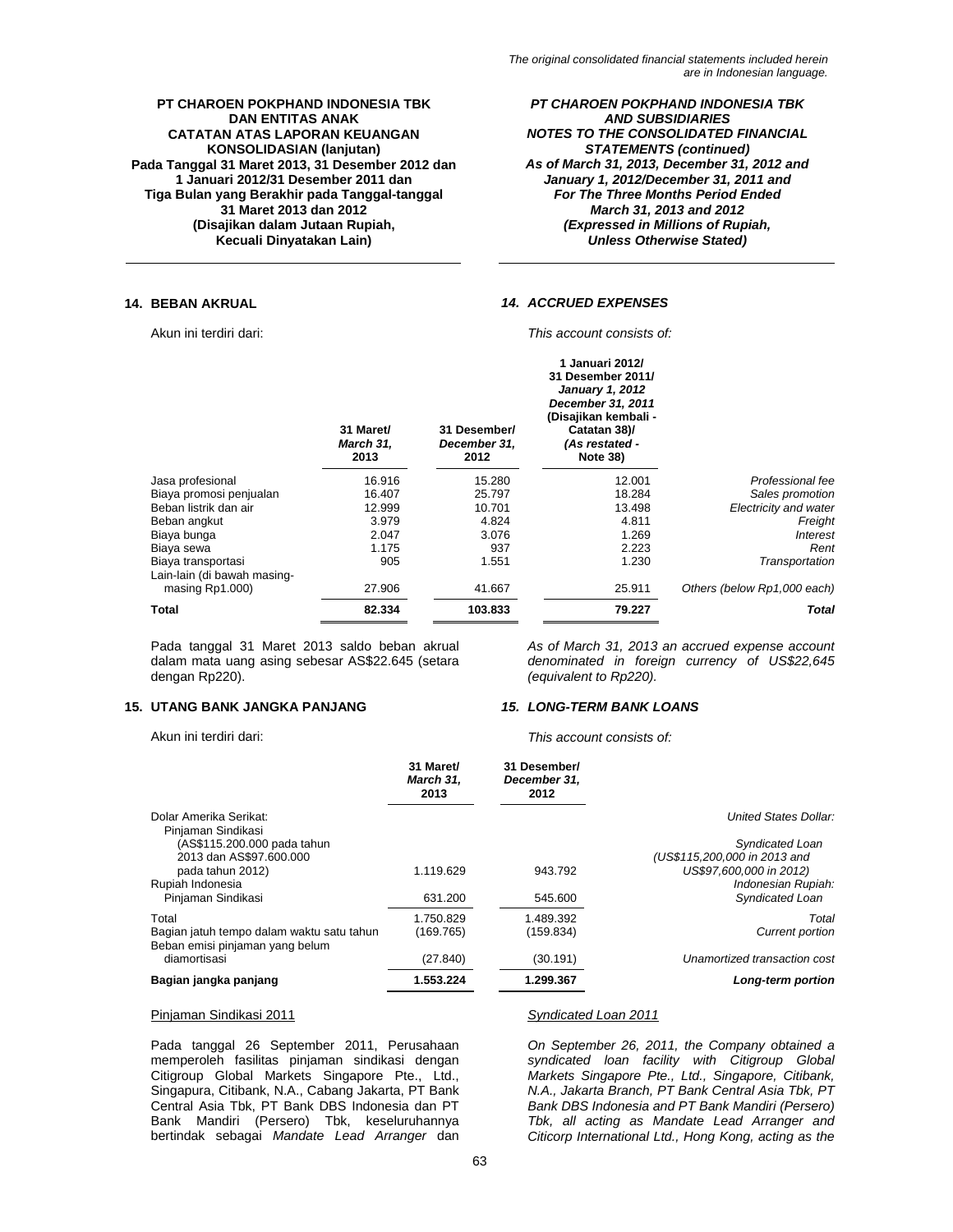*The original consolidated financial statements included herein are in Indonesian language.*

**PT CHAROEN POKPHAND INDONESIA TBK DAN ENTITAS ANAK**
**CATATAN ATAS LAPORAN KEUANGAN KONSOLIDASIAN (lanjutan)**
**Pada Tanggal 31 Maret 2013, 31 Desember 2012 dan 1 Januari 2012/31 Desember 2011 dan Tiga Bulan yang Berakhir pada Tanggal-tanggal 31 Maret 2013 dan 2012**
**(Disajikan dalam Jutaan Rupiah, Kecuali Dinyatakan Lain)**

***PT CHAROEN POKPHAND INDONESIA TBK AND SUBSIDIARIES***
***NOTES TO THE CONSOLIDATED FINANCIAL STATEMENTS (continued)***
***As of March 31, 2013, December 31, 2012 and January 1, 2012/December 31, 2011 and For The Three Months Period Ended March 31, 2013 and 2012***
***(Expressed in Millions of Rupiah, Unless Otherwise Stated)***

## 14. BEBAN AKRUAL / *14. ACCRUED EXPENSES*

Akun ini terdiri dari: / *This account consists of:*

| | 31 Maret/ *March 31,* 2013 | 31 Desember/ *December 31,* 2012 | 1 Januari 2012/ 31 Desember 2011/ *January 1, 2012 December 31, 2011* (Disajikan kembali - Catatan 38)/ *(As restated - Note 38)* | |
|---|---|---|---|---|
| Jasa profesional | 16.916 | 15.280 | 12.001 | *Professional fee* |
| Biaya promosi penjualan | 16.407 | 25.797 | 18.284 | *Sales promotion* |
| Beban listrik dan air | 12.999 | 10.701 | 13.498 | *Electricity and water* |
| Beban angkut | 3.979 | 4.824 | 4.811 | *Freight* |
| Biaya bunga | 2.047 | 3.076 | 1.269 | *Interest* |
| Biaya sewa | 1.175 | 937 | 2.223 | *Rent* |
| Biaya transportasi | 905 | 1.551 | 1.230 | *Transportation* |
| Lain-lain (di bawah masing-masing Rp1.000) | 27.906 | 41.667 | 25.911 | *Others (below Rp1,000 each)* |
| **Total** | **82.334** | **103.833** | **79.227** | ***Total*** |

Pada tanggal 31 Maret 2013 saldo beban akrual dalam mata uang asing sebesar AS$22.645 (setara dengan Rp220).

*As of March 31, 2013 an accrued expense account denominated in foreign currency of US$22,645 (equivalent to Rp220).*

## 15. UTANG BANK JANGKA PANJANG / *15. LONG-TERM BANK LOANS*

Akun ini terdiri dari: / *This account consists of:*

| | 31 Maret/ *March 31,* 2013 | 31 Desember/ *December 31,* 2012 | |
|---|---|---|---|
| Dolar Amerika Serikat: | | | *United States Dollar:* |
| Pinjaman Sindikasi (AS$115.200.000 pada tahun 2013 dan AS$97.600.000 pada tahun 2012) | 1.119.629 | 943.792 | *Syndicated Loan (US$115,200,000 in 2013 and US$97,600,000 in 2012)* |
| Rupiah Indonesia | | | *Indonesian Rupiah:* |
| Pinjaman Sindikasi | 631.200 | 545.600 | *Syndicated Loan* |
| Total | 1.750.829 | 1.489.392 | *Total* |
| Bagian jatuh tempo dalam waktu satu tahun | (169.765) | (159.834) | *Current portion* |
| Beban emisi pinjaman yang belum diamortisasi | (27.840) | (30.191) | *Unamortized transaction cost* |
| **Bagian jangka panjang** | **1.553.224** | **1.299.367** | ***Long-term portion*** |

Pinjaman Sindikasi 2011 / *Syndicated Loan 2011*

Pada tanggal 26 September 2011, Perusahaan memperoleh fasilitas pinjaman sindikasi dengan Citigroup Global Markets Singapore Pte., Ltd., Singapura, Citibank, N.A., Cabang Jakarta, PT Bank Central Asia Tbk, PT Bank DBS Indonesia dan PT Bank Mandiri (Persero) Tbk, keseluruhannya bertindak sebagai *Mandate Lead Arranger* dan

*On September 26, 2011, the Company obtained a syndicated loan facility with Citigroup Global Markets Singapore Pte., Ltd., Singapore, Citibank, N.A., Jakarta Branch, PT Bank Central Asia Tbk, PT Bank DBS Indonesia and PT Bank Mandiri (Persero) Tbk, all acting as Mandate Lead Arranger and Citicorp International Ltd., Hong Kong, acting as the*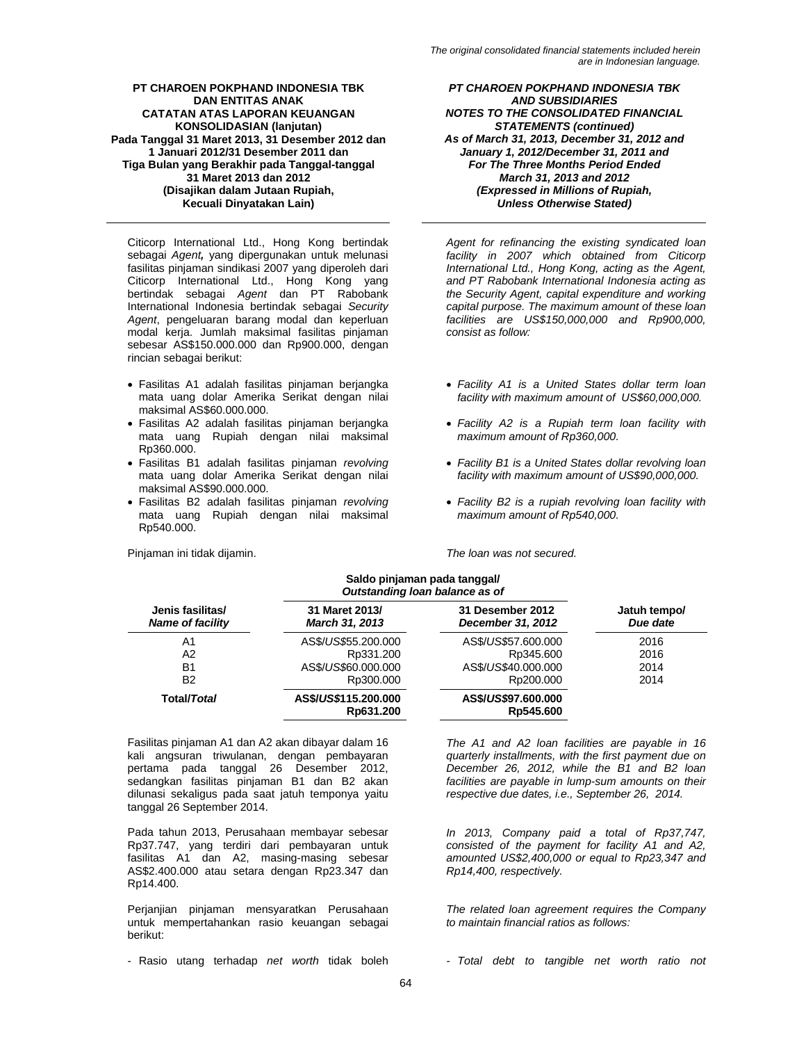Citicorp International Ltd., Hong Kong bertindak sebagai *Agent,* yang dipergunakan untuk melunasi fasilitas pinjaman sindikasi 2007 yang diperoleh dari Citicorp International Ltd., Hong Kong yang bertindak sebagai *Agent* dan PT Rabobank International Indonesia bertindak sebagai *Security Agent*, pengeluaran barang modal dan keperluan modal kerja. Jumlah maksimal fasilitas pinjaman sebesar AS$150.000.000 dan Rp900.000, dengan rincian sebagai berikut:

*Agent for refinancing the existing syndicated loan facility in 2007 which obtained from Citicorp International Ltd., Hong Kong, acting as the Agent, and PT Rabobank International Indonesia acting as the Security Agent, capital expenditure and working capital purpose. The maximum amount of these loan facilities are US$150,000,000 and Rp900,000, consist as follow:*

- Fasilitas A1 adalah fasilitas pinjaman berjangka mata uang dolar Amerika Serikat dengan nilai maksimal AS$60.000.000.
- Fasilitas A2 adalah fasilitas pinjaman berjangka mata uang Rupiah dengan nilai maksimal Rp360.000.
- Fasilitas B1 adalah fasilitas pinjaman *revolving* mata uang dolar Amerika Serikat dengan nilai maksimal AS$90.000.000.
- Fasilitas B2 adalah fasilitas pinjaman *revolving* mata uang Rupiah dengan nilai maksimal Rp540.000.

- *Facility A1 is a United States dollar term loan facility with maximum amount of US$60,000,000.*
- *Facility A2 is a Rupiah term loan facility with maximum amount of Rp360,000.*
- *Facility B1 is a United States dollar revolving loan facility with maximum amount of US$90,000,000.*
- *Facility B2 is a rupiah revolving loan facility with maximum amount of Rp540,000.*

Pinjaman ini tidak dijamin.

*The loan was not secured.*

| Jenis fasilitas/ *Name of facility* | Saldo pinjaman pada tanggal/ *Outstanding loan balance as of* 31 Maret 2013/ *March 31, 2013* | 31 Desember 2012 *December 31, 2012* | Jatuh tempo/ *Due date* |
|---|---|---|---|
| A1 | AS$/*US$*55.200.000 | AS$/*US$*57.600.000 | 2016 |
| A2 | Rp331.200 | Rp345.600 | 2016 |
| B1 | AS$/*US$*60.000.000 | AS$/*US$*40.000.000 | 2014 |
| B2 | Rp300.000 | Rp200.000 | 2014 |
| **Total/*Total*** | **AS$/*US$*115.200.000 Rp631.200** | **AS$/*US$*97.600.000 Rp545.600** | |

Fasilitas pinjaman A1 dan A2 akan dibayar dalam 16 kali angsuran triwulanan, dengan pembayaran pertama pada tanggal 26 Desember 2012, sedangkan fasilitas pinjaman B1 dan B2 akan dilunasi sekaligus pada saat jatuh temponya yaitu tanggal 26 September 2014.

*The A1 and A2 loan facilities are payable in 16 quarterly installments, with the first payment due on December 26, 2012, while the B1 and B2 loan facilities are payable in lump-sum amounts on their respective due dates, i.e., September 26, 2014.*

Pada tahun 2013, Perusahaan membayar sebesar Rp37.747, yang terdiri dari pembayaran untuk fasilitas A1 dan A2, masing-masing sebesar AS$2.400.000 atau setara dengan Rp23.347 dan Rp14.400.

*In 2013, Company paid a total of Rp37,747, consisted of the payment for facility A1 and A2, amounted US$2,400,000 or equal to Rp23,347 and Rp14,400, respectively.*

Perjanjian pinjaman mensyaratkan Perusahaan untuk mempertahankan rasio keuangan sebagai berikut:

*The related loan agreement requires the Company to maintain financial ratios as follows:*

- Rasio utang terhadap *net worth* tidak boleh

*- Total debt to tangible net worth ratio not*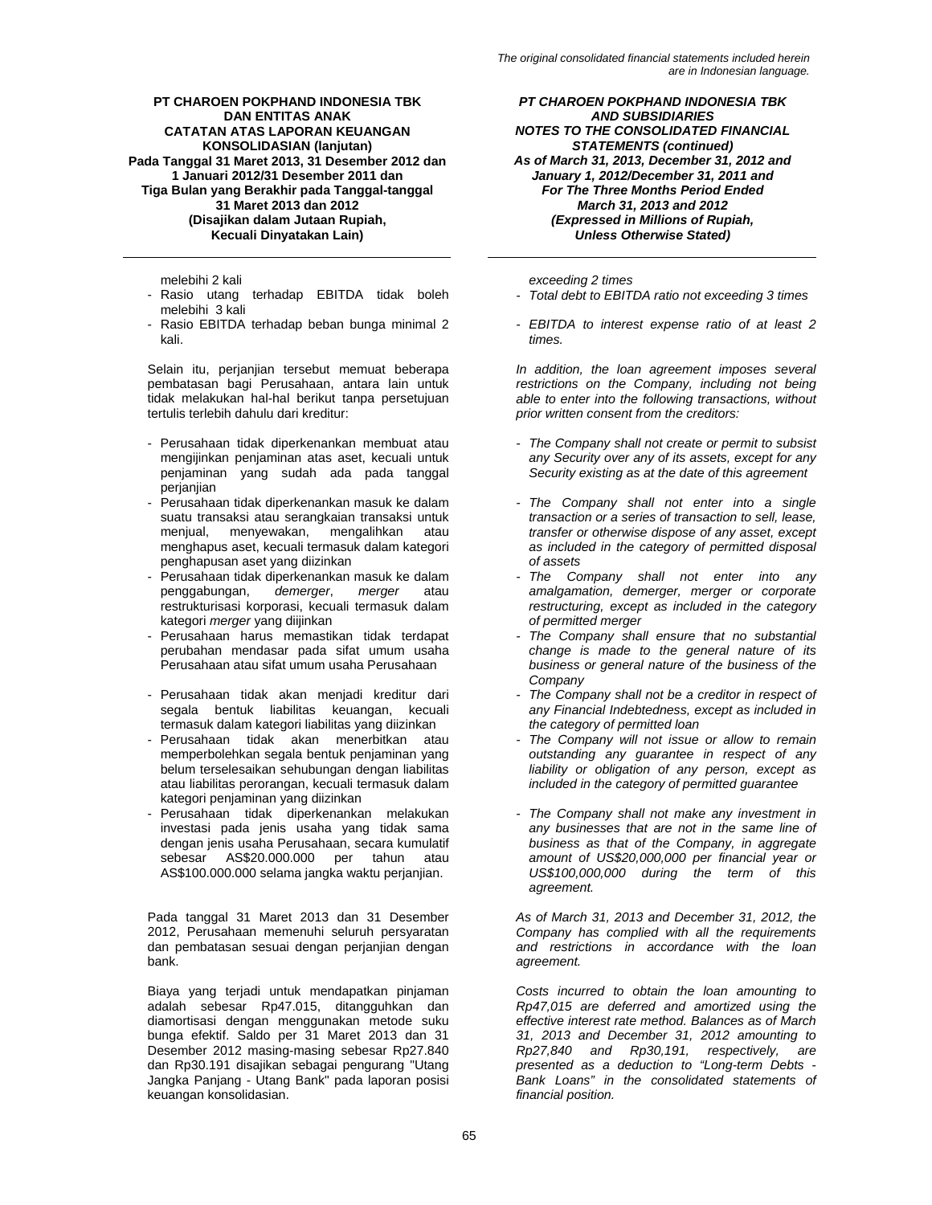melebihi 2 kali

- Rasio utang terhadap EBITDA tidak boleh melebihi 3 kali
- Rasio EBITDA terhadap beban bunga minimal 2 kali.

Selain itu, perjanjian tersebut memuat beberapa pembatasan bagi Perusahaan, antara lain untuk tidak melakukan hal-hal berikut tanpa persetujuan tertulis terlebih dahulu dari kreditur:

- Perusahaan tidak diperkenankan membuat atau mengijinkan penjaminan atas aset, kecuali untuk penjaminan yang sudah ada pada tanggal perjanjian
- Perusahaan tidak diperkenankan masuk ke dalam suatu transaksi atau serangkaian transaksi untuk menjual, menyewakan, mengalihkan atau menghapus aset, kecuali termasuk dalam kategori penghapusan aset yang diizinkan
- Perusahaan tidak diperkenankan masuk ke dalam penggabungan, *demerger*, *merger* atau restrukturisasi korporasi, kecuali termasuk dalam kategori *merger* yang diijinkan
- Perusahaan harus memastikan tidak terdapat perubahan mendasar pada sifat umum usaha Perusahaan atau sifat umum usaha Perusahaan
- Perusahaan tidak akan menjadi kreditur dari segala bentuk liabilitas keuangan, kecuali termasuk dalam kategori liabilitas yang diizinkan
- Perusahaan tidak akan menerbitkan atau memperbolehkan segala bentuk penjaminan yang belum terselesaikan sehubungan dengan liabilitas atau liabilitas perorangan, kecuali termasuk dalam kategori penjaminan yang diizinkan
- Perusahaan tidak diperkenankan melakukan investasi pada jenis usaha yang tidak sama dengan jenis usaha Perusahaan, secara kumulatif sebesar AS$20.000.000 per tahun atau AS$100.000.000 selama jangka waktu perjanjian.

Pada tanggal 31 Maret 2013 dan 31 Desember 2012, Perusahaan memenuhi seluruh persyaratan dan pembatasan sesuai dengan perjanjian dengan bank.

Biaya yang terjadi untuk mendapatkan pinjaman adalah sebesar Rp47.015, ditangguhkan dan diamortisasi dengan menggunakan metode suku bunga efektif. Saldo per 31 Maret 2013 dan 31 Desember 2012 masing-masing sebesar Rp27.840 dan Rp30.191 disajikan sebagai pengurang "Utang Jangka Panjang - Utang Bank" pada laporan posisi keuangan konsolidasian.

*exceeding 2 times*

- *Total debt to EBITDA ratio not exceeding 3 times*
- *EBITDA to interest expense ratio of at least 2 times.*

*In addition, the loan agreement imposes several restrictions on the Company, including not being able to enter into the following transactions, without prior written consent from the creditors:*

- *The Company shall not create or permit to subsist any Security over any of its assets, except for any Security existing as at the date of this agreement*
- *The Company shall not enter into a single transaction or a series of transaction to sell, lease, transfer or otherwise dispose of any asset, except as included in the category of permitted disposal of assets*
- *The Company shall not enter into any amalgamation, demerger, merger or corporate restructuring, except as included in the category of permitted merger*
- *The Company shall ensure that no substantial change is made to the general nature of its business or general nature of the business of the Company*
- *The Company shall not be a creditor in respect of any Financial Indebtedness, except as included in the category of permitted loan*
- *The Company will not issue or allow to remain outstanding any guarantee in respect of any liability or obligation of any person, except as included in the category of permitted guarantee*
- *The Company shall not make any investment in any businesses that are not in the same line of business as that of the Company, in aggregate amount of US$20,000,000 per financial year or US$100,000,000 during the term of this agreement.*

*As of March 31, 2013 and December 31, 2012, the Company has complied with all the requirements and restrictions in accordance with the loan agreement.*

*Costs incurred to obtain the loan amounting to Rp47,015 are deferred and amortized using the effective interest rate method. Balances as of March 31, 2013 and December 31, 2012 amounting to Rp27,840 and Rp30,191, respectively, are presented as a deduction to "Long-term Debts - Bank Loans" in the consolidated statements of financial position.*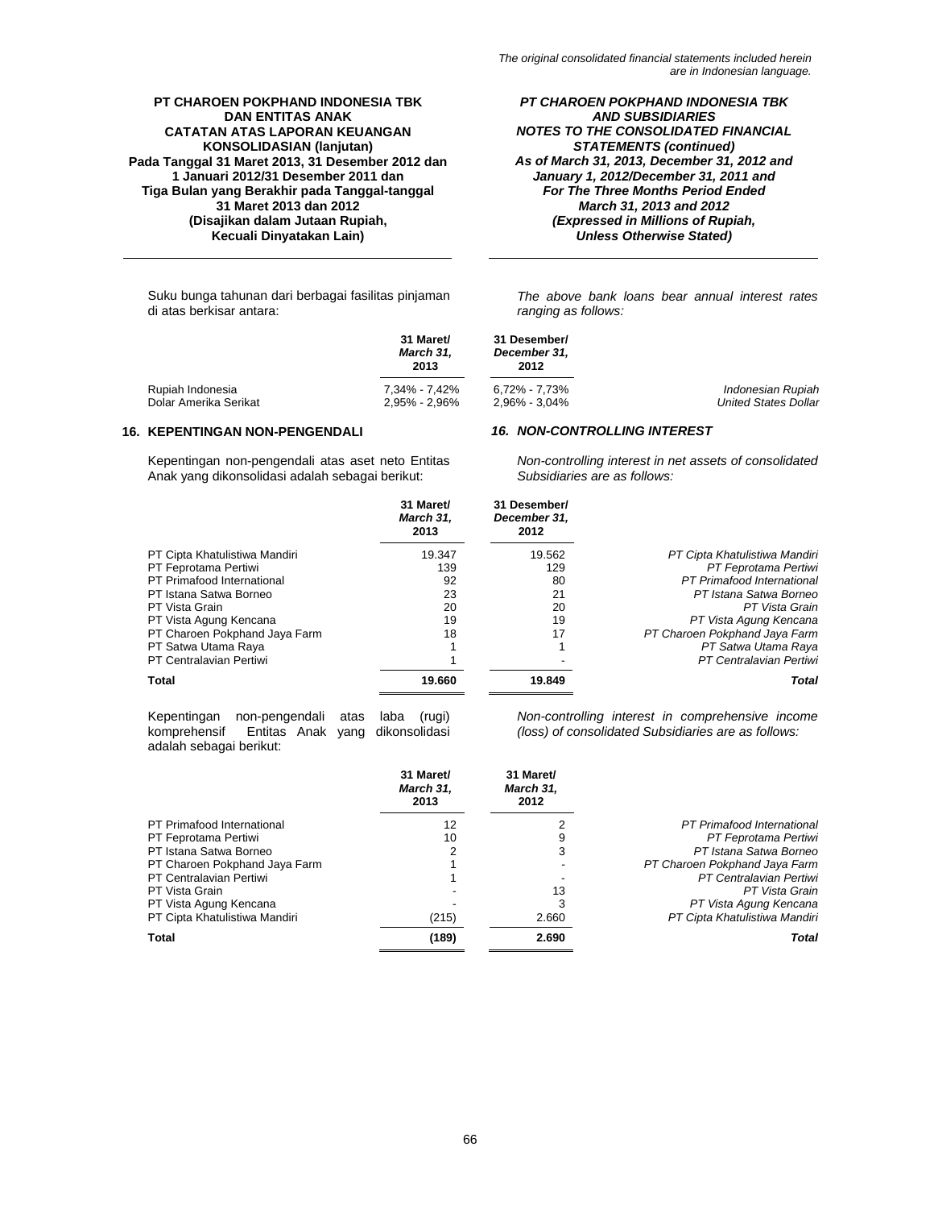Suku bunga tahunan dari berbagai fasilitas pinjaman di atas berkisar antara:

*The above bank loans bear annual interest rates ranging as follows:*

| | 31 Maret/ *March 31,* 2013 | 31 Desember/ *December 31,* 2012 | |
|---|---|---|---|
| Rupiah Indonesia | 7,34% - 7,42% | 6,72% - 7,73% | *Indonesian Rupiah* |
| Dolar Amerika Serikat | 2,95% - 2,96% | 2,96% - 3,04% | *United States Dollar* |

## 16. KEPENTINGAN NON-PENGENDALI / *16. NON-CONTROLLING INTEREST*

Kepentingan non-pengendali atas aset neto Entitas Anak yang dikonsolidasi adalah sebagai berikut:

*Non-controlling interest in net assets of consolidated Subsidiaries are as follows:*

| | 31 Maret/ *March 31,* 2013 | 31 Desember/ *December 31,* 2012 | |
|---|---|---|---|
| PT Cipta Khatulistiwa Mandiri | 19.347 | 19.562 | *PT Cipta Khatulistiwa Mandiri* |
| PT Feprotama Pertiwi | 139 | 129 | *PT Feprotama Pertiwi* |
| PT Primafood International | 92 | 80 | *PT Primafood International* |
| PT Istana Satwa Borneo | 23 | 21 | *PT Istana Satwa Borneo* |
| PT Vista Grain | 20 | 20 | *PT Vista Grain* |
| PT Vista Agung Kencana | 19 | 19 | *PT Vista Agung Kencana* |
| PT Charoen Pokphand Jaya Farm | 18 | 17 | *PT Charoen Pokphand Jaya Farm* |
| PT Satwa Utama Raya | 1 | 1 | *PT Satwa Utama Raya* |
| PT Centralavian Pertiwi | 1 | - | *PT Centralavian Pertiwi* |
| **Total** | **19.660** | **19.849** | ***Total*** |

Kepentingan non-pengendali atas laba (rugi) komprehensif Entitas Anak yang dikonsolidasi adalah sebagai berikut:

*Non-controlling interest in comprehensive income (loss) of consolidated Subsidiaries are as follows:*

| | 31 Maret/ *March 31,* 2013 | 31 Maret/ *March 31,* 2012 | |
|---|---|---|---|
| PT Primafood International | 12 | 2 | *PT Primafood International* |
| PT Feprotama Pertiwi | 10 | 9 | *PT Feprotama Pertiwi* |
| PT Istana Satwa Borneo | 2 | 3 | *PT Istana Satwa Borneo* |
| PT Charoen Pokphand Jaya Farm | 1 | - | *PT Charoen Pokphand Jaya Farm* |
| PT Centralavian Pertiwi | 1 | - | *PT Centralavian Pertiwi* |
| PT Vista Grain | - | 13 | *PT Vista Grain* |
| PT Vista Agung Kencana | - | 3 | *PT Vista Agung Kencana* |
| PT Cipta Khatulistiwa Mandiri | (215) | 2.660 | *PT Cipta Khatulistiwa Mandiri* |
| **Total** | **(189)** | **2.690** | ***Total*** |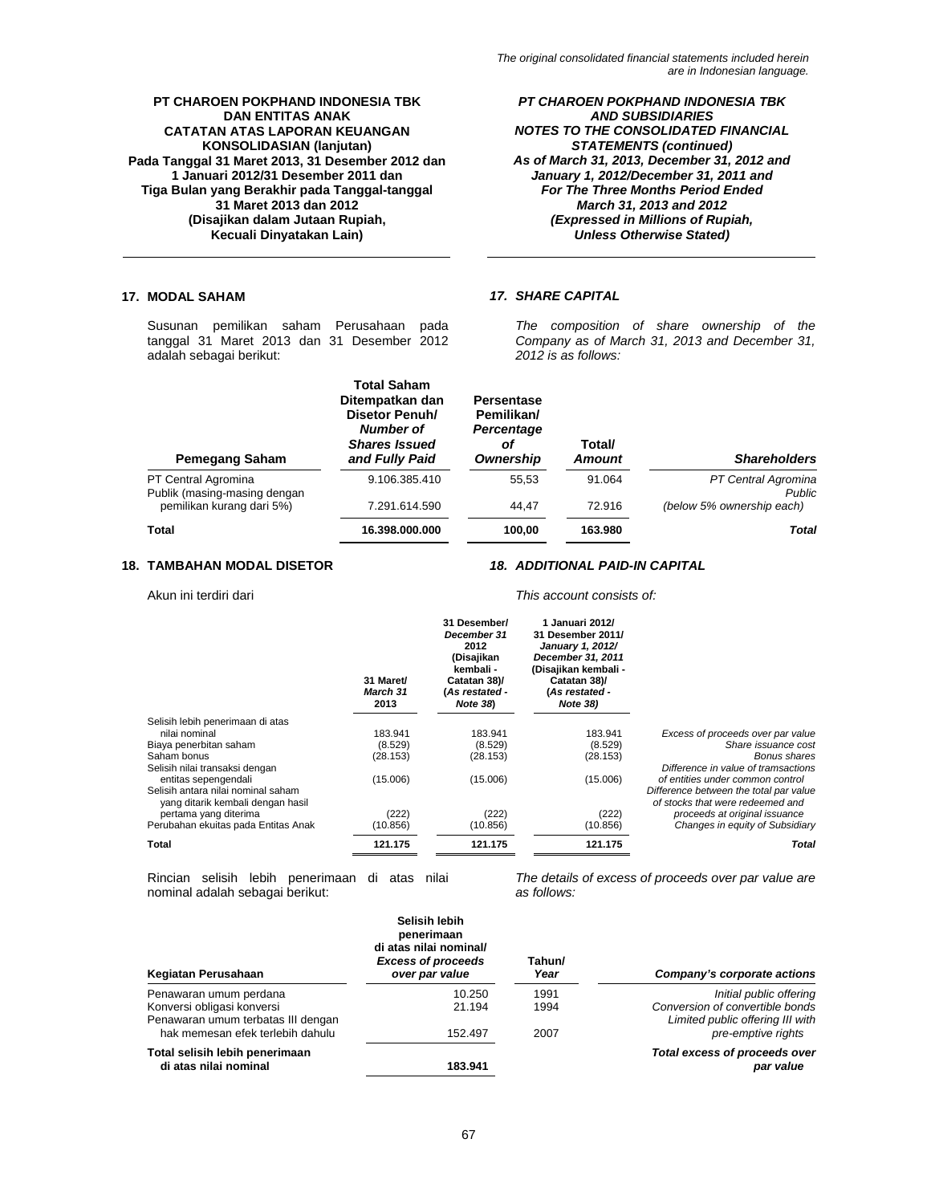## 17. MODAL SAHAM / *17. SHARE CAPITAL*

Susunan pemilikan saham Perusahaan pada tanggal 31 Maret 2013 dan 31 Desember 2012 adalah sebagai berikut:

*The composition of share ownership of the Company as of March 31, 2013 and December 31, 2012 is as follows:*

| Pemegang Saham | Total Saham Ditempatkan dan Disetor Penuh/ *Number of Shares Issued and Fully Paid* | Persentase Pemilikan/ *Percentage of Ownership* | Total/ *Amount* | *Shareholders* |
|---|---|---|---|---|
| PT Central Agromina | 9.106.385.410 | 55,53 | 91.064 | *PT Central Agromina* |
| Publik (masing-masing dengan pemilikan kurang dari 5%) | 7.291.614.590 | 44,47 | 72.916 | *Public (below 5% ownership each)* |
| **Total** | **16.398.000.000** | **100,00** | **163.980** | ***Total*** |

## 18. TAMBAHAN MODAL DISETOR / *18. ADDITIONAL PAID-IN CAPITAL*

Akun ini terdiri dari

*This account consists of:*

| | 31 Maret/ *March 31* 2013 | 31 Desember/ *December 31* 2012 (Disajikan kembali - Catatan 38)/ (*As restated - Note 38*) | 1 Januari 2012/ 31 Desember 2011/ *January 1, 2012/ December 31, 2011* (Disajikan kembali - Catatan 38)/ (*As restated - Note 38*) | |
|---|---|---|---|---|
| Selisih lebih penerimaan di atas nilai nominal | 183.941 | 183.941 | 183.941 | *Excess of proceeds over par value* |
| Biaya penerbitan saham | (8.529) | (8.529) | (8.529) | *Share issuance cost* |
| Saham bonus | (28.153) | (28.153) | (28.153) | *Bonus shares* |
| Selisih nilai transaksi dengan entitas sepengendali | (15.006) | (15.006) | (15.006) | *Difference in value of transactions of entities under common control* |
| Selisih antara nilai nominal saham yang ditarik kembali dengan hasil pertama yang diterima | (222) | (222) | (222) | *Difference between the total par value of stocks that were redeemed and proceeds at original issuance* |
| Perubahan ekuitas pada Entitas Anak | (10.856) | (10.856) | (10.856) | *Changes in equity of Subsidiary* |
| **Total** | **121.175** | **121.175** | **121.175** | ***Total*** |

Rincian selisih lebih penerimaan di atas nilai nominal adalah sebagai berikut:

*The details of excess of proceeds over par value are as follows:*

| Kegiatan Perusahaan | Selisih lebih penerimaan di atas nilai nominal/ *Excess of proceeds over par value* | Tahun/ *Year* | *Company's corporate actions* |
|---|---|---|---|
| Penawaran umum perdana | 10.250 | 1991 | *Initial public offering* |
| Konversi obligasi konversi | 21.194 | 1994 | *Conversion of convertible bonds* |
| Penawaran umum terbatas III dengan hak memesan efek terlebih dahulu | 152.497 | 2007 | *Limited public offering III with pre-emptive rights* |
| **Total selisih lebih penerimaan di atas nilai nominal** | **183.941** | | ***Total excess of proceeds over par value*** |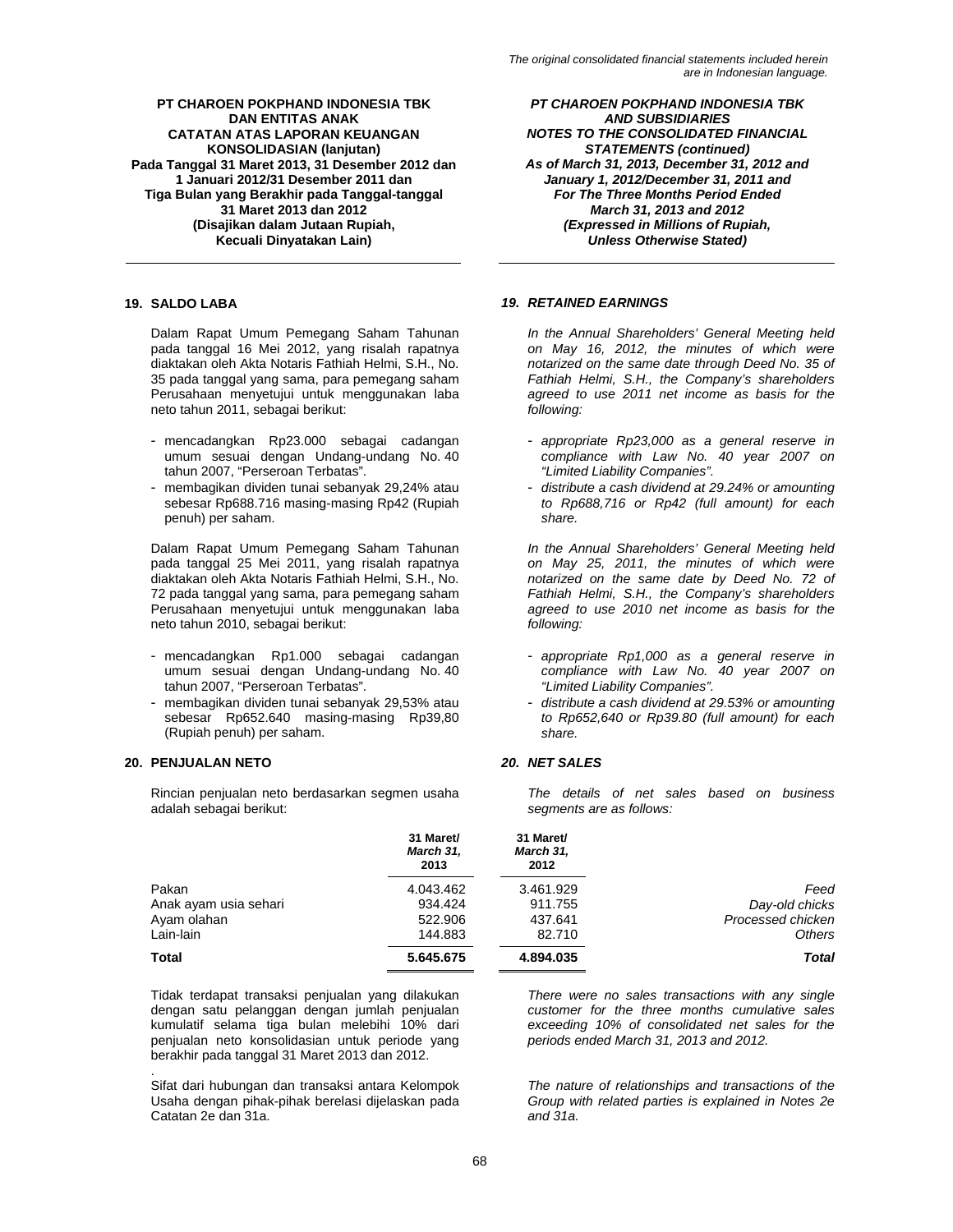*The original consolidated financial statements included herein are in Indonesian language.*

**PT CHAROEN POKPHAND INDONESIA TBK DAN ENTITAS ANAK**
**CATATAN ATAS LAPORAN KEUANGAN KONSOLIDASIAN (lanjutan)**
**Pada Tanggal 31 Maret 2013, 31 Desember 2012 dan 1 Januari 2012/31 Desember 2011 dan Tiga Bulan yang Berakhir pada Tanggal-tanggal 31 Maret 2013 dan 2012**
**(Disajikan dalam Jutaan Rupiah, Kecuali Dinyatakan Lain)**

***PT CHAROEN POKPHAND INDONESIA TBK AND SUBSIDIARIES***
***NOTES TO THE CONSOLIDATED FINANCIAL STATEMENTS (continued)***
***As of March 31, 2013, December 31, 2012 and January 1, 2012/December 31, 2011 and For The Three Months Period Ended March 31, 2013 and 2012***
***(Expressed in Millions of Rupiah, Unless Otherwise Stated)***

## 19. SALDO LABA

Dalam Rapat Umum Pemegang Saham Tahunan pada tanggal 16 Mei 2012, yang risalah rapatnya diaktakan oleh Akta Notaris Fathiah Helmi, S.H., No. 35 pada tanggal yang sama, para pemegang saham Perusahaan menyetujui untuk menggunakan laba neto tahun 2011, sebagai berikut:

- mencadangkan Rp23.000 sebagai cadangan umum sesuai dengan Undang-undang No. 40 tahun 2007, "Perseroan Terbatas".
- membagikan dividen tunai sebanyak 29,24% atau sebesar Rp688.716 masing-masing Rp42 (Rupiah penuh) per saham.

Dalam Rapat Umum Pemegang Saham Tahunan pada tanggal 25 Mei 2011, yang risalah rapatnya diaktakan oleh Akta Notaris Fathiah Helmi, S.H., No. 72 pada tanggal yang sama, para pemegang saham Perusahaan menyetujui untuk menggunakan laba neto tahun 2010, sebagai berikut:

- mencadangkan Rp1.000 sebagai cadangan umum sesuai dengan Undang-undang No. 40 tahun 2007, "Perseroan Terbatas".
- membagikan dividen tunai sebanyak 29,53% atau sebesar Rp652.640 masing-masing Rp39,80 (Rupiah penuh) per saham.

## *19. RETAINED EARNINGS*

*In the Annual Shareholders' General Meeting held on May 16, 2012, the minutes of which were notarized on the same date through Deed No. 35 of Fathiah Helmi, S.H., the Company's shareholders agreed to use 2011 net income as basis for the following:*

- *appropriate Rp23,000 as a general reserve in compliance with Law No. 40 year 2007 on "Limited Liability Companies".*
- *distribute a cash dividend at 29.24% or amounting to Rp688,716 or Rp42 (full amount) for each share.*

*In the Annual Shareholders' General Meeting held on May 25, 2011, the minutes of which were notarized on the same date by Deed No. 72 of Fathiah Helmi, S.H., the Company's shareholders agreed to use 2010 net income as basis for the following:*

- *appropriate Rp1,000 as a general reserve in compliance with Law No. 40 year 2007 on "Limited Liability Companies".*
- *distribute a cash dividend at 29.53% or amounting to Rp652,640 or Rp39.80 (full amount) for each share.*

## 20. PENJUALAN NETO / *20. NET SALES*

Rincian penjualan neto berdasarkan segmen usaha adalah sebagai berikut:

*The details of net sales based on business segments are as follows:*

| | 31 Maret/ *March 31,* 2013 | 31 Maret/ *March 31,* 2012 | |
|---|---|---|---|
| Pakan | 4.043.462 | 3.461.929 | *Feed* |
| Anak ayam usia sehari | 934.424 | 911.755 | *Day-old chicks* |
| Ayam olahan | 522.906 | 437.641 | *Processed chicken* |
| Lain-lain | 144.883 | 82.710 | *Others* |
| **Total** | **5.645.675** | **4.894.035** | ***Total*** |

Tidak terdapat transaksi penjualan yang dilakukan dengan satu pelanggan dengan jumlah penjualan kumulatif selama tiga bulan melebihi 10% dari penjualan neto konsolidasian untuk periode yang berakhir pada tanggal 31 Maret 2013 dan 2012.

*There were no sales transactions with any single customer for the three months cumulative sales exceeding 10% of consolidated net sales for the periods ended March 31, 2013 and 2012.*

Sifat dari hubungan dan transaksi antara Kelompok Usaha dengan pihak-pihak berelasi dijelaskan pada Catatan 2e dan 31a.

*The nature of relationships and transactions of the Group with related parties is explained in Notes 2e and 31a.*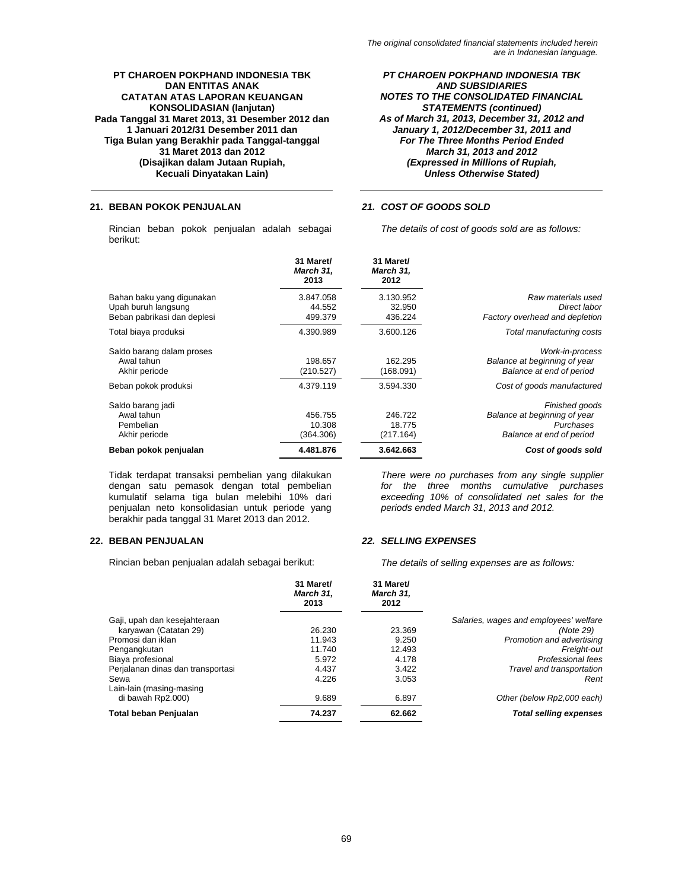**PT CHAROEN POKPHAND INDONESIA TBK DAN ENTITAS ANAK**
**CATATAN ATAS LAPORAN KEUANGAN KONSOLIDASIAN (lanjutan)**
**Pada Tanggal 31 Maret 2013, 31 Desember 2012 dan 1 Januari 2012/31 Desember 2011 dan Tiga Bulan yang Berakhir pada Tanggal-tanggal 31 Maret 2013 dan 2012**
**(Disajikan dalam Jutaan Rupiah, Kecuali Dinyatakan Lain)**

***PT CHAROEN POKPHAND INDONESIA TBK AND SUBSIDIARIES***
***NOTES TO THE CONSOLIDATED FINANCIAL STATEMENTS (continued)***
***As of March 31, 2013, December 31, 2012 and January 1, 2012/December 31, 2011 and For The Three Months Period Ended March 31, 2013 and 2012***
***(Expressed in Millions of Rupiah, Unless Otherwise Stated)***

## 21. BEBAN POKOK PENJUALAN / *21. COST OF GOODS SOLD*

Rincian beban pokok penjualan adalah sebagai berikut:

*The details of cost of goods sold are as follows:*

| | 31 Maret/ *March 31,* 2013 | 31 Maret/ *March 31,* 2012 | |
|---|---|---|---|
| Bahan baku yang digunakan | 3.847.058 | 3.130.952 | *Raw materials used* |
| Upah buruh langsung | 44.552 | 32.950 | *Direct labor* |
| Beban pabrikasi dan deplesi | 499.379 | 436.224 | *Factory overhead and depletion* |
| Total biaya produksi | 4.390.989 | 3.600.126 | *Total manufacturing costs* |
| Saldo barang dalam proses | | | *Work-in-process* |
| Awal tahun | 198.657 | 162.295 | *Balance at beginning of year* |
| Akhir periode | (210.527) | (168.091) | *Balance at end of period* |
| Beban pokok produksi | 4.379.119 | 3.594.330 | *Cost of goods manufactured* |
| Saldo barang jadi | | | *Finished goods* |
| Awal tahun | 456.755 | 246.722 | *Balance at beginning of year* |
| Pembelian | 10.308 | 18.775 | *Purchases* |
| Akhir periode | (364.306) | (217.164) | *Balance at end of period* |
| **Beban pokok penjualan** | **4.481.876** | **3.642.663** | ***Cost of goods sold*** |

Tidak terdapat transaksi pembelian yang dilakukan dengan satu pemasok dengan total pembelian kumulatif selama tiga bulan melebihi 10% dari penjualan neto konsolidasian untuk periode yang berakhir pada tanggal 31 Maret 2013 dan 2012.

*There were no purchases from any single supplier for the three months cumulative purchases exceeding 10% of consolidated net sales for the periods ended March 31, 2013 and 2012.*

## 22. BEBAN PENJUALAN / *22. SELLING EXPENSES*

Rincian beban penjualan adalah sebagai berikut:

*The details of selling expenses are as follows:*

| | 31 Maret/ *March 31,* 2013 | 31 Maret/ *March 31,* 2012 | |
|---|---|---|---|
| Gaji, upah dan kesejahteraan karyawan (Catatan 29) | 26.230 | 23.369 | *Salaries, wages and employees' welfare (Note 29)* |
| Promosi dan iklan | 11.943 | 9.250 | *Promotion and advertising* |
| Pengangkutan | 11.740 | 12.493 | *Freight-out* |
| Biaya profesional | 5.972 | 4.178 | *Professional fees* |
| Perjalanan dinas dan transportasi | 4.437 | 3.422 | *Travel and transportation* |
| Sewa | 4.226 | 3.053 | *Rent* |
| Lain-lain (masing-masing di bawah Rp2.000) | 9.689 | 6.897 | *Other (below Rp2,000 each)* |
| **Total beban Penjualan** | **74.237** | **62.662** | ***Total selling expenses*** |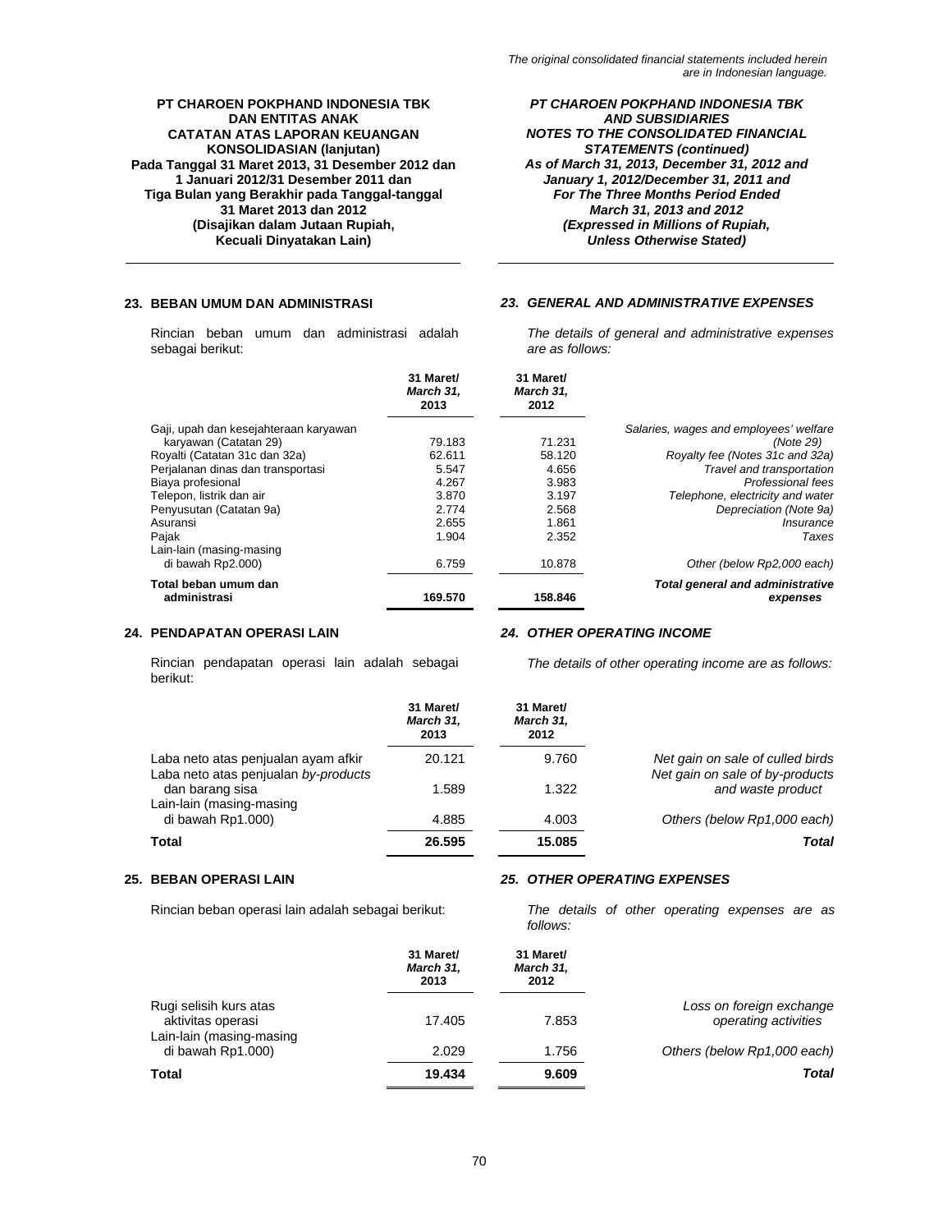## 23. BEBAN UMUM DAN ADMINISTRASI

## *23. GENERAL AND ADMINISTRATIVE EXPENSES*

Rincian beban umum dan administrasi adalah sebagai berikut:

*The details of general and administrative expenses are as follows:*

| | 31 Maret/ *March 31,* 2013 | 31 Maret/ *March 31,* 2012 | |
|---|---|---|---|
| Gaji, upah dan kesejahteraan karyawan karyawan (Catatan 29) | 79.183 | 71.231 | *Salaries, wages and employees' welfare (Note 29)* |
| Royalti (Catatan 31c dan 32a) | 62.611 | 58.120 | *Royalty fee (Notes 31c and 32a)* |
| Perjalanan dinas dan transportasi | 5.547 | 4.656 | *Travel and transportation* |
| Biaya profesional | 4.267 | 3.983 | *Professional fees* |
| Telepon, listrik dan air | 3.870 | 3.197 | *Telephone, electricity and water* |
| Penyusutan (Catatan 9a) | 2.774 | 2.568 | *Depreciation (Note 9a)* |
| Asuransi | 2.655 | 1.861 | *Insurance* |
| Pajak | 1.904 | 2.352 | *Taxes* |
| Lain-lain (masing-masing di bawah Rp2.000) | 6.759 | 10.878 | *Other (below Rp2,000 each)* |
| **Total beban umum dan administrasi** | **169.570** | **158.846** | ***Total general and administrative expenses*** |

## 24. PENDAPATAN OPERASI LAIN

## *24. OTHER OPERATING INCOME*

Rincian pendapatan operasi lain adalah sebagai berikut:

*The details of other operating income are as follows:*

| | 31 Maret/ *March 31,* 2013 | 31 Maret/ *March 31,* 2012 | |
|---|---|---|---|
| Laba neto atas penjualan ayam afkir | 20.121 | 9.760 | *Net gain on sale of culled birds* |
| Laba neto atas penjualan *by-products* dan barang sisa | 1.589 | 1.322 | *Net gain on sale of by-products and waste product* |
| Lain-lain (masing-masing di bawah Rp1.000) | 4.885 | 4.003 | *Others (below Rp1,000 each)* |
| **Total** | **26.595** | **15.085** | ***Total*** |

## 25. BEBAN OPERASI LAIN

## *25. OTHER OPERATING EXPENSES*

Rincian beban operasi lain adalah sebagai berikut:

*The details of other operating expenses are as follows:*

| | 31 Maret/ *March 31,* 2013 | 31 Maret/ *March 31,* 2012 | |
|---|---|---|---|
| Rugi selisih kurs atas aktivitas operasi | 17.405 | 7.853 | *Loss on foreign exchange operating activities* |
| Lain-lain (masing-masing di bawah Rp1.000) | 2.029 | 1.756 | *Others (below Rp1,000 each)* |
| **Total** | **19.434** | **9.609** | ***Total*** |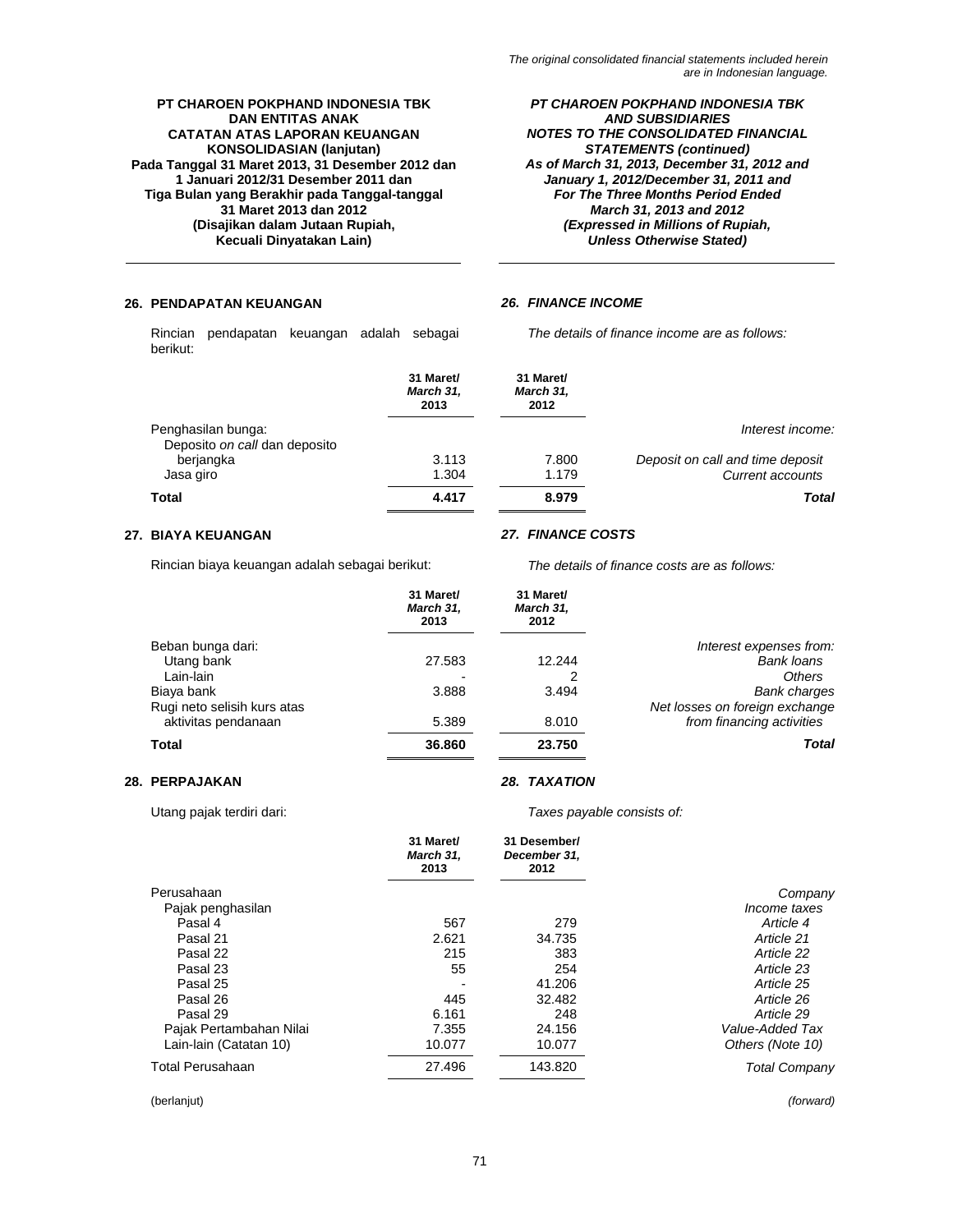## 26. PENDAPATAN KEUANGAN / *26. FINANCE INCOME*

Rincian pendapatan keuangan adalah sebagai berikut:

*The details of finance income are as follows:*

| | 31 Maret/ *March 31,* 2013 | 31 Maret/ *March 31,* 2012 | |
|---|---|---|---|
| Penghasilan bunga: | | | *Interest income:* |
| Deposito *on call* dan deposito berjangka | 3.113 | 7.800 | *Deposit on call and time deposit* |
| Jasa giro | 1.304 | 1.179 | *Current accounts* |
| **Total** | **4.417** | **8.979** | ***Total*** |

## 27. BIAYA KEUANGAN / *27. FINANCE COSTS*

Rincian biaya keuangan adalah sebagai berikut:

*The details of finance costs are as follows:*

| | 31 Maret/ *March 31,* 2013 | 31 Maret/ *March 31,* 2012 | |
|---|---|---|---|
| Beban bunga dari: | | | *Interest expenses from:* |
| Utang bank | 27.583 | 12.244 | *Bank loans* |
| Lain-lain | - | 2 | *Others* |
| Biaya bank | 3.888 | 3.494 | *Bank charges* |
| Rugi neto selisih kurs atas aktivitas pendanaan | 5.389 | 8.010 | *Net losses on foreign exchange from financing activities* |
| **Total** | **36.860** | **23.750** | ***Total*** |

## 28. PERPAJAKAN / *28. TAXATION*

Utang pajak terdiri dari:

*Taxes payable consists of:*

| | 31 Maret/ *March 31,* 2013 | 31 Desember/ *December 31,* 2012 | |
|---|---|---|---|
| Perusahaan | | | *Company* |
| Pajak penghasilan | | | *Income taxes* |
| Pasal 4 | 567 | 279 | *Article 4* |
| Pasal 21 | 2.621 | 34.735 | *Article 21* |
| Pasal 22 | 215 | 383 | *Article 22* |
| Pasal 23 | 55 | 254 | *Article 23* |
| Pasal 25 | - | 41.206 | *Article 25* |
| Pasal 26 | 445 | 32.482 | *Article 26* |
| Pasal 29 | 6.161 | 248 | *Article 29* |
| Pajak Pertambahan Nilai | 7.355 | 24.156 | *Value-Added Tax* |
| Lain-lain (Catatan 10) | 10.077 | 10.077 | *Others (Note 10)* |
| Total Perusahaan | 27.496 | 143.820 | *Total Company* |

(berlanjut) / *(forward)*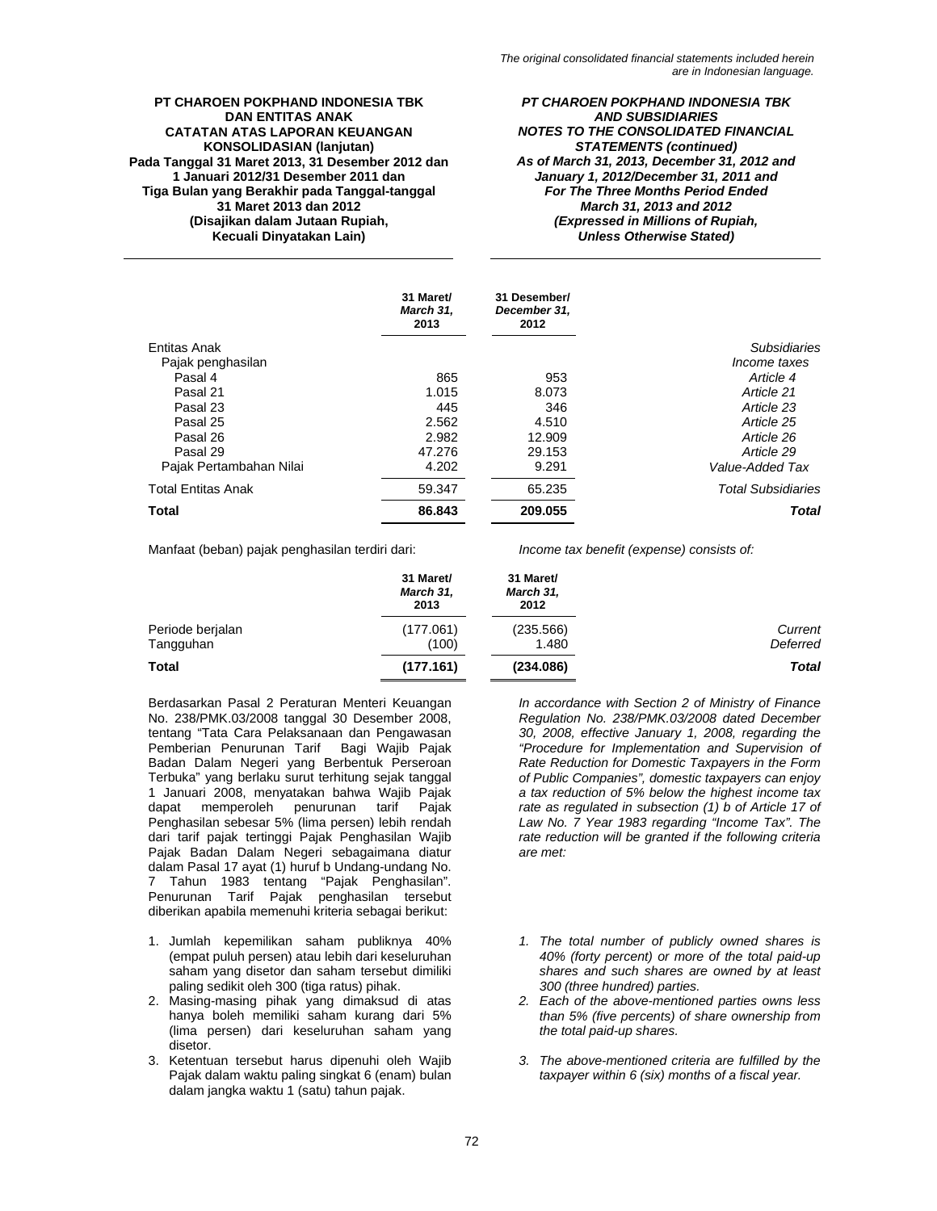The original consolidated financial statements included herein are in Indonesian language.

**PT CHAROEN POKPHAND INDONESIA TBK DAN ENTITAS ANAK**
**CATATAN ATAS LAPORAN KEUANGAN KONSOLIDASIAN (lanjutan)**
**Pada Tanggal 31 Maret 2013, 31 Desember 2012 dan 1 Januari 2012/31 Desember 2011 dan Tiga Bulan yang Berakhir pada Tanggal-tanggal 31 Maret 2013 dan 2012**
**(Disajikan dalam Jutaan Rupiah, Kecuali Dinyatakan Lain)**

***PT CHAROEN POKPHAND INDONESIA TBK AND SUBSIDIARIES***
***NOTES TO THE CONSOLIDATED FINANCIAL STATEMENTS (continued)***
***As of March 31, 2013, December 31, 2012 and January 1, 2012/December 31, 2011 and For The Three Months Period Ended March 31, 2013 and 2012***
***(Expressed in Millions of Rupiah, Unless Otherwise Stated)***

| | 31 Maret/ *March 31,* 2013 | 31 Desember/ *December 31,* 2012 | |
|---|---|---|---|
| Entitas Anak | | | *Subsidiaries* |
| Pajak penghasilan | | | *Income taxes* |
| Pasal 4 | 865 | 953 | *Article 4* |
| Pasal 21 | 1.015 | 8.073 | *Article 21* |
| Pasal 23 | 445 | 346 | *Article 23* |
| Pasal 25 | 2.562 | 4.510 | *Article 25* |
| Pasal 26 | 2.982 | 12.909 | *Article 26* |
| Pasal 29 | 47.276 | 29.153 | *Article 29* |
| Pajak Pertambahan Nilai | 4.202 | 9.291 | *Value-Added Tax* |
| Total Entitas Anak | 59.347 | 65.235 | *Total Subsidiaries* |
| **Total** | **86.843** | **209.055** | ***Total*** |

Manfaat (beban) pajak penghasilan terdiri dari:

*Income tax benefit (expense) consists of:*

| | 31 Maret/ *March 31,* 2013 | 31 Maret/ *March 31,* 2012 | |
|---|---|---|---|
| Periode berjalan | (177.061) | (235.566) | *Current* |
| Tangguhan | (100) | 1.480 | *Deferred* |
| **Total** | **(177.161)** | **(234.086)** | ***Total*** |

Berdasarkan Pasal 2 Peraturan Menteri Keuangan No. 238/PMK.03/2008 tanggal 30 Desember 2008, tentang "Tata Cara Pelaksanaan dan Pengawasan Pemberian Penurunan Tarif Bagi Wajib Pajak Badan Dalam Negeri yang Berbentuk Perseroan Terbuka" yang berlaku surut terhitung sejak tanggal 1 Januari 2008, menyatakan bahwa Wajib Pajak dapat memperoleh penurunan tarif Pajak Penghasilan sebesar 5% (lima persen) lebih rendah dari tarif pajak tertinggi Pajak Penghasilan Wajib Pajak Badan Dalam Negeri sebagaimana diatur dalam Pasal 17 ayat (1) huruf b Undang-undang No. 7 Tahun 1983 tentang "Pajak Penghasilan". Penurunan Tarif Pajak penghasilan tersebut diberikan apabila memenuhi kriteria sebagai berikut:

1. Jumlah kepemilikan saham publiknya 40% (empat puluh persen) atau lebih dari keseluruhan saham yang disetor dan saham tersebut dimiliki paling sedikit oleh 300 (tiga ratus) pihak.
2. Masing-masing pihak yang dimaksud di atas hanya boleh memiliki saham kurang dari 5% (lima persen) dari keseluruhan saham yang disetor.
3. Ketentuan tersebut harus dipenuhi oleh Wajib Pajak dalam waktu paling singkat 6 (enam) bulan dalam jangka waktu 1 (satu) tahun pajak.

*In accordance with Section 2 of Ministry of Finance Regulation No. 238/PMK.03/2008 dated December 30, 2008, effective January 1, 2008, regarding the "Procedure for Implementation and Supervision of Rate Reduction for Domestic Taxpayers in the Form of Public Companies", domestic taxpayers can enjoy a tax reduction of 5% below the highest income tax rate as regulated in subsection (1) b of Article 17 of Law No. 7 Year 1983 regarding "Income Tax". The rate reduction will be granted if the following criteria are met:*

1. *The total number of publicly owned shares is 40% (forty percent) or more of the total paid-up shares and such shares are owned by at least 300 (three hundred) parties.*
2. *Each of the above-mentioned parties owns less than 5% (five percents) of share ownership from the total paid-up shares.*
3. *The above-mentioned criteria are fulfilled by the taxpayer within 6 (six) months of a fiscal year.*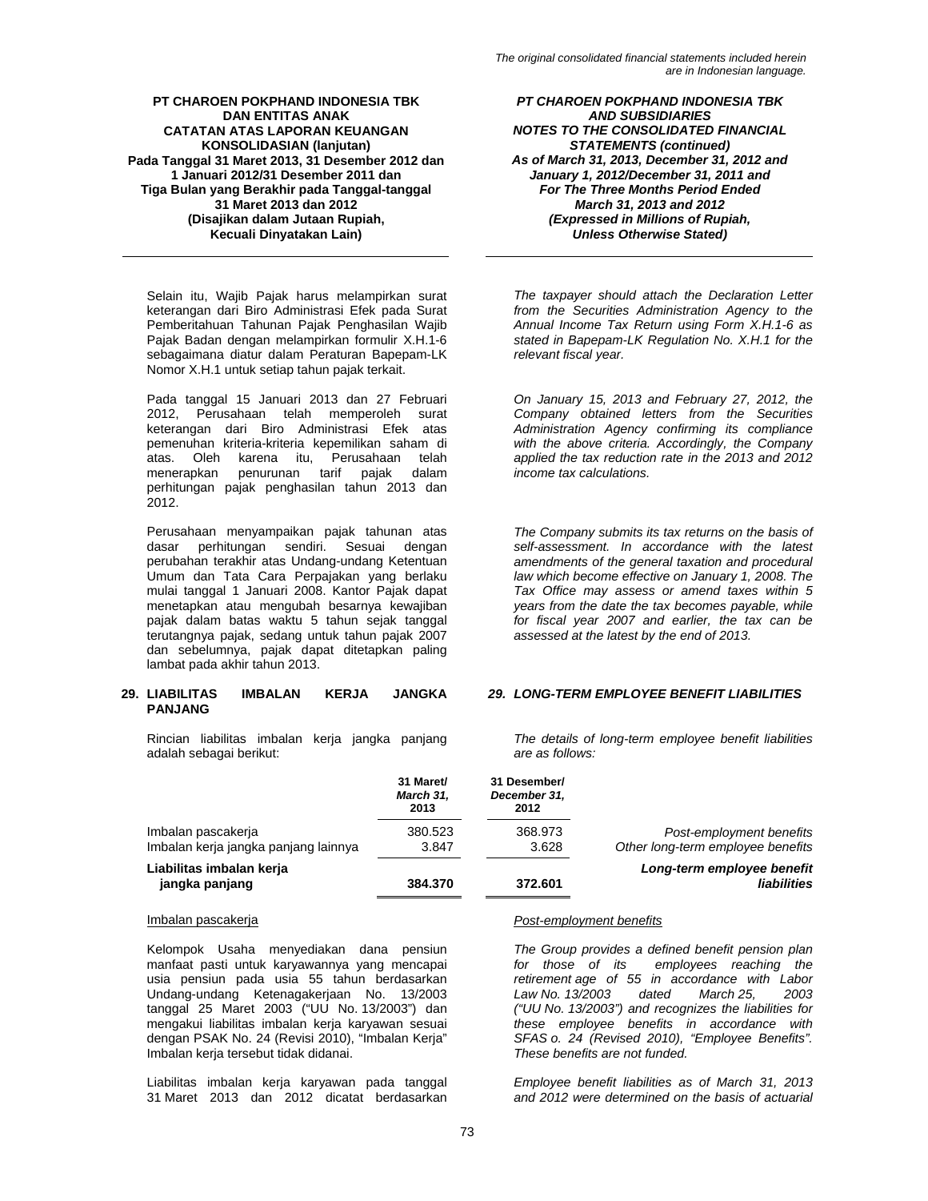Selain itu, Wajib Pajak harus melampirkan surat keterangan dari Biro Administrasi Efek pada Surat Pemberitahuan Tahunan Pajak Penghasilan Wajib Pajak Badan dengan melampirkan formulir X.H.1-6 sebagaimana diatur dalam Peraturan Bapepam-LK Nomor X.H.1 untuk setiap tahun pajak terkait.

*The taxpayer should attach the Declaration Letter from the Securities Administration Agency to the Annual Income Tax Return using Form X.H.1-6 as stated in Bapepam-LK Regulation No. X.H.1 for the relevant fiscal year.*

Pada tanggal 15 Januari 2013 dan 27 Februari 2012, Perusahaan telah memperoleh surat keterangan dari Biro Administrasi Efek atas pemenuhan kriteria-kriteria kepemilikan saham di atas. Oleh karena itu, Perusahaan telah menerapkan penurunan tarif pajak dalam perhitungan pajak penghasilan tahun 2013 dan 2012.

*On January 15, 2013 and February 27, 2012, the Company obtained letters from the Securities Administration Agency confirming its compliance with the above criteria. Accordingly, the Company applied the tax reduction rate in the 2013 and 2012 income tax calculations.*

Perusahaan menyampaikan pajak tahunan atas dasar perhitungan sendiri. Sesuai dengan perubahan terakhir atas Undang-undang Ketentuan Umum dan Tata Cara Perpajakan yang berlaku mulai tanggal 1 Januari 2008. Kantor Pajak dapat menetapkan atau mengubah besarnya kewajiban pajak dalam batas waktu 5 tahun sejak tanggal terutangnya pajak, sedang untuk tahun pajak 2007 dan sebelumnya, pajak dapat ditetapkan paling lambat pada akhir tahun 2013.

*The Company submits its tax returns on the basis of self-assessment. In accordance with the latest amendments of the general taxation and procedural law which become effective on January 1, 2008. The Tax Office may assess or amend taxes within 5 years from the date the tax becomes payable, while for fiscal year 2007 and earlier, the tax can be assessed at the latest by the end of 2013.*

## 29. LIABILITAS IMBALAN KERJA JANGKA PANJANG / *LONG-TERM EMPLOYEE BENEFIT LIABILITIES*

Rincian liabilitas imbalan kerja jangka panjang adalah sebagai berikut:

*The details of long-term employee benefit liabilities are as follows:*

| | 31 Maret/ *March 31,* 2013 | 31 Desember/ *December 31,* 2012 | |
|---|---|---|---|
| Imbalan pascakerja | 380.523 | 368.973 | *Post-employment benefits* |
| Imbalan kerja jangka panjang lainnya | 3.847 | 3.628 | *Other long-term employee benefits* |
| **Liabilitas imbalan kerja jangka panjang** | **384.370** | **372.601** | ***Long-term employee benefit liabilities*** |

Imbalan pascakerja / *Post-employment benefits*

Kelompok Usaha menyediakan dana pensiun manfaat pasti untuk karyawannya yang mencapai usia pensiun pada usia 55 tahun berdasarkan Undang-undang Ketenagakerjaan No. 13/2003 tanggal 25 Maret 2003 ("UU No. 13/2003") dan mengakui liabilitas imbalan kerja karyawan sesuai dengan PSAK No. 24 (Revisi 2010), "Imbalan Kerja" Imbalan kerja tersebut tidak didanai.

*The Group provides a defined benefit pension plan for those of its employees reaching the retirement age of 55 in accordance with Labor Law No. 13/2003 dated March 25, 2003 ("UU No. 13/2003") and recognizes the liabilities for these employee benefits in accordance with SFAS o. 24 (Revised 2010), "Employee Benefits". These benefits are not funded.*

Liabilitas imbalan kerja karyawan pada tanggal 31 Maret 2013 dan 2012 dicatat berdasarkan

*Employee benefit liabilities as of March 31, 2013 and 2012 were determined on the basis of actuarial*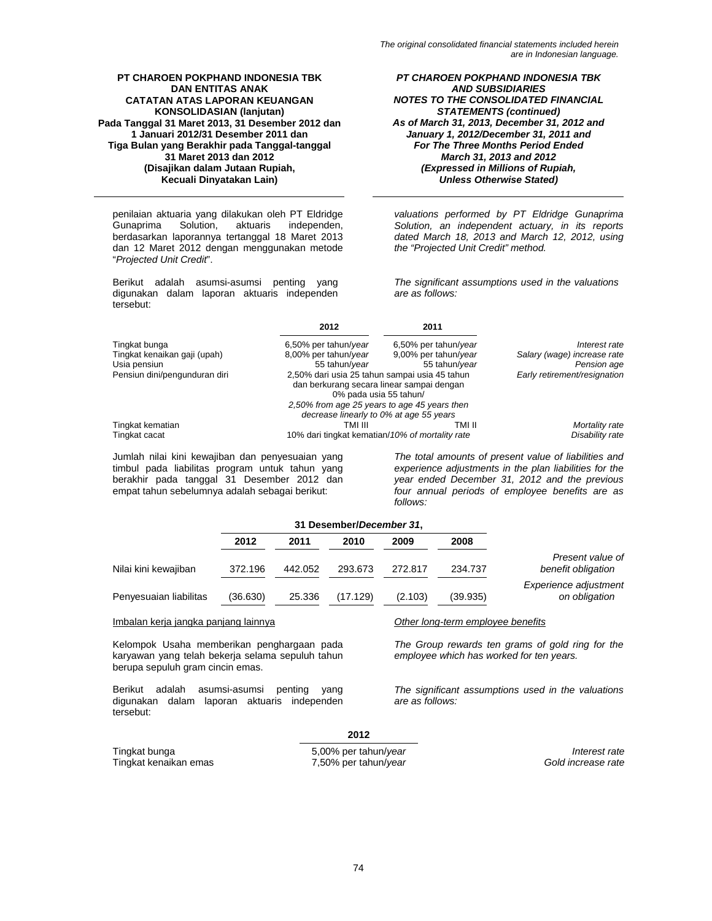penilaian aktuaria yang dilakukan oleh PT Eldridge Gunaprima Solution, aktuaris independen, berdasarkan laporannya tertanggal 18 Maret 2013 dan 12 Maret 2012 dengan menggunakan metode "*Projected Unit Credit*".

*valuations performed by PT Eldridge Gunaprima Solution, an independent actuary, in its reports dated March 18, 2013 and March 12, 2012, using the "Projected Unit Credit" method.*

Berikut adalah asumsi-asumsi penting yang digunakan dalam laporan aktuaris independen tersebut:

*The significant assumptions used in the valuations are as follows:*

| | 2012 | 2011 | |
|---|---|---|---|
| Tingkat bunga | 6,50% per tahun/*year* | 6,50% per tahun/*year* | *Interest rate* |
| Tingkat kenaikan gaji (upah) | 8,00% per tahun/*year* | 9,00% per tahun/*year* | *Salary (wage) increase rate* |
| Usia pensiun | 55 tahun/*year* | 55 tahun/*year* | *Pension age* |
| Pensiun dini/pengunduran diri | 2,50% dari usia 25 tahun sampai usia 45 tahun dan berkurang secara linear sampai dengan 0% pada usia 55 tahun/ *2,50% from age 25 years to age 45 years then decrease linearly to 0% at age 55 years* | | *Early retirement/resignation* |
| Tingkat kematian | TMI III | TMI II | *Mortality rate* |
| Tingkat cacat | 10% dari tingkat kematian/*10% of mortality rate* | | *Disability rate* |

Jumlah nilai kini kewajiban dan penyesuaian yang timbul pada liabilitas program untuk tahun yang berakhir pada tanggal 31 Desember 2012 dan empat tahun sebelumnya adalah sebagai berikut:

*The total amounts of present value of liabilities and experience adjustments in the plan liabilities for the year ended December 31, 2012 and the previous four annual periods of employee benefits are as follows:*

| | 31 Desember/*December 31*, | | | | | |
|---|---|---|---|---|---|---|
| | 2012 | 2011 | 2010 | 2009 | 2008 | |
| Nilai kini kewajiban | 372.196 | 442.052 | 293.673 | 272.817 | 234.737 | *Present value of benefit obligation* |
| Penyesuaian liabilitas | (36.630) | 25.336 | (17.129) | (2.103) | (39.935) | *Experience adjustment on obligation* |

Imbalan kerja jangka panjang lainnya

*Other long-term employee benefits*

Kelompok Usaha memberikan penghargaan pada karyawan yang telah bekerja selama sepuluh tahun berupa sepuluh gram cincin emas.

*The Group rewards ten grams of gold ring for the employee which has worked for ten years.*

Berikut adalah asumsi-asumsi penting yang digunakan dalam laporan aktuaris independen tersebut:

*The significant assumptions used in the valuations are as follows:*

| | 2012 | |
|---|---|---|
| Tingkat bunga | 5,00% per tahun/*year* | *Interest rate* |
| Tingkat kenaikan emas | 7,50% per tahun/*year* | *Gold increase rate* |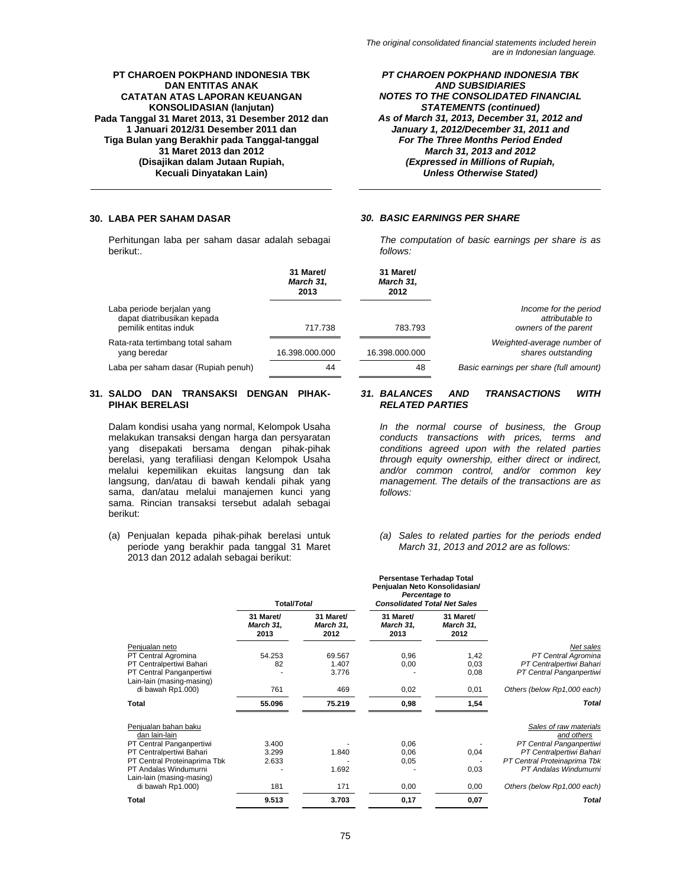*The original consolidated financial statements included herein are in Indonesian language.*

**PT CHAROEN POKPHAND INDONESIA TBK DAN ENTITAS ANAK**
**CATATAN ATAS LAPORAN KEUANGAN KONSOLIDASIAN (lanjutan)**
**Pada Tanggal 31 Maret 2013, 31 Desember 2012 dan 1 Januari 2012/31 Desember 2011 dan Tiga Bulan yang Berakhir pada Tanggal-tanggal 31 Maret 2013 dan 2012**
**(Disajikan dalam Jutaan Rupiah, Kecuali Dinyatakan Lain)**

***PT CHAROEN POKPHAND INDONESIA TBK AND SUBSIDIARIES***
***NOTES TO THE CONSOLIDATED FINANCIAL STATEMENTS (continued)***
***As of March 31, 2013, December 31, 2012 and January 1, 2012/December 31, 2011 and For The Three Months Period Ended March 31, 2013 and 2012***
***(Expressed in Millions of Rupiah, Unless Otherwise Stated)***

## 30. LABA PER SAHAM DASAR / *30. BASIC EARNINGS PER SHARE*

Perhitungan laba per saham dasar adalah sebagai berikut:.

*The computation of basic earnings per share is as follows:*

| | 31 Maret/ *March 31,* 2013 | 31 Maret/ *March 31,* 2012 | |
|---|---|---|---|
| Laba periode berjalan yang dapat diatribusikan kepada pemilik entitas induk | 717.738 | 783.793 | *Income for the period attributable to owners of the parent* |
| Rata-rata tertimbang total saham yang beredar | 16.398.000.000 | 16.398.000.000 | *Weighted-average number of shares outstanding* |
| Laba per saham dasar (Rupiah penuh) | 44 | 48 | *Basic earnings per share (full amount)* |

## 31. SALDO DAN TRANSAKSI DENGAN PIHAK-PIHAK BERELASI / *31. BALANCES AND TRANSACTIONS WITH RELATED PARTIES*

Dalam kondisi usaha yang normal, Kelompok Usaha melakukan transaksi dengan harga dan persyaratan yang disepakati bersama dengan pihak-pihak berelasi, yang terafiliasi dengan Kelompok Usaha melalui kepemilikan ekuitas langsung dan tak langsung, dan/atau di bawah kendali pihak yang sama, dan/atau melalui manajemen kunci yang sama. Rincian transaksi tersebut adalah sebagai berikut:

*In the normal course of business, the Group conducts transactions with prices, terms and conditions agreed upon with the related parties through equity ownership, either direct or indirect, and/or common control, and/or common key management. The details of the transactions are as follows:*

(a) Penjualan kepada pihak-pihak berelasi untuk periode yang berakhir pada tanggal 31 Maret 2013 dan 2012 adalah sebagai berikut:

*(a) Sales to related parties for the periods ended March 31, 2013 and 2012 are as follows:*

| | Total/*Total* | | Persentase Terhadap Total Penjualan Neto Konsolidasian/ *Percentage to Consolidated Total Net Sales* | | |
|---|---|---|---|---|---|
| | 31 Maret/ *March 31,* 2013 | 31 Maret/ *March 31,* 2012 | 31 Maret/ *March 31,* 2013 | 31 Maret/ *March 31,* 2012 | |
| Penjualan neto | | | | | *Net sales* |
| PT Central Agromina | 54.253 | 69.567 | 0,96 | 1,42 | *PT Central Agromina* |
| PT Centralpertiwi Bahari | 82 | 1.407 | 0,00 | 0,03 | *PT Centralpertiwi Bahari* |
| PT Central Panganpertiwi | - | 3.776 | - | 0,08 | *PT Central Panganpertiwi* |
| Lain-lain (masing-masing di bawah Rp1.000) | 761 | 469 | 0,02 | 0,01 | *Others (below Rp1,000 each)* |
| **Total** | **55.096** | **75.219** | **0,98** | **1,54** | ***Total*** |
| Penjualan bahan baku dan lain-lain | | | | | *Sales of raw materials and others* |
| PT Central Panganpertiwi | 3.400 | - | 0,06 | - | *PT Central Panganpertiwi* |
| PT Centralpertiwi Bahari | 3.299 | 1.840 | 0,06 | 0,04 | *PT Centralpertiwi Bahari* |
| PT Central Proteinaprima Tbk | 2.633 | - | 0,05 | - | *PT Central Proteinaprima Tbk* |
| PT Andalas Windumurni | - | 1.692 | - | 0,03 | *PT Andalas Windumurni* |
| Lain-lain (masing-masing di bawah Rp1.000) | 181 | 171 | 0,00 | 0,00 | *Others (below Rp1,000 each)* |
| **Total** | **9.513** | **3.703** | **0,17** | **0,07** | ***Total*** |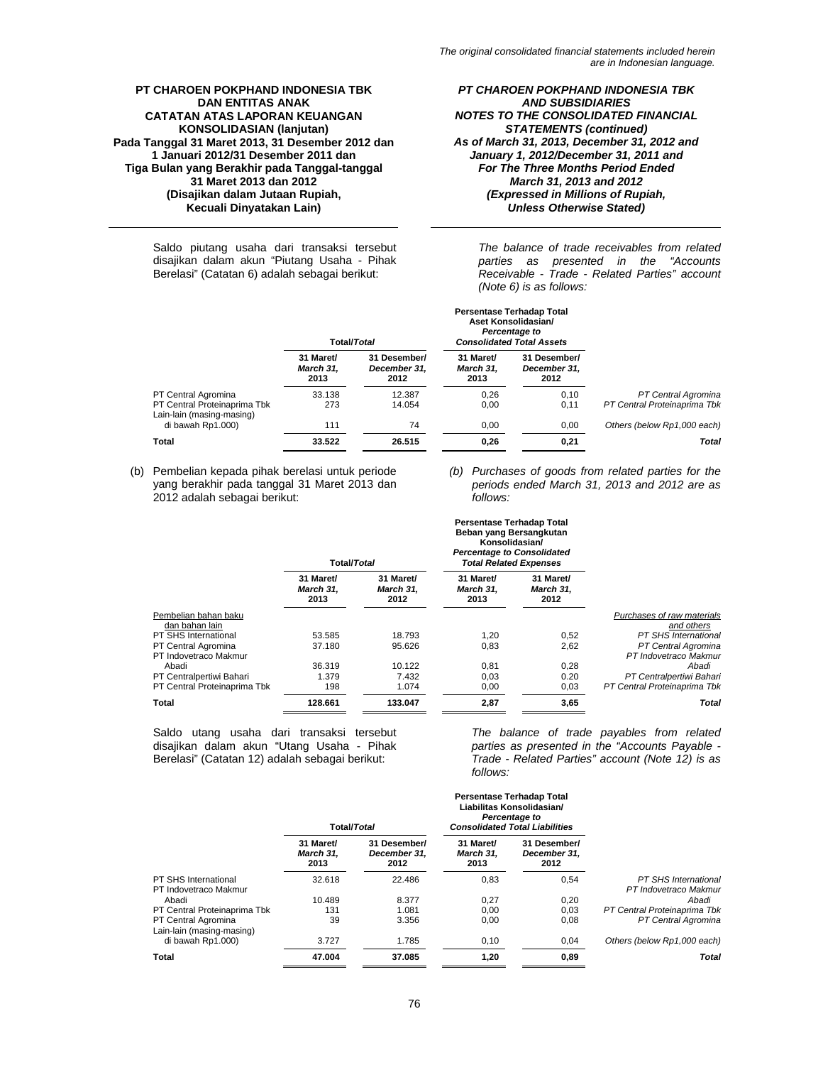Saldo piutang usaha dari transaksi tersebut disajikan dalam akun "Piutang Usaha - Pihak Berelasi" (Catatan 6) adalah sebagai berikut:

*The balance of trade receivables from related parties as presented in the "Accounts Receivable - Trade - Related Parties" account (Note 6) is as follows:*

| | Total/*Total* | | Persentase Terhadap Total Aset Konsolidasian/ *Percentage to Consolidated Total Assets* | | |
|---|---|---|---|---|---|
| | 31 Maret/ *March 31,* 2013 | 31 Desember/ *December 31,* 2012 | 31 Maret/ *March 31,* 2013 | 31 Desember/ *December 31,* 2012 | |
| PT Central Agromina | 33.138 | 12.387 | 0,26 | 0,10 | *PT Central Agromina* |
| PT Central Proteinaprima Tbk | 273 | 14.054 | 0,00 | 0,11 | *PT Central Proteinaprima Tbk* |
| Lain-lain (masing-masing) di bawah Rp1.000) | 111 | 74 | 0,00 | 0,00 | *Others (below Rp1,000 each)* |
| **Total** | **33.522** | **26.515** | **0,26** | **0,21** | ***Total*** |

(b) Pembelian kepada pihak berelasi untuk periode yang berakhir pada tanggal 31 Maret 2013 dan 2012 adalah sebagai berikut:

*(b) Purchases of goods from related parties for the periods ended March 31, 2013 and 2012 are as follows:*

| | Total/*Total* | | Persentase Terhadap Total Beban yang Bersangkutan Konsolidasian/ *Percentage to Consolidated Total Related Expenses* | | |
|---|---|---|---|---|---|
| | 31 Maret/ *March 31,* 2013 | 31 Maret/ *March 31,* 2012 | 31 Maret/ *March 31,* 2013 | 31 Maret/ *March 31,* 2012 | |
| Pembelian bahan baku dan bahan lain | | | | | *Purchases of raw materials and others* |
| PT SHS International | 53.585 | 18.793 | 1,20 | 0,52 | *PT SHS International* |
| PT Central Agromina | 37.180 | 95.626 | 0,83 | 2,62 | *PT Central Agromina* |
| PT Indovetraco Makmur Abadi | 36.319 | 10.122 | 0,81 | 0,28 | *PT Indovetraco Makmur Abadi* |
| PT Centralpertiwi Bahari | 1.379 | 7.432 | 0,03 | 0.20 | *PT Centralpertiwi Bahari* |
| PT Central Proteinaprima Tbk | 198 | 1.074 | 0,00 | 0,03 | *PT Central Proteinaprima Tbk* |
| **Total** | **128.661** | **133.047** | **2,87** | **3,65** | ***Total*** |

Saldo utang usaha dari transaksi tersebut disajikan dalam akun "Utang Usaha - Pihak Berelasi" (Catatan 12) adalah sebagai berikut:

*The balance of trade payables from related parties as presented in the "Accounts Payable - Trade - Related Parties" account (Note 12) is as follows:*

| | Total/*Total* | | Persentase Terhadap Total Liabilitas Konsolidasian/ *Percentage to Consolidated Total Liabilities* | | |
|---|---|---|---|---|---|
| | 31 Maret/ *March 31,* 2013 | 31 Desember/ *December 31,* 2012 | 31 Maret/ *March 31,* 2013 | 31 Desember/ *December 31,* 2012 | |
| PT SHS International | 32.618 | 22.486 | 0,83 | 0,54 | *PT SHS International* |
| PT Indovetraco Makmur Abadi | 10.489 | 8.377 | 0,27 | 0,20 | *PT Indovetraco Makmur Abadi* |
| PT Central Proteinaprima Tbk | 131 | 1.081 | 0,00 | 0,03 | *PT Central Proteinaprima Tbk* |
| PT Central Agromina | 39 | 3.356 | 0,00 | 0,08 | *PT Central Agromina* |
| Lain-lain (masing-masing) di bawah Rp1.000) | 3.727 | 1.785 | 0,10 | 0,04 | *Others (below Rp1,000 each)* |
| **Total** | **47.004** | **37.085** | **1,20** | **0,89** | ***Total*** |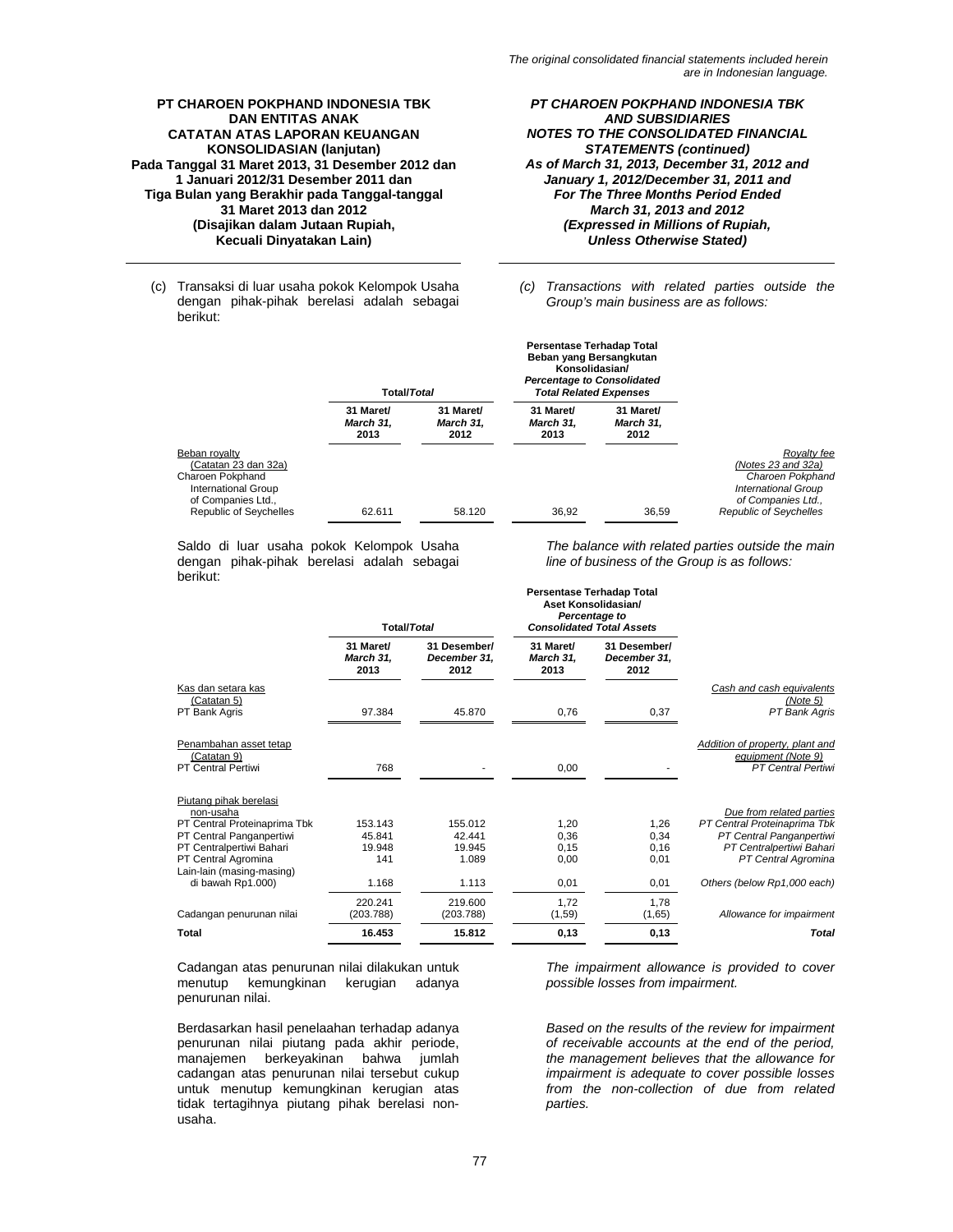(c) Transaksi di luar usaha pokok Kelompok Usaha dengan pihak-pihak berelasi adalah sebagai berikut:

*(c) Transactions with related parties outside the Group's main business are as follows:*

| | Total/*Total* | | Persentase Terhadap Total Beban yang Bersangkutan Konsolidasian/ *Percentage to Consolidated Total Related Expenses* | | |
|---|---|---|---|---|---|
| | 31 Maret/ *March 31,* 2013 | 31 Maret/ *March 31,* 2012 | 31 Maret/ *March 31,* 2013 | 31 Maret/ *March 31,* 2012 | |
| Beban royalty (Catatan 23 dan 32a) | | | | | *Royalty fee (Notes 23 and 32a)* |
| Charoen Pokphand International Group of Companies Ltd., Republic of Seychelles | 62.611 | 58.120 | 36,92 | 36,59 | *Charoen Pokphand International Group of Companies Ltd., Republic of Seychelles* |

Saldo di luar usaha pokok Kelompok Usaha dengan pihak-pihak berelasi adalah sebagai berikut:

*The balance with related parties outside the main line of business of the Group is as follows:*

| | Total/*Total* | | Persentase Terhadap Total Aset Konsolidasian/ *Percentage to Consolidated Total Assets* | | |
|---|---|---|---|---|---|
| | 31 Maret/ *March 31,* 2013 | 31 Desember/ *December 31,* 2012 | 31 Maret/ *March 31,* 2013 | 31 Desember/ *December 31,* 2012 | |
| Kas dan setara kas (Catatan 5) | | | | | *Cash and cash equivalents (Note 5)* |
| PT Bank Agris | 97.384 | 45.870 | 0,76 | 0,37 | *PT Bank Agris* |
| Penambahan asset tetap (Catatan 9) | | | | | *Addition of property, plant and equipment (Note 9)* |
| PT Central Pertiwi | 768 | - | 0,00 | - | *PT Central Pertiwi* |
| Piutang pihak berelasi non-usaha | | | | | *Due from related parties* |
| PT Central Proteinaprima Tbk | 153.143 | 155.012 | 1,20 | 1,26 | *PT Central Proteinaprima Tbk* |
| PT Central Panganpertiwi | 45.841 | 42.441 | 0,36 | 0,34 | *PT Central Panganpertiwi* |
| PT Centralpertiwi Bahari | 19.948 | 19.945 | 0,15 | 0,16 | *PT Centralpertiwi Bahari* |
| PT Central Agromina | 141 | 1.089 | 0,00 | 0,01 | *PT Central Agromina* |
| Lain-lain (masing-masing di bawah Rp1.000) | 1.168 | 1.113 | 0,01 | 0,01 | *Others (below Rp1,000 each)* |
| | 220.241 | 219.600 | 1,72 | 1,78 | |
| Cadangan penurunan nilai | (203.788) | (203.788) | (1,59) | (1,65) | *Allowance for impairment* |
| **Total** | **16.453** | **15.812** | **0,13** | **0,13** | ***Total*** |

Cadangan atas penurunan nilai dilakukan untuk menutup kemungkinan kerugian adanya penurunan nilai.

*The impairment allowance is provided to cover possible losses from impairment.*

Berdasarkan hasil penelaahan terhadap adanya penurunan nilai piutang pada akhir periode, manajemen berkeyakinan bahwa jumlah cadangan atas penurunan nilai tersebut cukup untuk menutup kemungkinan kerugian atas tidak tertagihnya piutang pihak berelasi non-usaha.

*Based on the results of the review for impairment of receivable accounts at the end of the period, the management believes that the allowance for impairment is adequate to cover possible losses from the non-collection of due from related parties.*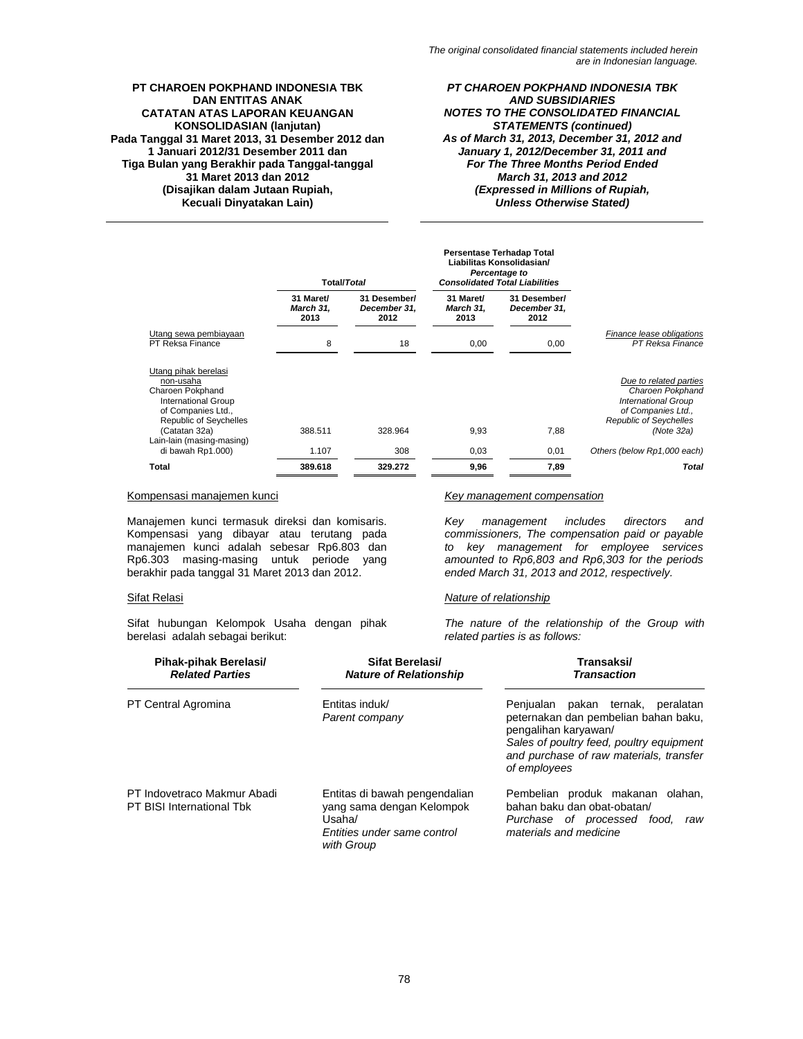| | Total/*Total* | | Persentase Terhadap Total Liabilitas Konsolidasian/ *Percentage to Consolidated Total Liabilities* | | |
|---|---|---|---|---|---|
| | 31 Maret/ *March 31,* 2013 | 31 Desember/ *December 31,* 2012 | 31 Maret/ *March 31,* 2013 | 31 Desember/ *December 31,* 2012 | |
| Utang sewa pembiayaan | | | | | *Finance lease obligations* |
| PT Reksa Finance | 8 | 18 | 0,00 | 0,00 | *PT Reksa Finance* |
| Utang pihak berelasi non-usaha | | | | | *Due to related parties* |
| Charoen Pokphand International Group of Companies Ltd., Republic of Seychelles (Catatan 32a) | 388.511 | 328.964 | 9,93 | 7,88 | *Charoen Pokphand International Group of Companies Ltd., Republic of Seychelles (Note 32a)* |
| Lain-lain (masing-masing di bawah Rp1.000) | 1.107 | 308 | 0,03 | 0,01 | *Others (below Rp1,000 each)* |
| **Total** | **389.618** | **329.272** | **9,96** | **7,89** | ***Total*** |

Kompensasi manajemen kunci

Manajemen kunci termasuk direksi dan komisaris. Kompensasi yang dibayar atau terutang pada manajemen kunci adalah sebesar Rp6.803 dan Rp6.303 masing-masing untuk periode yang berakhir pada tanggal 31 Maret 2013 dan 2012.

*Key management compensation*

*Key management includes directors and commissioners, The compensation paid or payable to key management for employee services amounted to Rp6,803 and Rp6,303 for the periods ended March 31, 2013 and 2012, respectively.*

Sifat Relasi

Sifat hubungan Kelompok Usaha dengan pihak berelasi adalah sebagai berikut:

*Nature of relationship*

*The nature of the relationship of the Group with related parties is as follows:*

| Pihak-pihak Berelasi/ *Related Parties* | Sifat Berelasi/ *Nature of Relationship* | Transaksi/ *Transaction* |
|---|---|---|
| PT Central Agromina | Entitas induk/ *Parent company* | Penjualan pakan ternak, peralatan peternakan dan pembelian bahan baku, pengalihan karyawan/ *Sales of poultry feed, poultry equipment and purchase of raw materials, transfer of employees* |
| PT Indovetraco Makmur Abadi<br>PT BISI International Tbk | Entitas di bawah pengendalian yang sama dengan Kelompok Usaha/ *Entities under same control with Group* | Pembelian produk makanan olahan, bahan baku dan obat-obatan/ *Purchase of processed food, raw materials and medicine* |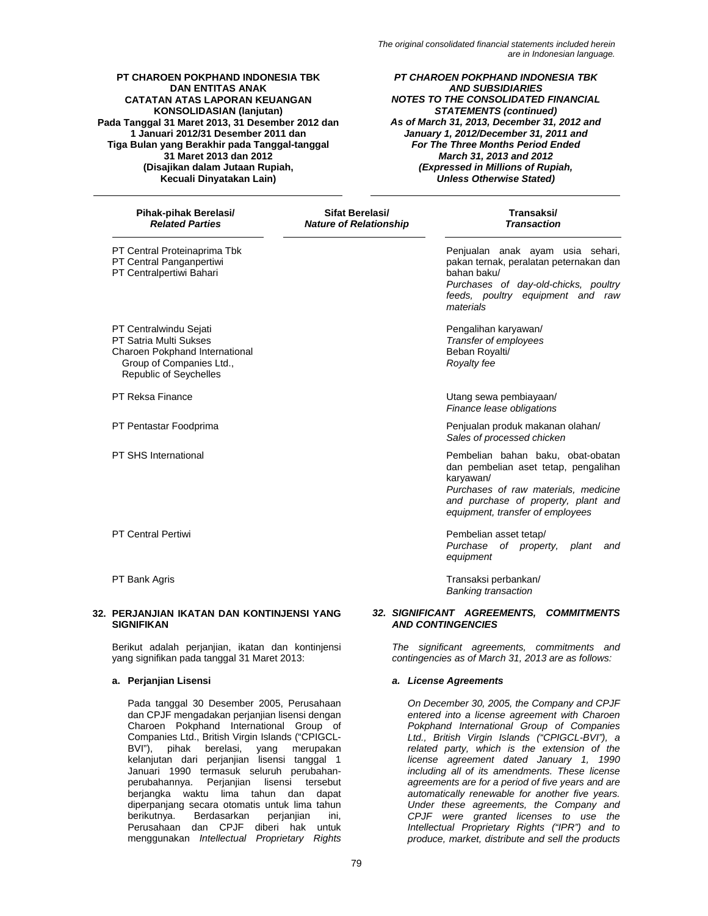| Pihak-pihak Berelasi/ *Related Parties* | Sifat Berelasi/ *Nature of Relationship* | Transaksi/ *Transaction* |
|---|---|---|
| PT Central Proteinaprima Tbk<br>PT Central Panganpertiwi<br>PT Centralpertiwi Bahari | | Penjualan anak ayam usia sehari, pakan ternak, peralatan peternakan dan bahan baku/ *Purchases of day-old-chicks, poultry feeds, poultry equipment and raw materials* |
| PT Centralwindu Sejati<br>PT Satria Multi Sukses | | Pengalihan karyawan/ *Transfer of employees* |
| Charoen Pokphand International Group of Companies Ltd., Republic of Seychelles | | Beban Royalti/ *Royalty fee* |
| PT Reksa Finance | | Utang sewa pembiayaan/ *Finance lease obligations* |
| PT Pentastar Foodprima | | Penjualan produk makanan olahan/ *Sales of processed chicken* |
| PT SHS International | | Pembelian bahan baku, obat-obatan dan pembelian aset tetap, pengalihan karyawan/ *Purchases of raw materials, medicine and purchase of property, plant and equipment, transfer of employees* |
| PT Central Pertiwi | | Pembelian asset tetap/ *Purchase of property, plant and equipment* |
| PT Bank Agris | | Transaksi perbankan/ *Banking transaction* |

## 32. PERJANJIAN IKATAN DAN KONTINJENSI YANG SIGNIFIKAN / *SIGNIFICANT AGREEMENTS, COMMITMENTS AND CONTINGENCIES*

Berikut adalah perjanjian, ikatan dan kontinjensi yang signifikan pada tanggal 31 Maret 2013:

*The significant agreements, commitments and contingencies as of March 31, 2013 are as follows:*

### a. Perjanjian Lisensi / *License Agreements*

Pada tanggal 30 Desember 2005, Perusahaan dan CPJF mengadakan perjanjian lisensi dengan Charoen Pokphand International Group of Companies Ltd., British Virgin Islands ("CPIGCL-BVI"), pihak berelasi, yang merupakan kelanjutan dari perjanjian lisensi tanggal 1 Januari 1990 termasuk seluruh perubahan-perubahannya. Perjanjian lisensi tersebut berjangka waktu lima tahun dan dapat diperpanjang secara otomatis untuk lima tahun berikutnya. Berdasarkan perjanjian ini, Perusahaan dan CPJF diberi hak untuk menggunakan *Intellectual Proprietary Rights*

*On December 30, 2005, the Company and CPJF entered into a license agreement with Charoen Pokphand International Group of Companies Ltd., British Virgin Islands ("CPIGCL-BVI"), a related party, which is the extension of the license agreement dated January 1, 1990 including all of its amendments. These license agreements are for a period of five years and are automatically renewable for another five years. Under these agreements, the Company and CPJF were granted licenses to use the Intellectual Proprietary Rights ("IPR") and to produce, market, distribute and sell the products*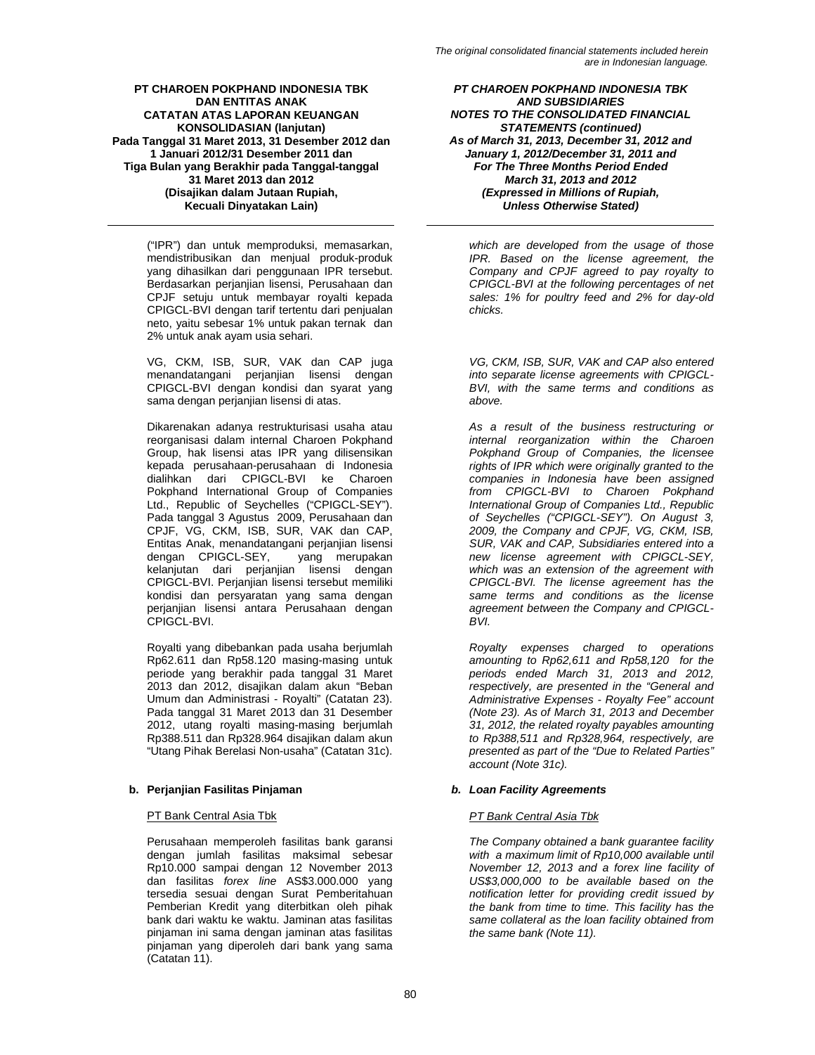("IPR") dan untuk memproduksi, memasarkan, mendistribusikan dan menjual produk-produk yang dihasilkan dari penggunaan IPR tersebut. Berdasarkan perjanjian lisensi, Perusahaan dan CPJF setuju untuk membayar royalti kepada CPIGCL-BVI dengan tarif tertentu dari penjualan neto, yaitu sebesar 1% untuk pakan ternak dan 2% untuk anak ayam usia sehari.

*which are developed from the usage of those IPR. Based on the license agreement, the Company and CPJF agreed to pay royalty to CPIGCL-BVI at the following percentages of net sales: 1% for poultry feed and 2% for day-old chicks.*

VG, CKM, ISB, SUR, VAK dan CAP juga menandatangani perjanjian lisensi dengan CPIGCL-BVI dengan kondisi dan syarat yang sama dengan perjanjian lisensi di atas.

*VG, CKM, ISB, SUR, VAK and CAP also entered into separate license agreements with CPIGCL-BVI, with the same terms and conditions as above.*

Dikarenakan adanya restrukturisasi usaha atau reorganisasi dalam internal Charoen Pokphand Group, hak lisensi atas IPR yang dilisensikan kepada perusahaan-perusahaan di Indonesia dialihkan dari CPIGCL-BVI ke Charoen Pokphand International Group of Companies Ltd., Republic of Seychelles ("CPIGCL-SEY"). Pada tanggal 3 Agustus 2009, Perusahaan dan CPJF, VG, CKM, ISB, SUR, VAK dan CAP, Entitas Anak, menandatangani perjanjian lisensi dengan CPIGCL-SEY, yang merupakan kelanjutan dari perjanjian lisensi dengan CPIGCL-BVI. Perjanjian lisensi tersebut memiliki kondisi dan persyaratan yang sama dengan perjanjian lisensi antara Perusahaan dengan CPIGCL-BVI.

*As a result of the business restructuring or internal reorganization within the Charoen Pokphand Group of Companies, the licensee rights of IPR which were originally granted to the companies in Indonesia have been assigned from CPIGCL-BVI to Charoen Pokphand International Group of Companies Ltd., Republic of Seychelles ("CPIGCL-SEY"). On August 3, 2009, the Company and CPJF, VG, CKM, ISB, SUR, VAK and CAP, Subsidiaries entered into a new license agreement with CPIGCL-SEY, which was an extension of the agreement with CPIGCL-BVI. The license agreement has the same terms and conditions as the license agreement between the Company and CPIGCL-BVI.*

Royalti yang dibebankan pada usaha berjumlah Rp62.611 dan Rp58.120 masing-masing untuk periode yang berakhir pada tanggal 31 Maret 2013 dan 2012, disajikan dalam akun "Beban Umum dan Administrasi - Royalti" (Catatan 23). Pada tanggal 31 Maret 2013 dan 31 Desember 2012, utang royalti masing-masing berjumlah Rp388.511 dan Rp328.964 disajikan dalam akun "Utang Pihak Berelasi Non-usaha" (Catatan 31c).

*Royalty expenses charged to operations amounting to Rp62,611 and Rp58,120 for the periods ended March 31, 2013 and 2012, respectively, are presented in the "General and Administrative Expenses - Royalty Fee" account (Note 23). As of March 31, 2013 and December 31, 2012, the related royalty payables amounting to Rp388,511 and Rp328,964, respectively, are presented as part of the "Due to Related Parties" account (Note 31c).*

### b. Perjanjian Fasilitas Pinjaman

### *b. Loan Facility Agreements*

PT Bank Central Asia Tbk

*PT Bank Central Asia Tbk*

Perusahaan memperoleh fasilitas bank garansi dengan jumlah fasilitas maksimal sebesar Rp10.000 sampai dengan 12 November 2013 dan fasilitas *forex line* AS$3.000.000 yang tersedia sesuai dengan Surat Pemberitahuan Pemberian Kredit yang diterbitkan oleh pihak bank dari waktu ke waktu. Jaminan atas fasilitas pinjaman ini sama dengan jaminan atas fasilitas pinjaman yang diperoleh dari bank yang sama (Catatan 11).

*The Company obtained a bank guarantee facility with a maximum limit of Rp10,000 available until November 12, 2013 and a forex line facility of US$3,000,000 to be available based on the notification letter for providing credit issued by the bank from time to time. This facility has the same collateral as the loan facility obtained from the same bank (Note 11).*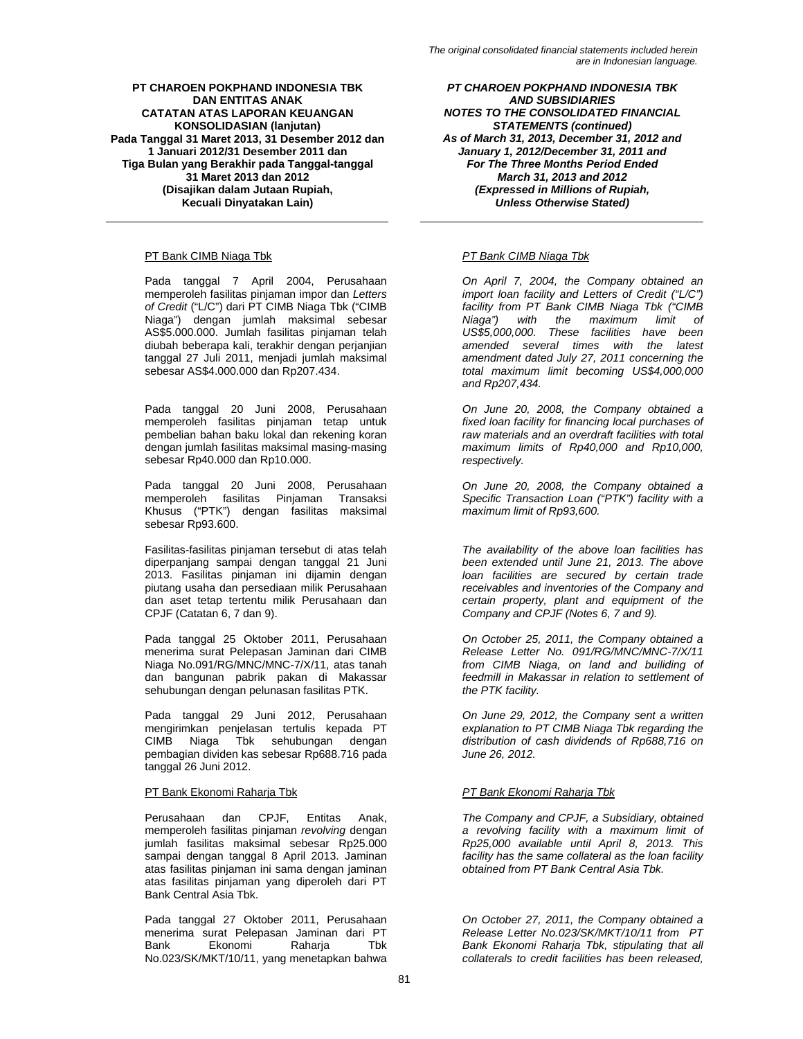PT Bank CIMB Niaga Tbk

Pada tanggal 7 April 2004, Perusahaan memperoleh fasilitas pinjaman impor dan *Letters of Credit* ("L/C") dari PT CIMB Niaga Tbk ("CIMB Niaga") dengan jumlah maksimal sebesar AS$5.000.000. Jumlah fasilitas pinjaman telah diubah beberapa kali, terakhir dengan perjanjian tanggal 27 Juli 2011, menjadi jumlah maksimal sebesar AS$4.000.000 dan Rp207.434.

Pada tanggal 20 Juni 2008, Perusahaan memperoleh fasilitas pinjaman tetap untuk pembelian bahan baku lokal dan rekening koran dengan jumlah fasilitas maksimal masing-masing sebesar Rp40.000 dan Rp10.000.

Pada tanggal 20 Juni 2008, Perusahaan memperoleh fasilitas Pinjaman Transaksi Khusus ("PTK") dengan fasilitas maksimal sebesar Rp93.600.

Fasilitas-fasilitas pinjaman tersebut di atas telah diperpanjang sampai dengan tanggal 21 Juni 2013. Fasilitas pinjaman ini dijamin dengan piutang usaha dan persediaan milik Perusahaan dan aset tetap tertentu milik Perusahaan dan CPJF (Catatan 6, 7 dan 9).

Pada tanggal 25 Oktober 2011, Perusahaan menerima surat Pelepasan Jaminan dari CIMB Niaga No.091/RG/MNC/MNC-7/X/11, atas tanah dan bangunan pabrik pakan di Makassar sehubungan dengan pelunasan fasilitas PTK.

Pada tanggal 29 Juni 2012, Perusahaan mengirimkan penjelasan tertulis kepada PT CIMB Niaga Tbk sehubungan dengan pembagian dividen kas sebesar Rp688.716 pada tanggal 26 Juni 2012.

PT Bank Ekonomi Raharja Tbk

Perusahaan dan CPJF, Entitas Anak, memperoleh fasilitas pinjaman *revolving* dengan jumlah fasilitas maksimal sebesar Rp25.000 sampai dengan tanggal 8 April 2013. Jaminan atas fasilitas pinjaman ini sama dengan jaminan atas fasilitas pinjaman yang diperoleh dari PT Bank Central Asia Tbk.

Pada tanggal 27 Oktober 2011, Perusahaan menerima surat Pelepasan Jaminan dari PT Bank Ekonomi Raharja Tbk No.023/SK/MKT/10/11, yang menetapkan bahwa

*PT Bank CIMB Niaga Tbk*

*On April 7, 2004, the Company obtained an import loan facility and Letters of Credit ("L/C") facility from PT Bank CIMB Niaga Tbk ("CIMB Niaga") with the maximum limit of US$5,000,000. These facilities have been amended several times with the latest amendment dated July 27, 2011 concerning the total maximum limit becoming US$4,000,000 and Rp207,434.*

*On June 20, 2008, the Company obtained a fixed loan facility for financing local purchases of raw materials and an overdraft facilities with total maximum limits of Rp40,000 and Rp10,000, respectively.*

*On June 20, 2008, the Company obtained a Specific Transaction Loan ("PTK") facility with a maximum limit of Rp93,600.*

*The availability of the above loan facilities has been extended until June 21, 2013. The above loan facilities are secured by certain trade receivables and inventories of the Company and certain property, plant and equipment of the Company and CPJF (Notes 6, 7 and 9).*

*On October 25, 2011, the Company obtained a Release Letter No. 091/RG/MNC/MNC-7/X/11 from CIMB Niaga, on land and builiding of feedmill in Makassar in relation to settlement of the PTK facility.*

*On June 29, 2012, the Company sent a written explanation to PT CIMB Niaga Tbk regarding the distribution of cash dividends of Rp688,716 on June 26, 2012.*

*PT Bank Ekonomi Raharja Tbk*

*The Company and CPJF, a Subsidiary, obtained a revolving facility with a maximum limit of Rp25,000 available until April 8, 2013. This facility has the same collateral as the loan facility obtained from PT Bank Central Asia Tbk.*

*On October 27, 2011, the Company obtained a Release Letter No.023/SK/MKT/10/11 from PT Bank Ekonomi Raharja Tbk, stipulating that all collaterals to credit facilities has been released,*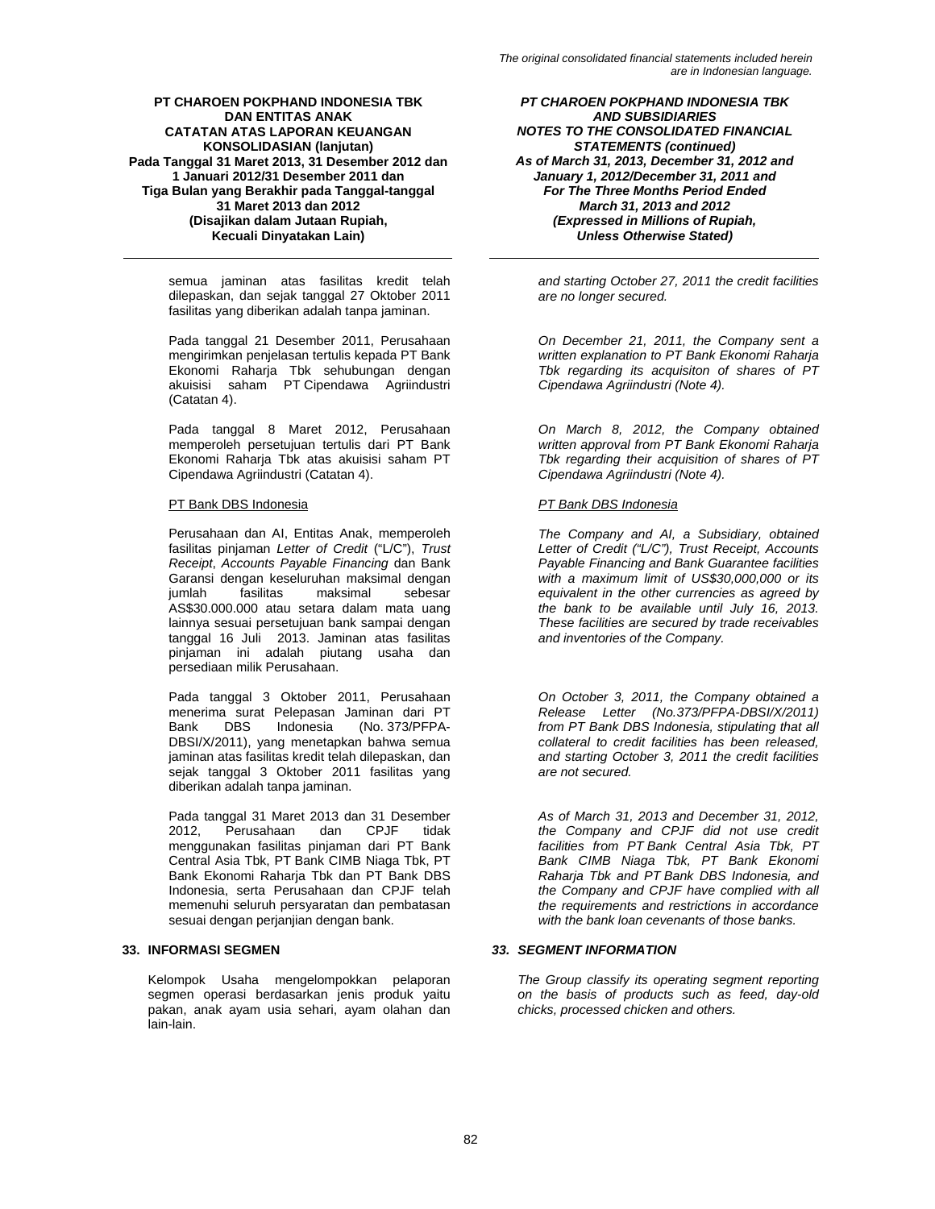semua jaminan atas fasilitas kredit telah dilepaskan, dan sejak tanggal 27 Oktober 2011 fasilitas yang diberikan adalah tanpa jaminan.

*and starting October 27, 2011 the credit facilities are no longer secured.*

Pada tanggal 21 Desember 2011, Perusahaan mengirimkan penjelasan tertulis kepada PT Bank Ekonomi Raharja Tbk sehubungan dengan akuisisi saham PT Cipendawa Agriindustri (Catatan 4).

*On December 21, 2011, the Company sent a written explanation to PT Bank Ekonomi Raharja Tbk regarding its acquisiton of shares of PT Cipendawa Agriindustri (Note 4).*

Pada tanggal 8 Maret 2012, Perusahaan memperoleh persetujuan tertulis dari PT Bank Ekonomi Raharja Tbk atas akuisisi saham PT Cipendawa Agriindustri (Catatan 4).

*On March 8, 2012, the Company obtained written approval from PT Bank Ekonomi Raharja Tbk regarding their acquisition of shares of PT Cipendawa Agriindustri (Note 4).*

PT Bank DBS Indonesia

*PT Bank DBS Indonesia*

Perusahaan dan AI, Entitas Anak, memperoleh fasilitas pinjaman *Letter of Credit* ("L/C"), *Trust Receipt*, *Accounts Payable Financing* dan Bank Garansi dengan keseluruhan maksimal dengan jumlah fasilitas maksimal sebesar AS$30.000.000 atau setara dalam mata uang lainnya sesuai persetujuan bank sampai dengan tanggal 16 Juli 2013. Jaminan atas fasilitas pinjaman ini adalah piutang usaha dan persediaan milik Perusahaan.

*The Company and AI, a Subsidiary, obtained Letter of Credit ("L/C"), Trust Receipt, Accounts Payable Financing and Bank Guarantee facilities with a maximum limit of US$30,000,000 or its equivalent in the other currencies as agreed by the bank to be available until July 16, 2013. These facilities are secured by trade receivables and inventories of the Company.*

Pada tanggal 3 Oktober 2011, Perusahaan menerima surat Pelepasan Jaminan dari PT Bank DBS Indonesia (No. 373/PFPA-DBSI/X/2011), yang menetapkan bahwa semua jaminan atas fasilitas kredit telah dilepaskan, dan sejak tanggal 3 Oktober 2011 fasilitas yang diberikan adalah tanpa jaminan.

*On October 3, 2011, the Company obtained a Release Letter (No.373/PFPA-DBSI/X/2011) from PT Bank DBS Indonesia, stipulating that all collateral to credit facilities has been released, and starting October 3, 2011 the credit facilities are not secured.*

Pada tanggal 31 Maret 2013 dan 31 Desember 2012, Perusahaan dan CPJF tidak menggunakan fasilitas pinjaman dari PT Bank Central Asia Tbk, PT Bank CIMB Niaga Tbk, PT Bank Ekonomi Raharja Tbk dan PT Bank DBS Indonesia, serta Perusahaan dan CPJF telah memenuhi seluruh persyaratan dan pembatasan sesuai dengan perjanjian dengan bank.

*As of March 31, 2013 and December 31, 2012, the Company and CPJF did not use credit facilities from PT Bank Central Asia Tbk, PT Bank CIMB Niaga Tbk, PT Bank Ekonomi Raharja Tbk and PT Bank DBS Indonesia, and the Company and CPJF have complied with all the requirements and restrictions in accordance with the bank loan cevenants of those banks.*

## 33. INFORMASI SEGMEN

## *33. SEGMENT INFORMATION*

Kelompok Usaha mengelompokkan pelaporan segmen operasi berdasarkan jenis produk yaitu pakan, anak ayam usia sehari, ayam olahan dan lain-lain.

*The Group classify its operating segment reporting on the basis of products such as feed, day-old chicks, processed chicken and others.*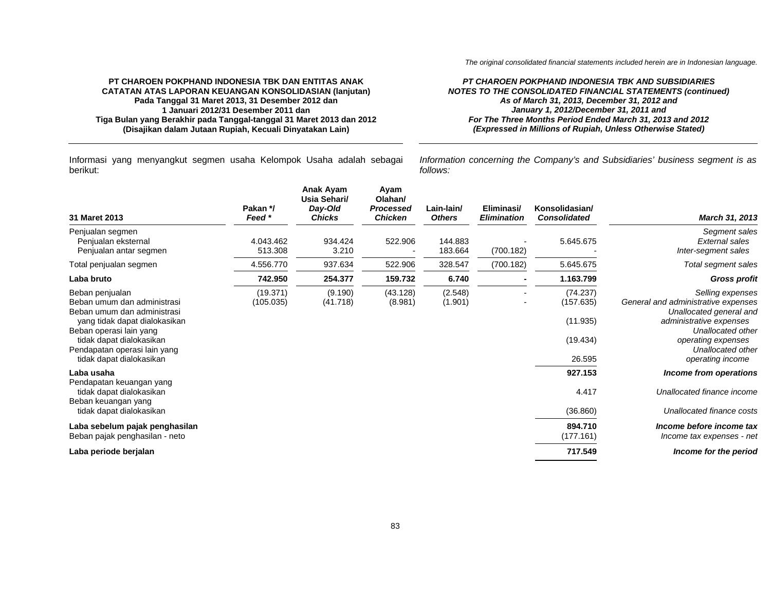*The original consolidated financial statements included herein are in Indonesian language.*

**PT CHAROEN POKPHAND INDONESIA TBK DAN ENTITAS ANAK**
**CATATAN ATAS LAPORAN KEUANGAN KONSOLIDASIAN (lanjutan)**
**Pada Tanggal 31 Maret 2013, 31 Desember 2012 dan**
**1 Januari 2012/31 Desember 2011 dan**
**Tiga Bulan yang Berakhir pada Tanggal-tanggal 31 Maret 2013 dan 2012**
**(Disajikan dalam Jutaan Rupiah, Kecuali Dinyatakan Lain)**

***PT CHAROEN POKPHAND INDONESIA TBK AND SUBSIDIARIES***
***NOTES TO THE CONSOLIDATED FINANCIAL STATEMENTS (continued)***
***As of March 31, 2013, December 31, 2012 and***
***January 1, 2012/December 31, 2011 and***
***For The Three Months Period Ended March 31, 2013 and 2012***
***(Expressed in Millions of Rupiah, Unless Otherwise Stated)***

Informasi yang menyangkut segmen usaha Kelompok Usaha adalah sebagai berikut:

*Information concerning the Company's and Subsidiaries' business segment is as follows:*

| 31 Maret 2013 | Pakan */ *Feed ** | Anak Ayam Usia Sehari/ *Day-Old Chicks* | Ayam Olahan/ *Processed Chicken* | Lain-lain/ *Others* | Eliminasi/ *Elimination* | Konsolidasian/ *Consolidated* | *March 31, 2013* |
|---|---|---|---|---|---|---|---|
| Penjualan segmen | | | | | | | *Segment sales* |
| Penjualan eksternal | 4.043.462 | 934.424 | 522.906 | 144.883 | - | 5.645.675 | *External sales* |
| Penjualan antar segmen | 513.308 | 3.210 | - | 183.664 | (700.182) | - | *Inter-segment sales* |
| Total penjualan segmen | 4.556.770 | 937.634 | 522.906 | 328.547 | (700.182) | 5.645.675 | *Total segment sales* |
| **Laba bruto** | **742.950** | **254.377** | **159.732** | **6.740** | **-** | **1.163.799** | ***Gross profit*** |
| Beban penjualan | (19.371) | (9.190) | (43.128) | (2.548) | - | (74.237) | *Selling expenses* |
| Beban umum dan administrasi | (105.035) | (41.718) | (8.981) | (1.901) | - | (157.635) | *General and administrative expenses* |
| Beban umum dan administrasi yang tidak dapat dialokasikan | | | | | | (11.935) | *Unallocated general and administrative expenses* |
| Beban operasi lain yang tidak dapat dialokasikan | | | | | | (19.434) | *Unallocated other operating expenses* |
| Pendapatan operasi lain yang tidak dapat dialokasikan | | | | | | 26.595 | *Unallocated other operating income* |
| **Laba usaha** | | | | | | **927.153** | ***Income from operations*** |
| Pendapatan keuangan yang tidak dapat dialokasikan | | | | | | 4.417 | *Unallocated finance income* |
| Beban keuangan yang tidak dapat dialokasikan | | | | | | (36.860) | *Unallocated finance costs* |
| **Laba sebelum pajak penghasilan** | | | | | | **894.710** | ***Income before income tax*** |
| Beban pajak penghasilan - neto | | | | | | (177.161) | *Income tax expenses - net* |
| **Laba periode berjalan** | | | | | | **717.549** | ***Income for the period*** |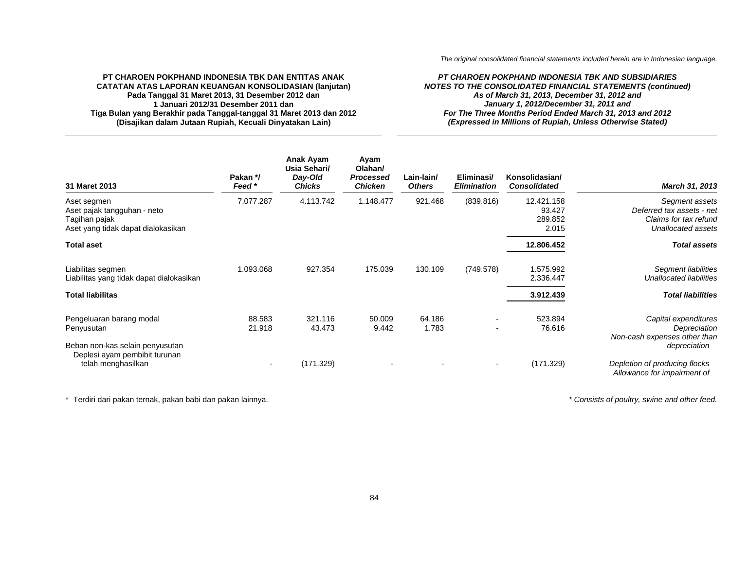*The original consolidated financial statements included herein are in Indonesian language.*

**PT CHAROEN POKPHAND INDONESIA TBK DAN ENTITAS ANAK**
**CATATAN ATAS LAPORAN KEUANGAN KONSOLIDASIAN (lanjutan)**
**Pada Tanggal 31 Maret 2013, 31 Desember 2012 dan**
**1 Januari 2012/31 Desember 2011 dan**
**Tiga Bulan yang Berakhir pada Tanggal-tanggal 31 Maret 2013 dan 2012**
**(Disajikan dalam Jutaan Rupiah, Kecuali Dinyatakan Lain)**

***PT CHAROEN POKPHAND INDONESIA TBK AND SUBSIDIARIES***
***NOTES TO THE CONSOLIDATED FINANCIAL STATEMENTS (continued)***
***As of March 31, 2013, December 31, 2012 and***
***January 1, 2012/December 31, 2011 and***
***For The Three Months Period Ended March 31, 2013 and 2012***
***(Expressed in Millions of Rupiah, Unless Otherwise Stated)***

| 31 Maret 2013 | Pakan */ *Feed ** | Anak Ayam Usia Sehari/ *Day-Old Chicks* | Ayam Olahan/ *Processed Chicken* | Lain-lain/ *Others* | Eliminasi/ *Elimination* | Konsolidasian/ *Consolidated* | *March 31, 2013* |
|---|---|---|---|---|---|---|---|
| Aset segmen | 7.077.287 | 4.113.742 | 1.148.477 | 921.468 | (839.816) | 12.421.158 | *Segment assets* |
| Aset pajak tangguhan - neto | | | | | | 93.427 | *Deferred tax assets - net* |
| Tagihan pajak | | | | | | 289.852 | *Claims for tax refund* |
| Aset yang tidak dapat dialokasikan | | | | | | 2.015 | *Unallocated assets* |
| **Total aset** | | | | | | **12.806.452** | ***Total assets*** |
| Liabilitas segmen | 1.093.068 | 927.354 | 175.039 | 130.109 | (749.578) | 1.575.992 | *Segment liabilities* |
| Liabilitas yang tidak dapat dialokasikan | | | | | | 2.336.447 | *Unallocated liabilities* |
| **Total liabilitas** | | | | | | **3.912.439** | ***Total liabilities*** |
| Pengeluaran barang modal | 88.583 | 321.116 | 50.009 | 64.186 | - | 523.894 | *Capital expenditures* |
| Penyusutan | 21.918 | 43.473 | 9.442 | 1.783 | - | 76.616 | *Depreciation* |
| Beban non-kas selain penyusutan | | | | | | | *Non-cash expenses other than depreciation* |
| Deplesi ayam pembibit turunan telah menghasilkan | - | (171.329) | - | - | - | (171.329) | *Depletion of producing flocks* |
| | | | | | | | *Allowance for impairment of* |

\* Terdiri dari pakan ternak, pakan babi dan pakan lainnya.

*\* Consists of poultry, swine and other feed.*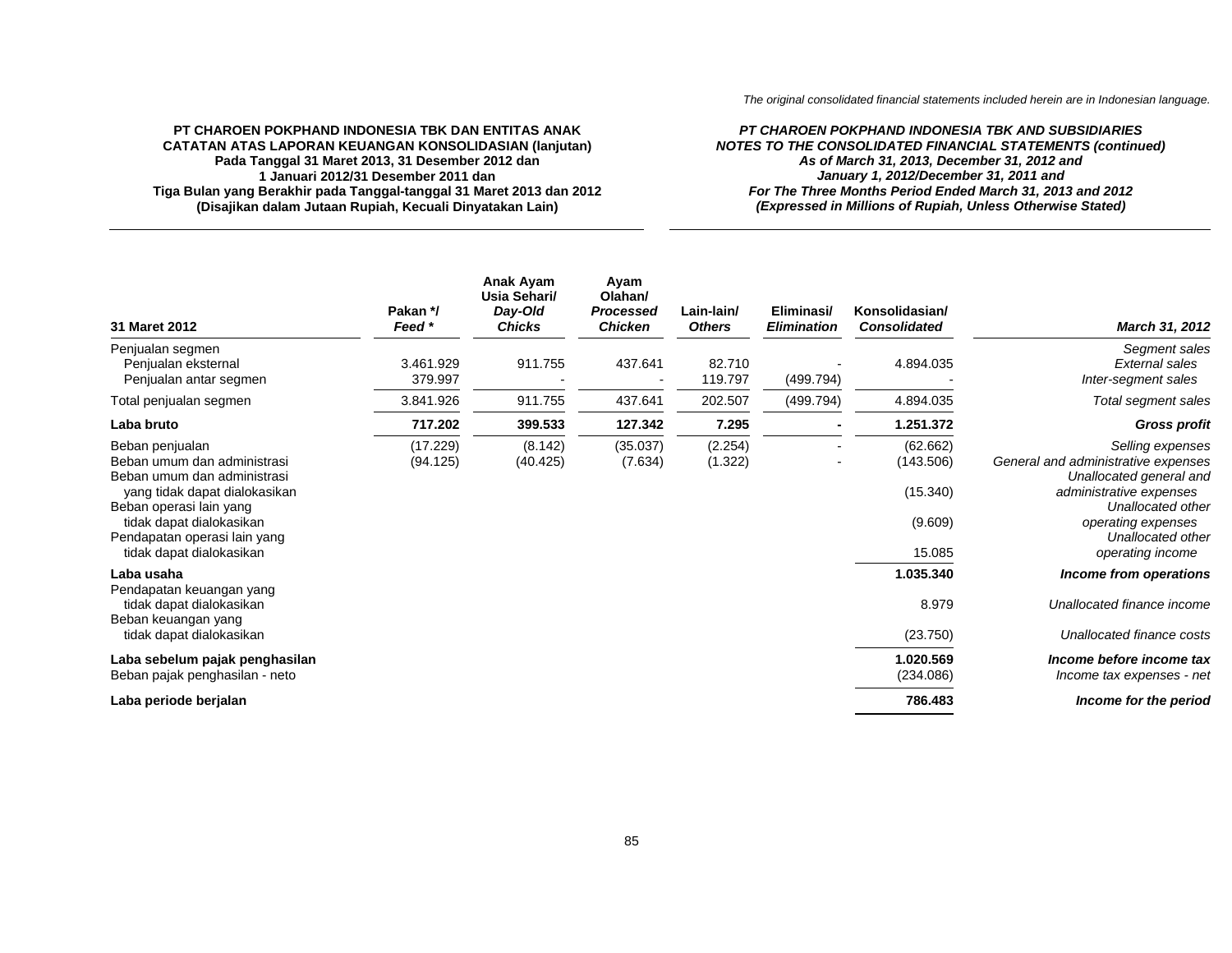The original consolidated financial statements included herein are in Indonesian language.

**PT CHAROEN POKPHAND INDONESIA TBK DAN ENTITAS ANAK**
**CATATAN ATAS LAPORAN KEUANGAN KONSOLIDASIAN (lanjutan)**
**Pada Tanggal 31 Maret 2013, 31 Desember 2012 dan**
**1 Januari 2012/31 Desember 2011 dan**
**Tiga Bulan yang Berakhir pada Tanggal-tanggal 31 Maret 2013 dan 2012**
**(Disajikan dalam Jutaan Rupiah, Kecuali Dinyatakan Lain)**

***PT CHAROEN POKPHAND INDONESIA TBK AND SUBSIDIARIES***
***NOTES TO THE CONSOLIDATED FINANCIAL STATEMENTS (continued)***
***As of March 31, 2013, December 31, 2012 and***
***January 1, 2012/December 31, 2011 and***
***For The Three Months Period Ended March 31, 2013 and 2012***
***(Expressed in Millions of Rupiah, Unless Otherwise Stated)***

| 31 Maret 2012 | Pakan */ *Feed ** | Anak Ayam Usia Sehari/ *Day-Old Chicks* | Ayam Olahan/ *Processed Chicken* | Lain-lain/ *Others* | Eliminasi/ *Elimination* | Konsolidasian/ *Consolidated* | *March 31, 2012* |
|---|---|---|---|---|---|---|---|
| Penjualan segmen | | | | | | | *Segment sales* |
| Penjualan eksternal | 3.461.929 | 911.755 | 437.641 | 82.710 | - | 4.894.035 | *External sales* |
| Penjualan antar segmen | 379.997 | - | - | 119.797 | (499.794) | - | *Inter-segment sales* |
| Total penjualan segmen | 3.841.926 | 911.755 | 437.641 | 202.507 | (499.794) | 4.894.035 | *Total segment sales* |
| **Laba bruto** | **717.202** | **399.533** | **127.342** | **7.295** | **-** | **1.251.372** | ***Gross profit*** |
| Beban penjualan | (17.229) | (8.142) | (35.037) | (2.254) | - | (62.662) | *Selling expenses* |
| Beban umum dan administrasi | (94.125) | (40.425) | (7.634) | (1.322) | - | (143.506) | *General and administrative expenses* |
| Beban umum dan administrasi yang tidak dapat dialokasikan | | | | | | (15.340) | *Unallocated general and administrative expenses* |
| Beban operasi lain yang tidak dapat dialokasikan | | | | | | (9.609) | *Unallocated other operating expenses* |
| Pendapatan operasi lain yang tidak dapat dialokasikan | | | | | | 15.085 | *Unallocated other operating income* |
| **Laba usaha** | | | | | | **1.035.340** | ***Income from operations*** |
| Pendapatan keuangan yang tidak dapat dialokasikan | | | | | | 8.979 | *Unallocated finance income* |
| Beban keuangan yang tidak dapat dialokasikan | | | | | | (23.750) | *Unallocated finance costs* |
| **Laba sebelum pajak penghasilan** | | | | | | **1.020.569** | ***Income before income tax*** |
| Beban pajak penghasilan - neto | | | | | | (234.086) | *Income tax expenses - net* |
| **Laba periode berjalan** | | | | | | **786.483** | ***Income for the period*** |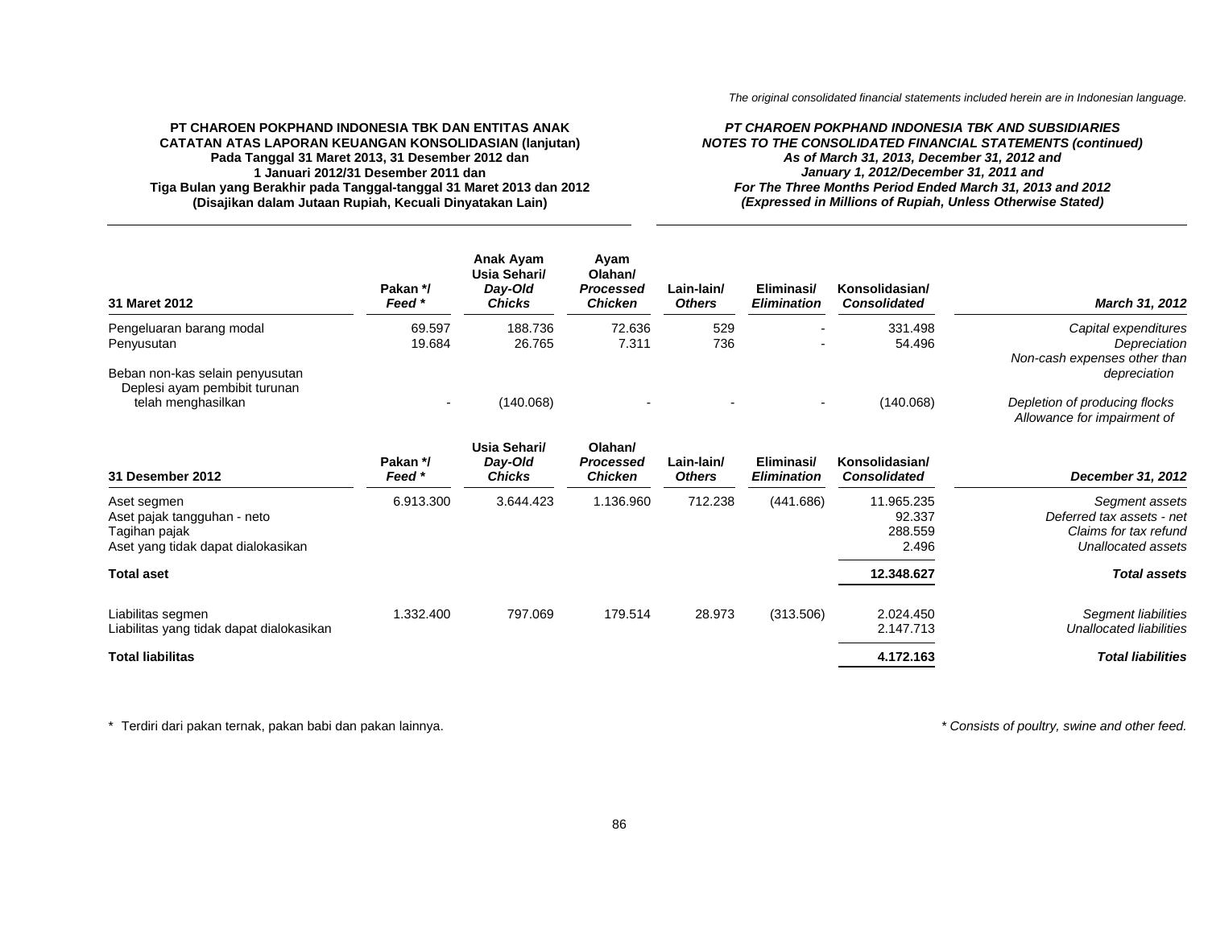The original consolidated financial statements included herein are in Indonesian language.

**PT CHAROEN POKPHAND INDONESIA TBK DAN ENTITAS ANAK**
**CATATAN ATAS LAPORAN KEUANGAN KONSOLIDASIAN (lanjutan)**
**Pada Tanggal 31 Maret 2013, 31 Desember 2012 dan**
**1 Januari 2012/31 Desember 2011 dan**
**Tiga Bulan yang Berakhir pada Tanggal-tanggal 31 Maret 2013 dan 2012**
**(Disajikan dalam Jutaan Rupiah, Kecuali Dinyatakan Lain)**

***PT CHAROEN POKPHAND INDONESIA TBK AND SUBSIDIARIES***
***NOTES TO THE CONSOLIDATED FINANCIAL STATEMENTS (continued)***
***As of March 31, 2013, December 31, 2012 and***
***January 1, 2012/December 31, 2011 and***
***For The Three Months Period Ended March 31, 2013 and 2012***
***(Expressed in Millions of Rupiah, Unless Otherwise Stated)***

| 31 Maret 2012 | Pakan */ *Feed ** | Anak Ayam Usia Sehari/ *Day-Old Chicks* | Ayam Olahan/ *Processed Chicken* | Lain-lain/ *Others* | Eliminasi/ *Elimination* | Konsolidasian/ *Consolidated* | *March 31, 2012* |
|---|---|---|---|---|---|---|---|
| Pengeluaran barang modal | 69.597 | 188.736 | 72.636 | 529 | - | 331.498 | *Capital expenditures* |
| Penyusutan | 19.684 | 26.765 | 7.311 | 736 | - | 54.496 | *Depreciation* |
| Beban non-kas selain penyusutan | | | | | | | *Non-cash expenses other than depreciation* |
| Deplesi ayam pembibit turunan telah menghasilkan | - | (140.068) | - | - | - | (140.068) | *Depletion of producing flocks* |
| | | | | | | | *Allowance for impairment of* |

| 31 Desember 2012 | Pakan */ *Feed ** | Usia Sehari/ *Day-Old Chicks* | Olahan/ *Processed Chicken* | Lain-lain/ *Others* | Eliminasi/ *Elimination* | Konsolidasian/ *Consolidated* | *December 31, 2012* |
|---|---|---|---|---|---|---|---|
| Aset segmen | 6.913.300 | 3.644.423 | 1.136.960 | 712.238 | (441.686) | 11.965.235 | *Segment assets* |
| Aset pajak tangguhan - neto | | | | | | 92.337 | *Deferred tax assets - net* |
| Tagihan pajak | | | | | | 288.559 | *Claims for tax refund* |
| Aset yang tidak dapat dialokasikan | | | | | | 2.496 | *Unallocated assets* |
| **Total aset** | | | | | | **12.348.627** | ***Total assets*** |
| Liabilitas segmen | 1.332.400 | 797.069 | 179.514 | 28.973 | (313.506) | 2.024.450 | *Segment liabilities* |
| Liabilitas yang tidak dapat dialokasikan | | | | | | 2.147.713 | *Unallocated liabilities* |
| **Total liabilitas** | | | | | | **4.172.163** | ***Total liabilities*** |

\* Terdiri dari pakan ternak, pakan babi dan pakan lainnya.

*\* Consists of poultry, swine and other feed.*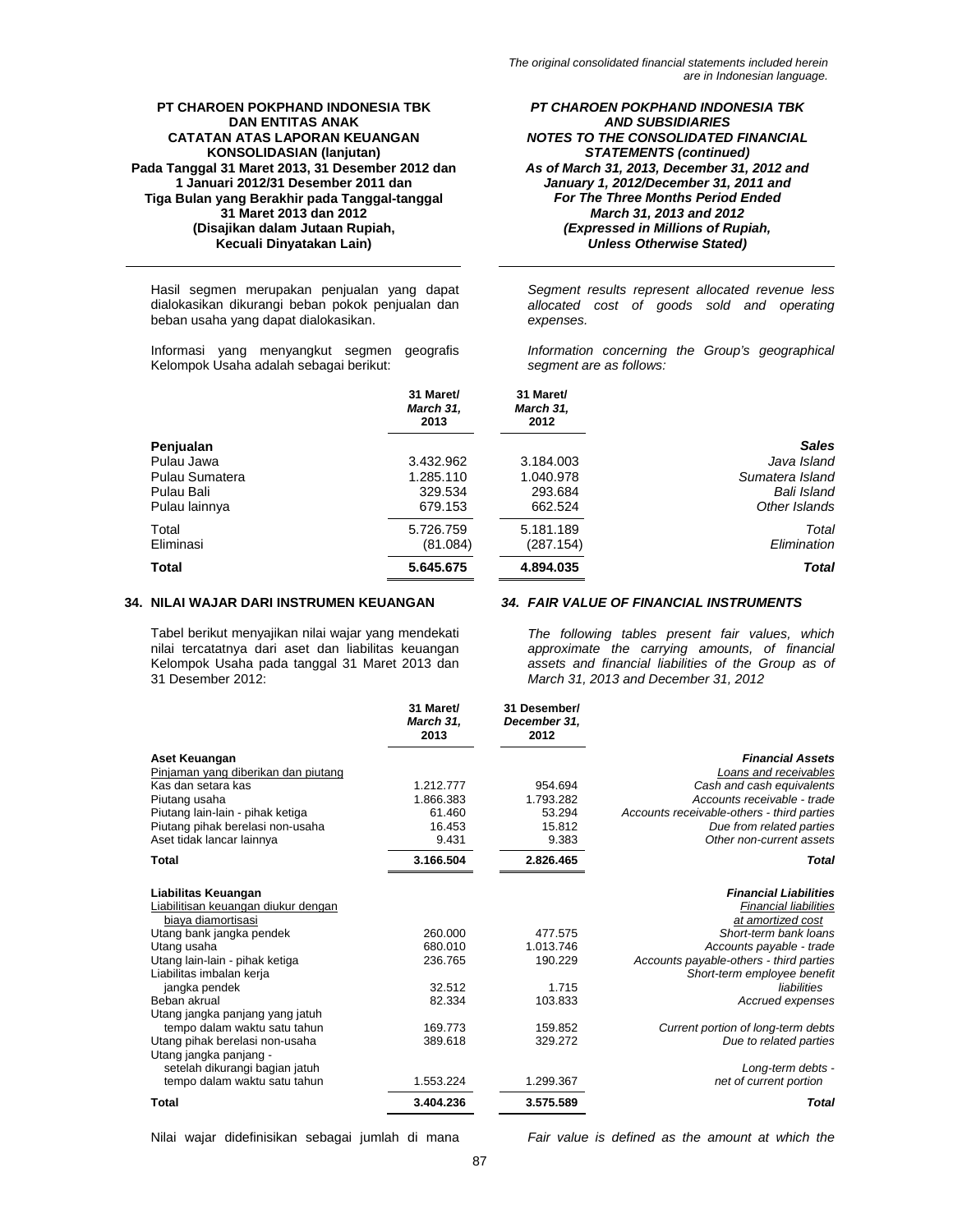Hasil segmen merupakan penjualan yang dapat dialokasikan dikurangi beban pokok penjualan dan beban usaha yang dapat dialokasikan.

*Segment results represent allocated revenue less allocated cost of goods sold and operating expenses.*

Informasi yang menyangkut segmen geografis Kelompok Usaha adalah sebagai berikut:

*Information concerning the Group's geographical segment are as follows:*

| | 31 Maret/ *March 31,* 2013 | 31 Maret/ *March 31,* 2012 | |
|---|---|---|---|
| **Penjualan** | | | ***Sales*** |
| Pulau Jawa | 3.432.962 | 3.184.003 | *Java Island* |
| Pulau Sumatera | 1.285.110 | 1.040.978 | *Sumatera Island* |
| Pulau Bali | 329.534 | 293.684 | *Bali Island* |
| Pulau lainnya | 679.153 | 662.524 | *Other Islands* |
| Total | 5.726.759 | 5.181.189 | *Total* |
| Eliminasi | (81.084) | (287.154) | *Elimination* |
| **Total** | **5.645.675** | **4.894.035** | ***Total*** |

## 34. NILAI WAJAR DARI INSTRUMEN KEUANGAN / *34. FAIR VALUE OF FINANCIAL INSTRUMENTS*

Tabel berikut menyajikan nilai wajar yang mendekati nilai tercatatnya dari aset dan liabilitas keuangan Kelompok Usaha pada tanggal 31 Maret 2013 dan 31 Desember 2012:

*The following tables present fair values, which approximate the carrying amounts, of financial assets and financial liabilities of the Group as of March 31, 2013 and December 31, 2012*

| | 31 Maret/ *March 31,* 2013 | 31 Desember/ *December 31,* 2012 | |
|---|---|---|---|
| **Aset Keuangan** | | | ***Financial Assets*** |
| Pinjaman yang diberikan dan piutang | | | *Loans and receivables* |
| Kas dan setara kas | 1.212.777 | 954.694 | *Cash and cash equivalents* |
| Piutang usaha | 1.866.383 | 1.793.282 | *Accounts receivable - trade* |
| Piutang lain-lain - pihak ketiga | 61.460 | 53.294 | *Accounts receivable-others - third parties* |
| Piutang pihak berelasi non-usaha | 16.453 | 15.812 | *Due from related parties* |
| Aset tidak lancar lainnya | 9.431 | 9.383 | *Other non-current assets* |
| **Total** | **3.166.504** | **2.826.465** | ***Total*** |
| **Liabilitas Keuangan** | | | ***Financial Liabilities*** |
| Liabilitisan keuangan diukur dengan biaya diamortisasi | | | *Financial liabilities at amortized cost* |
| Utang bank jangka pendek | 260.000 | 477.575 | *Short-term bank loans* |
| Utang usaha | 680.010 | 1.013.746 | *Accounts payable - trade* |
| Utang lain-lain - pihak ketiga | 236.765 | 190.229 | *Accounts payable-others - third parties* |
| Liabilitas imbalan kerja jangka pendek | 32.512 | 1.715 | *Short-term employee benefit liabilities* |
| Beban akrual | 82.334 | 103.833 | *Accrued expenses* |
| Utang jangka panjang yang jatuh tempo dalam waktu satu tahun | 169.773 | 159.852 | *Current portion of long-term debts* |
| Utang pihak berelasi non-usaha | 389.618 | 329.272 | *Due to related parties* |
| Utang jangka panjang - setelah dikurangi bagian jatuh tempo dalam waktu satu tahun | 1.553.224 | 1.299.367 | *Long-term debts - net of current portion* |
| **Total** | **3.404.236** | **3.575.589** | ***Total*** |

Nilai wajar didefinisikan sebagai jumlah di mana

*Fair value is defined as the amount at which the*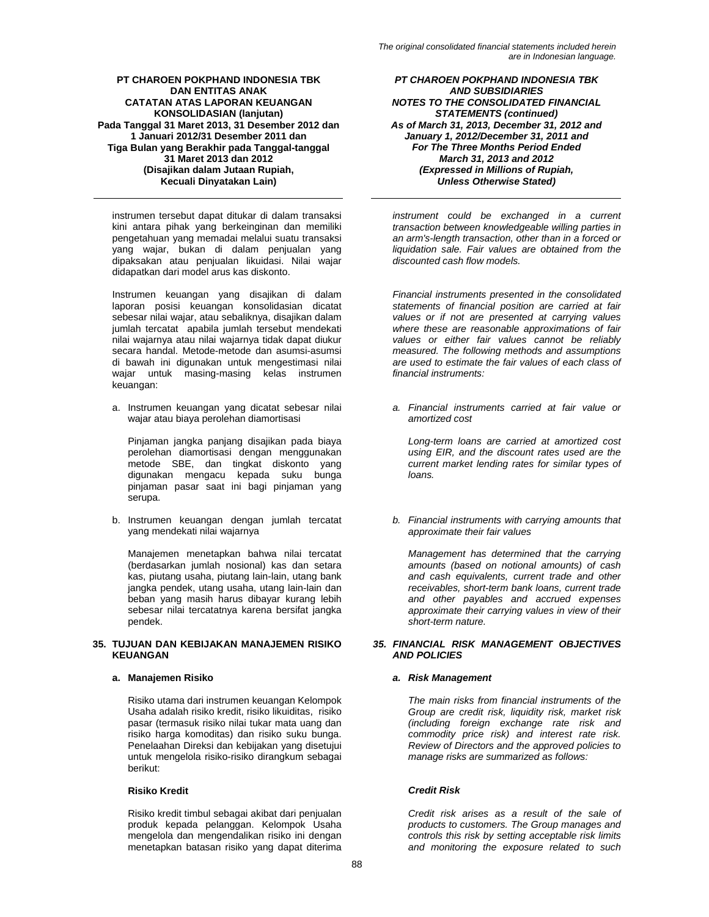instrumen tersebut dapat ditukar di dalam transaksi kini antara pihak yang berkeinginan dan memiliki pengetahuan yang memadai melalui suatu transaksi yang wajar, bukan di dalam penjualan yang dipaksakan atau penjualan likuidasi. Nilai wajar didapatkan dari model arus kas diskonto.

*instrument could be exchanged in a current transaction between knowledgeable willing parties in an arm's-length transaction, other than in a forced or liquidation sale. Fair values are obtained from the discounted cash flow models.*

Instrumen keuangan yang disajikan di dalam laporan posisi keuangan konsolidasian dicatat sebesar nilai wajar, atau sebaliknya, disajikan dalam jumlah tercatat apabila jumlah tersebut mendekati nilai wajarnya atau nilai wajarnya tidak dapat diukur secara handal. Metode-metode dan asumsi-asumsi di bawah ini digunakan untuk mengestimasi nilai wajar untuk masing-masing kelas instrumen keuangan:

*Financial instruments presented in the consolidated statements of financial position are carried at fair values or if not are presented at carrying values where these are reasonable approximations of fair values or either fair values cannot be reliably measured. The following methods and assumptions are used to estimate the fair values of each class of financial instruments:*

a. Instrumen keuangan yang dicatat sebesar nilai wajar atau biaya perolehan diamortisasi

   Pinjaman jangka panjang disajikan pada biaya perolehan diamortisasi dengan menggunakan metode SBE, dan tingkat diskonto yang digunakan mengacu kepada suku bunga pinjaman pasar saat ini bagi pinjaman yang serupa.

*a. Financial instruments carried at fair value or amortized cost*

   *Long-term loans are carried at amortized cost using EIR, and the discount rates used are the current market lending rates for similar types of loans.*

b. Instrumen keuangan dengan jumlah tercatat yang mendekati nilai wajarnya

   Manajemen menetapkan bahwa nilai tercatat (berdasarkan jumlah nosional) kas dan setara kas, piutang usaha, piutang lain-lain, utang bank jangka pendek, utang usaha, utang lain-lain dan beban yang masih harus dibayar kurang lebih sebesar nilai tercatatnya karena bersifat jangka pendek.

*b. Financial instruments with carrying amounts that approximate their fair values*

   *Management has determined that the carrying amounts (based on notional amounts) of cash and cash equivalents, current trade and other receivables, short-term bank loans, current trade and other payables and accrued expenses approximate their carrying values in view of their short-term nature.*

## 35. TUJUAN DAN KEBIJAKAN MANAJEMEN RISIKO KEUANGAN

## *35. FINANCIAL RISK MANAGEMENT OBJECTIVES AND POLICIES*

### a. Manajemen Risiko

Risiko utama dari instrumen keuangan Kelompok Usaha adalah risiko kredit, risiko likuiditas, risiko pasar (termasuk risiko nilai tukar mata uang dan risiko harga komoditas) dan risiko suku bunga. Penelaahan Direksi dan kebijakan yang disetujui untuk mengelola risiko-risiko dirangkum sebagai berikut:

### *a. Risk Management*

*The main risks from financial instruments of the Group are credit risk, liquidity risk, market risk (including foreign exchange rate risk and commodity price risk) and interest rate risk. Review of Directors and the approved policies to manage risks are summarized as follows:*

#### Risiko Kredit

Risiko kredit timbul sebagai akibat dari penjualan produk kepada pelanggan. Kelompok Usaha mengelola dan mengendalikan risiko ini dengan menetapkan batasan risiko yang dapat diterima

#### *Credit Risk*

*Credit risk arises as a result of the sale of products to customers. The Group manages and controls this risk by setting acceptable risk limits and monitoring the exposure related to such*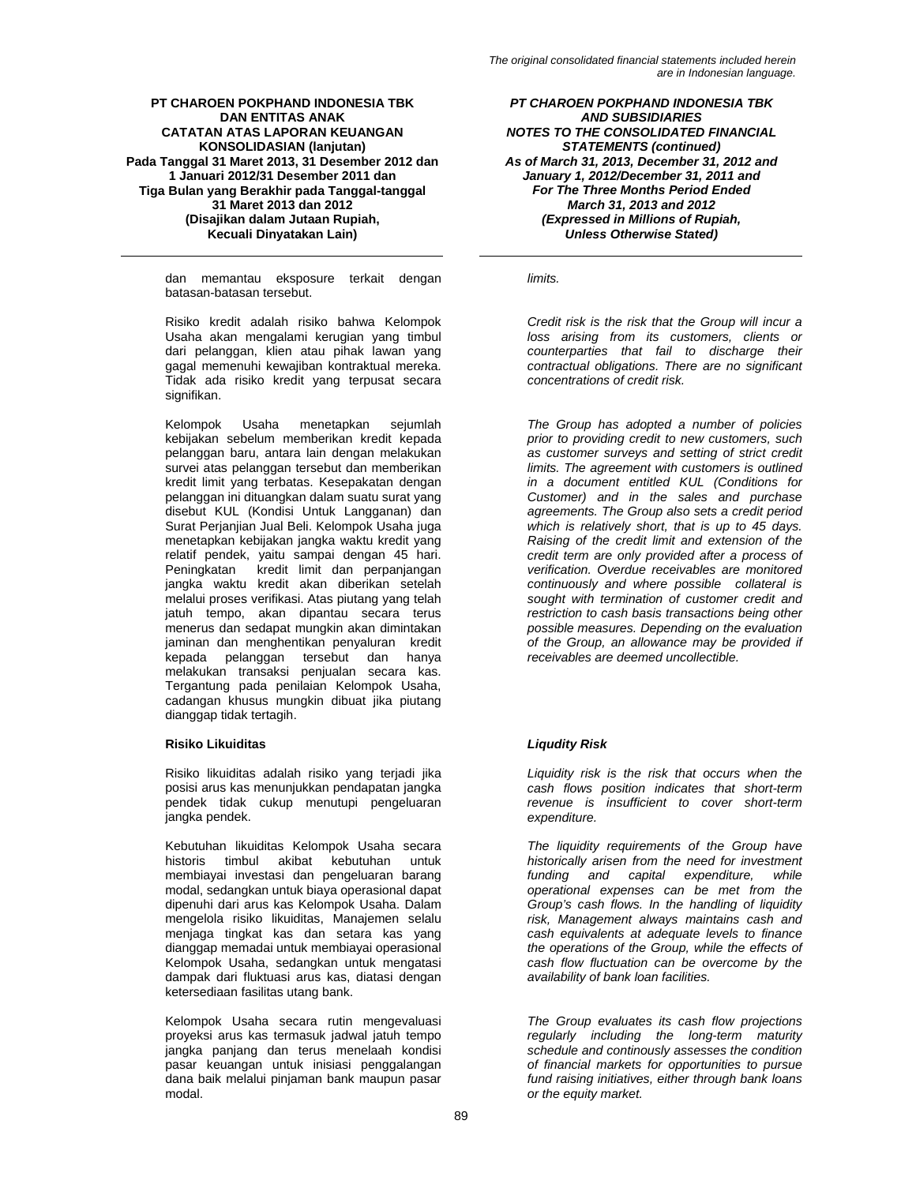dan memantau eksposure terkait dengan batasan-batasan tersebut.

*limits.*

Risiko kredit adalah risiko bahwa Kelompok Usaha akan mengalami kerugian yang timbul dari pelanggan, klien atau pihak lawan yang gagal memenuhi kewajiban kontraktual mereka. Tidak ada risiko kredit yang terpusat secara signifikan.

*Credit risk is the risk that the Group will incur a loss arising from its customers, clients or counterparties that fail to discharge their contractual obligations. There are no significant concentrations of credit risk.*

Kelompok Usaha menetapkan sejumlah kebijakan sebelum memberikan kredit kepada pelanggan baru, antara lain dengan melakukan survei atas pelanggan tersebut dan memberikan kredit limit yang terbatas. Kesepakatan dengan pelanggan ini dituangkan dalam suatu surat yang disebut KUL (Kondisi Untuk Langganan) dan Surat Perjanjian Jual Beli. Kelompok Usaha juga menetapkan kebijakan jangka waktu kredit yang relatif pendek, yaitu sampai dengan 45 hari. Peningkatan kredit limit dan perpanjangan jangka waktu kredit akan diberikan setelah melalui proses verifikasi. Atas piutang yang telah jatuh tempo, akan dipantau secara terus menerus dan sedapat mungkin akan dimintakan jaminan dan menghentikan penyaluran kredit kepada pelanggan tersebut dan hanya melakukan transaksi penjualan secara kas. Tergantung pada penilaian Kelompok Usaha, cadangan khusus mungkin dibuat jika piutang dianggap tidak tertagih.

*The Group has adopted a number of policies prior to providing credit to new customers, such as customer surveys and setting of strict credit limits. The agreement with customers is outlined in a document entitled KUL (Conditions for Customer) and in the sales and purchase agreements. The Group also sets a credit period which is relatively short, that is up to 45 days. Raising of the credit limit and extension of the credit term are only provided after a process of verification. Overdue receivables are monitored continuously and where possible collateral is sought with termination of customer credit and restriction to cash basis transactions being other possible measures. Depending on the evaluation of the Group, an allowance may be provided if receivables are deemed uncollectible.*

**Risiko Likuiditas**

***Liqudity Risk***

Risiko likuiditas adalah risiko yang terjadi jika posisi arus kas menunjukkan pendapatan jangka pendek tidak cukup menutupi pengeluaran jangka pendek.

*Liquidity risk is the risk that occurs when the cash flows position indicates that short-term revenue is insufficient to cover short-term expenditure.*

Kebutuhan likuiditas Kelompok Usaha secara historis timbul akibat kebutuhan untuk membiayai investasi dan pengeluaran barang modal, sedangkan untuk biaya operasional dapat dipenuhi dari arus kas Kelompok Usaha. Dalam mengelola risiko likuiditas, Manajemen selalu menjaga tingkat kas dan setara kas yang dianggap memadai untuk membiayai operasional Kelompok Usaha, sedangkan untuk mengatasi dampak dari fluktuasi arus kas, diatasi dengan ketersediaan fasilitas utang bank.

*The liquidity requirements of the Group have historically arisen from the need for investment funding and capital expenditure, while operational expenses can be met from the Group's cash flows. In the handling of liquidity risk, Management always maintains cash and cash equivalents at adequate levels to finance the operations of the Group, while the effects of cash flow fluctuation can be overcome by the availability of bank loan facilities.*

Kelompok Usaha secara rutin mengevaluasi proyeksi arus kas termasuk jadwal jatuh tempo jangka panjang dan terus menelaah kondisi pasar keuangan untuk inisiasi penggalangan dana baik melalui pinjaman bank maupun pasar modal.

*The Group evaluates its cash flow projections regularly including the long-term maturity schedule and continously assesses the condition of financial markets for opportunities to pursue fund raising initiatives, either through bank loans or the equity market.*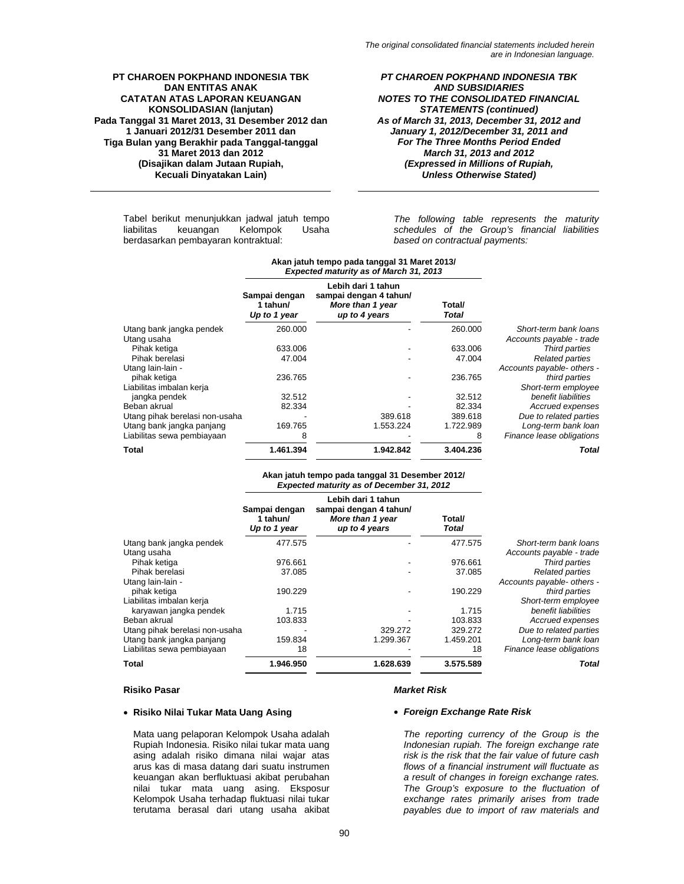The original consolidated financial statements included herein are in Indonesian language.

**PT CHAROEN POKPHAND INDONESIA TBK DAN ENTITAS ANAK**
**CATATAN ATAS LAPORAN KEUANGAN KONSOLIDASIAN (lanjutan)**
**Pada Tanggal 31 Maret 2013, 31 Desember 2012 dan 1 Januari 2012/31 Desember 2011 dan Tiga Bulan yang Berakhir pada Tanggal-tanggal 31 Maret 2013 dan 2012**
**(Disajikan dalam Jutaan Rupiah, Kecuali Dinyatakan Lain)**

***PT CHAROEN POKPHAND INDONESIA TBK AND SUBSIDIARIES***
***NOTES TO THE CONSOLIDATED FINANCIAL STATEMENTS (continued)***
***As of March 31, 2013, December 31, 2012 and January 1, 2012/December 31, 2011 and For The Three Months Period Ended March 31, 2013 and 2012***
***(Expressed in Millions of Rupiah, Unless Otherwise Stated)***

Tabel berikut menunjukkan jadwal jatuh tempo liabilitas keuangan Kelompok Usaha berdasarkan pembayaran kontraktual:

*The following table represents the maturity schedules of the Group's financial liabilities based on contractual payments:*

| | **Akan jatuh tempo pada tanggal 31 Maret 2013/ *Expected maturity as of March 31, 2013*** | | | |
|---|---|---|---|---|
| | **Sampai dengan 1 tahun/ *Up to 1 year*** | **Lebih dari 1 tahun sampai dengan 4 tahun/ *More than 1 year up to 4 years*** | **Total/ *Total*** | |
| Utang bank jangka pendek | 260.000 | - | 260.000 | *Short-term bank loans* |
| Utang usaha | | | | *Accounts payable - trade* |
| Pihak ketiga | 633.006 | - | 633.006 | *Third parties* |
| Pihak berelasi | 47.004 | - | 47.004 | *Related parties* |
| Utang lain-lain - pihak ketiga | 236.765 | - | 236.765 | *Accounts payable- others - third parties* |
| Liabilitas imbalan kerja jangka pendek | 32.512 | - | 32.512 | *Short-term employee benefit liabilities* |
| Beban akrual | 82.334 | - | 82.334 | *Accrued expenses* |
| Utang pihak berelasi non-usaha | - | 389.618 | 389.618 | *Due to related parties* |
| Utang bank jangka panjang | 169.765 | 1.553.224 | 1.722.989 | *Long-term bank loan* |
| Liabilitas sewa pembiayaan | 8 | - | 8 | *Finance lease obligations* |
| **Total** | **1.461.394** | **1.942.842** | **3.404.236** | ***Total*** |

| | **Akan jatuh tempo pada tanggal 31 Desember 2012/ *Expected maturity as of December 31, 2012*** | | | |
|---|---|---|---|---|
| | **Sampai dengan 1 tahun/ *Up to 1 year*** | **Lebih dari 1 tahun sampai dengan 4 tahun/ *More than 1 year up to 4 years*** | **Total/ *Total*** | |
| Utang bank jangka pendek | 477.575 | - | 477.575 | *Short-term bank loans* |
| Utang usaha | | | | *Accounts payable - trade* |
| Pihak ketiga | 976.661 | - | 976.661 | *Third parties* |
| Pihak berelasi | 37.085 | - | 37.085 | *Related parties* |
| Utang lain-lain - pihak ketiga | 190.229 | - | 190.229 | *Accounts payable- others - third parties* |
| Liabilitas imbalan kerja karyawan jangka pendek | 1.715 | - | 1.715 | *Short-term employee benefit liabilities* |
| Beban akrual | 103.833 | - | 103.833 | *Accrued expenses* |
| Utang pihak berelasi non-usaha | - | 329.272 | 329.272 | *Due to related parties* |
| Utang bank jangka panjang | 159.834 | 1.299.367 | 1.459.201 | *Long-term bank loan* |
| Liabilitas sewa pembiayaan | 18 | - | 18 | *Finance lease obligations* |
| **Total** | **1.946.950** | **1.628.639** | **3.575.589** | ***Total*** |

**Risiko Pasar**

*Market Risk*

- **Risiko Nilai Tukar Mata Uang Asing**

  Mata uang pelaporan Kelompok Usaha adalah Rupiah Indonesia. Risiko nilai tukar mata uang asing adalah risiko dimana nilai wajar atas arus kas di masa datang dari suatu instrumen keuangan akan berfluktuasi akibat perubahan nilai tukar mata uang asing. Eksposur Kelompok Usaha terhadap fluktuasi nilai tukar terutama berasal dari utang usaha akibat

- ***Foreign Exchange Rate Risk***

  *The reporting currency of the Group is the Indonesian rupiah. The foreign exchange rate risk is the risk that the fair value of future cash flows of a financial instrument will fluctuate as a result of changes in foreign exchange rates. The Group's exposure to the fluctuation of exchange rates primarily arises from trade payables due to import of raw materials and*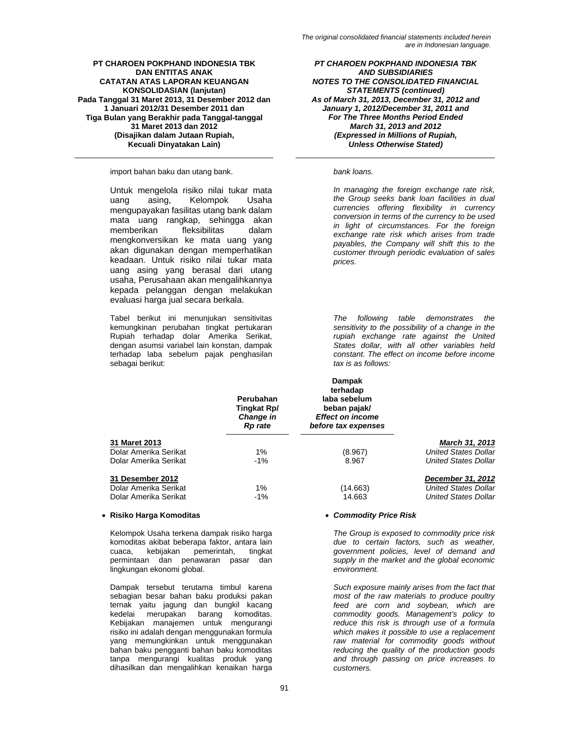import bahan baku dan utang bank.

*bank loans.*

Untuk mengelola risiko nilai tukar mata uang asing, Kelompok Usaha mengupayakan fasilitas utang bank dalam mata uang rangkap, sehingga akan memberikan fleksibilitas dalam mengkonversikan ke mata uang yang akan digunakan dengan memperhatikan keadaan. Untuk risiko nilai tukar mata uang asing yang berasal dari utang usaha, Perusahaan akan mengalihkannya kepada pelanggan dengan melakukan evaluasi harga jual secara berkala.

*In managing the foreign exchange rate risk, the Group seeks bank loan facilities in dual currencies offering flexibility in currency conversion in terms of the currency to be used in light of circumstances. For the foreign exchange rate risk which arises from trade payables, the Company will shift this to the customer through periodic evaluation of sales prices.*

Tabel berikut ini menunjukan sensitivitas kemungkinan perubahan tingkat pertukaran Rupiah terhadap dolar Amerika Serikat, dengan asumsi variabel lain konstan, dampak terhadap laba sebelum pajak penghasilan sebagai berikut:

*The following table demonstrates the sensitivity to the possibility of a change in the rupiah exchange rate against the United States dollar, with all other variables held constant. The effect on income before income tax is as follows:*

| | **Perubahan Tingkat Rp/ *Change in Rp rate*** | **Dampak terhadap laba sebelum beban pajak/ *Effect on income before tax expenses*** | |
|---|---|---|---|
| **31 Maret 2013** | | | ***March 31, 2013*** |
| Dolar Amerika Serikat | 1% | (8.967) | *United States Dollar* |
| Dolar Amerika Serikat | -1% | 8.967 | *United States Dollar* |
| **31 Desember 2012** | | | ***December 31, 2012*** |
| Dolar Amerika Serikat | 1% | (14.663) | *United States Dollar* |
| Dolar Amerika Serikat | -1% | 14.663 | *United States Dollar* |

- **Risiko Harga Komoditas**

- ***Commodity Price Risk***

Kelompok Usaha terkena dampak risiko harga komoditas akibat beberapa faktor, antara lain cuaca, kebijakan pemerintah, tingkat permintaan dan penawaran pasar dan lingkungan ekonomi global.

*The Group is exposed to commodity price risk due to certain factors, such as weather, government policies, level of demand and supply in the market and the global economic environment.*

Dampak tersebut terutama timbul karena sebagian besar bahan baku produksi pakan ternak yaitu jagung dan bungkil kacang kedelai merupakan barang komoditas. Kebijakan manajemen untuk mengurangi risiko ini adalah dengan menggunakan formula yang memungkinkan untuk menggunakan bahan baku pengganti bahan baku komoditas tanpa mengurangi kualitas produk yang dihasilkan dan mengalihkan kenaikan harga

*Such exposure mainly arises from the fact that most of the raw materials to produce poultry feed are corn and soybean, which are commodity goods. Management's policy to reduce this risk is through use of a formula which makes it possible to use a replacement raw material for commodity goods without reducing the quality of the production goods and through passing on price increases to customers.*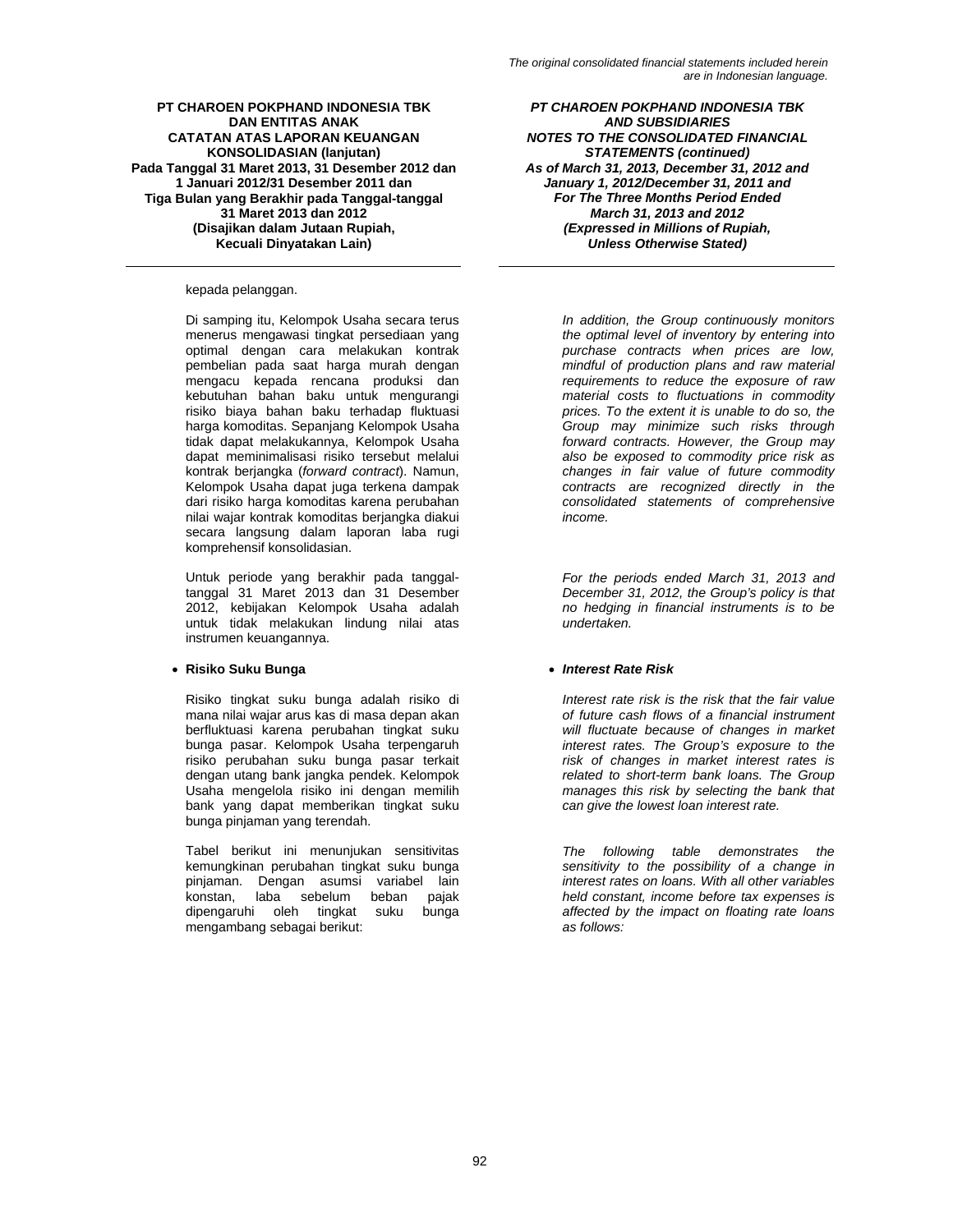kepada pelanggan.

Di samping itu, Kelompok Usaha secara terus menerus mengawasi tingkat persediaan yang optimal dengan cara melakukan kontrak pembelian pada saat harga murah dengan mengacu kepada rencana produksi dan kebutuhan bahan baku untuk mengurangi risiko biaya bahan baku terhadap fluktuasi harga komoditas. Sepanjang Kelompok Usaha tidak dapat melakukannya, Kelompok Usaha dapat meminimalisasi risiko tersebut melalui kontrak berjangka (*forward contract*). Namun, Kelompok Usaha dapat juga terkena dampak dari risiko harga komoditas karena perubahan nilai wajar kontrak komoditas berjangka diakui secara langsung dalam laporan laba rugi komprehensif konsolidasian.

*In addition, the Group continuously monitors the optimal level of inventory by entering into purchase contracts when prices are low, mindful of production plans and raw material requirements to reduce the exposure of raw material costs to fluctuations in commodity prices. To the extent it is unable to do so, the Group may minimize such risks through forward contracts. However, the Group may also be exposed to commodity price risk as changes in fair value of future commodity contracts are recognized directly in the consolidated statements of comprehensive income.*

Untuk periode yang berakhir pada tanggal-tanggal 31 Maret 2013 dan 31 Desember 2012, kebijakan Kelompok Usaha adalah untuk tidak melakukan lindung nilai atas instrumen keuangannya.

*For the periods ended March 31, 2013 and December 31, 2012, the Group's policy is that no hedging in financial instruments is to be undertaken.*

- **Risiko Suku Bunga**

- ***Interest Rate Risk***

Risiko tingkat suku bunga adalah risiko di mana nilai wajar arus kas di masa depan akan berfluktuasi karena perubahan tingkat suku bunga pasar. Kelompok Usaha terpengaruh risiko perubahan suku bunga pasar terkait dengan utang bank jangka pendek. Kelompok Usaha mengelola risiko ini dengan memilih bank yang dapat memberikan tingkat suku bunga pinjaman yang terendah.

*Interest rate risk is the risk that the fair value of future cash flows of a financial instrument will fluctuate because of changes in market interest rates. The Group's exposure to the risk of changes in market interest rates is related to short-term bank loans. The Group manages this risk by selecting the bank that can give the lowest loan interest rate.*

Tabel berikut ini menunjukan sensitivitas kemungkinan perubahan tingkat suku bunga pinjaman. Dengan asumsi variabel lain konstan, laba sebelum beban pajak dipengaruhi oleh tingkat suku bunga mengambang sebagai berikut:

*The following table demonstrates the sensitivity to the possibility of a change in interest rates on loans. With all other variables held constant, income before tax expenses is affected by the impact on floating rate loans as follows:*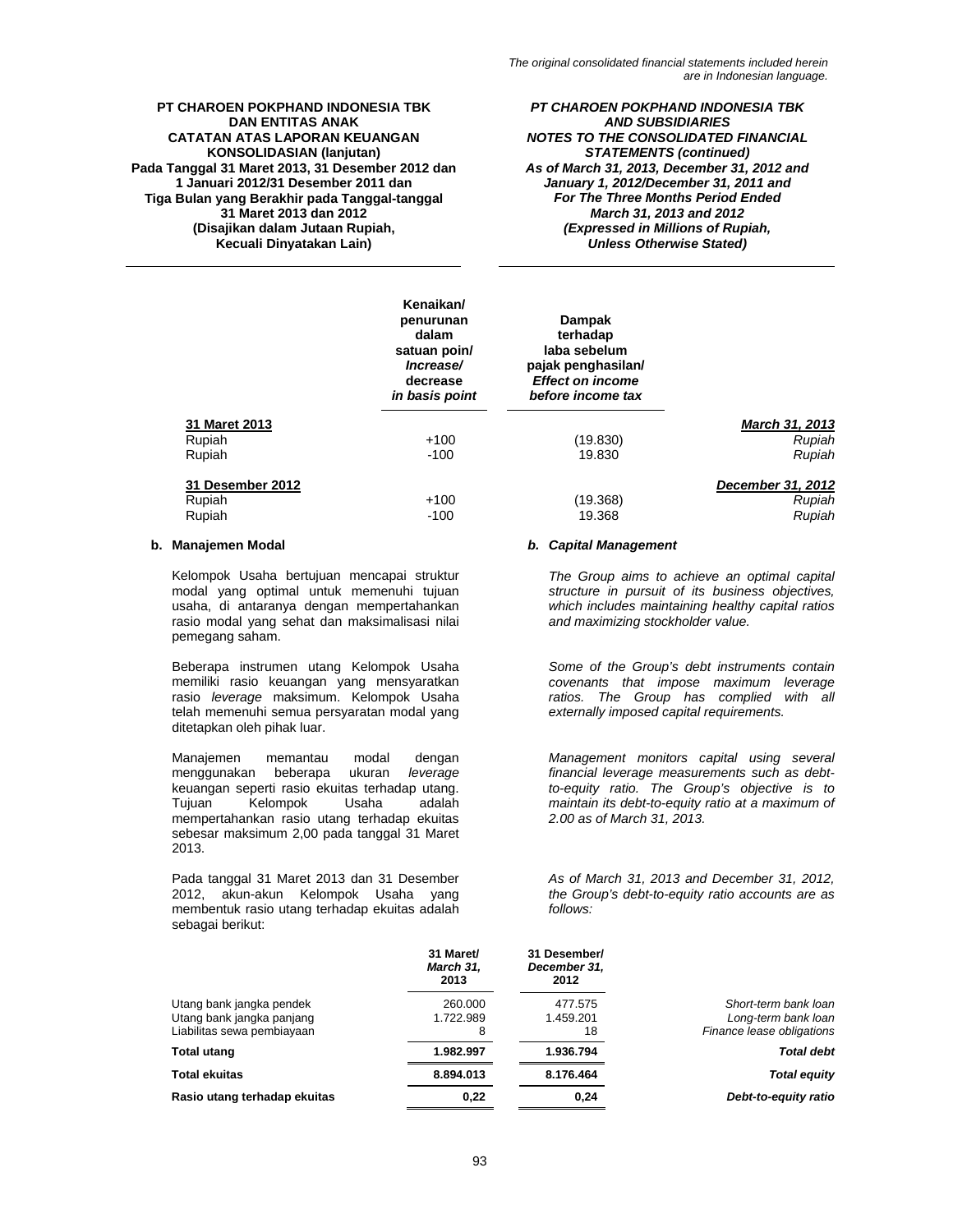| | Kenaikan/ penurunan dalam satuan poin/ *Increase/ decrease in basis point* | Dampak terhadap laba sebelum pajak penghasilan/ *Effect on income before income tax* | |
|---|---|---|---|
| **31 Maret 2013** | | | ***March 31, 2013*** |
| Rupiah | +100 | (19.830) | *Rupiah* |
| Rupiah | -100 | 19.830 | *Rupiah* |
| **31 Desember 2012** | | | ***December 31, 2012*** |
| Rupiah | +100 | (19.368) | *Rupiah* |
| Rupiah | -100 | 19.368 | *Rupiah* |

**b. Manajemen Modal**

Kelompok Usaha bertujuan mencapai struktur modal yang optimal untuk memenuhi tujuan usaha, di antaranya dengan mempertahankan rasio modal yang sehat dan maksimalisasi nilai pemegang saham.

Beberapa instrumen utang Kelompok Usaha memiliki rasio keuangan yang mensyaratkan rasio *leverage* maksimum. Kelompok Usaha telah memenuhi semua persyaratan modal yang ditetapkan oleh pihak luar.

Manajemen memantau modal dengan menggunakan beberapa ukuran *leverage* keuangan seperti rasio ekuitas terhadap utang. Tujuan Kelompok Usaha adalah mempertahankan rasio utang terhadap ekuitas sebesar maksimum 2,00 pada tanggal 31 Maret 2013.

Pada tanggal 31 Maret 2013 dan 31 Desember 2012, akun-akun Kelompok Usaha yang membentuk rasio utang terhadap ekuitas adalah sebagai berikut:

***b. Capital Management***

*The Group aims to achieve an optimal capital structure in pursuit of its business objectives, which includes maintaining healthy capital ratios and maximizing stockholder value.*

*Some of the Group's debt instruments contain covenants that impose maximum leverage ratios. The Group has complied with all externally imposed capital requirements.*

*Management monitors capital using several financial leverage measurements such as debt-to-equity ratio. The Group's objective is to maintain its debt-to-equity ratio at a maximum of 2.00 as of March 31, 2013.*

*As of March 31, 2013 and December 31, 2012, the Group's debt-to-equity ratio accounts are as follows:*

| | 31 Maret/ *March 31,* 2013 | 31 Desember/ *December 31,* 2012 | |
|---|---|---|---|
| Utang bank jangka pendek | 260.000 | 477.575 | *Short-term bank loan* |
| Utang bank jangka panjang | 1.722.989 | 1.459.201 | *Long-term bank loan* |
| Liabilitas sewa pembiayaan | 8 | 18 | *Finance lease obligations* |
| **Total utang** | **1.982.997** | **1.936.794** | ***Total debt*** |
| **Total ekuitas** | **8.894.013** | **8.176.464** | ***Total equity*** |
| **Rasio utang terhadap ekuitas** | **0,22** | **0,24** | ***Debt-to-equity ratio*** |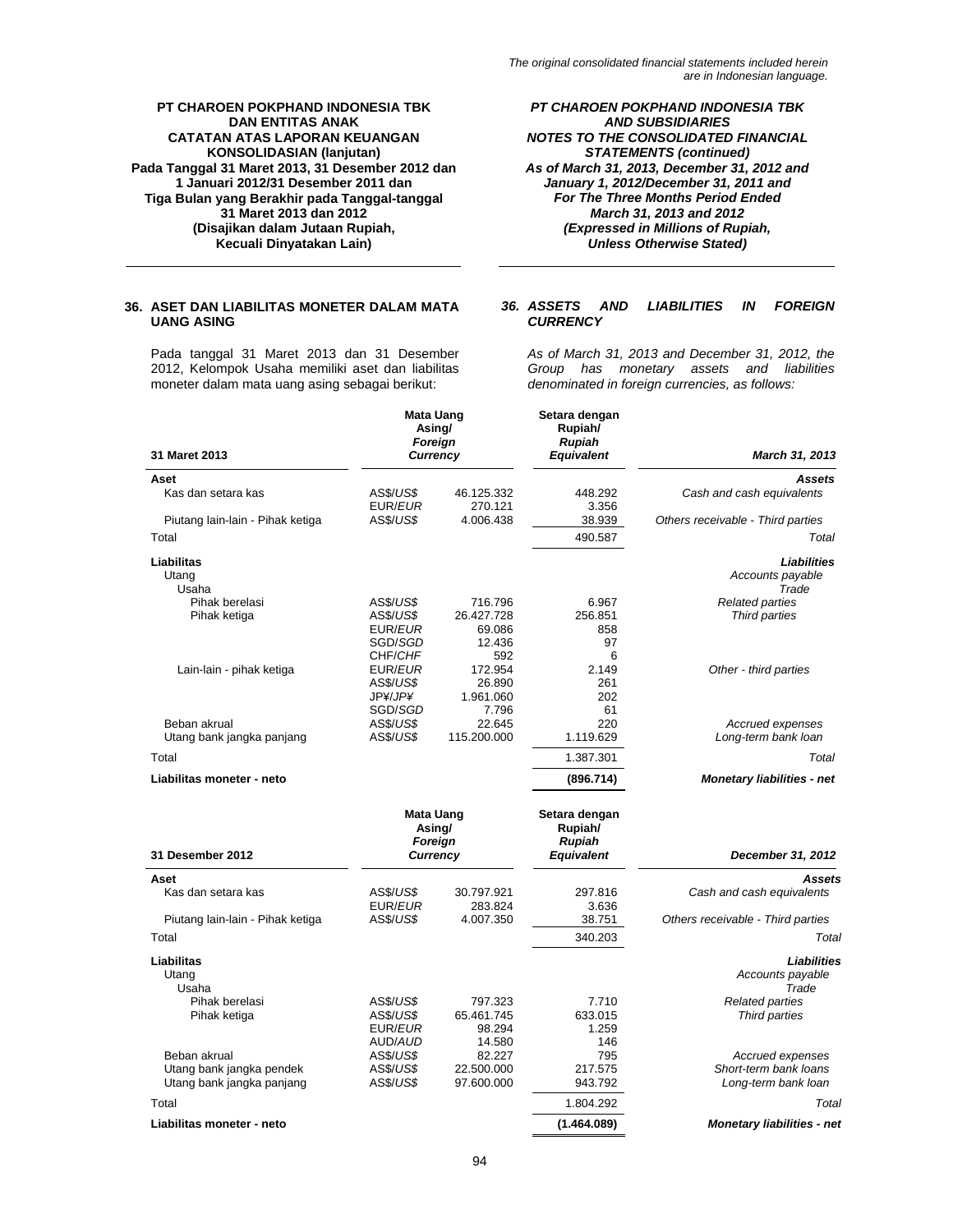*The original consolidated financial statements included herein are in Indonesian language.*

**PT CHAROEN POKPHAND INDONESIA TBK DAN ENTITAS ANAK**
**CATATAN ATAS LAPORAN KEUANGAN KONSOLIDASIAN (lanjutan)**
**Pada Tanggal 31 Maret 2013, 31 Desember 2012 dan 1 Januari 2012/31 Desember 2011 dan Tiga Bulan yang Berakhir pada Tanggal-tanggal 31 Maret 2013 dan 2012**
**(Disajikan dalam Jutaan Rupiah, Kecuali Dinyatakan Lain)**

***PT CHAROEN POKPHAND INDONESIA TBK AND SUBSIDIARIES***
***NOTES TO THE CONSOLIDATED FINANCIAL STATEMENTS (continued)***
***As of March 31, 2013, December 31, 2012 and January 1, 2012/December 31, 2011 and For The Three Months Period Ended March 31, 2013 and 2012***
***(Expressed in Millions of Rupiah, Unless Otherwise Stated)***

## 36. ASET DAN LIABILITAS MONETER DALAM MATA UANG ASING

## *36. ASSETS AND LIABILITIES IN FOREIGN CURRENCY*

Pada tanggal 31 Maret 2013 dan 31 Desember 2012, Kelompok Usaha memiliki aset dan liabilitas moneter dalam mata uang asing sebagai berikut:

*As of March 31, 2013 and December 31, 2012, the Group has monetary assets and liabilities denominated in foreign currencies, as follows:*

| 31 Maret 2013 | Mata Uang Asing/ *Foreign Currency* | | Setara dengan Rupiah/ *Rupiah Equivalent* | *March 31, 2013* |
|---|---|---|---|---|
| **Aset** | | | | ***Assets*** |
| Kas dan setara kas | AS$/*US$* | 46.125.332 | 448.292 | *Cash and cash equivalents* |
| | EUR/*EUR* | 270.121 | 3.356 | |
| Piutang lain-lain - Pihak ketiga | AS$/*US$* | 4.006.438 | 38.939 | *Others receivable - Third parties* |
| Total | | | 490.587 | *Total* |
| **Liabilitas** | | | | ***Liabilities*** |
| Utang | | | | *Accounts payable* |
| Usaha | | | | *Trade* |
| Pihak berelasi | AS$/*US$* | 716.796 | 6.967 | *Related parties* |
| Pihak ketiga | AS$/*US$* | 26.427.728 | 256.851 | *Third parties* |
| | EUR/*EUR* | 69.086 | 858 | |
| | SGD/*SGD* | 12.436 | 97 | |
| | CHF/*CHF* | 592 | 6 | |
| Lain-lain - pihak ketiga | EUR/*EUR* | 172.954 | 2.149 | *Other - third parties* |
| | AS$/*US$* | 26.890 | 261 | |
| | JP¥/*JP¥* | 1.961.060 | 202 | |
| | SGD/*SGD* | 7.796 | 61 | |
| Beban akrual | AS$/*US$* | 22.645 | 220 | *Accrued expenses* |
| Utang bank jangka panjang | AS$/*US$* | 115.200.000 | 1.119.629 | *Long-term bank loan* |
| Total | | | 1.387.301 | *Total* |
| **Liabilitas moneter - neto** | | | **(896.714)** | ***Monetary liabilities - net*** |

| 31 Desember 2012 | Mata Uang Asing/ *Foreign Currency* | | Setara dengan Rupiah/ *Rupiah Equivalent* | *December 31, 2012* |
|---|---|---|---|---|
| **Aset** | | | | ***Assets*** |
| Kas dan setara kas | AS$/*US$* | 30.797.921 | 297.816 | *Cash and cash equivalents* |
| | EUR/*EUR* | 283.824 | 3.636 | |
| Piutang lain-lain - Pihak ketiga | AS$/*US$* | 4.007.350 | 38.751 | *Others receivable - Third parties* |
| Total | | | 340.203 | *Total* |
| **Liabilitas** | | | | ***Liabilities*** |
| Utang | | | | *Accounts payable* |
| Usaha | | | | *Trade* |
| Pihak berelasi | AS$/*US$* | 797.323 | 7.710 | *Related parties* |
| Pihak ketiga | AS$/*US$* | 65.461.745 | 633.015 | *Third parties* |
| | EUR/*EUR* | 98.294 | 1.259 | |
| | AUD/*AUD* | 14.580 | 146 | |
| Beban akrual | AS$/*US$* | 82.227 | 795 | *Accrued expenses* |
| Utang bank jangka pendek | AS$/*US$* | 22.500.000 | 217.575 | *Short-term bank loans* |
| Utang bank jangka panjang | AS$/*US$* | 97.600.000 | 943.792 | *Long-term bank loan* |
| Total | | | 1.804.292 | *Total* |
| **Liabilitas moneter - neto** | | | **(1.464.089)** | ***Monetary liabilities - net*** |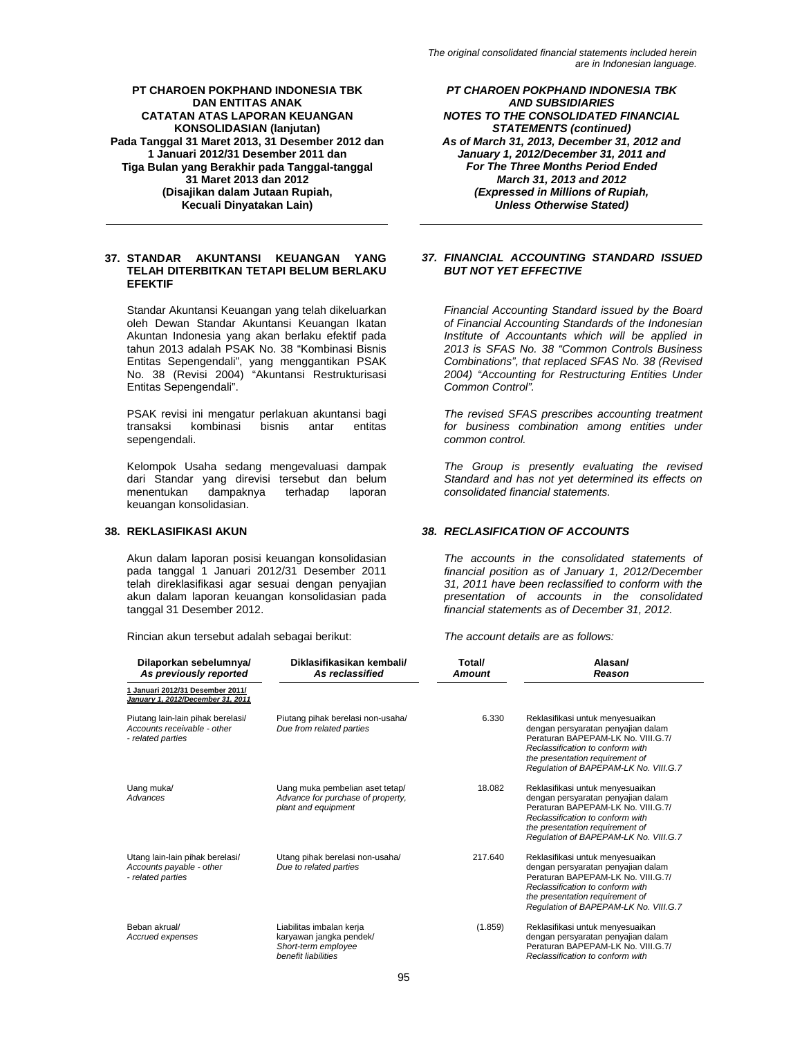**PT CHAROEN POKPHAND INDONESIA TBK DAN ENTITAS ANAK CATATAN ATAS LAPORAN KEUANGAN KONSOLIDASIAN (lanjutan) Pada Tanggal 31 Maret 2013, 31 Desember 2012 dan 1 Januari 2012/31 Desember 2011 dan Tiga Bulan yang Berakhir pada Tanggal-tanggal 31 Maret 2013 dan 2012 (Disajikan dalam Jutaan Rupiah, Kecuali Dinyatakan Lain)**

***PT CHAROEN POKPHAND INDONESIA TBK AND SUBSIDIARIES NOTES TO THE CONSOLIDATED FINANCIAL STATEMENTS (continued) As of March 31, 2013, December 31, 2012 and January 1, 2012/December 31, 2011 and For The Three Months Period Ended March 31, 2013 and 2012 (Expressed in Millions of Rupiah, Unless Otherwise Stated)***

## 37. STANDAR AKUNTANSI KEUANGAN YANG TELAH DITERBITKAN TETAPI BELUM BERLAKU EFEKTIF

Standar Akuntansi Keuangan yang telah dikeluarkan oleh Dewan Standar Akuntansi Keuangan Ikatan Akuntan Indonesia yang akan berlaku efektif pada tahun 2013 adalah PSAK No. 38 "Kombinasi Bisnis Entitas Sepengendali", yang menggantikan PSAK No. 38 (Revisi 2004) "Akuntansi Restrukturisasi Entitas Sepengendali".

PSAK revisi ini mengatur perlakuan akuntansi bagi transaksi kombinasi bisnis antar entitas sepengendali.

Kelompok Usaha sedang mengevaluasi dampak dari Standar yang direvisi tersebut dan belum menentukan dampaknya terhadap laporan keuangan konsolidasian.

## *37. FINANCIAL ACCOUNTING STANDARD ISSUED BUT NOT YET EFFECTIVE*

*Financial Accounting Standard issued by the Board of Financial Accounting Standards of the Indonesian Institute of Accountants which will be applied in 2013 is SFAS No. 38 "Common Controls Business Combinations", that replaced SFAS No. 38 (Revised 2004) "Accounting for Restructuring Entities Under Common Control".*

*The revised SFAS prescribes accounting treatment for business combination among entities under common control.*

*The Group is presently evaluating the revised Standard and has not yet determined its effects on consolidated financial statements.*

## 38. REKLASIFIKASI AKUN

Akun dalam laporan posisi keuangan konsolidasian pada tanggal 1 Januari 2012/31 Desember 2011 telah direklasifikasi agar sesuai dengan penyajian akun dalam laporan keuangan konsolidasian pada tanggal 31 Desember 2012.

Rincian akun tersebut adalah sebagai berikut:

## *38. RECLASIFICATION OF ACCOUNTS*

*The accounts in the consolidated statements of financial position as of January 1, 2012/December 31, 2011 have been reclassified to conform with the presentation of accounts in the consolidated financial statements as of December 31, 2012.*

*The account details are as follows:*

| Dilaporkan sebelumnya/ *As previously reported* | Diklasifikasikan kembali/ *As reclassified* | Total/ *Amount* | Alasan/ *Reason* |
|---|---|---|---|
| **1 Januari 2012/31 Desember 2011/ *January 1, 2012/December 31, 2011*** | | | |
| Piutang lain-lain pihak berelasi/ *Accounts receivable - other - related parties* | Piutang pihak berelasi non-usaha/ *Due from related parties* | 6.330 | Reklasifikasi untuk menyesuaikan dengan persyaratan penyajian dalam Peraturan BAPEPAM-LK No. VIII.G.7/ *Reclassification to conform with the presentation requirement of Regulation of BAPEPAM-LK No. VIII.G.7* |
| Uang muka/ *Advances* | Uang muka pembelian aset tetap/ *Advance for purchase of property, plant and equipment* | 18.082 | Reklasifikasi untuk menyesuaikan dengan persyaratan penyajian dalam Peraturan BAPEPAM-LK No. VIII.G.7/ *Reclassification to conform with the presentation requirement of Regulation of BAPEPAM-LK No. VIII.G.7* |
| Utang lain-lain pihak berelasi/ *Accounts payable - other - related parties* | Utang pihak berelasi non-usaha/ *Due to related parties* | 217.640 | Reklasifikasi untuk menyesuaikan dengan persyaratan penyajian dalam Peraturan BAPEPAM-LK No. VIII.G.7/ *Reclassification to conform with the presentation requirement of Regulation of BAPEPAM-LK No. VIII.G.7* |
| Beban akrual/ *Accrued expenses* | Liabilitas imbalan kerja karyawan jangka pendek/ *Short-term employee benefit liabilities* | (1.859) | Reklasifikasi untuk menyesuaikan dengan persyaratan penyajian dalam Peraturan BAPEPAM-LK No. VIII.G.7/ *Reclassification to conform with* |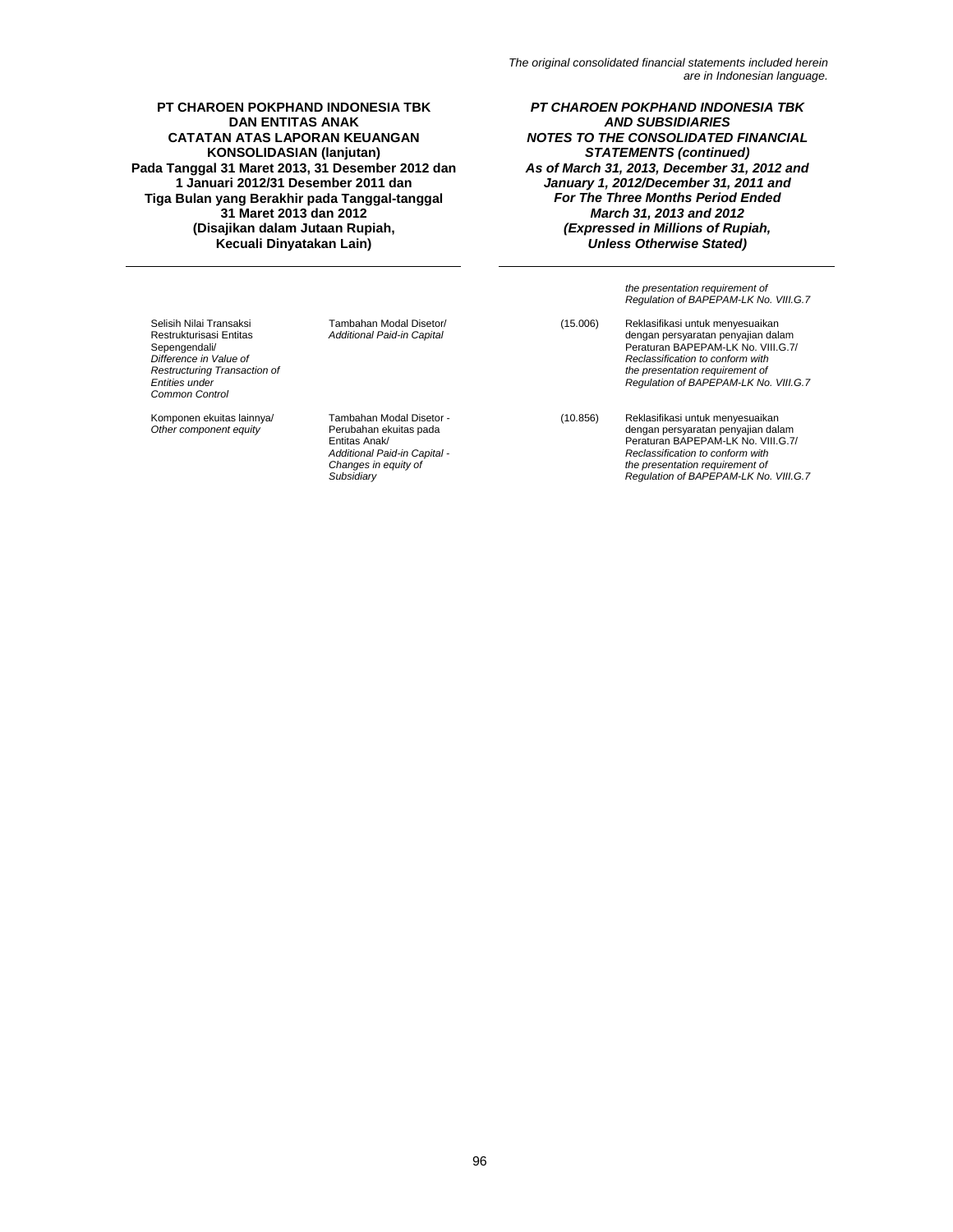*the presentation requirement of Regulation of BAPEPAM-LK No. VIII.G.7*

| | | | |
|---|---|---|---|
| Selisih Nilai Transaksi Restrukturisasi Entitas Sepengendali/ *Difference in Value of Restructuring Transaction of Entities under Common Control* | Tambahan Modal Disetor/ *Additional Paid-in Capital* | (15.006) | Reklasifikasi untuk menyesuaikan dengan persyaratan penyajian dalam Peraturan BAPEPAM-LK No. VIII.G.7/ *Reclassification to conform with the presentation requirement of Regulation of BAPEPAM-LK No. VIII.G.7* |
| Komponen ekuitas lainnya/ *Other component equity* | Tambahan Modal Disetor - Perubahan ekuitas pada Entitas Anak/ *Additional Paid-in Capital - Changes in equity of Subsidiary* | (10.856) | Reklasifikasi untuk menyesuaikan dengan persyaratan penyajian dalam Peraturan BAPEPAM-LK No. VIII.G.7/ *Reclassification to conform with the presentation requirement of Regulation of BAPEPAM-LK No. VIII.G.7* |